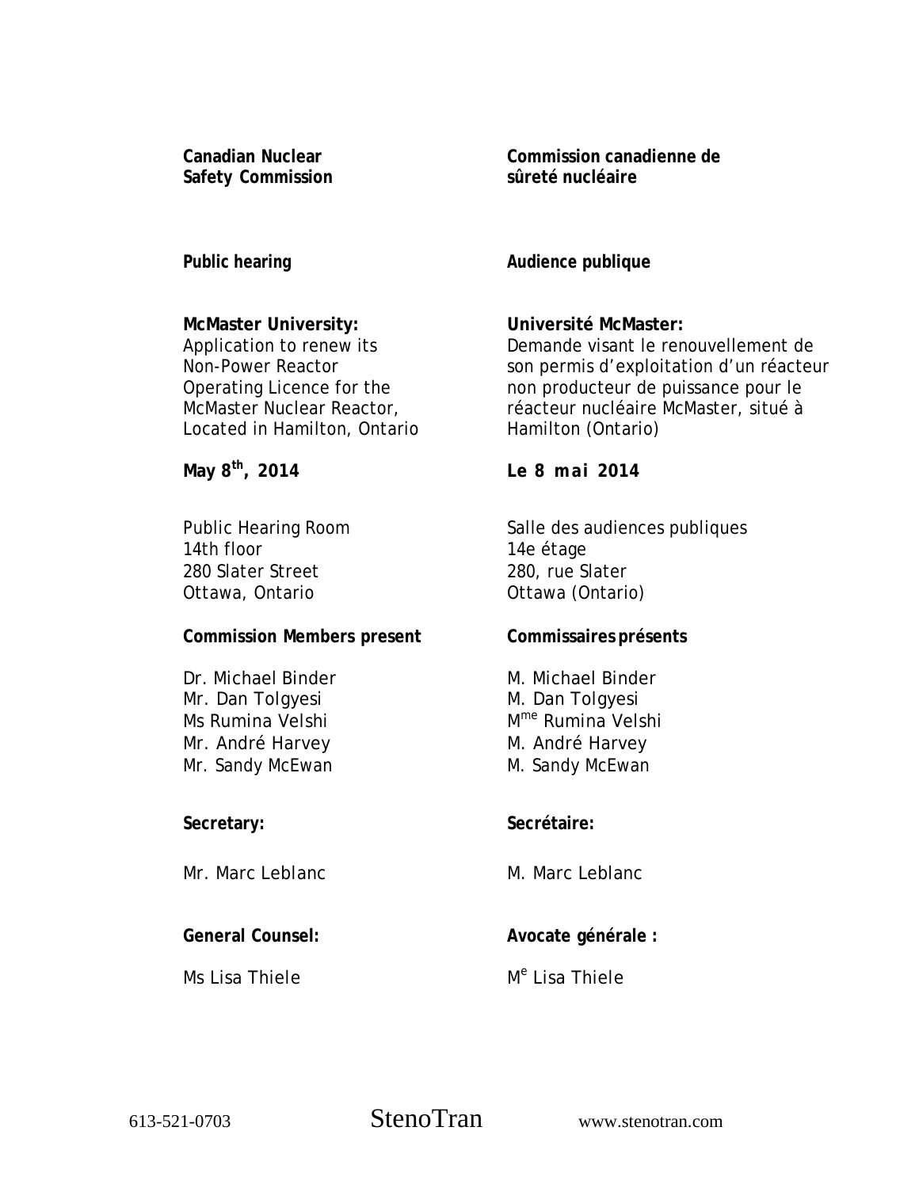**Canadian Nuclear Safety Commission**

**Commission canadienne de sûreté nucléaire**

**Public hearing**

**Audience publique**

**McMaster University:**
Application to renew its Non-Power Reactor Operating Licence for the McMaster Nuclear Reactor, Located in Hamilton, Ontario

**Université McMaster:**
Demande visant le renouvellement de son permis d'exploitation d'un réacteur non producteur de puissance pour le réacteur nucléaire McMaster, situé à Hamilton (Ontario)

**May 8th, 2014**

**Le 8 mai 2014**

Public Hearing Room
14th floor
280 Slater Street
Ottawa, Ontario

Salle des audiences publiques
14e étage
280, rue Slater
Ottawa (Ontario)

**Commission Members present**

Dr. Michael Binder
Mr. Dan Tolgyesi
Ms Rumina Velshi
Mr. André Harvey
Mr. Sandy McEwan

**Commissaires présents**

M. Michael Binder
M. Dan Tolgyesi
Mme Rumina Velshi
M. André Harvey
M. Sandy McEwan

**Secretary:**

Mr. Marc Leblanc

**Secrétaire:**

M. Marc Leblanc

**General Counsel:**

Ms Lisa Thiele

**Avocate générale :**

Me Lisa Thiele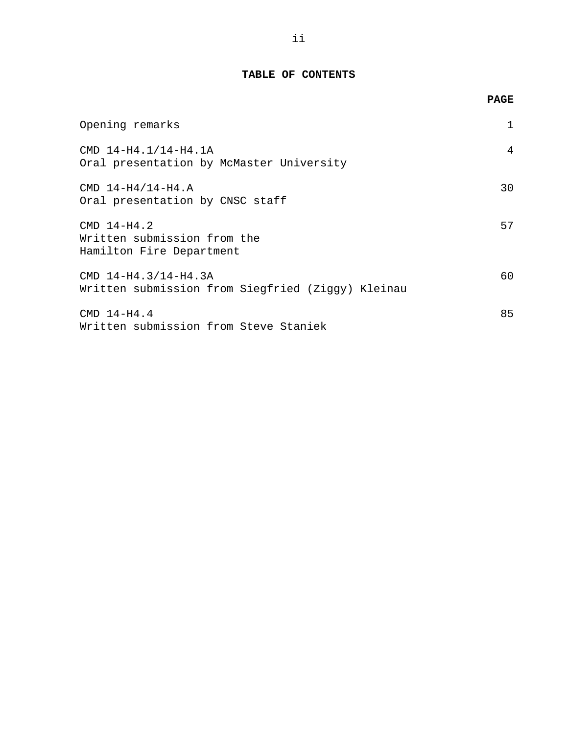## TABLE OF CONTENTS

| | PAGE |
|---|---|
| Opening remarks | 1 |
| CMD 14-H4.1/14-H4.1A<br>Oral presentation by McMaster University | 4 |
| CMD 14-H4/14-H4.A<br>Oral presentation by CNSC staff | 30 |
| CMD 14-H4.2<br>Written submission from the<br>Hamilton Fire Department | 57 |
| CMD 14-H4.3/14-H4.3A<br>Written submission from Siegfried (Ziggy) Kleinau | 60 |
| CMD 14-H4.4<br>Written submission from Steve Staniek | 85 |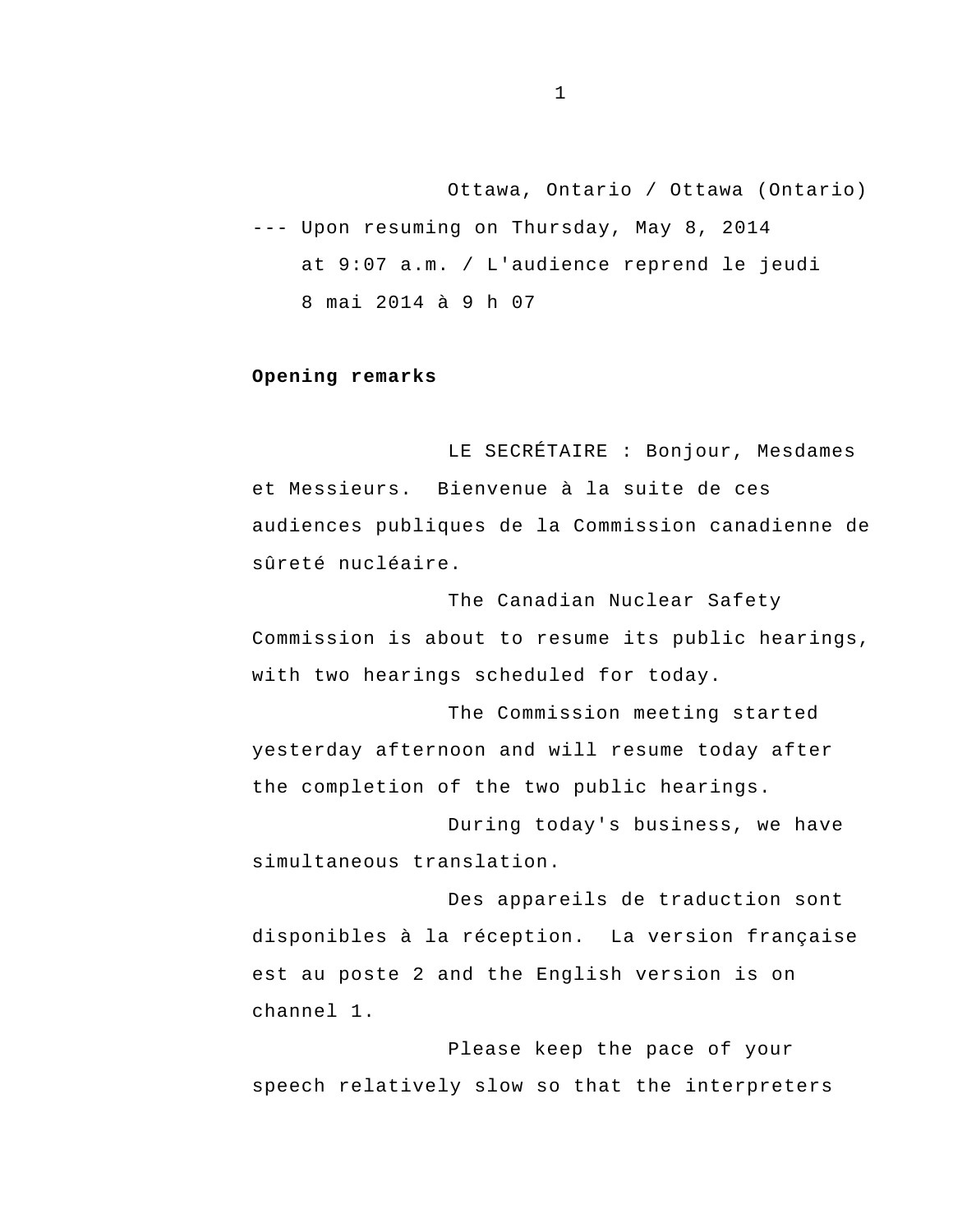Ottawa, Ontario / Ottawa (Ontario)

--- Upon resuming on Thursday, May 8, 2014 at 9:07 a.m. / L'audience reprend le jeudi 8 mai 2014 à 9 h 07

**Opening remarks**

LE SECRÉTAIRE : Bonjour, Mesdames et Messieurs. Bienvenue à la suite de ces audiences publiques de la Commission canadienne de sûreté nucléaire.

The Canadian Nuclear Safety Commission is about to resume its public hearings, with two hearings scheduled for today.

The Commission meeting started yesterday afternoon and will resume today after the completion of the two public hearings.

During today's business, we have simultaneous translation.

Des appareils de traduction sont disponibles à la réception. La version française est au poste 2 and the English version is on channel 1.

Please keep the pace of your speech relatively slow so that the interpreters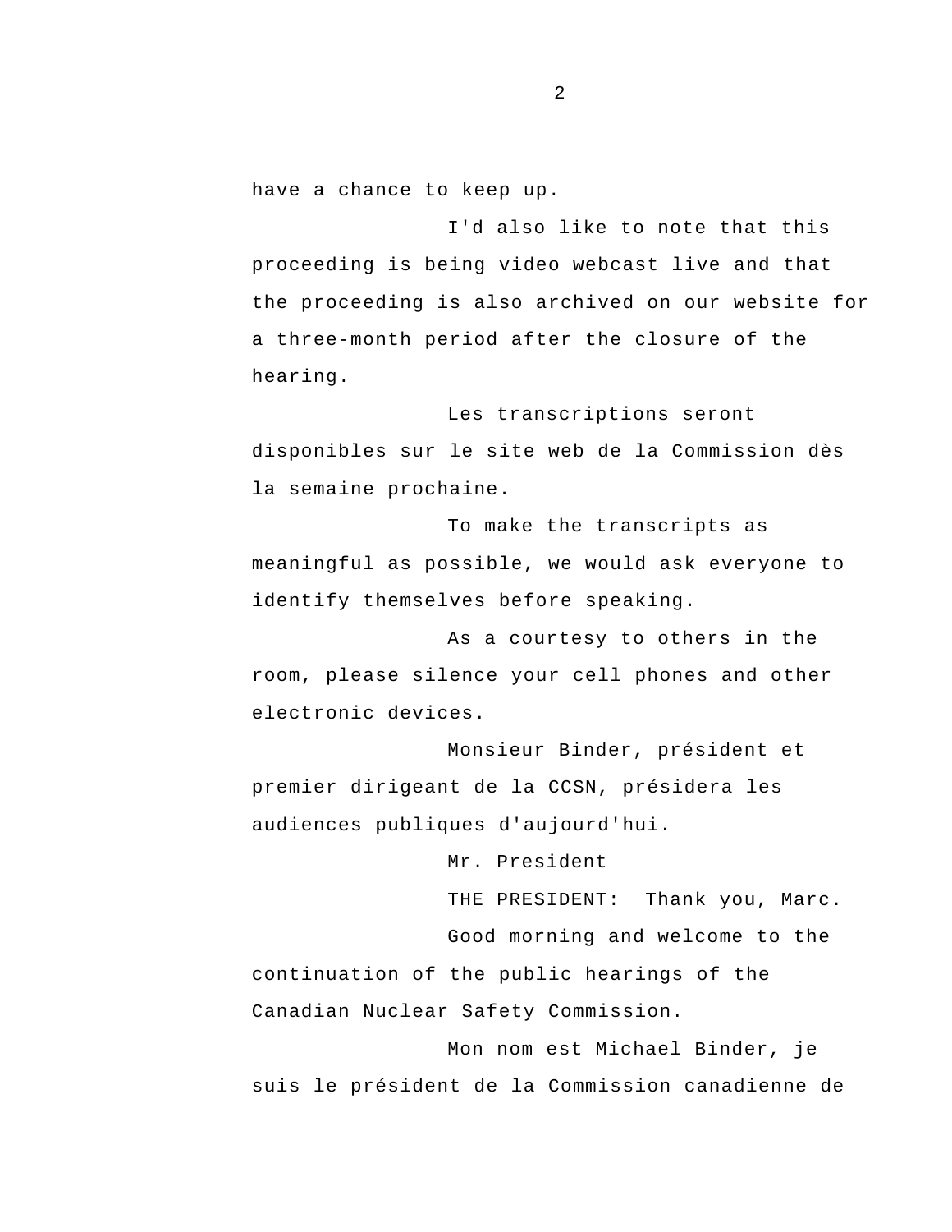have a chance to keep up.

I'd also like to note that this proceeding is being video webcast live and that the proceeding is also archived on our website for a three-month period after the closure of the hearing.

Les transcriptions seront disponibles sur le site web de la Commission dès la semaine prochaine.

To make the transcripts as meaningful as possible, we would ask everyone to identify themselves before speaking.

As a courtesy to others in the room, please silence your cell phones and other electronic devices.

Monsieur Binder, président et premier dirigeant de la CCSN, présidera les audiences publiques d'aujourd'hui.

Mr. President

THE PRESIDENT: Thank you, Marc.

Good morning and welcome to the continuation of the public hearings of the Canadian Nuclear Safety Commission.

Mon nom est Michael Binder, je suis le président de la Commission canadienne de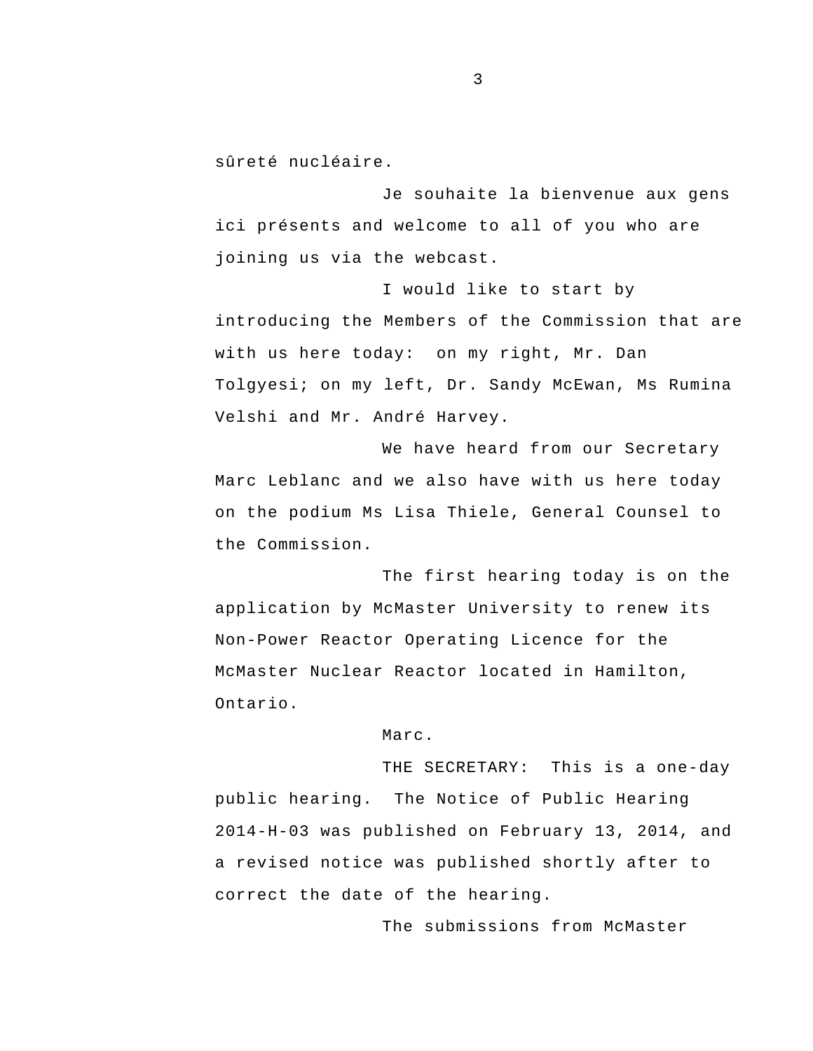sûreté nucléaire.

Je souhaite la bienvenue aux gens ici présents and welcome to all of you who are joining us via the webcast.

I would like to start by introducing the Members of the Commission that are with us here today: on my right, Mr. Dan Tolgyesi; on my left, Dr. Sandy McEwan, Ms Rumina Velshi and Mr. André Harvey.

We have heard from our Secretary Marc Leblanc and we also have with us here today on the podium Ms Lisa Thiele, General Counsel to the Commission.

The first hearing today is on the application by McMaster University to renew its Non-Power Reactor Operating Licence for the McMaster Nuclear Reactor located in Hamilton, Ontario.

Marc.

THE SECRETARY: This is a one-day public hearing. The Notice of Public Hearing 2014-H-03 was published on February 13, 2014, and a revised notice was published shortly after to correct the date of the hearing.

The submissions from McMaster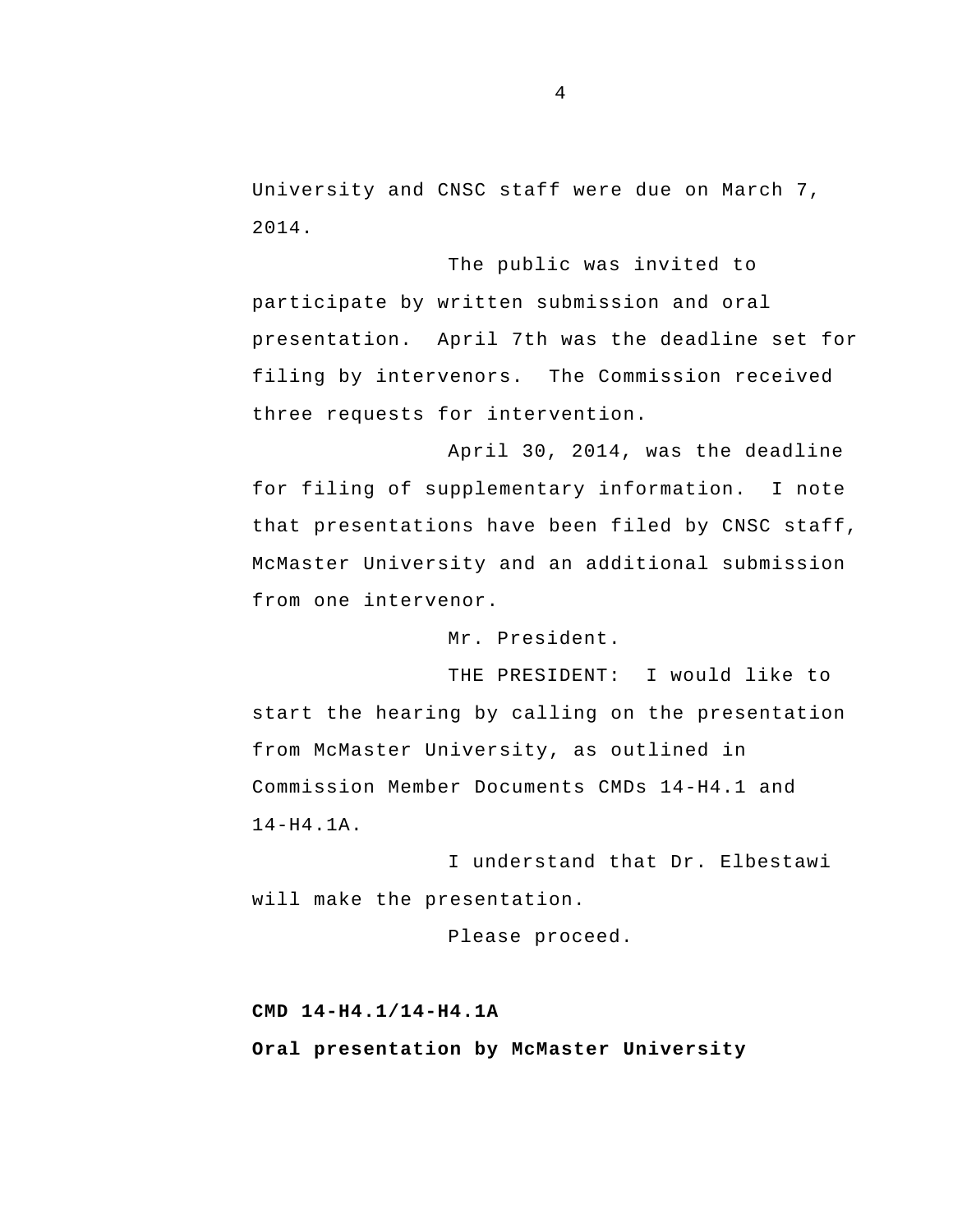University and CNSC staff were due on March 7, 2014.

The public was invited to participate by written submission and oral presentation. April 7th was the deadline set for filing by intervenors. The Commission received three requests for intervention.

April 30, 2014, was the deadline for filing of supplementary information. I note that presentations have been filed by CNSC staff, McMaster University and an additional submission from one intervenor.

Mr. President.

THE PRESIDENT: I would like to start the hearing by calling on the presentation from McMaster University, as outlined in Commission Member Documents CMDs 14-H4.1 and 14-H4.1A.

I understand that Dr. Elbestawi will make the presentation.

Please proceed.

**CMD 14-H4.1/14-H4.1A**

**Oral presentation by McMaster University**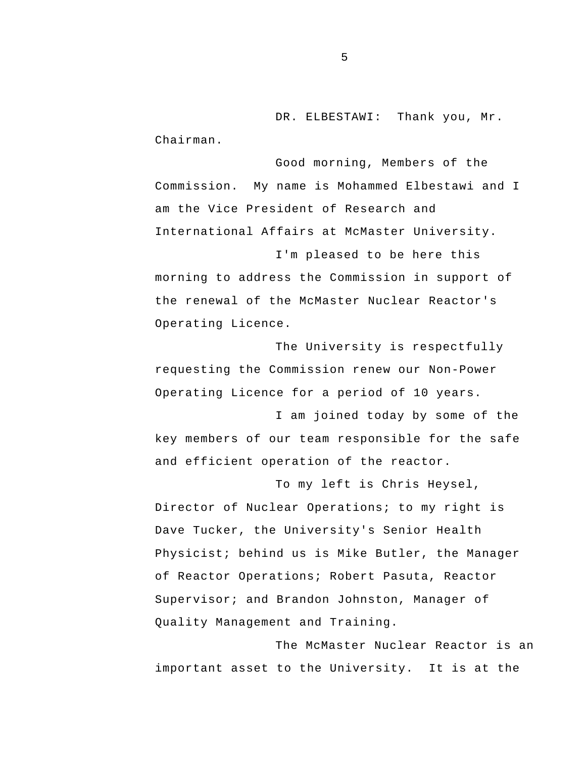DR. ELBESTAWI: Thank you, Mr. Chairman.

Good morning, Members of the Commission. My name is Mohammed Elbestawi and I am the Vice President of Research and International Affairs at McMaster University.

I'm pleased to be here this morning to address the Commission in support of the renewal of the McMaster Nuclear Reactor's Operating Licence.

The University is respectfully requesting the Commission renew our Non-Power Operating Licence for a period of 10 years.

I am joined today by some of the key members of our team responsible for the safe and efficient operation of the reactor.

To my left is Chris Heysel, Director of Nuclear Operations; to my right is Dave Tucker, the University's Senior Health Physicist; behind us is Mike Butler, the Manager of Reactor Operations; Robert Pasuta, Reactor Supervisor; and Brandon Johnston, Manager of Quality Management and Training.

The McMaster Nuclear Reactor is an important asset to the University. It is at the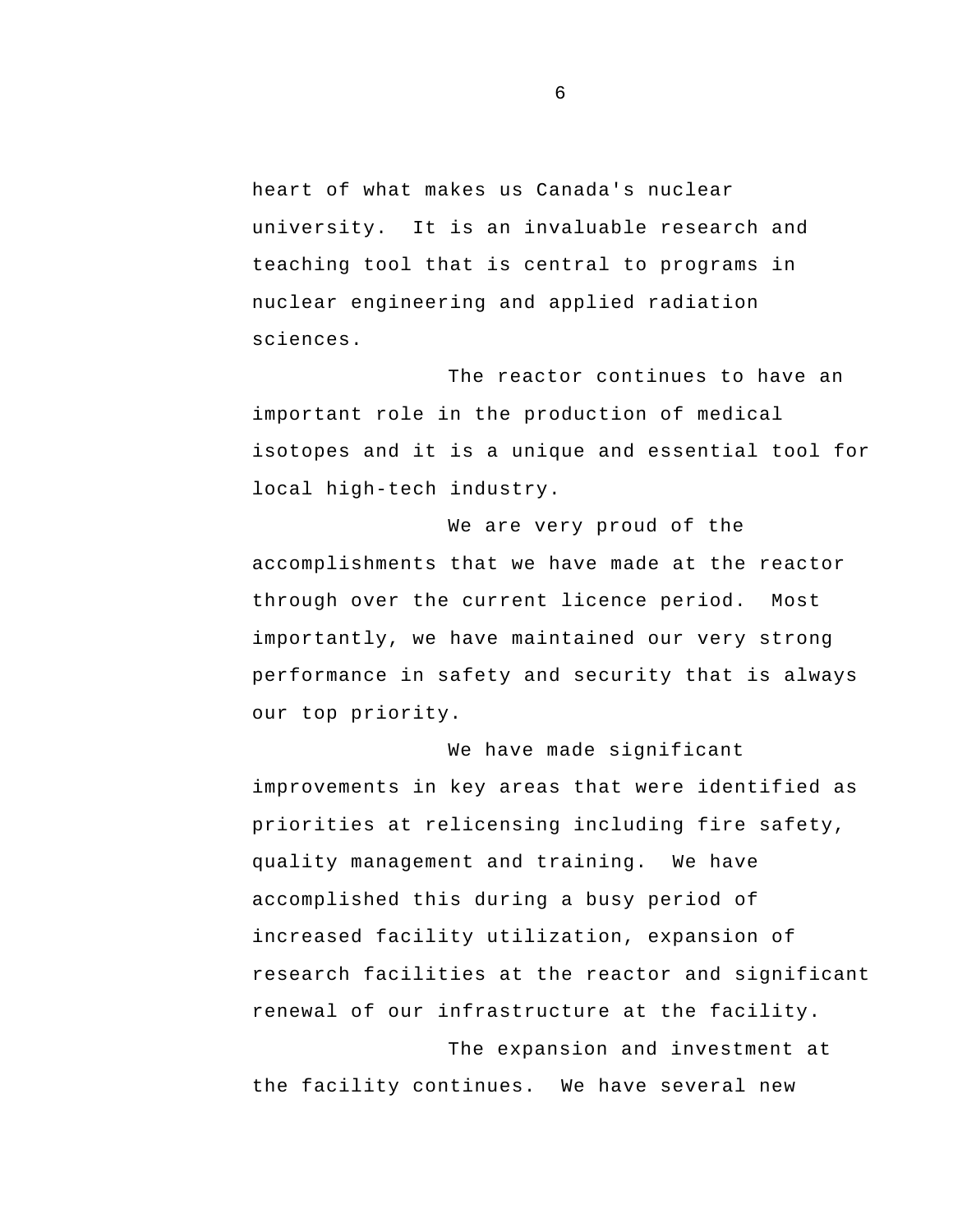heart of what makes us Canada's nuclear university. It is an invaluable research and teaching tool that is central to programs in nuclear engineering and applied radiation sciences.

The reactor continues to have an important role in the production of medical isotopes and it is a unique and essential tool for local high-tech industry.

We are very proud of the accomplishments that we have made at the reactor through over the current licence period. Most importantly, we have maintained our very strong performance in safety and security that is always our top priority.

We have made significant improvements in key areas that were identified as priorities at relicensing including fire safety, quality management and training. We have accomplished this during a busy period of increased facility utilization, expansion of research facilities at the reactor and significant renewal of our infrastructure at the facility.

The expansion and investment at the facility continues. We have several new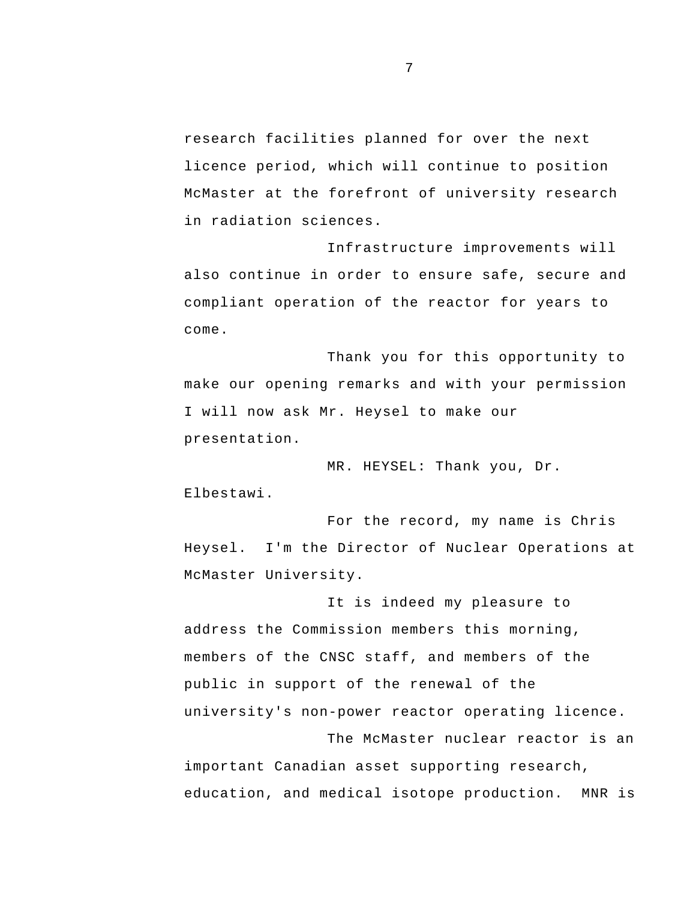research facilities planned for over the next licence period, which will continue to position McMaster at the forefront of university research in radiation sciences.

Infrastructure improvements will also continue in order to ensure safe, secure and compliant operation of the reactor for years to come.

Thank you for this opportunity to make our opening remarks and with your permission I will now ask Mr. Heysel to make our presentation.

MR. HEYSEL: Thank you, Dr. Elbestawi.

For the record, my name is Chris Heysel. I'm the Director of Nuclear Operations at McMaster University.

It is indeed my pleasure to address the Commission members this morning, members of the CNSC staff, and members of the public in support of the renewal of the university's non-power reactor operating licence.

The McMaster nuclear reactor is an important Canadian asset supporting research, education, and medical isotope production. MNR is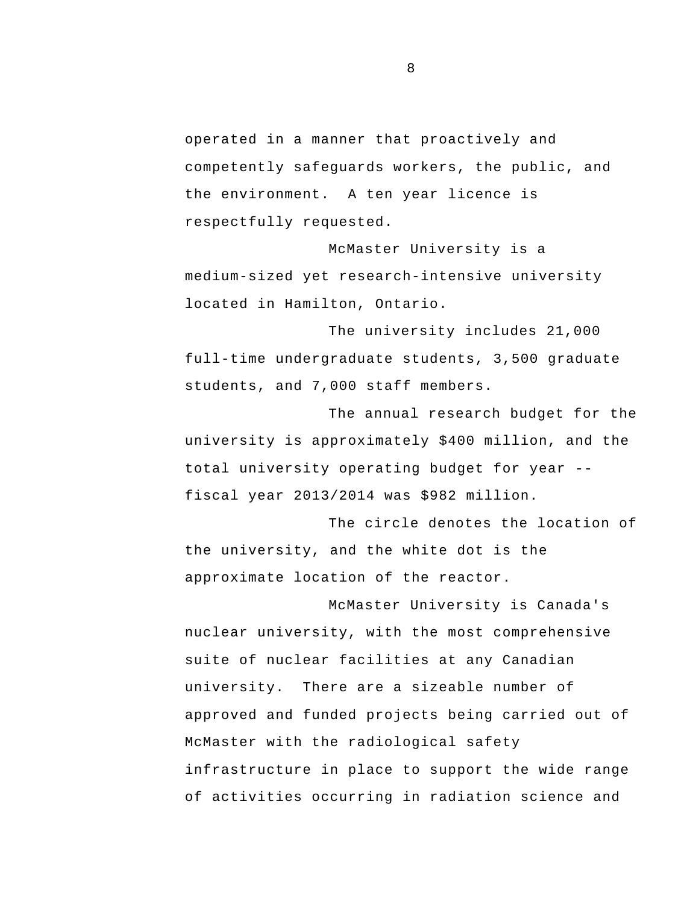operated in a manner that proactively and competently safeguards workers, the public, and the environment.  A ten year licence is respectfully requested.

McMaster University is a medium-sized yet research-intensive university located in Hamilton, Ontario.

The university includes 21,000 full-time undergraduate students, 3,500 graduate students, and 7,000 staff members.

The annual research budget for the university is approximately $400 million, and the total university operating budget for year -- fiscal year 2013/2014 was $982 million.

The circle denotes the location of the university, and the white dot is the approximate location of the reactor.

McMaster University is Canada's nuclear university, with the most comprehensive suite of nuclear facilities at any Canadian university.  There are a sizeable number of approved and funded projects being carried out of McMaster with the radiological safety infrastructure in place to support the wide range of activities occurring in radiation science and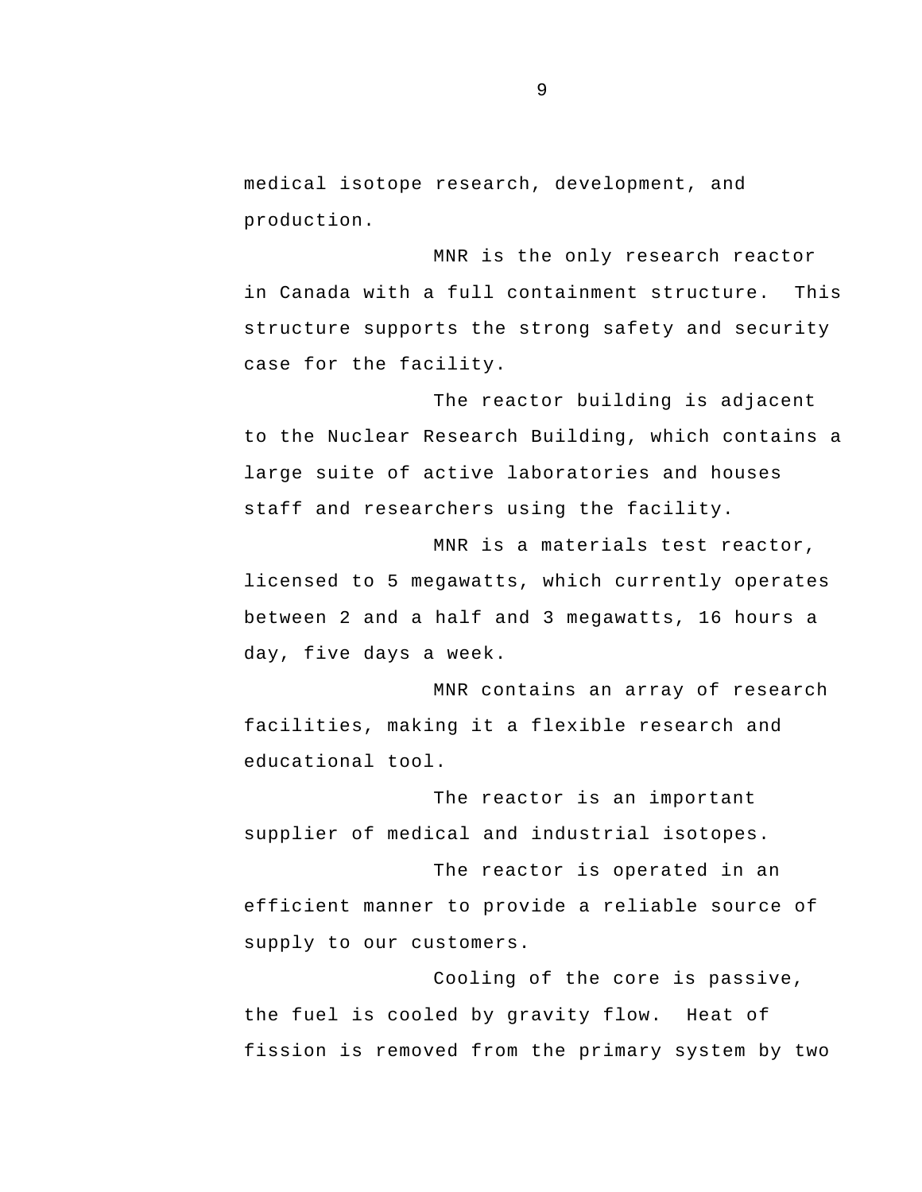medical isotope research, development, and production.

MNR is the only research reactor in Canada with a full containment structure. This structure supports the strong safety and security case for the facility.

The reactor building is adjacent to the Nuclear Research Building, which contains a large suite of active laboratories and houses staff and researchers using the facility.

MNR is a materials test reactor, licensed to 5 megawatts, which currently operates between 2 and a half and 3 megawatts, 16 hours a day, five days a week.

MNR contains an array of research facilities, making it a flexible research and educational tool.

The reactor is an important supplier of medical and industrial isotopes.

The reactor is operated in an efficient manner to provide a reliable source of supply to our customers.

Cooling of the core is passive, the fuel is cooled by gravity flow. Heat of fission is removed from the primary system by two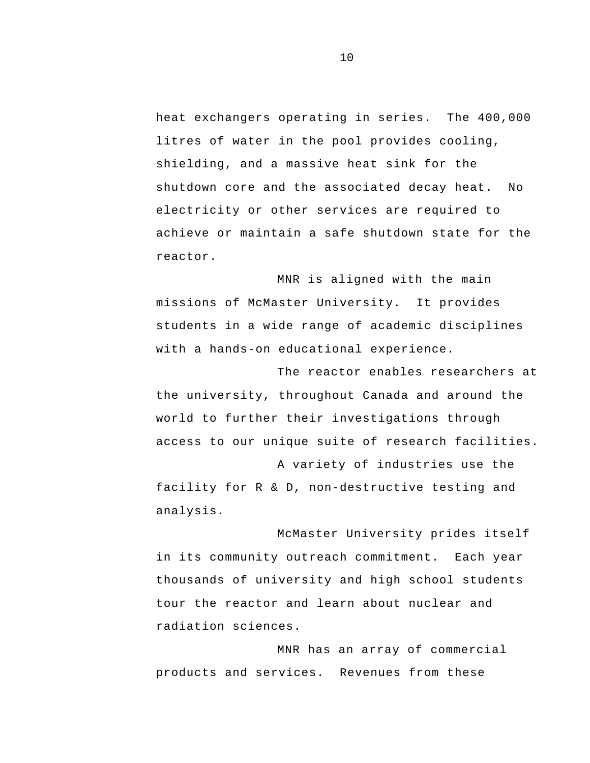heat exchangers operating in series. The 400,000 litres of water in the pool provides cooling, shielding, and a massive heat sink for the shutdown core and the associated decay heat. No electricity or other services are required to achieve or maintain a safe shutdown state for the reactor.

MNR is aligned with the main missions of McMaster University. It provides students in a wide range of academic disciplines with a hands-on educational experience.

The reactor enables researchers at the university, throughout Canada and around the world to further their investigations through access to our unique suite of research facilities.

A variety of industries use the facility for R & D, non-destructive testing and analysis.

McMaster University prides itself in its community outreach commitment. Each year thousands of university and high school students tour the reactor and learn about nuclear and radiation sciences.

MNR has an array of commercial products and services. Revenues from these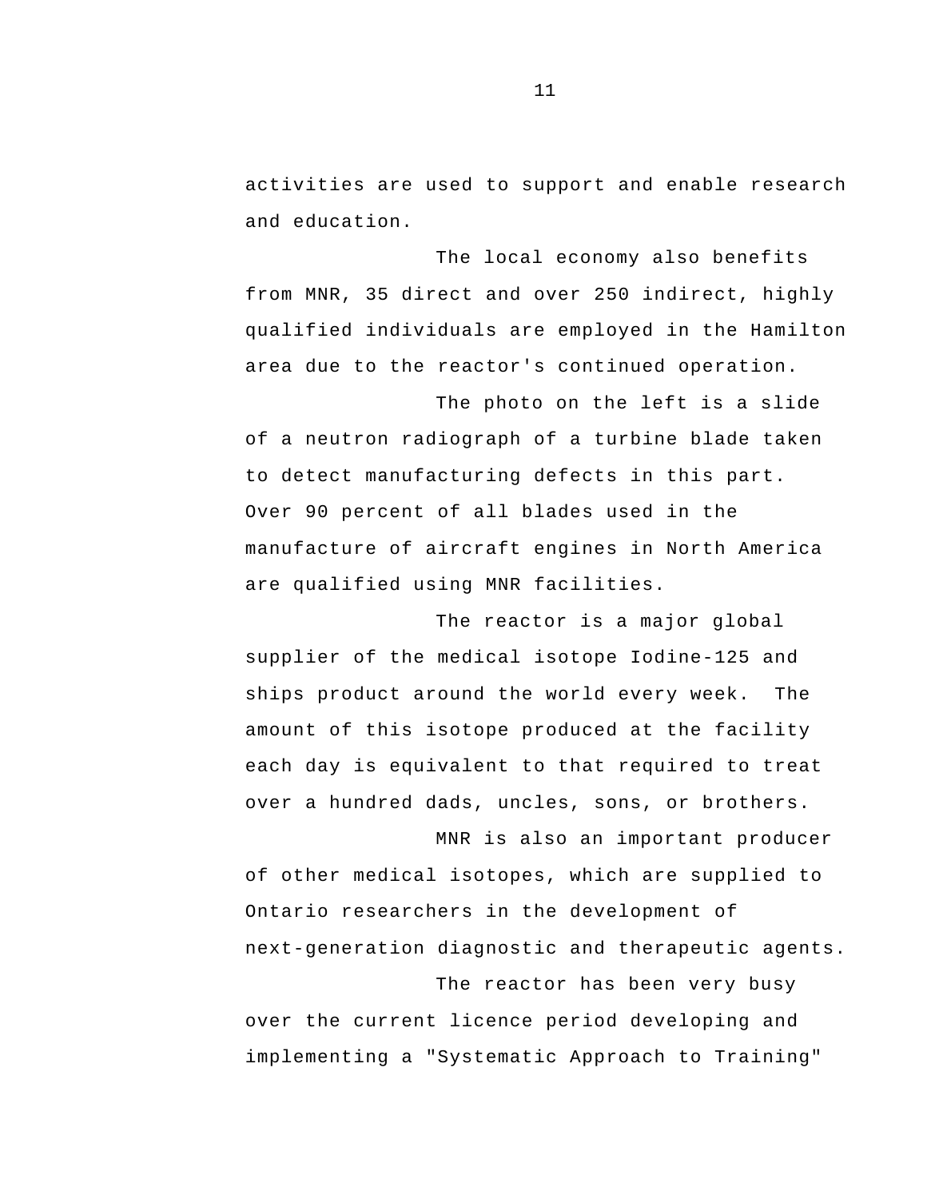activities are used to support and enable research and education.

The local economy also benefits from MNR, 35 direct and over 250 indirect, highly qualified individuals are employed in the Hamilton area due to the reactor's continued operation.

The photo on the left is a slide of a neutron radiograph of a turbine blade taken to detect manufacturing defects in this part. Over 90 percent of all blades used in the manufacture of aircraft engines in North America are qualified using MNR facilities.

The reactor is a major global supplier of the medical isotope Iodine-125 and ships product around the world every week. The amount of this isotope produced at the facility each day is equivalent to that required to treat over a hundred dads, uncles, sons, or brothers.

MNR is also an important producer of other medical isotopes, which are supplied to Ontario researchers in the development of next-generation diagnostic and therapeutic agents.

The reactor has been very busy over the current licence period developing and implementing a "Systematic Approach to Training"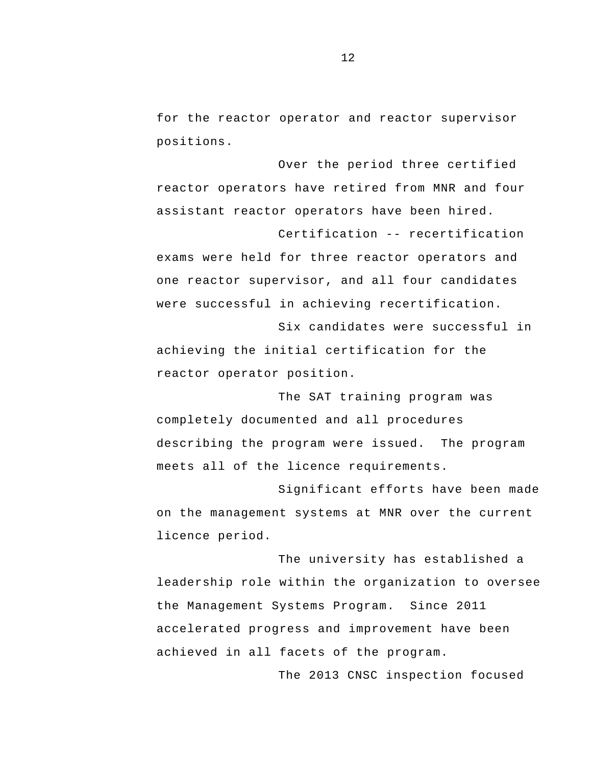for the reactor operator and reactor supervisor positions.

Over the period three certified reactor operators have retired from MNR and four assistant reactor operators have been hired.

Certification -- recertification exams were held for three reactor operators and one reactor supervisor, and all four candidates were successful in achieving recertification.

Six candidates were successful in achieving the initial certification for the reactor operator position.

The SAT training program was completely documented and all procedures describing the program were issued. The program meets all of the licence requirements.

Significant efforts have been made on the management systems at MNR over the current licence period.

The university has established a leadership role within the organization to oversee the Management Systems Program. Since 2011 accelerated progress and improvement have been achieved in all facets of the program.

The 2013 CNSC inspection focused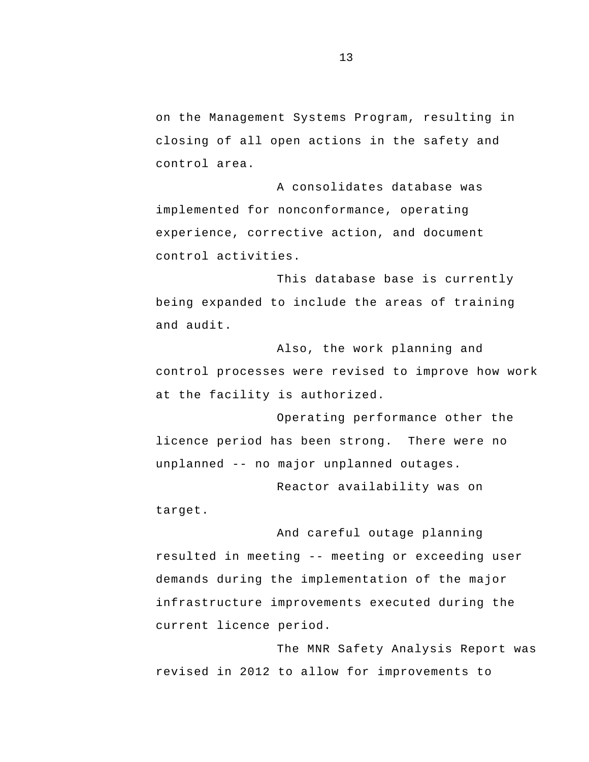on the Management Systems Program, resulting in closing of all open actions in the safety and control area.

A consolidates database was implemented for nonconformance, operating experience, corrective action, and document control activities.

This database base is currently being expanded to include the areas of training and audit.

Also, the work planning and control processes were revised to improve how work at the facility is authorized.

Operating performance other the licence period has been strong. There were no unplanned -- no major unplanned outages.

Reactor availability was on target.

And careful outage planning resulted in meeting -- meeting or exceeding user demands during the implementation of the major infrastructure improvements executed during the current licence period.

The MNR Safety Analysis Report was revised in 2012 to allow for improvements to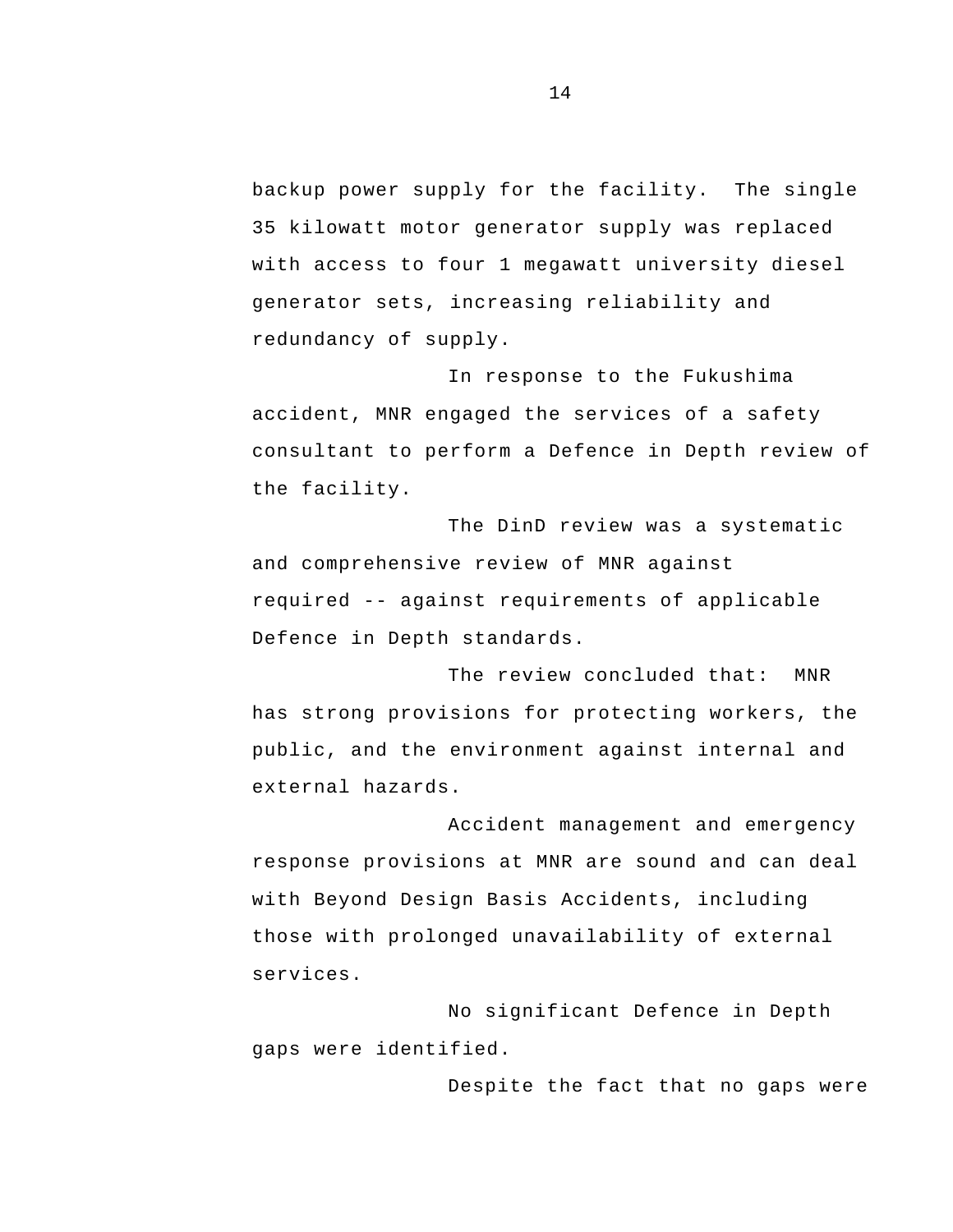backup power supply for the facility. The single 35 kilowatt motor generator supply was replaced with access to four 1 megawatt university diesel generator sets, increasing reliability and redundancy of supply.

In response to the Fukushima accident, MNR engaged the services of a safety consultant to perform a Defence in Depth review of the facility.

The DinD review was a systematic and comprehensive review of MNR against required -- against requirements of applicable Defence in Depth standards.

The review concluded that: MNR has strong provisions for protecting workers, the public, and the environment against internal and external hazards.

Accident management and emergency response provisions at MNR are sound and can deal with Beyond Design Basis Accidents, including those with prolonged unavailability of external services.

No significant Defence in Depth gaps were identified.

Despite the fact that no gaps were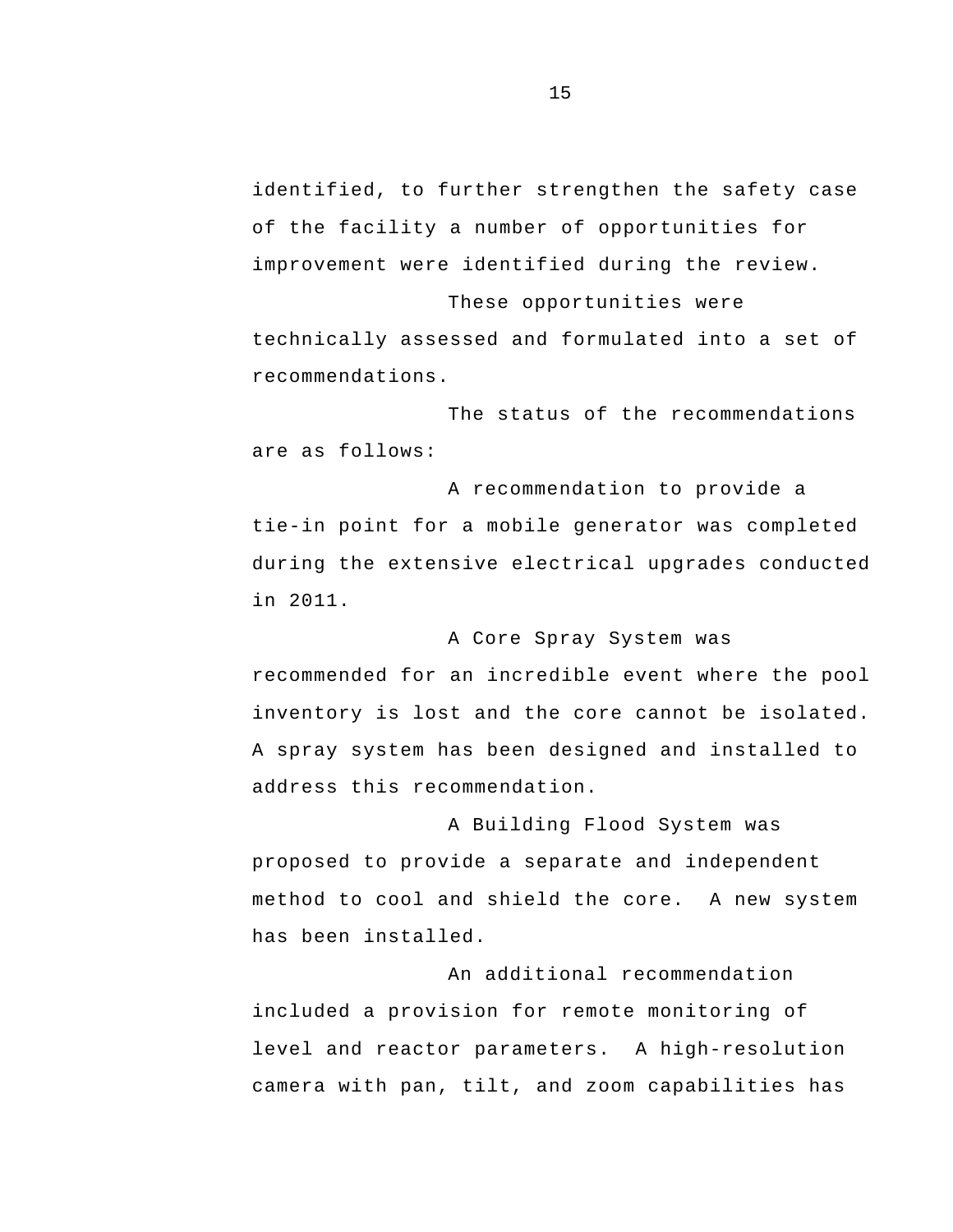identified, to further strengthen the safety case of the facility a number of opportunities for improvement were identified during the review.

These opportunities were technically assessed and formulated into a set of recommendations.

The status of the recommendations are as follows:

A recommendation to provide a tie-in point for a mobile generator was completed during the extensive electrical upgrades conducted in 2011.

A Core Spray System was recommended for an incredible event where the pool inventory is lost and the core cannot be isolated. A spray system has been designed and installed to address this recommendation.

A Building Flood System was proposed to provide a separate and independent method to cool and shield the core. A new system has been installed.

An additional recommendation included a provision for remote monitoring of level and reactor parameters. A high-resolution camera with pan, tilt, and zoom capabilities has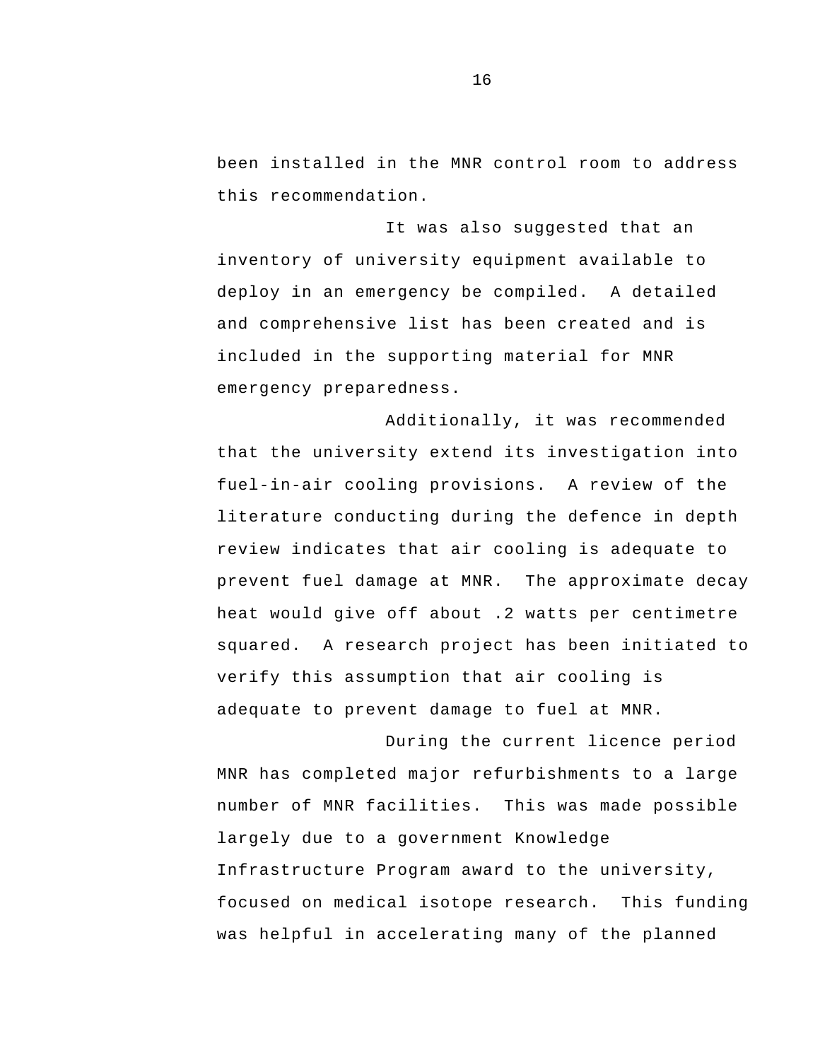been installed in the MNR control room to address this recommendation.

It was also suggested that an inventory of university equipment available to deploy in an emergency be compiled. A detailed and comprehensive list has been created and is included in the supporting material for MNR emergency preparedness.

Additionally, it was recommended that the university extend its investigation into fuel-in-air cooling provisions. A review of the literature conducting during the defence in depth review indicates that air cooling is adequate to prevent fuel damage at MNR. The approximate decay heat would give off about .2 watts per centimetre squared. A research project has been initiated to verify this assumption that air cooling is adequate to prevent damage to fuel at MNR.

During the current licence period MNR has completed major refurbishments to a large number of MNR facilities. This was made possible largely due to a government Knowledge Infrastructure Program award to the university, focused on medical isotope research. This funding was helpful in accelerating many of the planned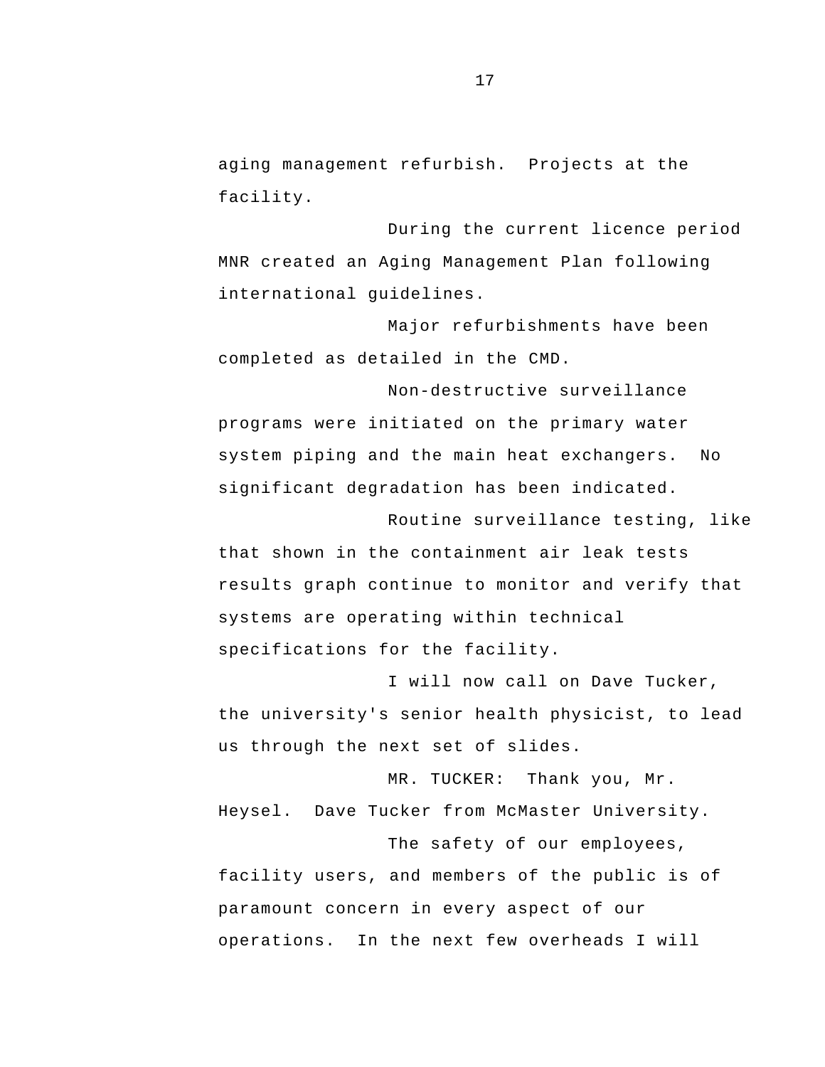aging management refurbish. Projects at the facility.

During the current licence period MNR created an Aging Management Plan following international guidelines.

Major refurbishments have been completed as detailed in the CMD.

Non-destructive surveillance programs were initiated on the primary water system piping and the main heat exchangers. No significant degradation has been indicated.

Routine surveillance testing, like that shown in the containment air leak tests results graph continue to monitor and verify that systems are operating within technical specifications for the facility.

I will now call on Dave Tucker, the university's senior health physicist, to lead us through the next set of slides.

MR. TUCKER: Thank you, Mr. Heysel. Dave Tucker from McMaster University.

The safety of our employees, facility users, and members of the public is of paramount concern in every aspect of our operations. In the next few overheads I will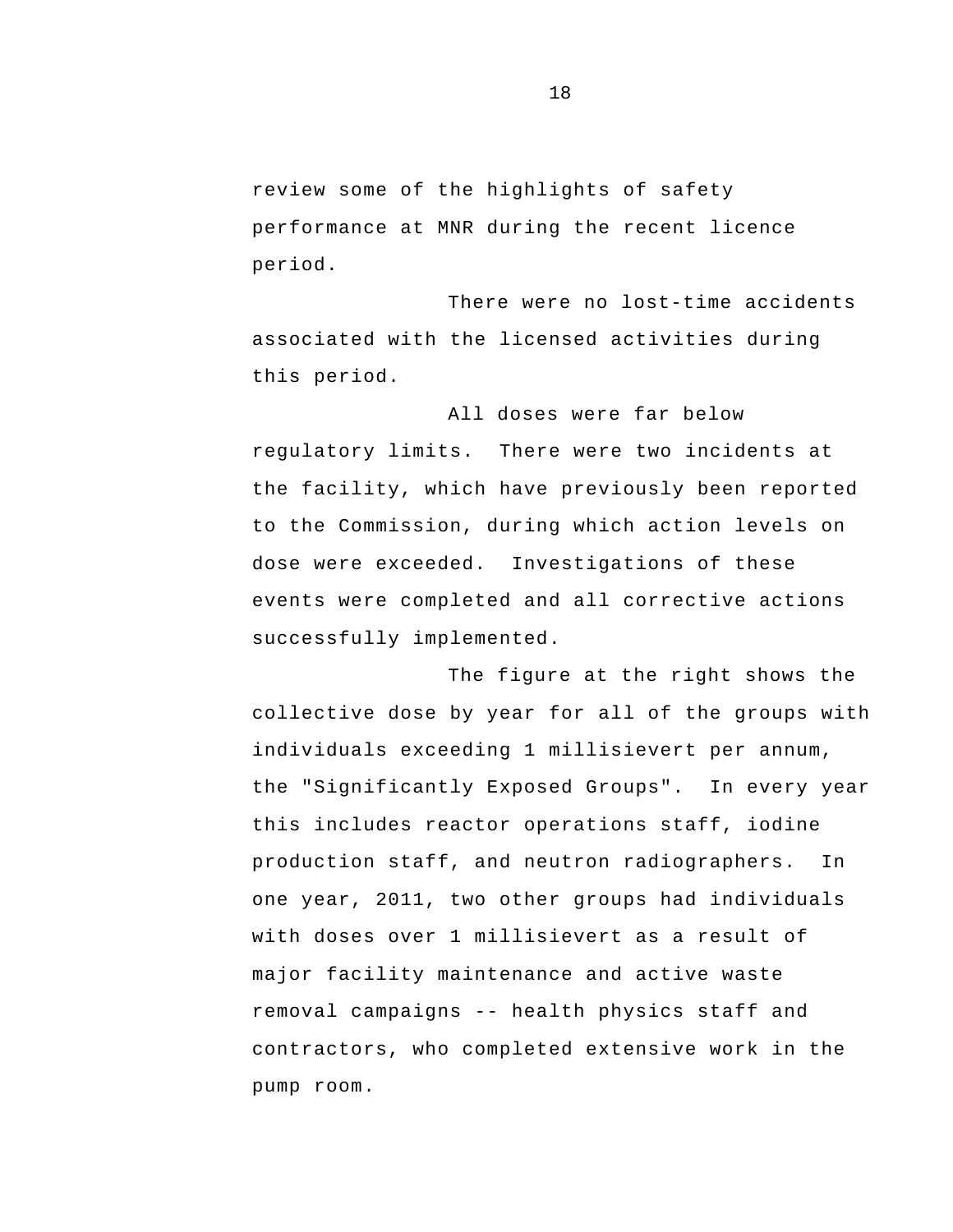review some of the highlights of safety performance at MNR during the recent licence period.

There were no lost-time accidents associated with the licensed activities during this period.

All doses were far below regulatory limits. There were two incidents at the facility, which have previously been reported to the Commission, during which action levels on dose were exceeded. Investigations of these events were completed and all corrective actions successfully implemented.

The figure at the right shows the collective dose by year for all of the groups with individuals exceeding 1 millisievert per annum, the "Significantly Exposed Groups". In every year this includes reactor operations staff, iodine production staff, and neutron radiographers. In one year, 2011, two other groups had individuals with doses over 1 millisievert as a result of major facility maintenance and active waste removal campaigns -- health physics staff and contractors, who completed extensive work in the pump room.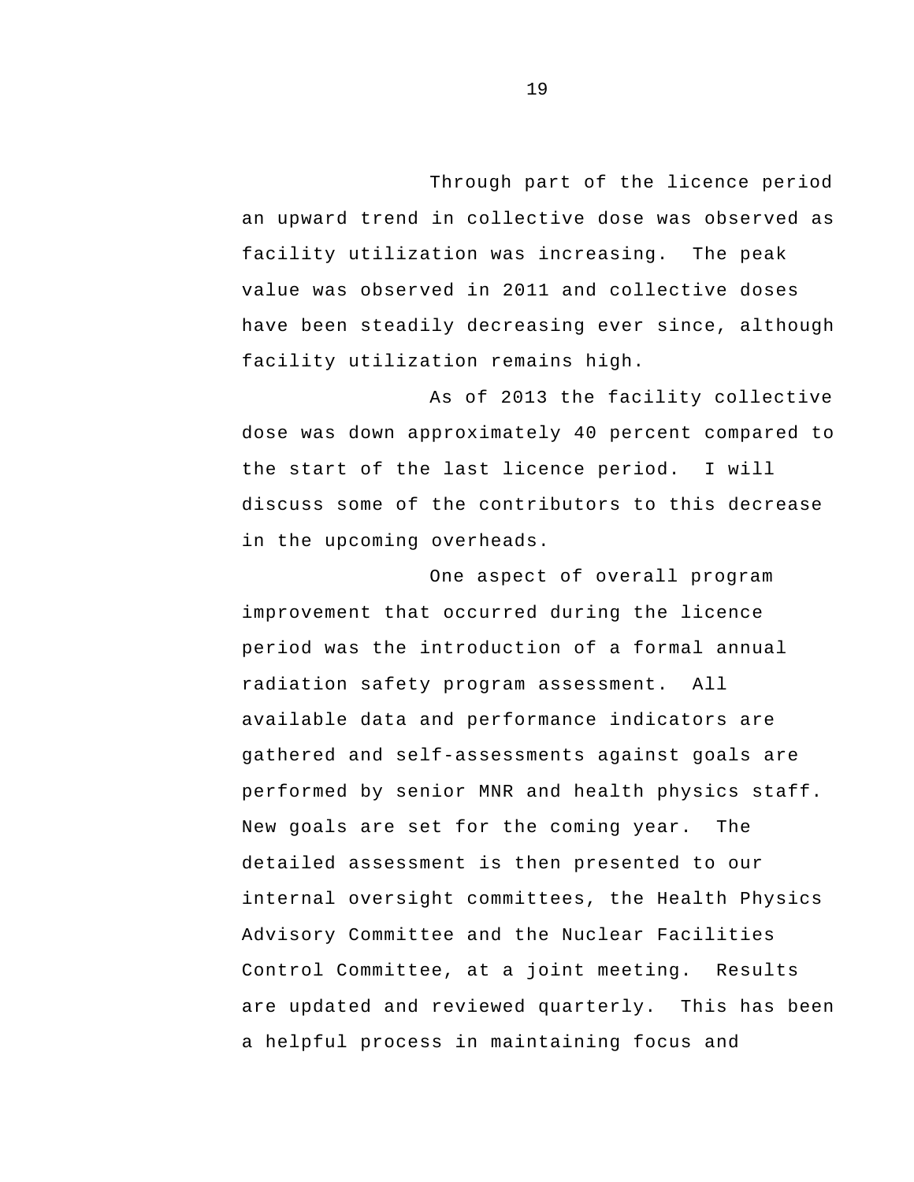Through part of the licence period an upward trend in collective dose was observed as facility utilization was increasing. The peak value was observed in 2011 and collective doses have been steadily decreasing ever since, although facility utilization remains high.

As of 2013 the facility collective dose was down approximately 40 percent compared to the start of the last licence period. I will discuss some of the contributors to this decrease in the upcoming overheads.

One aspect of overall program improvement that occurred during the licence period was the introduction of a formal annual radiation safety program assessment. All available data and performance indicators are gathered and self-assessments against goals are performed by senior MNR and health physics staff. New goals are set for the coming year. The detailed assessment is then presented to our internal oversight committees, the Health Physics Advisory Committee and the Nuclear Facilities Control Committee, at a joint meeting. Results are updated and reviewed quarterly. This has been a helpful process in maintaining focus and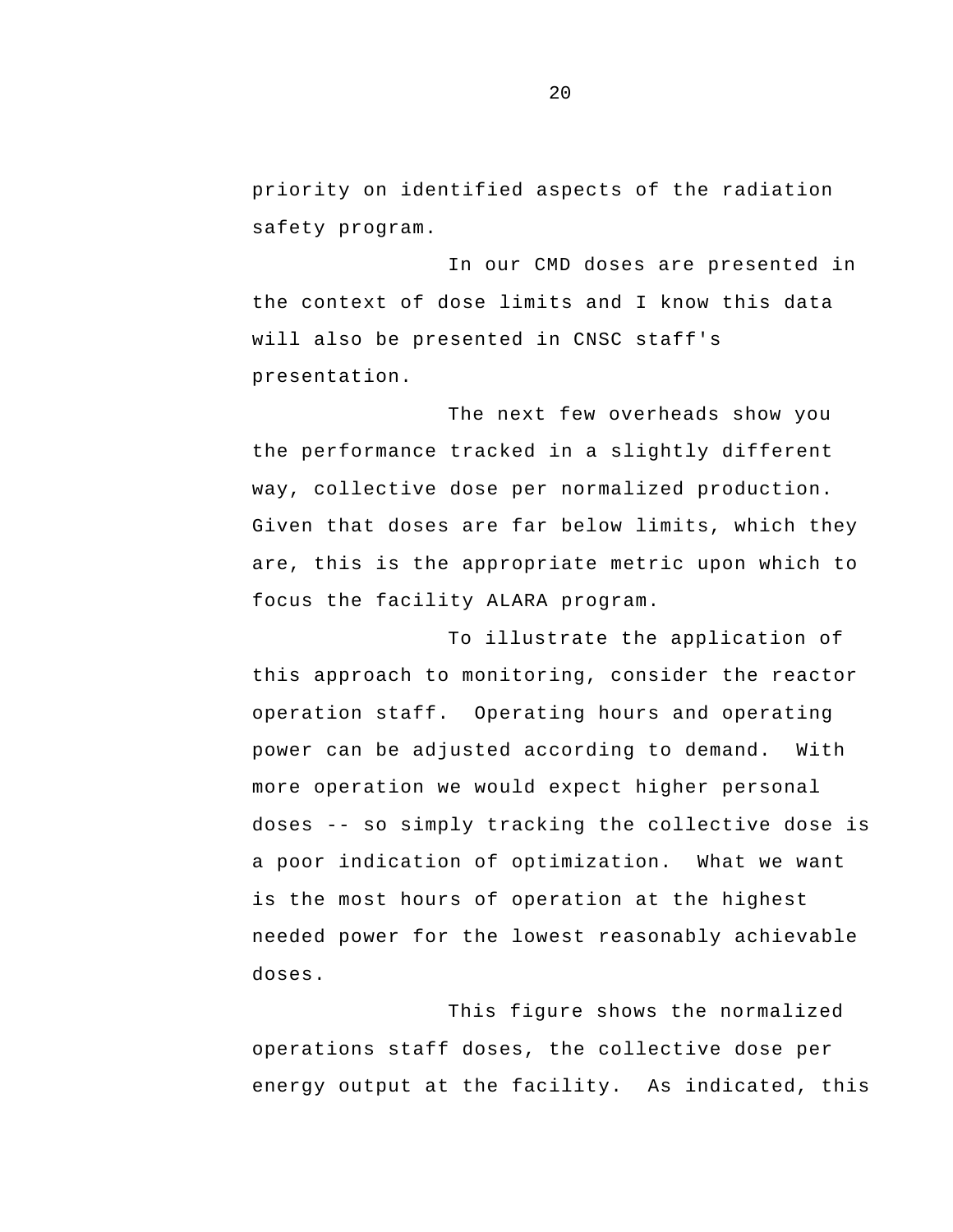priority on identified aspects of the radiation safety program.

In our CMD doses are presented in the context of dose limits and I know this data will also be presented in CNSC staff's presentation.

The next few overheads show you the performance tracked in a slightly different way, collective dose per normalized production. Given that doses are far below limits, which they are, this is the appropriate metric upon which to focus the facility ALARA program.

To illustrate the application of this approach to monitoring, consider the reactor operation staff. Operating hours and operating power can be adjusted according to demand. With more operation we would expect higher personal doses -- so simply tracking the collective dose is a poor indication of optimization. What we want is the most hours of operation at the highest needed power for the lowest reasonably achievable doses.

This figure shows the normalized operations staff doses, the collective dose per energy output at the facility. As indicated, this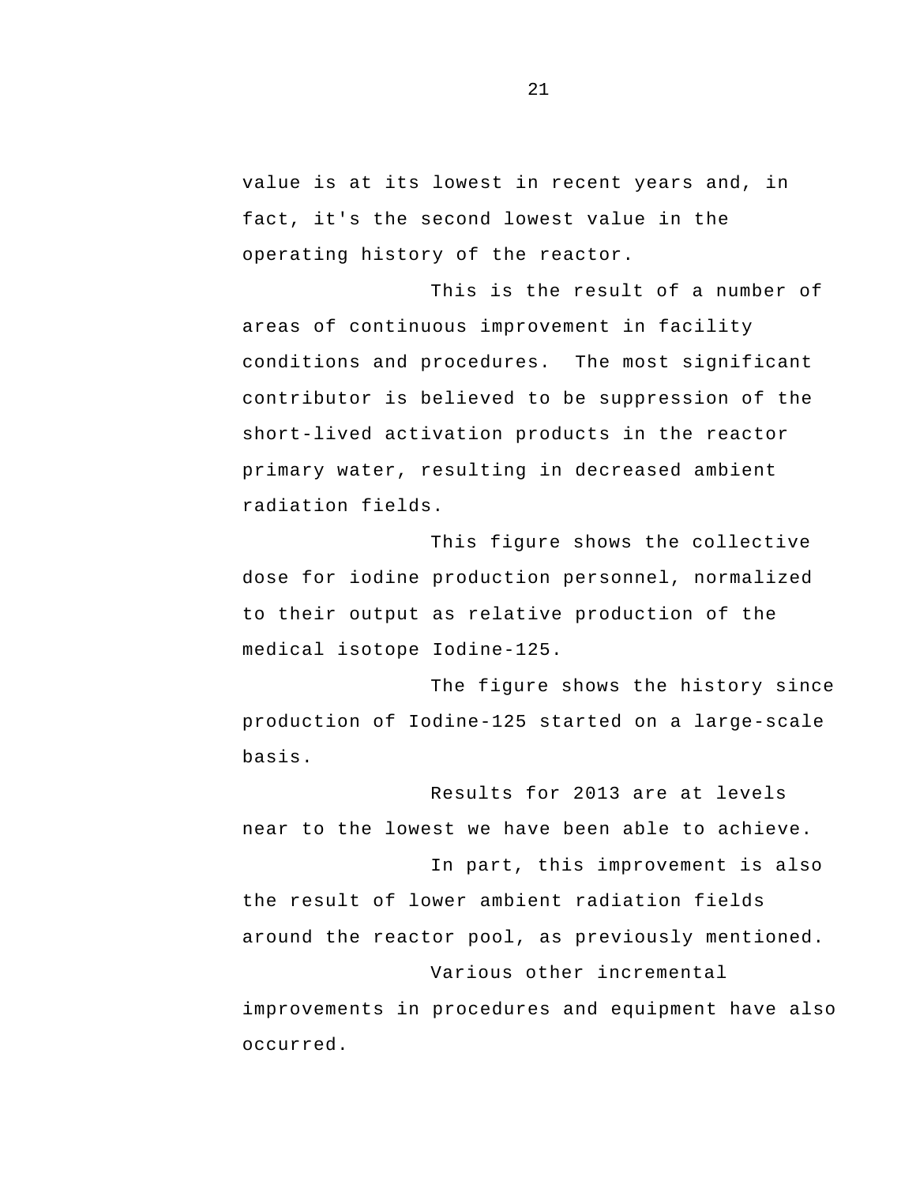value is at its lowest in recent years and, in fact, it's the second lowest value in the operating history of the reactor.

This is the result of a number of areas of continuous improvement in facility conditions and procedures. The most significant contributor is believed to be suppression of the short-lived activation products in the reactor primary water, resulting in decreased ambient radiation fields.

This figure shows the collective dose for iodine production personnel, normalized to their output as relative production of the medical isotope Iodine-125.

The figure shows the history since production of Iodine-125 started on a large-scale basis.

Results for 2013 are at levels near to the lowest we have been able to achieve.

In part, this improvement is also the result of lower ambient radiation fields around the reactor pool, as previously mentioned.

Various other incremental improvements in procedures and equipment have also occurred.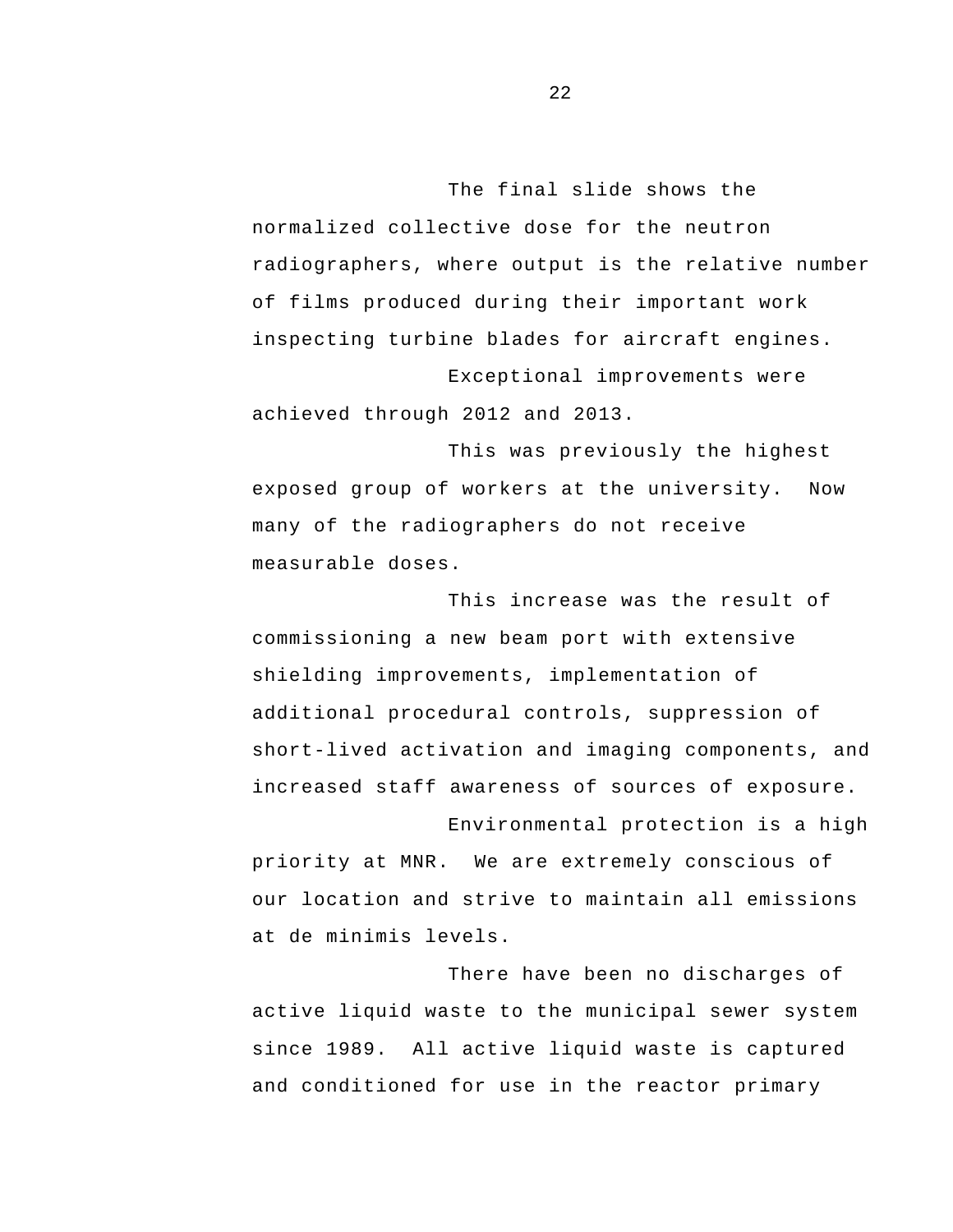The final slide shows the normalized collective dose for the neutron radiographers, where output is the relative number of films produced during their important work inspecting turbine blades for aircraft engines.

Exceptional improvements were achieved through 2012 and 2013.

This was previously the highest exposed group of workers at the university. Now many of the radiographers do not receive measurable doses.

This increase was the result of commissioning a new beam port with extensive shielding improvements, implementation of additional procedural controls, suppression of short-lived activation and imaging components, and increased staff awareness of sources of exposure.

Environmental protection is a high priority at MNR. We are extremely conscious of our location and strive to maintain all emissions at de minimis levels.

There have been no discharges of active liquid waste to the municipal sewer system since 1989. All active liquid waste is captured and conditioned for use in the reactor primary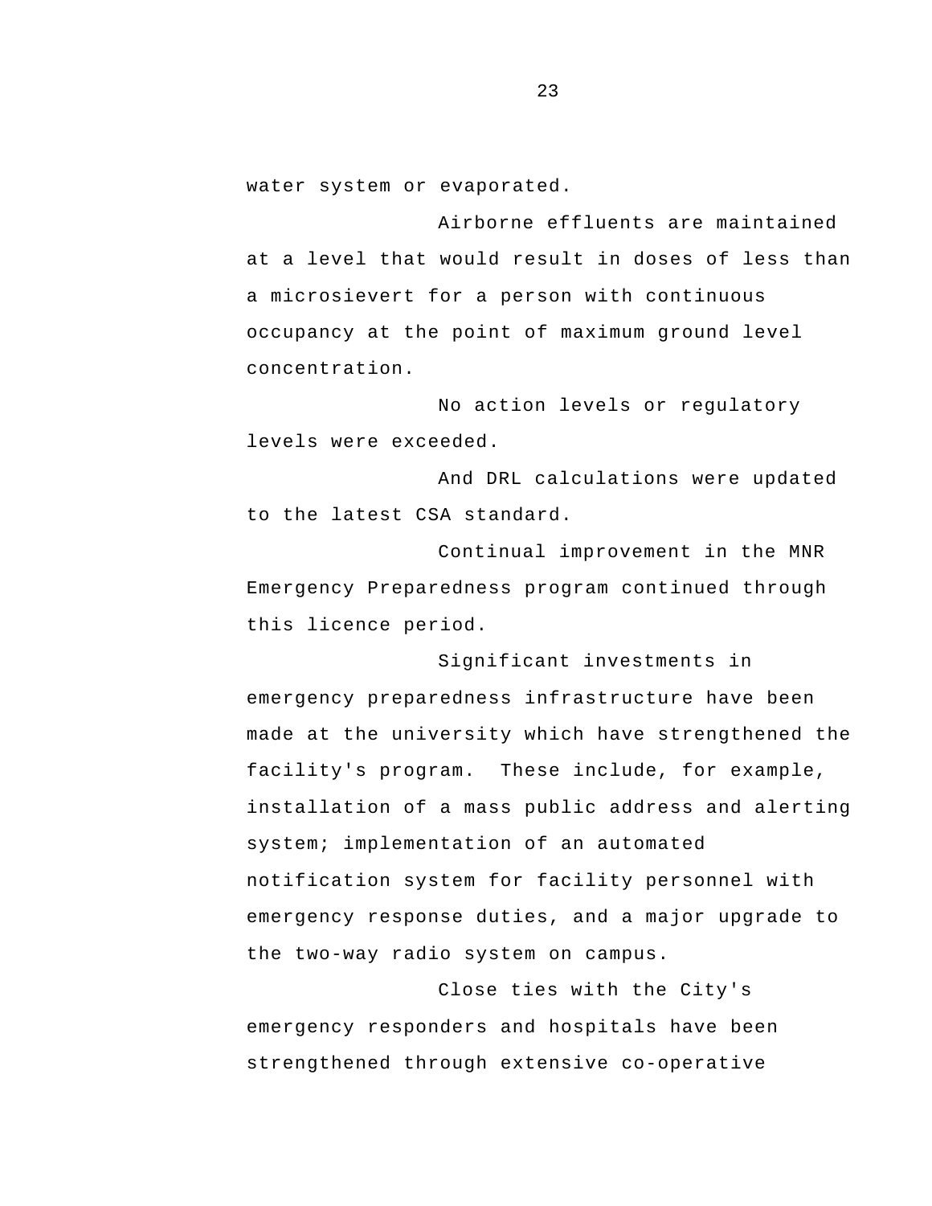water system or evaporated.

Airborne effluents are maintained at a level that would result in doses of less than a microsievert for a person with continuous occupancy at the point of maximum ground level concentration.

No action levels or regulatory levels were exceeded.

And DRL calculations were updated to the latest CSA standard.

Continual improvement in the MNR Emergency Preparedness program continued through this licence period.

Significant investments in emergency preparedness infrastructure have been made at the university which have strengthened the facility's program. These include, for example, installation of a mass public address and alerting system; implementation of an automated notification system for facility personnel with emergency response duties, and a major upgrade to the two-way radio system on campus.

Close ties with the City's emergency responders and hospitals have been strengthened through extensive co-operative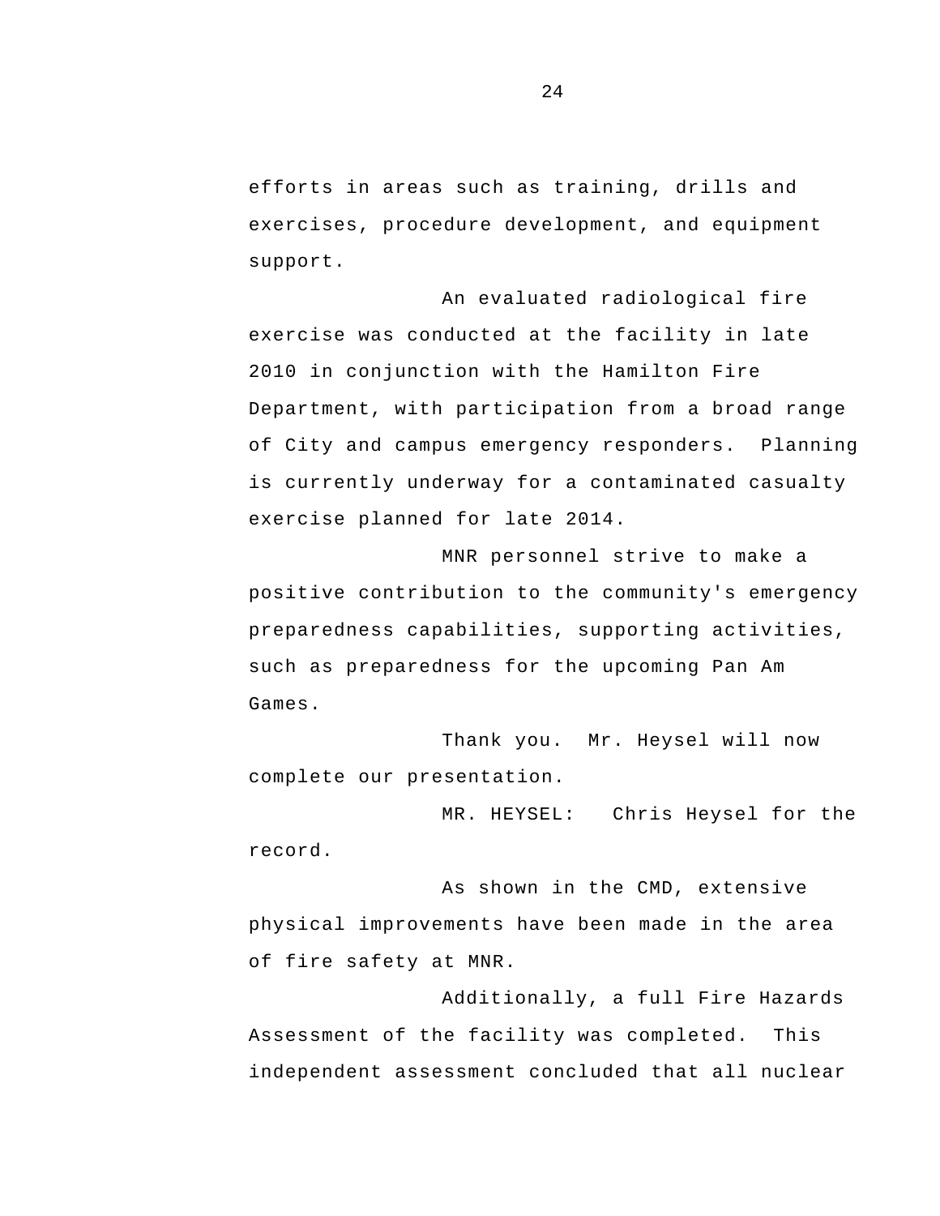efforts in areas such as training, drills and exercises, procedure development, and equipment support.

An evaluated radiological fire exercise was conducted at the facility in late 2010 in conjunction with the Hamilton Fire Department, with participation from a broad range of City and campus emergency responders. Planning is currently underway for a contaminated casualty exercise planned for late 2014.

MNR personnel strive to make a positive contribution to the community's emergency preparedness capabilities, supporting activities, such as preparedness for the upcoming Pan Am Games.

Thank you. Mr. Heysel will now complete our presentation.

MR. HEYSEL: Chris Heysel for the record.

As shown in the CMD, extensive physical improvements have been made in the area of fire safety at MNR.

Additionally, a full Fire Hazards Assessment of the facility was completed. This independent assessment concluded that all nuclear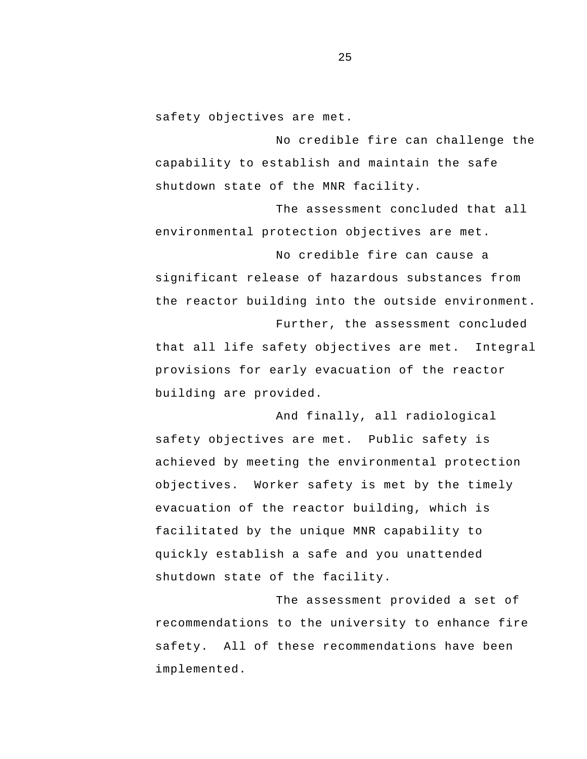safety objectives are met.

No credible fire can challenge the capability to establish and maintain the safe shutdown state of the MNR facility.

The assessment concluded that all environmental protection objectives are met.

No credible fire can cause a significant release of hazardous substances from the reactor building into the outside environment.

Further, the assessment concluded that all life safety objectives are met. Integral provisions for early evacuation of the reactor building are provided.

And finally, all radiological safety objectives are met. Public safety is achieved by meeting the environmental protection objectives. Worker safety is met by the timely evacuation of the reactor building, which is facilitated by the unique MNR capability to quickly establish a safe and you unattended shutdown state of the facility.

The assessment provided a set of recommendations to the university to enhance fire safety. All of these recommendations have been implemented.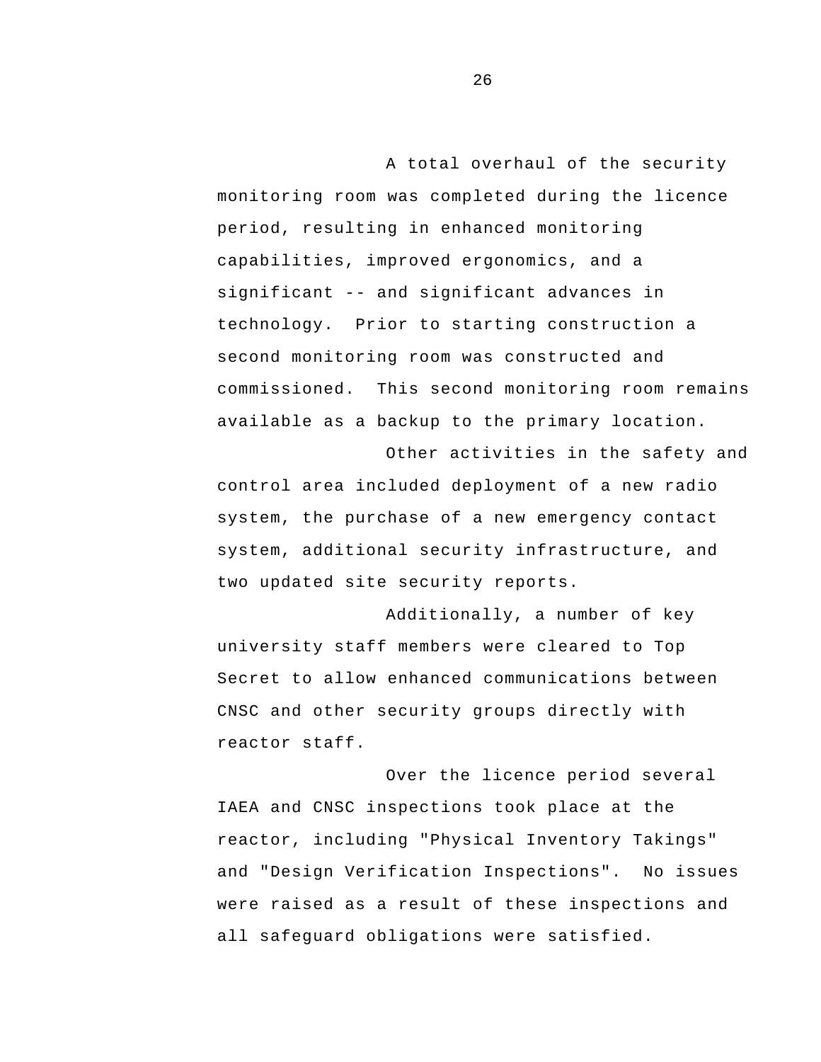A total overhaul of the security monitoring room was completed during the licence period, resulting in enhanced monitoring capabilities, improved ergonomics, and a significant -- and significant advances in technology. Prior to starting construction a second monitoring room was constructed and commissioned. This second monitoring room remains available as a backup to the primary location.

Other activities in the safety and control area included deployment of a new radio system, the purchase of a new emergency contact system, additional security infrastructure, and two updated site security reports.

Additionally, a number of key university staff members were cleared to Top Secret to allow enhanced communications between CNSC and other security groups directly with reactor staff.

Over the licence period several IAEA and CNSC inspections took place at the reactor, including "Physical Inventory Takings" and "Design Verification Inspections". No issues were raised as a result of these inspections and all safeguard obligations were satisfied.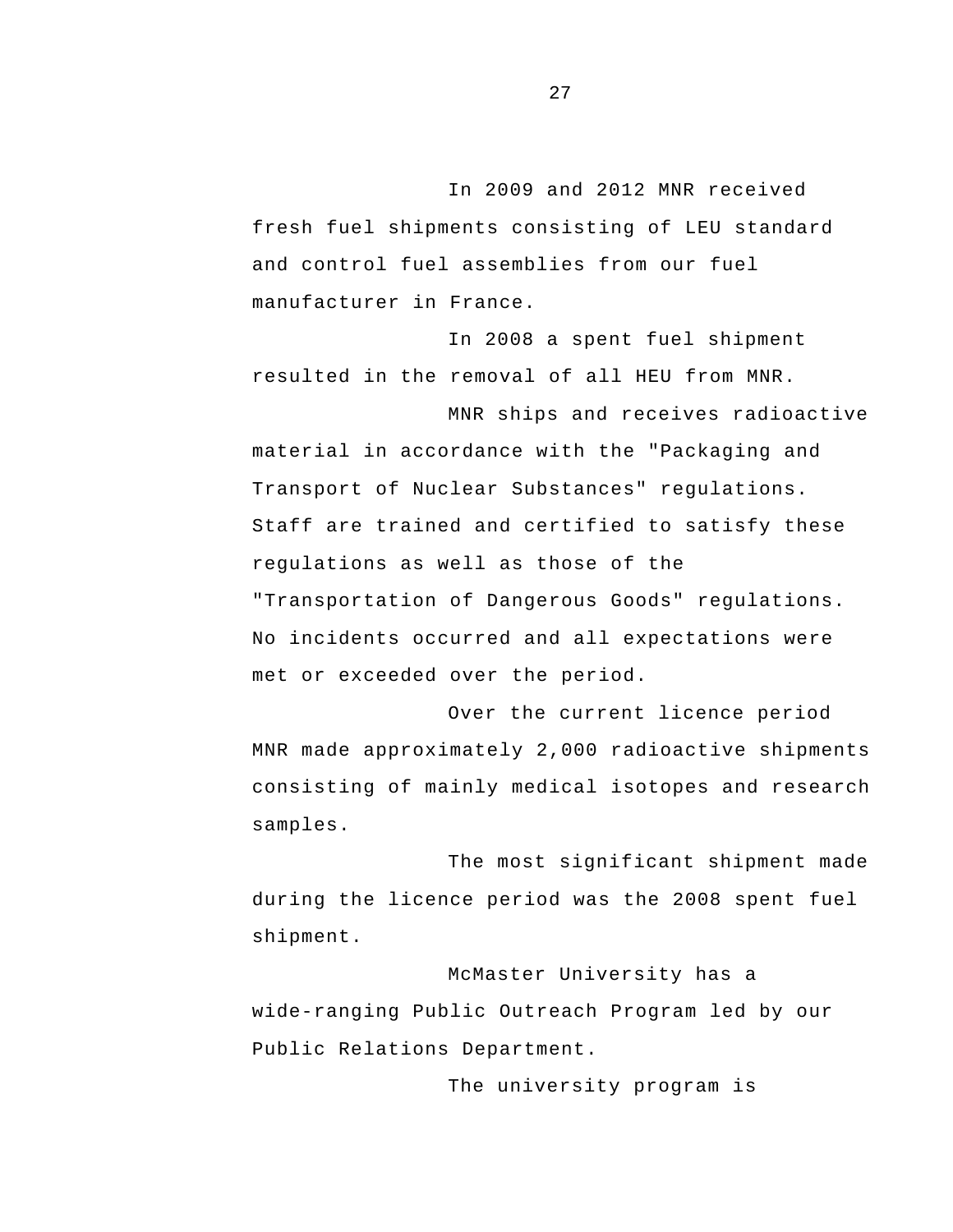In 2009 and 2012 MNR received fresh fuel shipments consisting of LEU standard and control fuel assemblies from our fuel manufacturer in France.

In 2008 a spent fuel shipment resulted in the removal of all HEU from MNR.

MNR ships and receives radioactive material in accordance with the "Packaging and Transport of Nuclear Substances" regulations. Staff are trained and certified to satisfy these regulations as well as those of the "Transportation of Dangerous Goods" regulations. No incidents occurred and all expectations were met or exceeded over the period.

Over the current licence period MNR made approximately 2,000 radioactive shipments consisting of mainly medical isotopes and research samples.

The most significant shipment made during the licence period was the 2008 spent fuel shipment.

McMaster University has a wide-ranging Public Outreach Program led by our Public Relations Department.

The university program is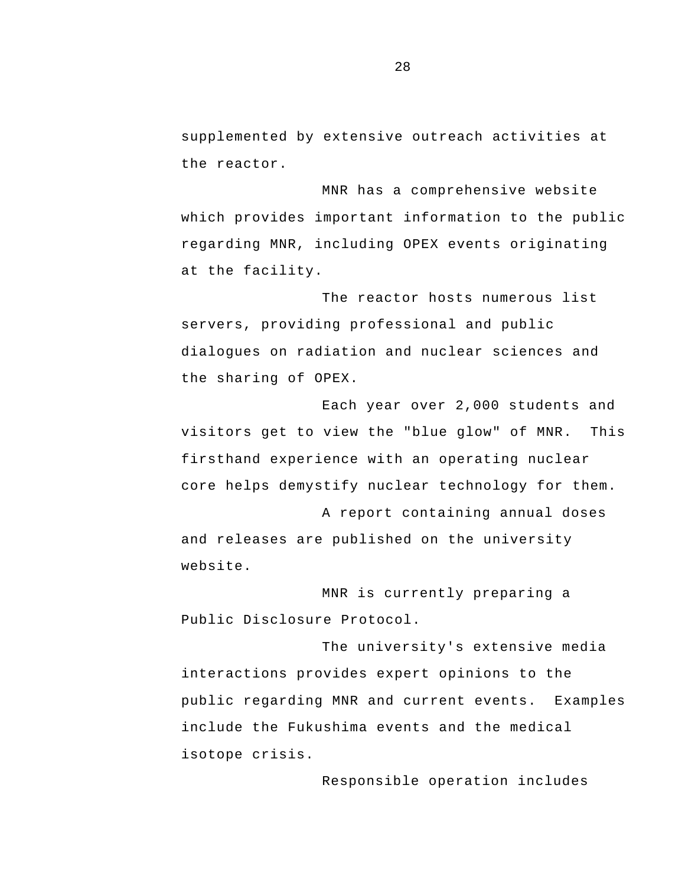supplemented by extensive outreach activities at the reactor.

MNR has a comprehensive website which provides important information to the public regarding MNR, including OPEX events originating at the facility.

The reactor hosts numerous list servers, providing professional and public dialogues on radiation and nuclear sciences and the sharing of OPEX.

Each year over 2,000 students and visitors get to view the "blue glow" of MNR. This firsthand experience with an operating nuclear core helps demystify nuclear technology for them.

A report containing annual doses and releases are published on the university website.

MNR is currently preparing a Public Disclosure Protocol.

The university's extensive media interactions provides expert opinions to the public regarding MNR and current events. Examples include the Fukushima events and the medical isotope crisis.

Responsible operation includes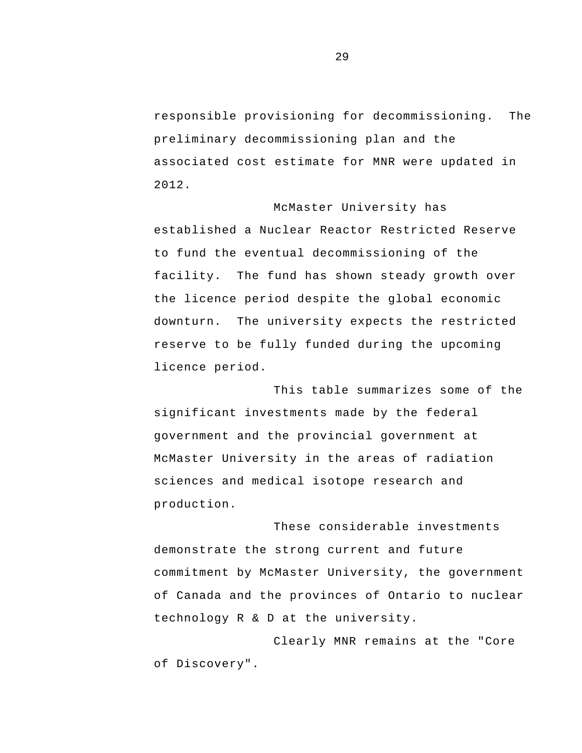responsible provisioning for decommissioning. The preliminary decommissioning plan and the associated cost estimate for MNR were updated in 2012.

McMaster University has established a Nuclear Reactor Restricted Reserve to fund the eventual decommissioning of the facility. The fund has shown steady growth over the licence period despite the global economic downturn. The university expects the restricted reserve to be fully funded during the upcoming licence period.

This table summarizes some of the significant investments made by the federal government and the provincial government at McMaster University in the areas of radiation sciences and medical isotope research and production.

These considerable investments demonstrate the strong current and future commitment by McMaster University, the government of Canada and the provinces of Ontario to nuclear technology R & D at the university.

Clearly MNR remains at the "Core of Discovery".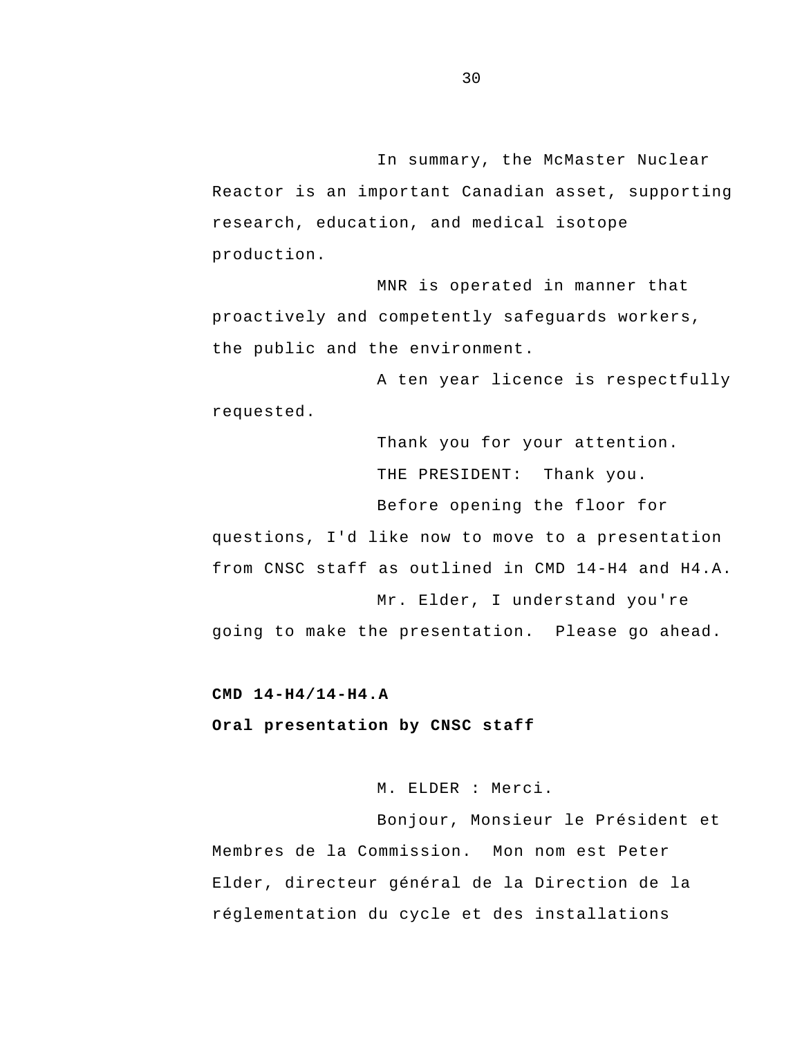In summary, the McMaster Nuclear Reactor is an important Canadian asset, supporting research, education, and medical isotope production.

MNR is operated in manner that proactively and competently safeguards workers, the public and the environment.

A ten year licence is respectfully requested.

Thank you for your attention.

THE PRESIDENT:  Thank you.

Before opening the floor for questions, I'd like now to move to a presentation from CNSC staff as outlined in CMD 14-H4 and H4.A.

Mr. Elder, I understand you're going to make the presentation.  Please go ahead.

**CMD 14-H4/14-H4.A**

**Oral presentation by CNSC staff**

M. ELDER : Merci.

Bonjour, Monsieur le Président et Membres de la Commission.  Mon nom est Peter Elder, directeur général de la Direction de la réglementation du cycle et des installations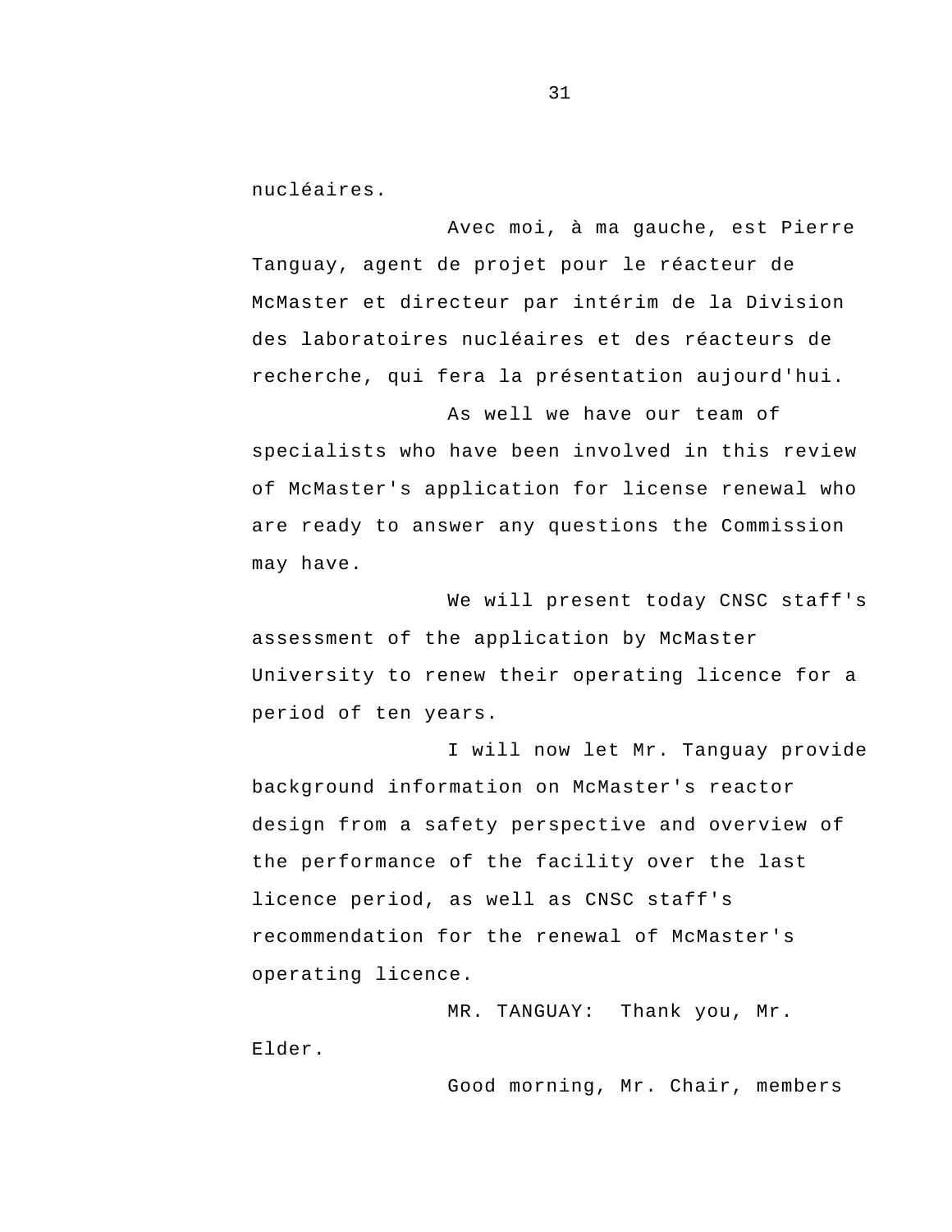nucléaires.

Avec moi, à ma gauche, est Pierre Tanguay, agent de projet pour le réacteur de McMaster et directeur par intérim de la Division des laboratoires nucléaires et des réacteurs de recherche, qui fera la présentation aujourd'hui.

As well we have our team of specialists who have been involved in this review of McMaster's application for license renewal who are ready to answer any questions the Commission may have.

We will present today CNSC staff's assessment of the application by McMaster University to renew their operating licence for a period of ten years.

I will now let Mr. Tanguay provide background information on McMaster's reactor design from a safety perspective and overview of the performance of the facility over the last licence period, as well as CNSC staff's recommendation for the renewal of McMaster's operating licence.

MR. TANGUAY: Thank you, Mr. Elder.

Good morning, Mr. Chair, members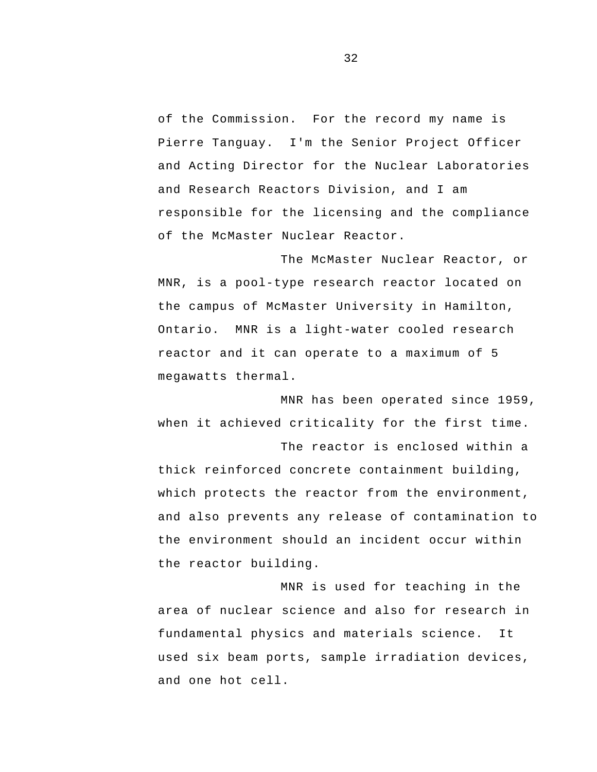of the Commission.  For the record my name is Pierre Tanguay.  I'm the Senior Project Officer and Acting Director for the Nuclear Laboratories and Research Reactors Division, and I am responsible for the licensing and the compliance of the McMaster Nuclear Reactor.

The McMaster Nuclear Reactor, or MNR, is a pool-type research reactor located on the campus of McMaster University in Hamilton, Ontario.  MNR is a light-water cooled research reactor and it can operate to a maximum of 5 megawatts thermal.

MNR has been operated since 1959, when it achieved criticality for the first time.

The reactor is enclosed within a thick reinforced concrete containment building, which protects the reactor from the environment, and also prevents any release of contamination to the environment should an incident occur within the reactor building.

MNR is used for teaching in the area of nuclear science and also for research in fundamental physics and materials science.  It used six beam ports, sample irradiation devices, and one hot cell.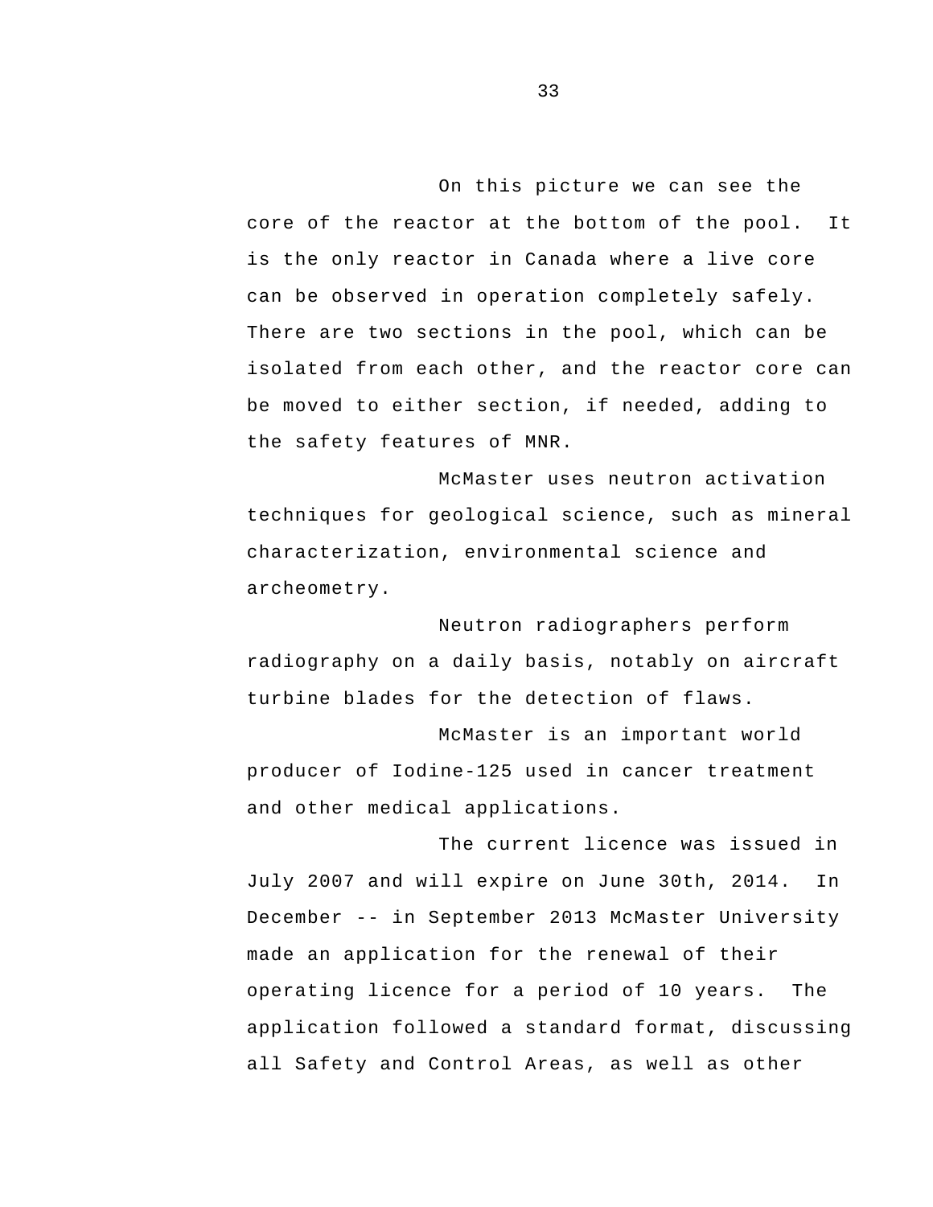On this picture we can see the core of the reactor at the bottom of the pool. It is the only reactor in Canada where a live core can be observed in operation completely safely. There are two sections in the pool, which can be isolated from each other, and the reactor core can be moved to either section, if needed, adding to the safety features of MNR.

McMaster uses neutron activation techniques for geological science, such as mineral characterization, environmental science and archeometry.

Neutron radiographers perform radiography on a daily basis, notably on aircraft turbine blades for the detection of flaws.

McMaster is an important world producer of Iodine-125 used in cancer treatment and other medical applications.

The current licence was issued in July 2007 and will expire on June 30th, 2014. In December -- in September 2013 McMaster University made an application for the renewal of their operating licence for a period of 10 years. The application followed a standard format, discussing all Safety and Control Areas, as well as other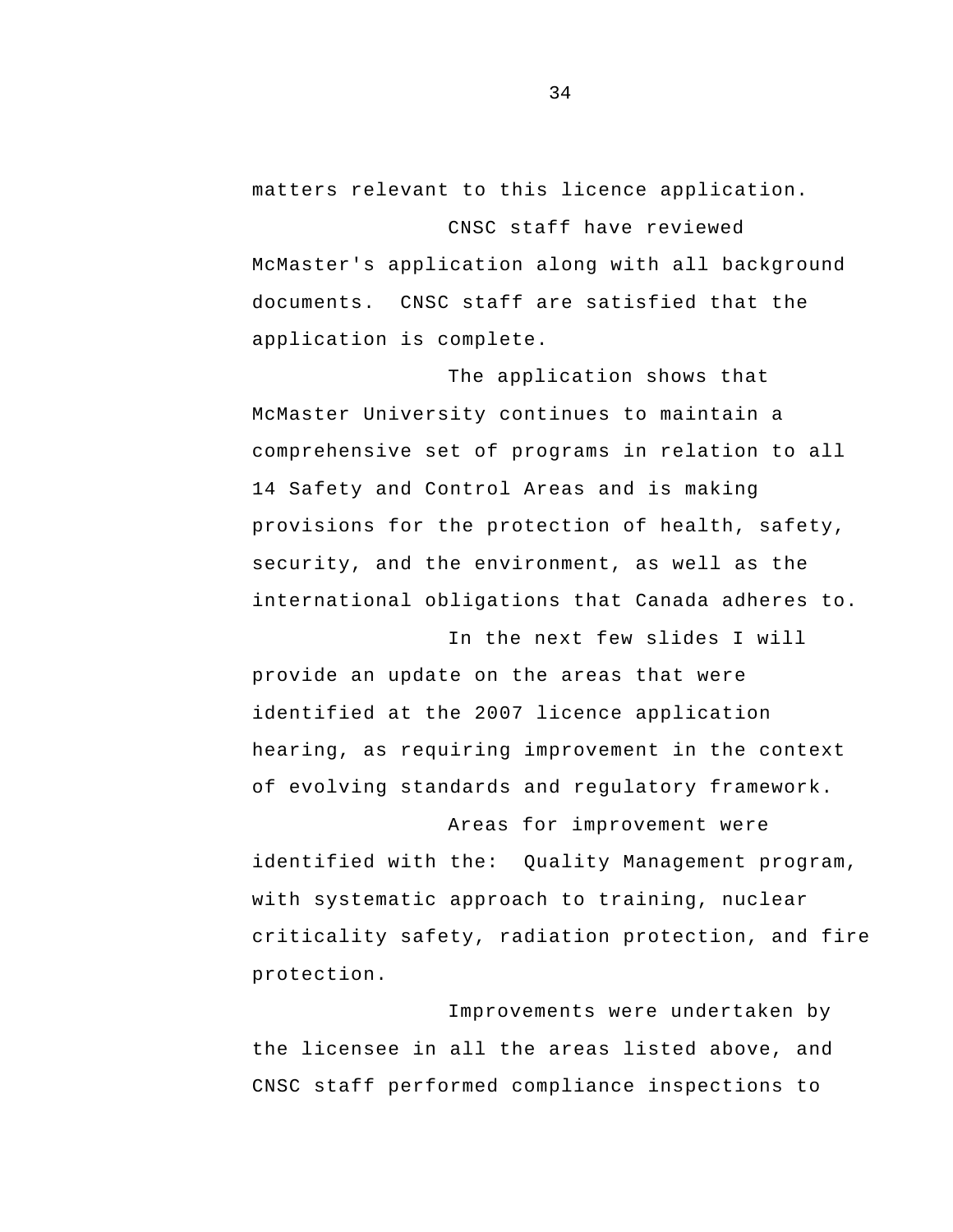matters relevant to this licence application.

CNSC staff have reviewed McMaster's application along with all background documents. CNSC staff are satisfied that the application is complete.

The application shows that McMaster University continues to maintain a comprehensive set of programs in relation to all 14 Safety and Control Areas and is making provisions for the protection of health, safety, security, and the environment, as well as the international obligations that Canada adheres to.

In the next few slides I will provide an update on the areas that were identified at the 2007 licence application hearing, as requiring improvement in the context of evolving standards and regulatory framework.

Areas for improvement were identified with the: Quality Management program, with systematic approach to training, nuclear criticality safety, radiation protection, and fire protection.

Improvements were undertaken by the licensee in all the areas listed above, and CNSC staff performed compliance inspections to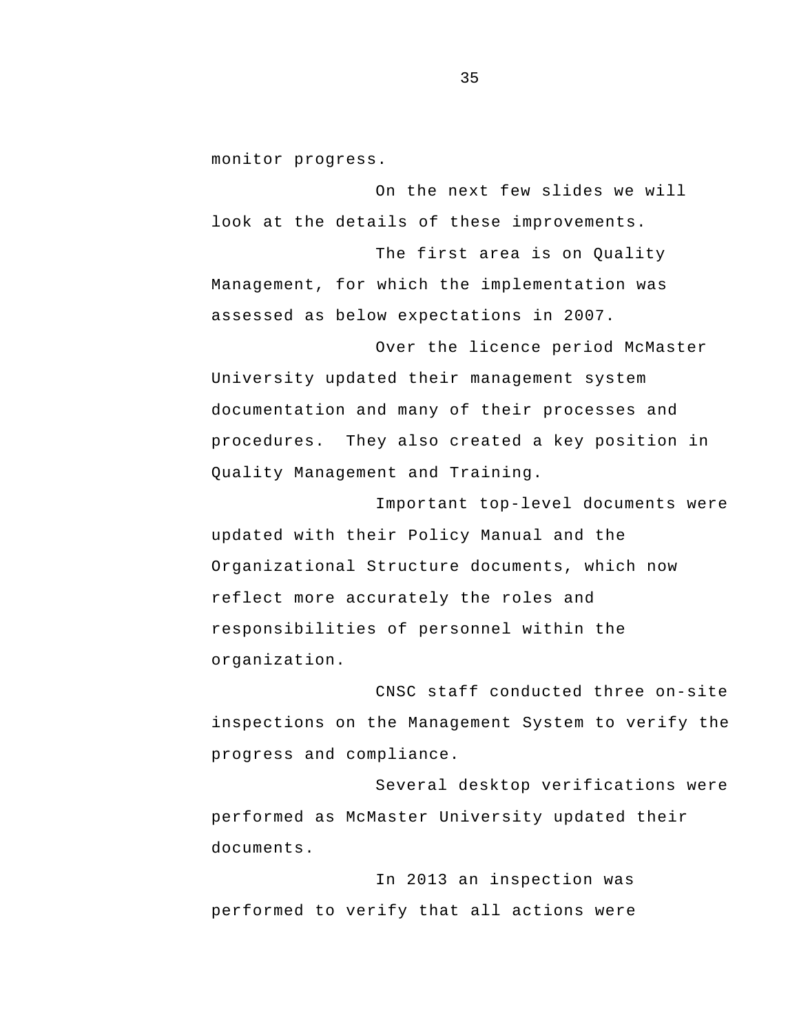monitor progress.

On the next few slides we will look at the details of these improvements.

The first area is on Quality Management, for which the implementation was assessed as below expectations in 2007.

Over the licence period McMaster University updated their management system documentation and many of their processes and procedures. They also created a key position in Quality Management and Training.

Important top-level documents were updated with their Policy Manual and the Organizational Structure documents, which now reflect more accurately the roles and responsibilities of personnel within the organization.

CNSC staff conducted three on-site inspections on the Management System to verify the progress and compliance.

Several desktop verifications were performed as McMaster University updated their documents.

In 2013 an inspection was performed to verify that all actions were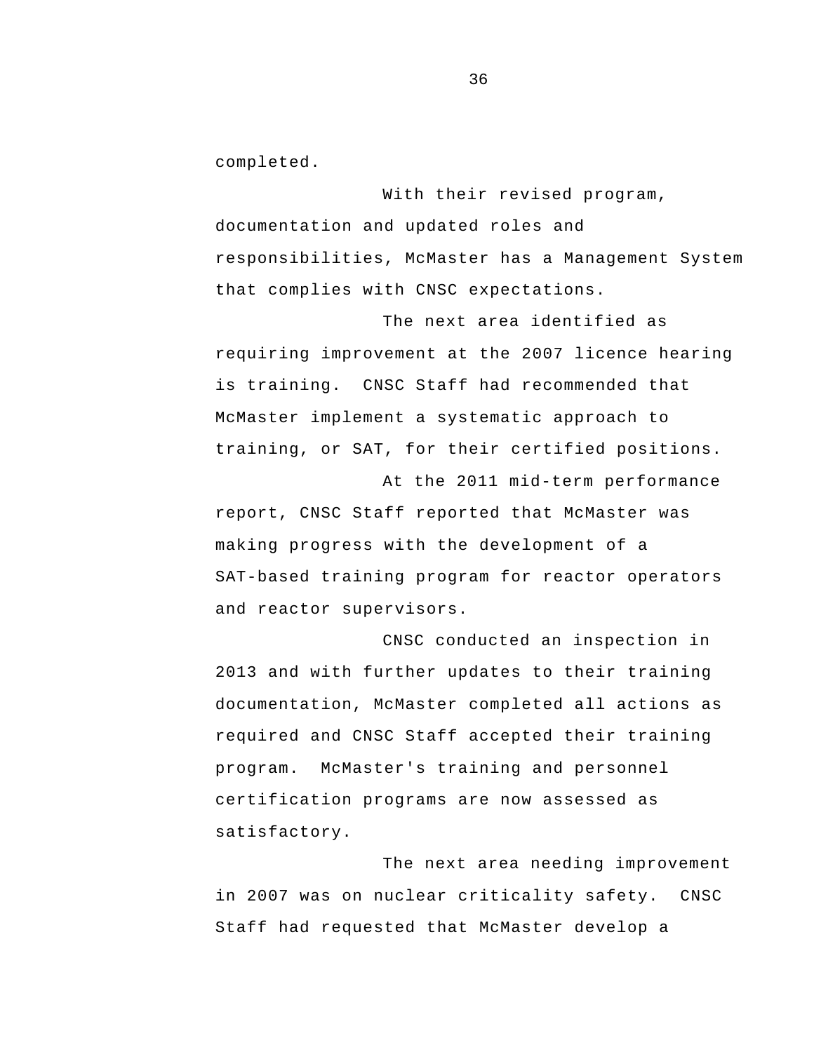completed.

With their revised program, documentation and updated roles and responsibilities, McMaster has a Management System that complies with CNSC expectations.

The next area identified as requiring improvement at the 2007 licence hearing is training. CNSC Staff had recommended that McMaster implement a systematic approach to training, or SAT, for their certified positions.

At the 2011 mid-term performance report, CNSC Staff reported that McMaster was making progress with the development of a SAT-based training program for reactor operators and reactor supervisors.

CNSC conducted an inspection in 2013 and with further updates to their training documentation, McMaster completed all actions as required and CNSC Staff accepted their training program. McMaster's training and personnel certification programs are now assessed as satisfactory.

The next area needing improvement in 2007 was on nuclear criticality safety. CNSC Staff had requested that McMaster develop a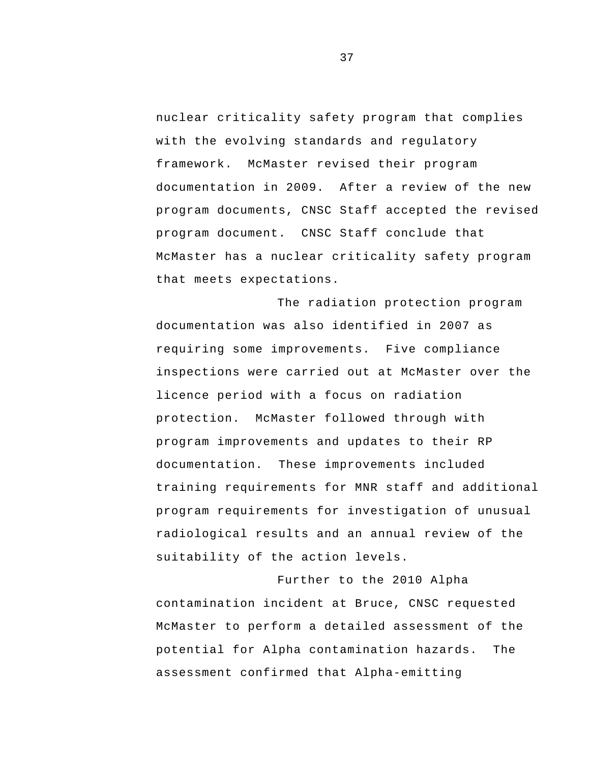nuclear criticality safety program that complies with the evolving standards and regulatory framework. McMaster revised their program documentation in 2009. After a review of the new program documents, CNSC Staff accepted the revised program document. CNSC Staff conclude that McMaster has a nuclear criticality safety program that meets expectations.

The radiation protection program documentation was also identified in 2007 as requiring some improvements. Five compliance inspections were carried out at McMaster over the licence period with a focus on radiation protection. McMaster followed through with program improvements and updates to their RP documentation. These improvements included training requirements for MNR staff and additional program requirements for investigation of unusual radiological results and an annual review of the suitability of the action levels.

Further to the 2010 Alpha contamination incident at Bruce, CNSC requested McMaster to perform a detailed assessment of the potential for Alpha contamination hazards. The assessment confirmed that Alpha-emitting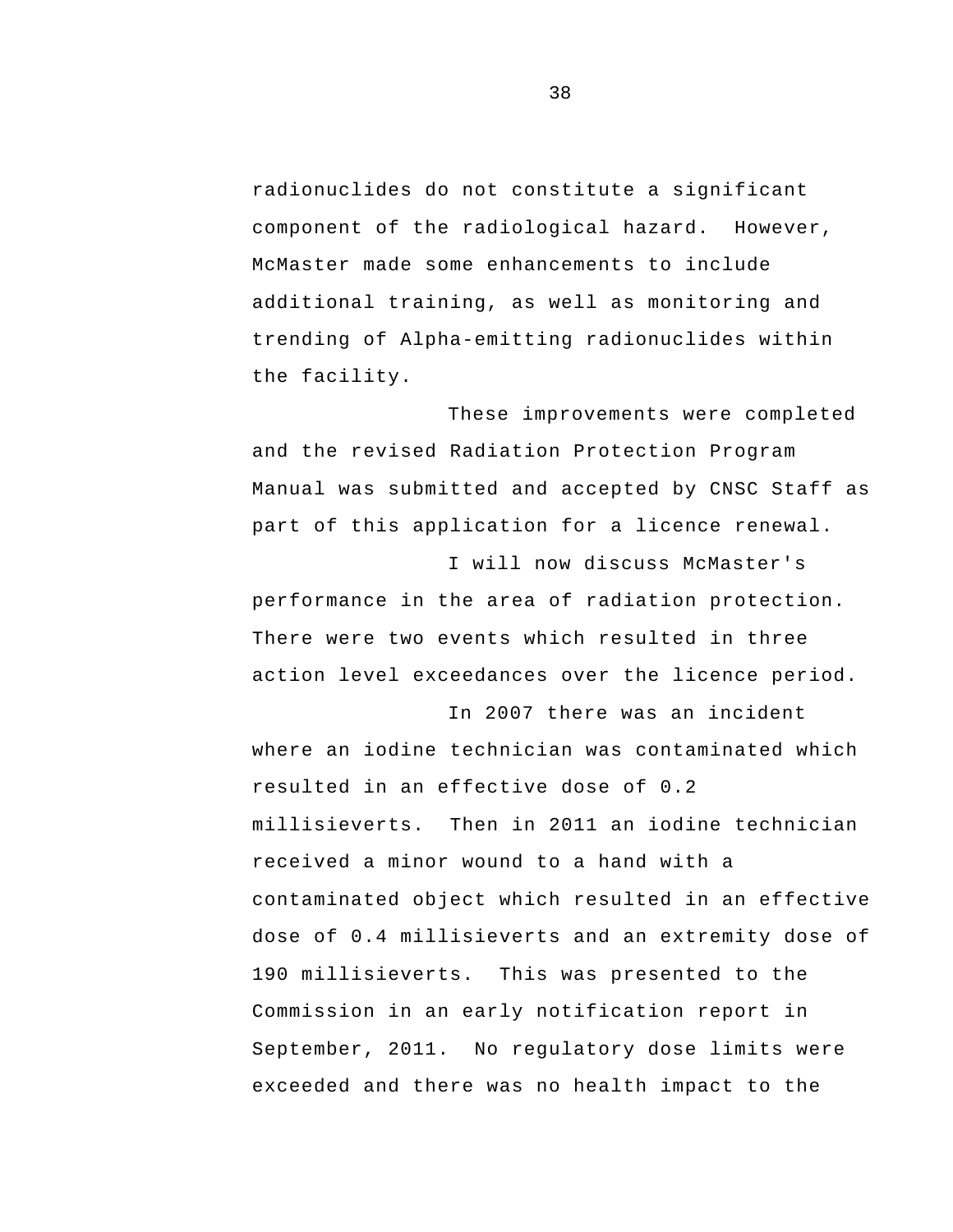radionuclides do not constitute a significant component of the radiological hazard. However, McMaster made some enhancements to include additional training, as well as monitoring and trending of Alpha-emitting radionuclides within the facility.

These improvements were completed and the revised Radiation Protection Program Manual was submitted and accepted by CNSC Staff as part of this application for a licence renewal.

I will now discuss McMaster's performance in the area of radiation protection. There were two events which resulted in three action level exceedances over the licence period.

In 2007 there was an incident where an iodine technician was contaminated which resulted in an effective dose of 0.2 millisieverts. Then in 2011 an iodine technician received a minor wound to a hand with a contaminated object which resulted in an effective dose of 0.4 millisieverts and an extremity dose of 190 millisieverts. This was presented to the Commission in an early notification report in September, 2011. No regulatory dose limits were exceeded and there was no health impact to the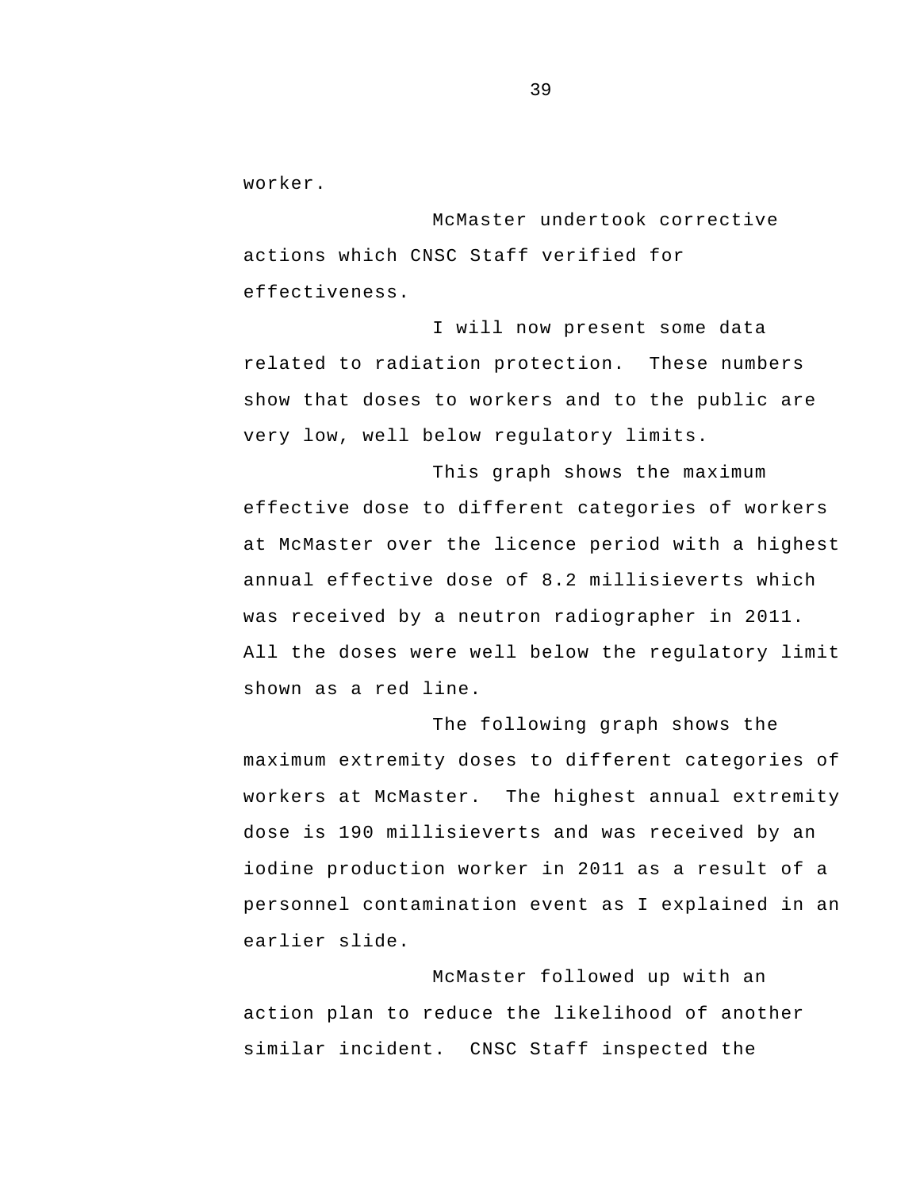worker.

McMaster undertook corrective actions which CNSC Staff verified for effectiveness.

I will now present some data related to radiation protection. These numbers show that doses to workers and to the public are very low, well below regulatory limits.

This graph shows the maximum effective dose to different categories of workers at McMaster over the licence period with a highest annual effective dose of 8.2 millisieverts which was received by a neutron radiographer in 2011. All the doses were well below the regulatory limit shown as a red line.

The following graph shows the maximum extremity doses to different categories of workers at McMaster. The highest annual extremity dose is 190 millisieverts and was received by an iodine production worker in 2011 as a result of a personnel contamination event as I explained in an earlier slide.

McMaster followed up with an action plan to reduce the likelihood of another similar incident. CNSC Staff inspected the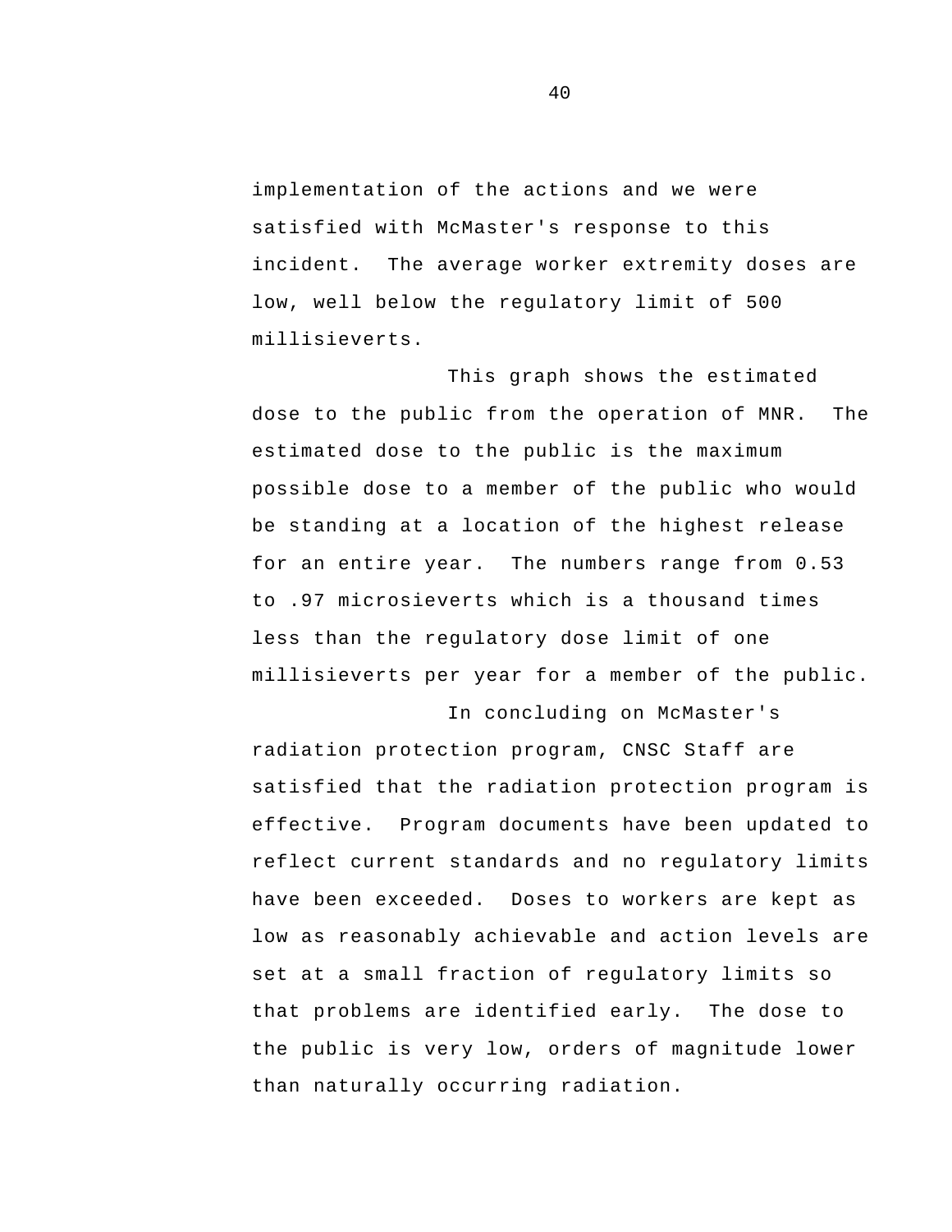implementation of the actions and we were satisfied with McMaster's response to this incident. The average worker extremity doses are low, well below the regulatory limit of 500 millisieverts.

This graph shows the estimated dose to the public from the operation of MNR. The estimated dose to the public is the maximum possible dose to a member of the public who would be standing at a location of the highest release for an entire year. The numbers range from 0.53 to .97 microsieverts which is a thousand times less than the regulatory dose limit of one millisieverts per year for a member of the public.

In concluding on McMaster's radiation protection program, CNSC Staff are satisfied that the radiation protection program is effective. Program documents have been updated to reflect current standards and no regulatory limits have been exceeded. Doses to workers are kept as low as reasonably achievable and action levels are set at a small fraction of regulatory limits so that problems are identified early. The dose to the public is very low, orders of magnitude lower than naturally occurring radiation.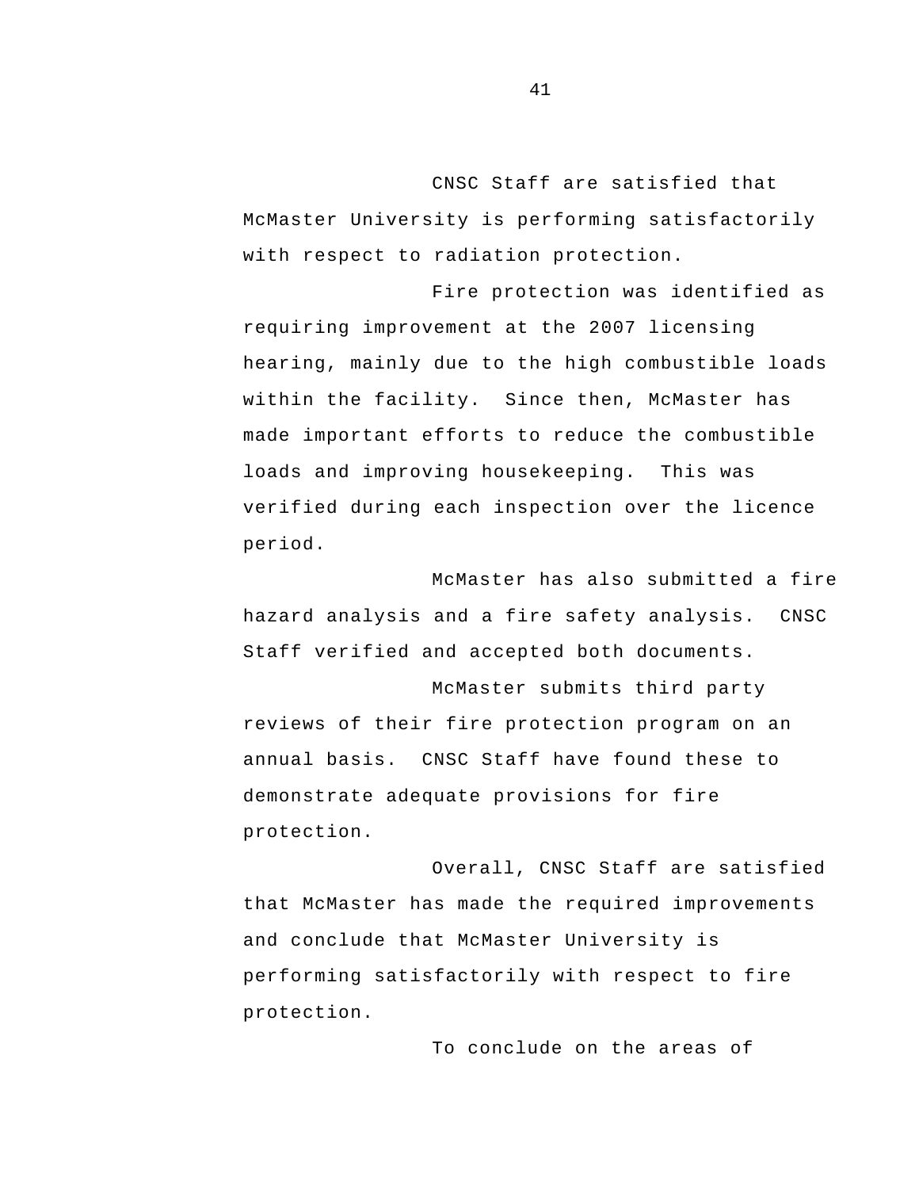CNSC Staff are satisfied that McMaster University is performing satisfactorily with respect to radiation protection.

Fire protection was identified as requiring improvement at the 2007 licensing hearing, mainly due to the high combustible loads within the facility. Since then, McMaster has made important efforts to reduce the combustible loads and improving housekeeping. This was verified during each inspection over the licence period.

McMaster has also submitted a fire hazard analysis and a fire safety analysis. CNSC Staff verified and accepted both documents.

McMaster submits third party reviews of their fire protection program on an annual basis. CNSC Staff have found these to demonstrate adequate provisions for fire protection.

Overall, CNSC Staff are satisfied that McMaster has made the required improvements and conclude that McMaster University is performing satisfactorily with respect to fire protection.

To conclude on the areas of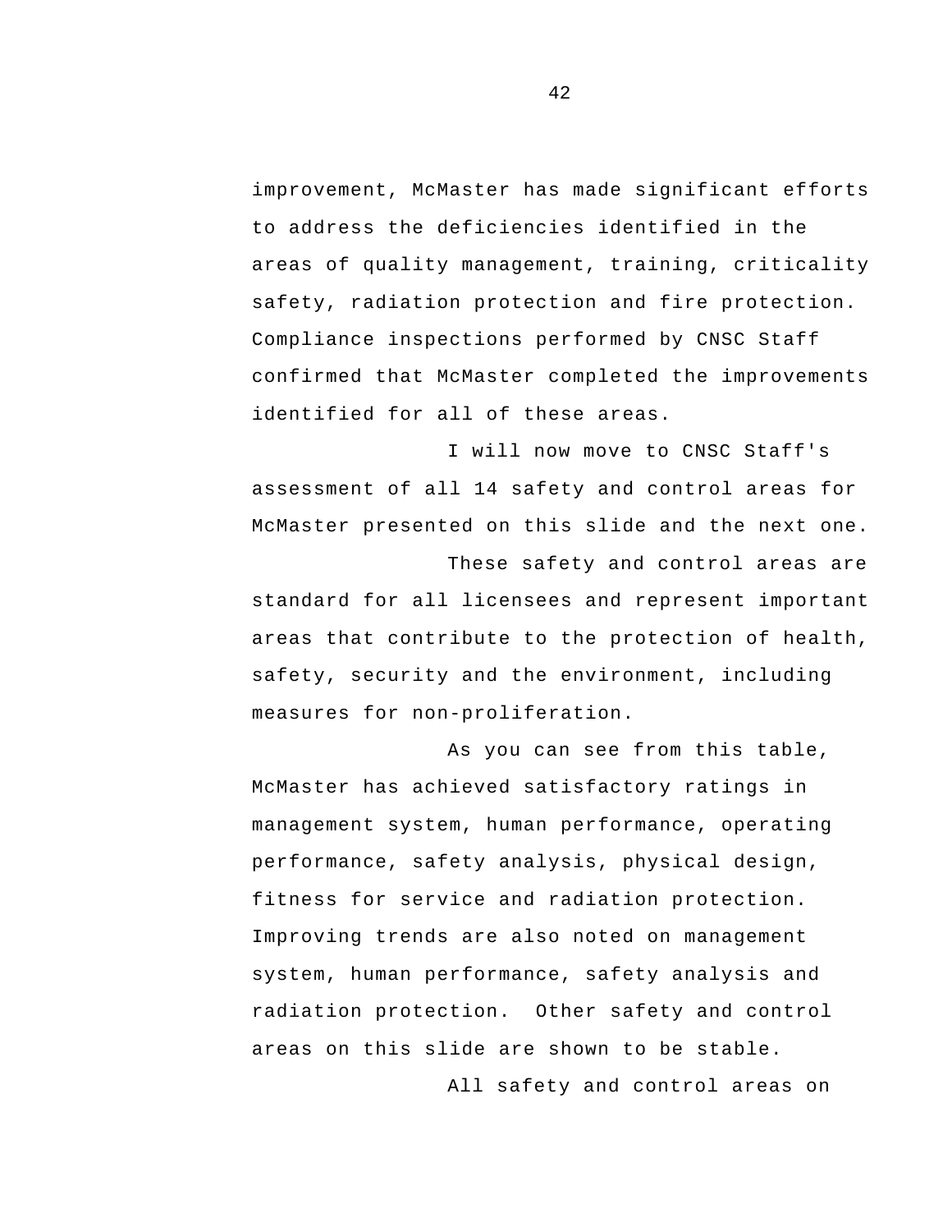improvement, McMaster has made significant efforts to address the deficiencies identified in the areas of quality management, training, criticality safety, radiation protection and fire protection. Compliance inspections performed by CNSC Staff confirmed that McMaster completed the improvements identified for all of these areas.

I will now move to CNSC Staff's assessment of all 14 safety and control areas for McMaster presented on this slide and the next one.

These safety and control areas are standard for all licensees and represent important areas that contribute to the protection of health, safety, security and the environment, including measures for non-proliferation.

As you can see from this table, McMaster has achieved satisfactory ratings in management system, human performance, operating performance, safety analysis, physical design, fitness for service and radiation protection. Improving trends are also noted on management system, human performance, safety analysis and radiation protection. Other safety and control areas on this slide are shown to be stable.

All safety and control areas on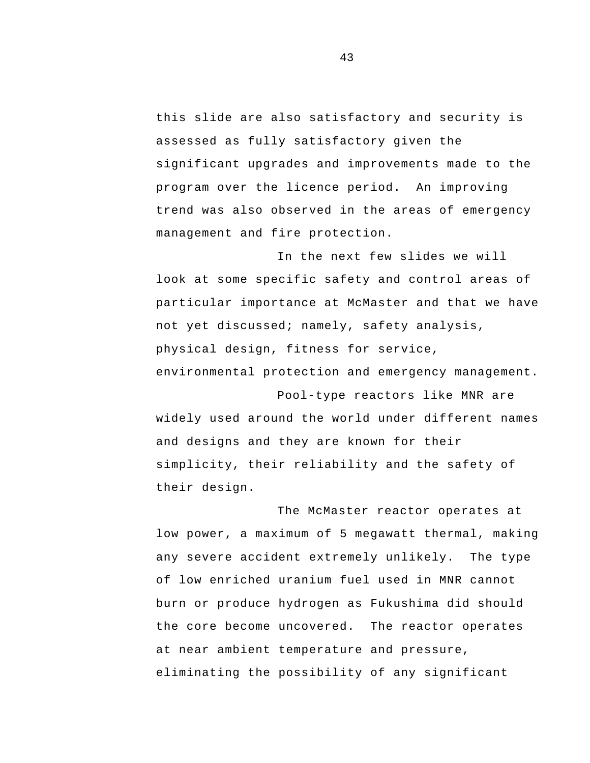this slide are also satisfactory and security is assessed as fully satisfactory given the significant upgrades and improvements made to the program over the licence period. An improving trend was also observed in the areas of emergency management and fire protection.

In the next few slides we will look at some specific safety and control areas of particular importance at McMaster and that we have not yet discussed; namely, safety analysis, physical design, fitness for service, environmental protection and emergency management.

Pool-type reactors like MNR are widely used around the world under different names and designs and they are known for their simplicity, their reliability and the safety of their design.

The McMaster reactor operates at low power, a maximum of 5 megawatt thermal, making any severe accident extremely unlikely. The type of low enriched uranium fuel used in MNR cannot burn or produce hydrogen as Fukushima did should the core become uncovered. The reactor operates at near ambient temperature and pressure, eliminating the possibility of any significant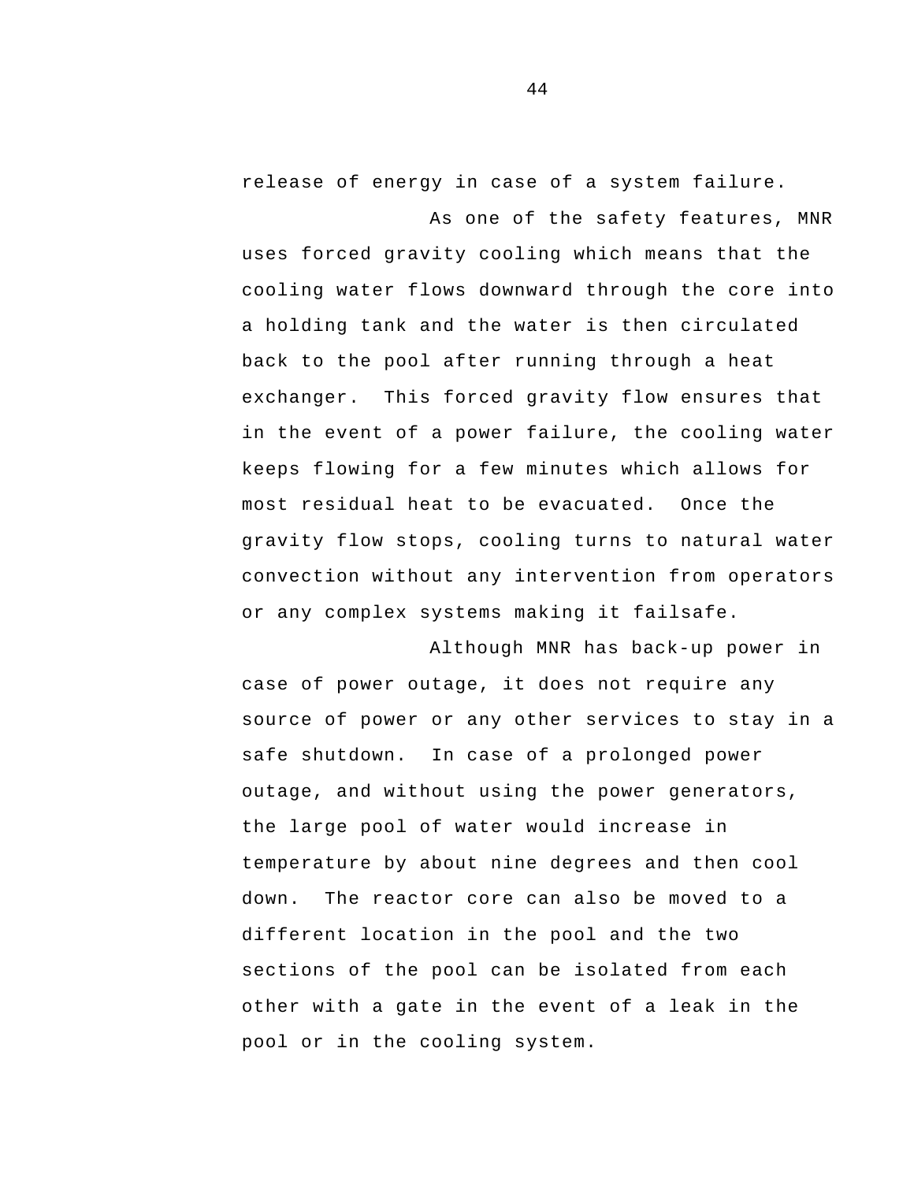release of energy in case of a system failure.

As one of the safety features, MNR uses forced gravity cooling which means that the cooling water flows downward through the core into a holding tank and the water is then circulated back to the pool after running through a heat exchanger. This forced gravity flow ensures that in the event of a power failure, the cooling water keeps flowing for a few minutes which allows for most residual heat to be evacuated. Once the gravity flow stops, cooling turns to natural water convection without any intervention from operators or any complex systems making it failsafe.

Although MNR has back-up power in case of power outage, it does not require any source of power or any other services to stay in a safe shutdown. In case of a prolonged power outage, and without using the power generators, the large pool of water would increase in temperature by about nine degrees and then cool down. The reactor core can also be moved to a different location in the pool and the two sections of the pool can be isolated from each other with a gate in the event of a leak in the pool or in the cooling system.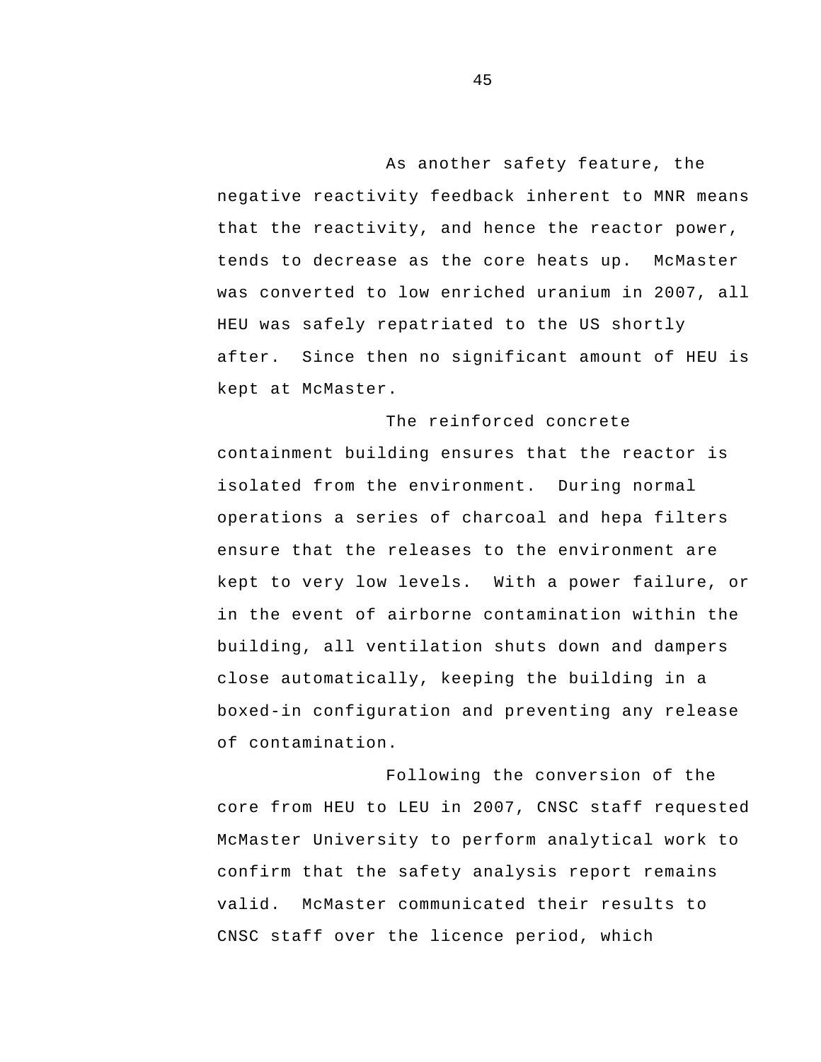As another safety feature, the negative reactivity feedback inherent to MNR means that the reactivity, and hence the reactor power, tends to decrease as the core heats up. McMaster was converted to low enriched uranium in 2007, all HEU was safely repatriated to the US shortly after. Since then no significant amount of HEU is kept at McMaster.

The reinforced concrete containment building ensures that the reactor is isolated from the environment. During normal operations a series of charcoal and hepa filters ensure that the releases to the environment are kept to very low levels. With a power failure, or in the event of airborne contamination within the building, all ventilation shuts down and dampers close automatically, keeping the building in a boxed-in configuration and preventing any release of contamination.

Following the conversion of the core from HEU to LEU in 2007, CNSC staff requested McMaster University to perform analytical work to confirm that the safety analysis report remains valid. McMaster communicated their results to CNSC staff over the licence period, which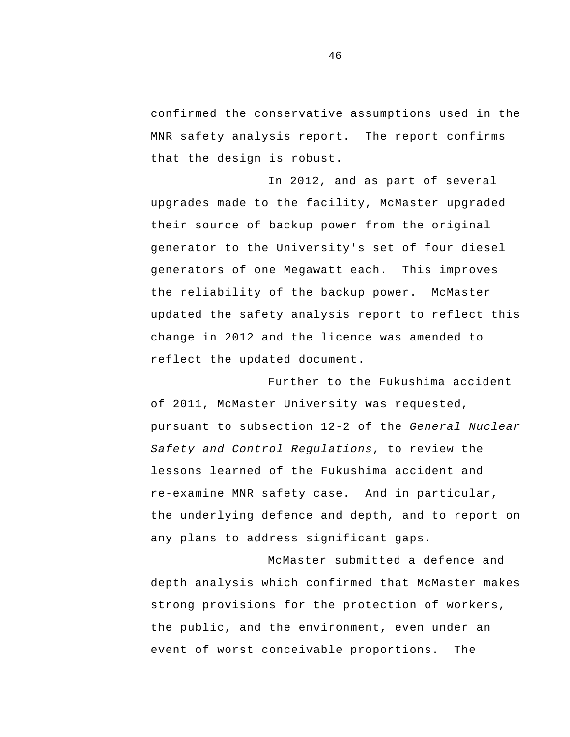confirmed the conservative assumptions used in the MNR safety analysis report. The report confirms that the design is robust.

In 2012, and as part of several upgrades made to the facility, McMaster upgraded their source of backup power from the original generator to the University's set of four diesel generators of one Megawatt each. This improves the reliability of the backup power. McMaster updated the safety analysis report to reflect this change in 2012 and the licence was amended to reflect the updated document.

Further to the Fukushima accident of 2011, McMaster University was requested, pursuant to subsection 12-2 of the *General Nuclear Safety and Control Regulations*, to review the lessons learned of the Fukushima accident and re-examine MNR safety case. And in particular, the underlying defence and depth, and to report on any plans to address significant gaps.

McMaster submitted a defence and depth analysis which confirmed that McMaster makes strong provisions for the protection of workers, the public, and the environment, even under an event of worst conceivable proportions. The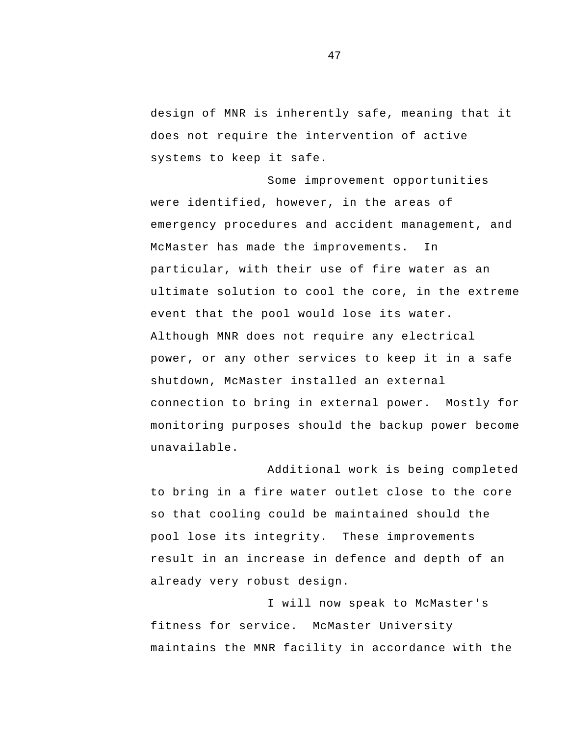design of MNR is inherently safe, meaning that it does not require the intervention of active systems to keep it safe.

Some improvement opportunities were identified, however, in the areas of emergency procedures and accident management, and McMaster has made the improvements. In particular, with their use of fire water as an ultimate solution to cool the core, in the extreme event that the pool would lose its water. Although MNR does not require any electrical power, or any other services to keep it in a safe shutdown, McMaster installed an external connection to bring in external power. Mostly for monitoring purposes should the backup power become unavailable.

Additional work is being completed to bring in a fire water outlet close to the core so that cooling could be maintained should the pool lose its integrity. These improvements result in an increase in defence and depth of an already very robust design.

I will now speak to McMaster's fitness for service. McMaster University maintains the MNR facility in accordance with the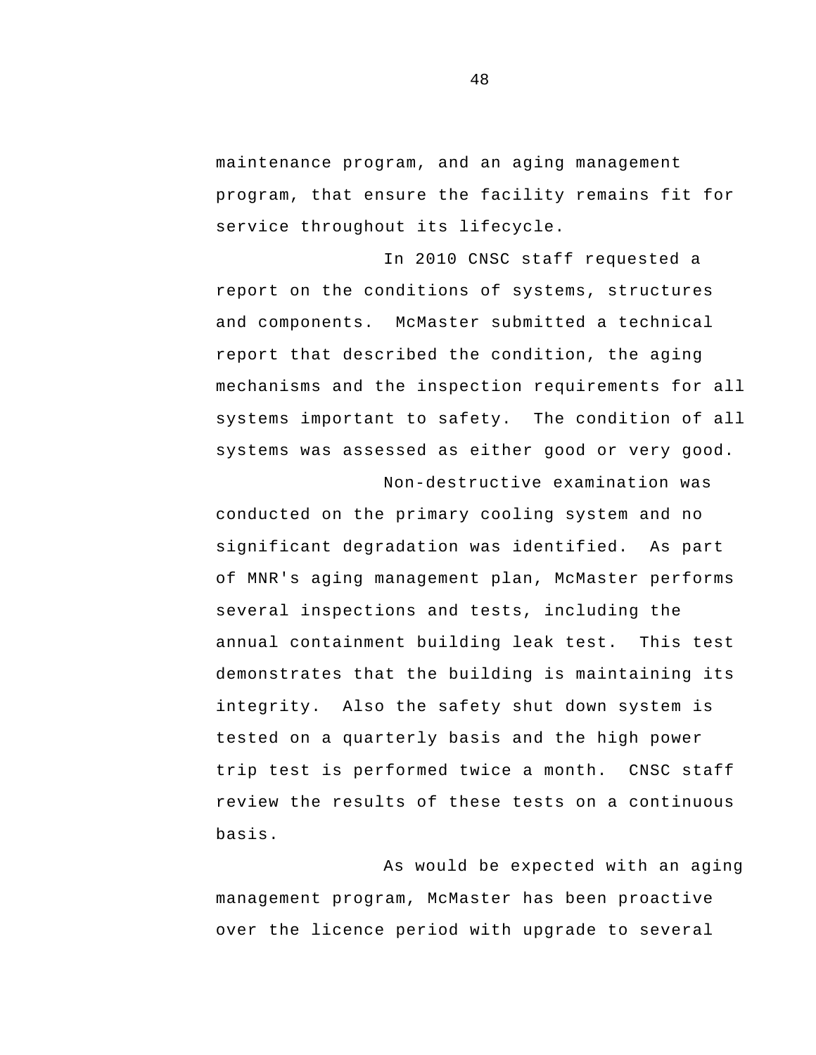maintenance program, and an aging management program, that ensure the facility remains fit for service throughout its lifecycle.

In 2010 CNSC staff requested a report on the conditions of systems, structures and components. McMaster submitted a technical report that described the condition, the aging mechanisms and the inspection requirements for all systems important to safety. The condition of all systems was assessed as either good or very good.

Non-destructive examination was conducted on the primary cooling system and no significant degradation was identified. As part of MNR's aging management plan, McMaster performs several inspections and tests, including the annual containment building leak test. This test demonstrates that the building is maintaining its integrity. Also the safety shut down system is tested on a quarterly basis and the high power trip test is performed twice a month. CNSC staff review the results of these tests on a continuous basis.

As would be expected with an aging management program, McMaster has been proactive over the licence period with upgrade to several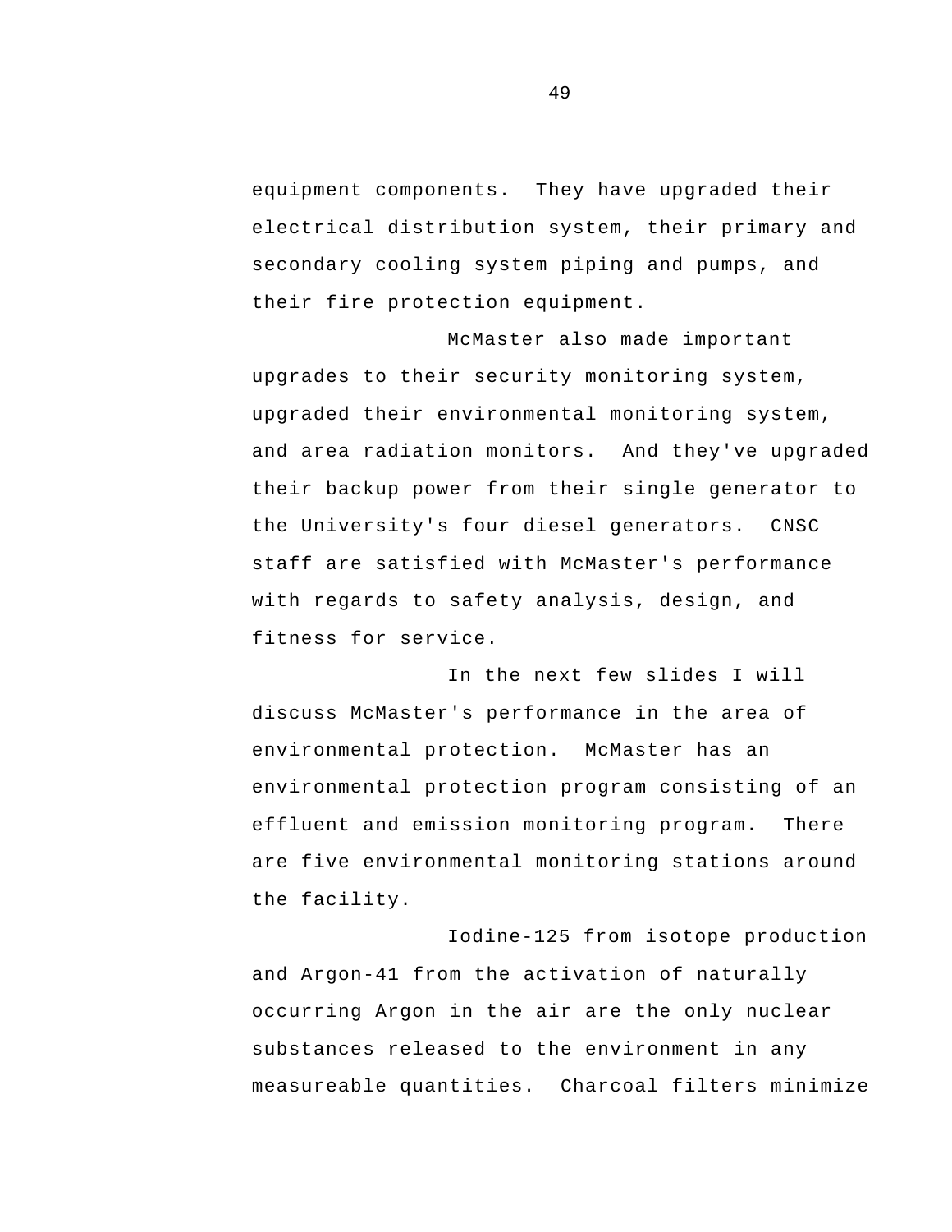equipment components. They have upgraded their electrical distribution system, their primary and secondary cooling system piping and pumps, and their fire protection equipment.

McMaster also made important upgrades to their security monitoring system, upgraded their environmental monitoring system, and area radiation monitors. And they've upgraded their backup power from their single generator to the University's four diesel generators. CNSC staff are satisfied with McMaster's performance with regards to safety analysis, design, and fitness for service.

In the next few slides I will discuss McMaster's performance in the area of environmental protection. McMaster has an environmental protection program consisting of an effluent and emission monitoring program. There are five environmental monitoring stations around the facility.

Iodine-125 from isotope production and Argon-41 from the activation of naturally occurring Argon in the air are the only nuclear substances released to the environment in any measureable quantities. Charcoal filters minimize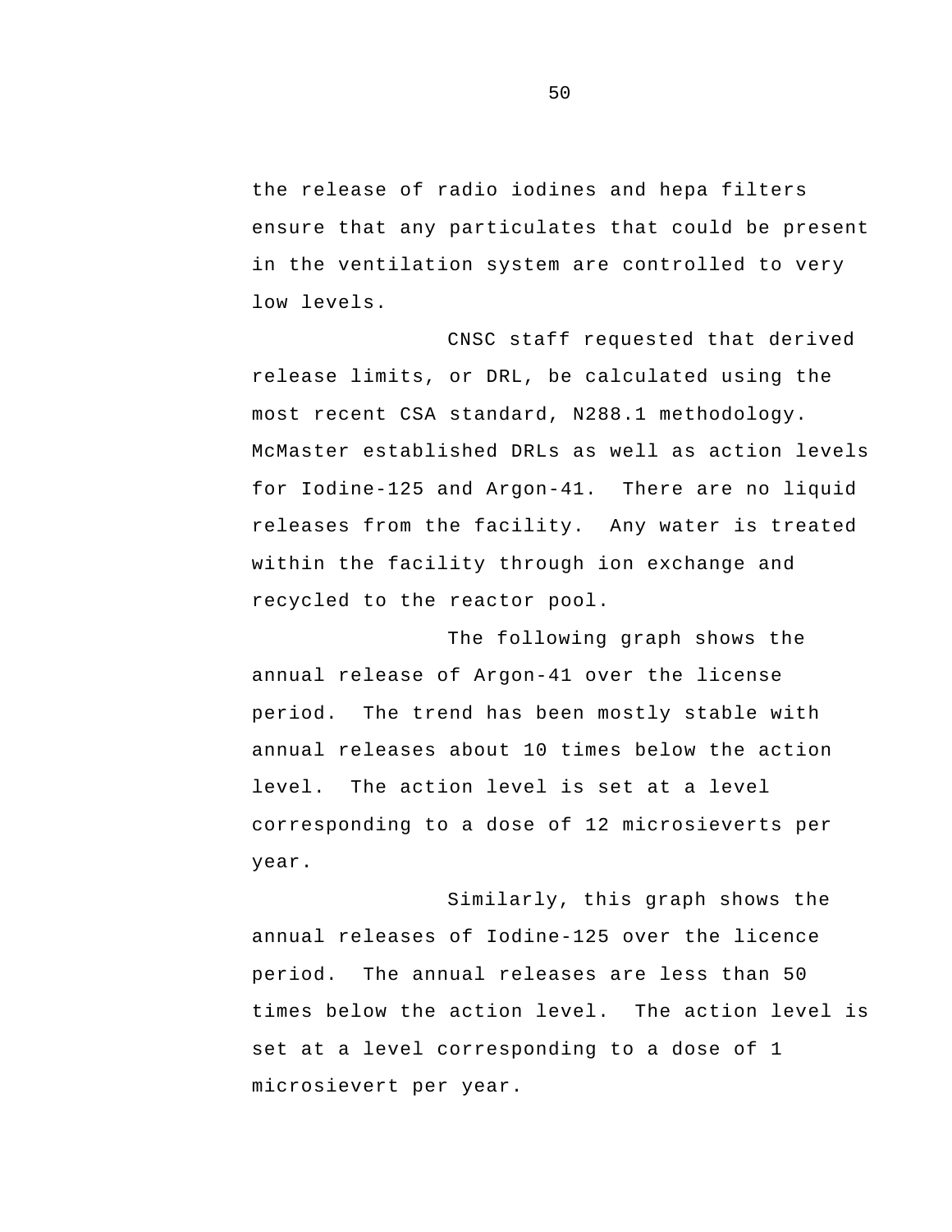the release of radio iodines and hepa filters ensure that any particulates that could be present in the ventilation system are controlled to very low levels.

CNSC staff requested that derived release limits, or DRL, be calculated using the most recent CSA standard, N288.1 methodology. McMaster established DRLs as well as action levels for Iodine-125 and Argon-41. There are no liquid releases from the facility. Any water is treated within the facility through ion exchange and recycled to the reactor pool.

The following graph shows the annual release of Argon-41 over the license period. The trend has been mostly stable with annual releases about 10 times below the action level. The action level is set at a level corresponding to a dose of 12 microsieverts per year.

Similarly, this graph shows the annual releases of Iodine-125 over the licence period. The annual releases are less than 50 times below the action level. The action level is set at a level corresponding to a dose of 1 microsievert per year.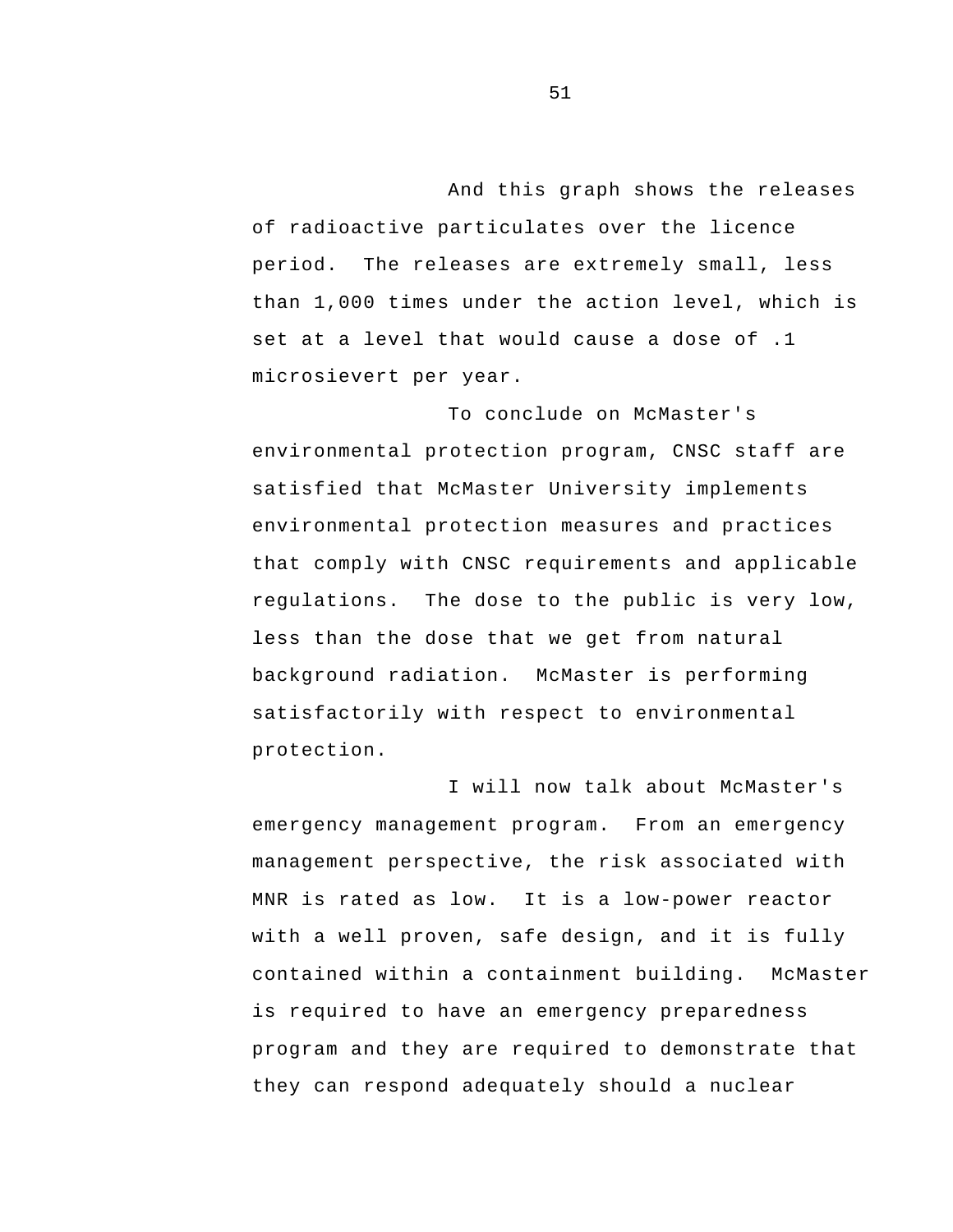And this graph shows the releases of radioactive particulates over the licence period. The releases are extremely small, less than 1,000 times under the action level, which is set at a level that would cause a dose of .1 microsievert per year.

To conclude on McMaster's environmental protection program, CNSC staff are satisfied that McMaster University implements environmental protection measures and practices that comply with CNSC requirements and applicable regulations. The dose to the public is very low, less than the dose that we get from natural background radiation. McMaster is performing satisfactorily with respect to environmental protection.

I will now talk about McMaster's emergency management program. From an emergency management perspective, the risk associated with MNR is rated as low. It is a low-power reactor with a well proven, safe design, and it is fully contained within a containment building. McMaster is required to have an emergency preparedness program and they are required to demonstrate that they can respond adequately should a nuclear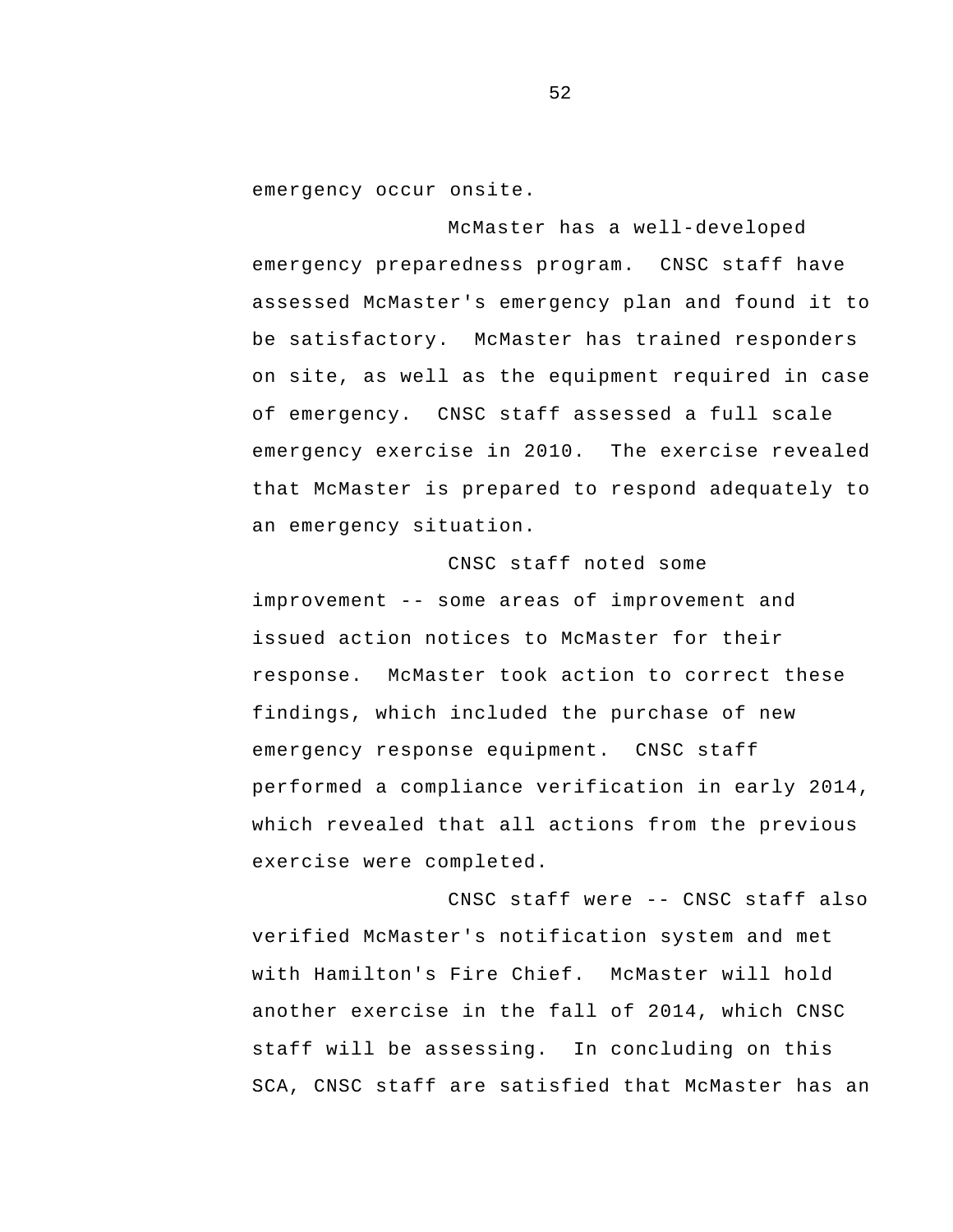emergency occur onsite.

McMaster has a well-developed emergency preparedness program. CNSC staff have assessed McMaster's emergency plan and found it to be satisfactory. McMaster has trained responders on site, as well as the equipment required in case of emergency. CNSC staff assessed a full scale emergency exercise in 2010. The exercise revealed that McMaster is prepared to respond adequately to an emergency situation.

CNSC staff noted some improvement -- some areas of improvement and issued action notices to McMaster for their response. McMaster took action to correct these findings, which included the purchase of new emergency response equipment. CNSC staff performed a compliance verification in early 2014, which revealed that all actions from the previous exercise were completed.

CNSC staff were -- CNSC staff also verified McMaster's notification system and met with Hamilton's Fire Chief. McMaster will hold another exercise in the fall of 2014, which CNSC staff will be assessing. In concluding on this SCA, CNSC staff are satisfied that McMaster has an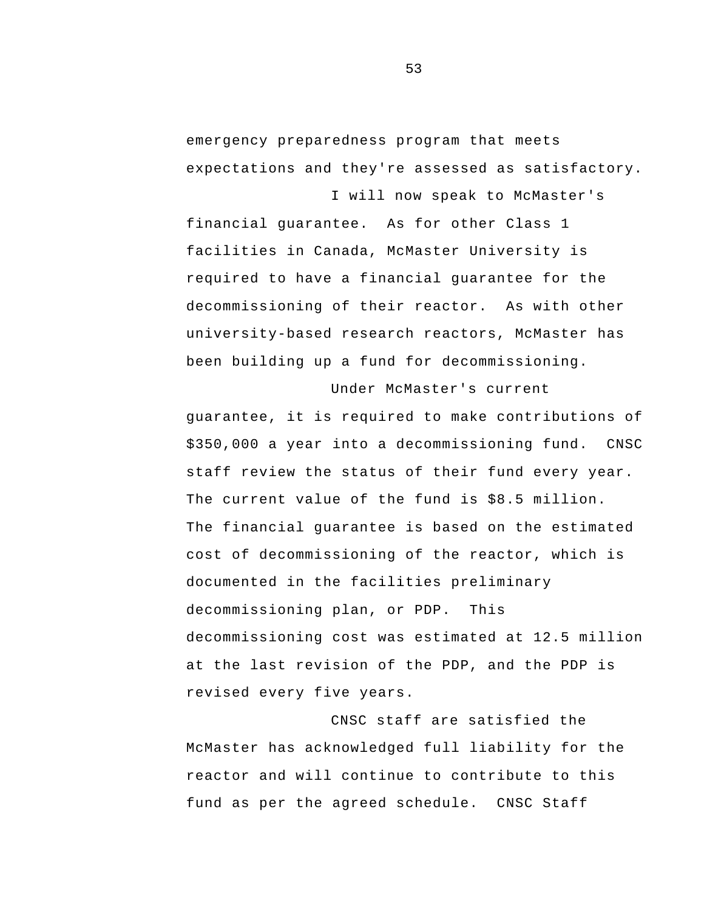emergency preparedness program that meets expectations and they're assessed as satisfactory.

I will now speak to McMaster's financial guarantee. As for other Class 1 facilities in Canada, McMaster University is required to have a financial guarantee for the decommissioning of their reactor. As with other university-based research reactors, McMaster has been building up a fund for decommissioning.

Under McMaster's current guarantee, it is required to make contributions of $350,000 a year into a decommissioning fund. CNSC staff review the status of their fund every year. The current value of the fund is $8.5 million. The financial guarantee is based on the estimated cost of decommissioning of the reactor, which is documented in the facilities preliminary decommissioning plan, or PDP. This decommissioning cost was estimated at 12.5 million at the last revision of the PDP, and the PDP is revised every five years.

CNSC staff are satisfied the McMaster has acknowledged full liability for the reactor and will continue to contribute to this fund as per the agreed schedule. CNSC Staff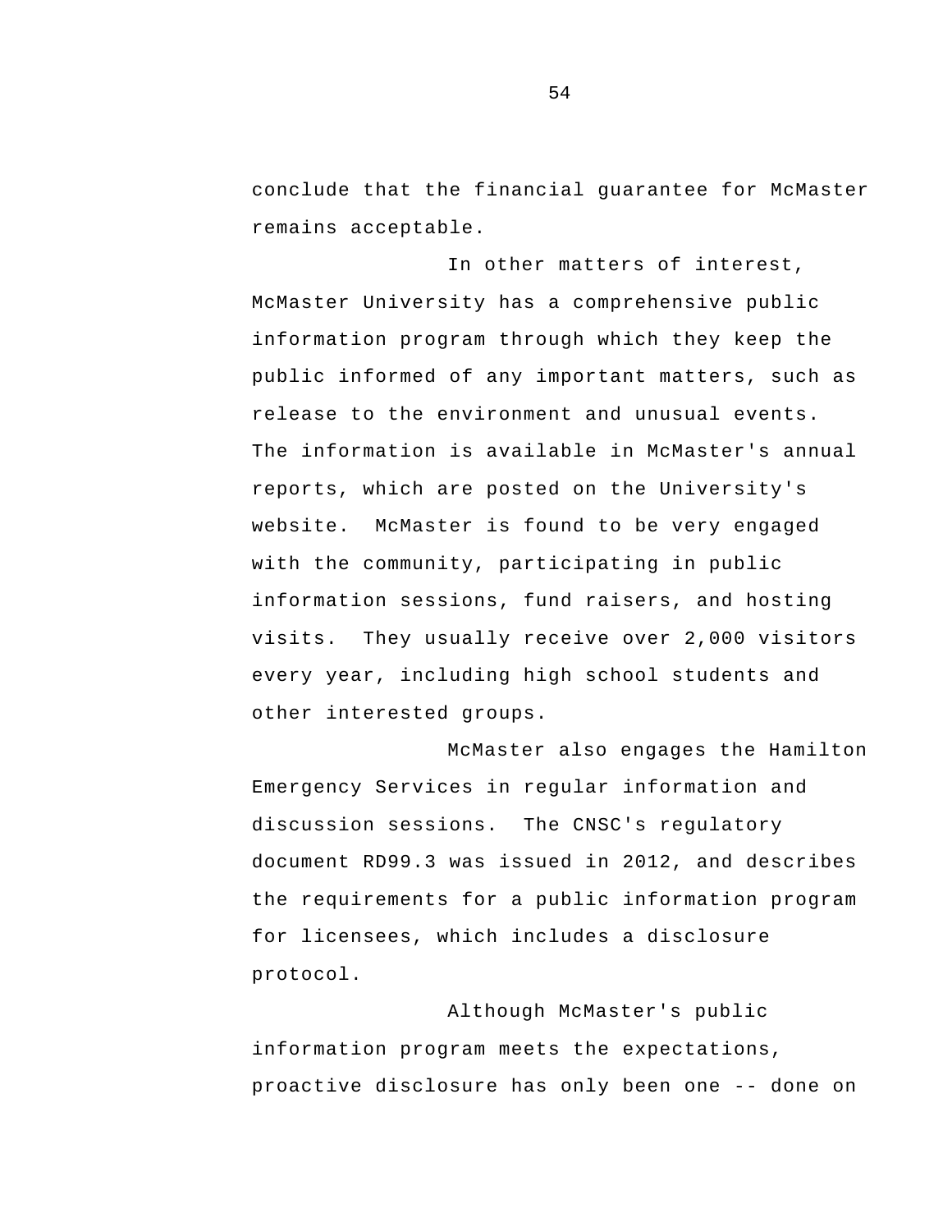conclude that the financial guarantee for McMaster remains acceptable.

In other matters of interest, McMaster University has a comprehensive public information program through which they keep the public informed of any important matters, such as release to the environment and unusual events. The information is available in McMaster's annual reports, which are posted on the University's website. McMaster is found to be very engaged with the community, participating in public information sessions, fund raisers, and hosting visits. They usually receive over 2,000 visitors every year, including high school students and other interested groups.

McMaster also engages the Hamilton Emergency Services in regular information and discussion sessions. The CNSC's regulatory document RD99.3 was issued in 2012, and describes the requirements for a public information program for licensees, which includes a disclosure protocol.

Although McMaster's public information program meets the expectations, proactive disclosure has only been one -- done on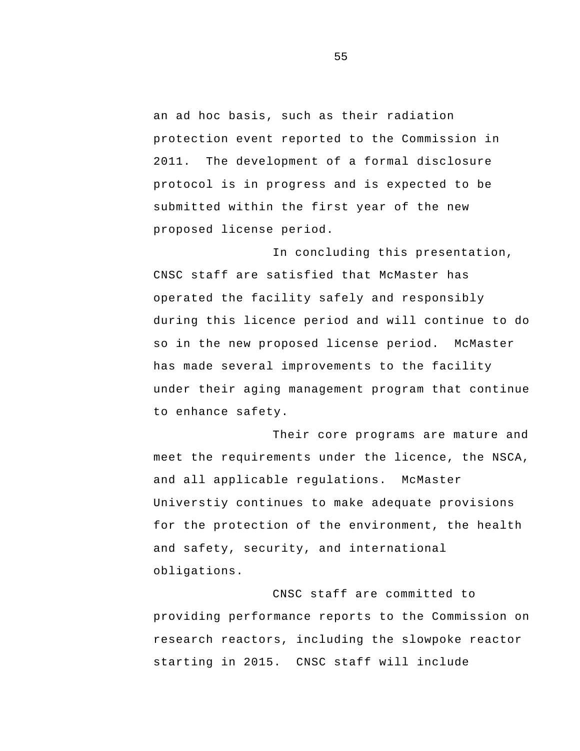an ad hoc basis, such as their radiation protection event reported to the Commission in 2011. The development of a formal disclosure protocol is in progress and is expected to be submitted within the first year of the new proposed license period.

In concluding this presentation, CNSC staff are satisfied that McMaster has operated the facility safely and responsibly during this licence period and will continue to do so in the new proposed license period. McMaster has made several improvements to the facility under their aging management program that continue to enhance safety.

Their core programs are mature and meet the requirements under the licence, the NSCA, and all applicable regulations. McMaster Universtiy continues to make adequate provisions for the protection of the environment, the health and safety, security, and international obligations.

CNSC staff are committed to providing performance reports to the Commission on research reactors, including the slowpoke reactor starting in 2015. CNSC staff will include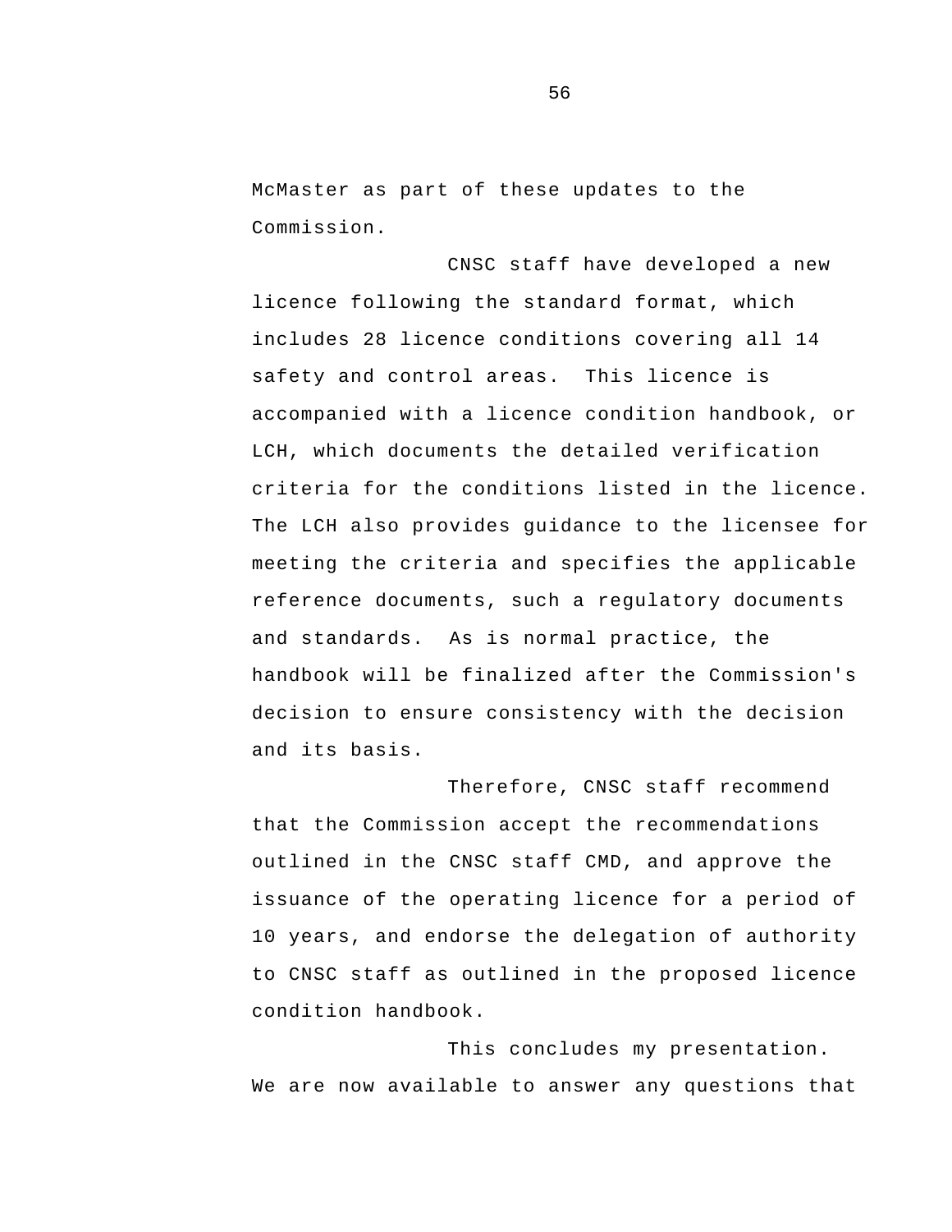McMaster as part of these updates to the Commission.

CNSC staff have developed a new licence following the standard format, which includes 28 licence conditions covering all 14 safety and control areas. This licence is accompanied with a licence condition handbook, or LCH, which documents the detailed verification criteria for the conditions listed in the licence. The LCH also provides guidance to the licensee for meeting the criteria and specifies the applicable reference documents, such a regulatory documents and standards. As is normal practice, the handbook will be finalized after the Commission's decision to ensure consistency with the decision and its basis.

Therefore, CNSC staff recommend that the Commission accept the recommendations outlined in the CNSC staff CMD, and approve the issuance of the operating licence for a period of 10 years, and endorse the delegation of authority to CNSC staff as outlined in the proposed licence condition handbook.

This concludes my presentation. We are now available to answer any questions that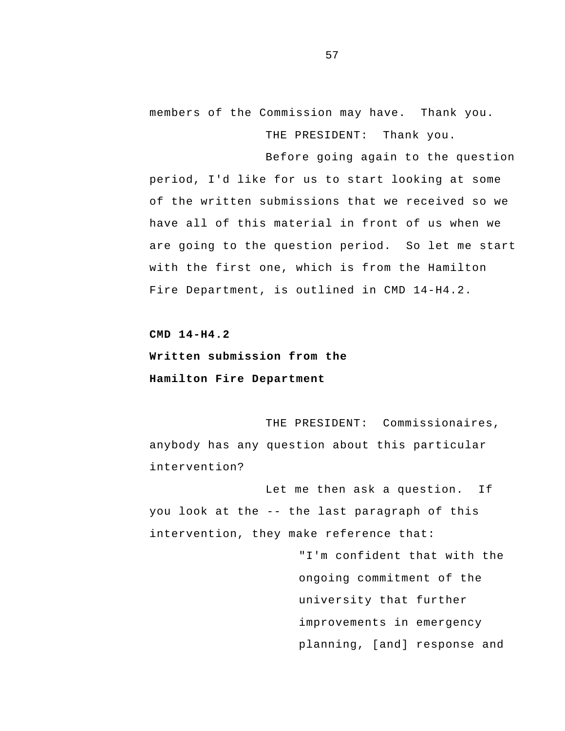members of the Commission may have. Thank you.

THE PRESIDENT: Thank you.

Before going again to the question period, I'd like for us to start looking at some of the written submissions that we received so we have all of this material in front of us when we are going to the question period. So let me start with the first one, which is from the Hamilton Fire Department, is outlined in CMD 14-H4.2.

**CMD 14-H4.2**
**Written submission from the Hamilton Fire Department**

THE PRESIDENT: Commissionaires, anybody has any question about this particular intervention?

Let me then ask a question. If you look at the -- the last paragraph of this intervention, they make reference that:

> "I'm confident that with the ongoing commitment of the university that further improvements in emergency planning, [and] response and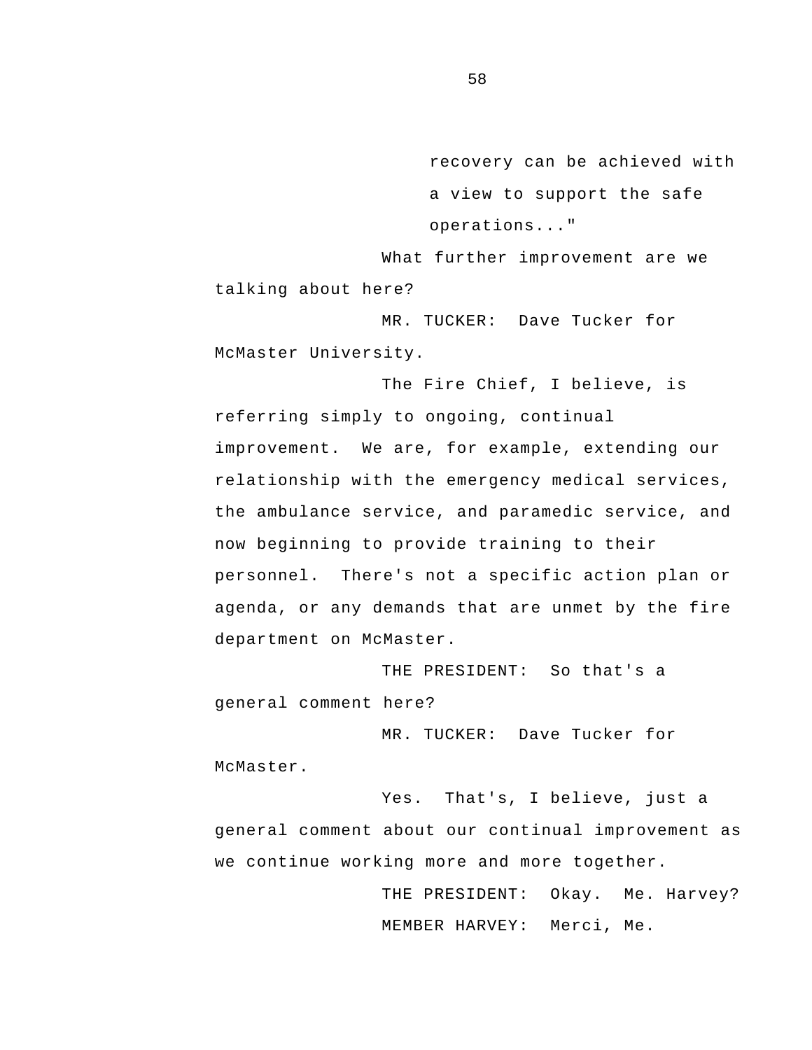> recovery can be achieved with a view to support the safe operations..."

What further improvement are we talking about here?

MR. TUCKER: Dave Tucker for McMaster University.

The Fire Chief, I believe, is referring simply to ongoing, continual improvement. We are, for example, extending our relationship with the emergency medical services, the ambulance service, and paramedic service, and now beginning to provide training to their personnel. There's not a specific action plan or agenda, or any demands that are unmet by the fire department on McMaster.

THE PRESIDENT: So that's a general comment here?

MR. TUCKER: Dave Tucker for McMaster.

Yes. That's, I believe, just a general comment about our continual improvement as we continue working more and more together.

THE PRESIDENT: Okay. Me. Harvey?

MEMBER HARVEY: Merci, Me.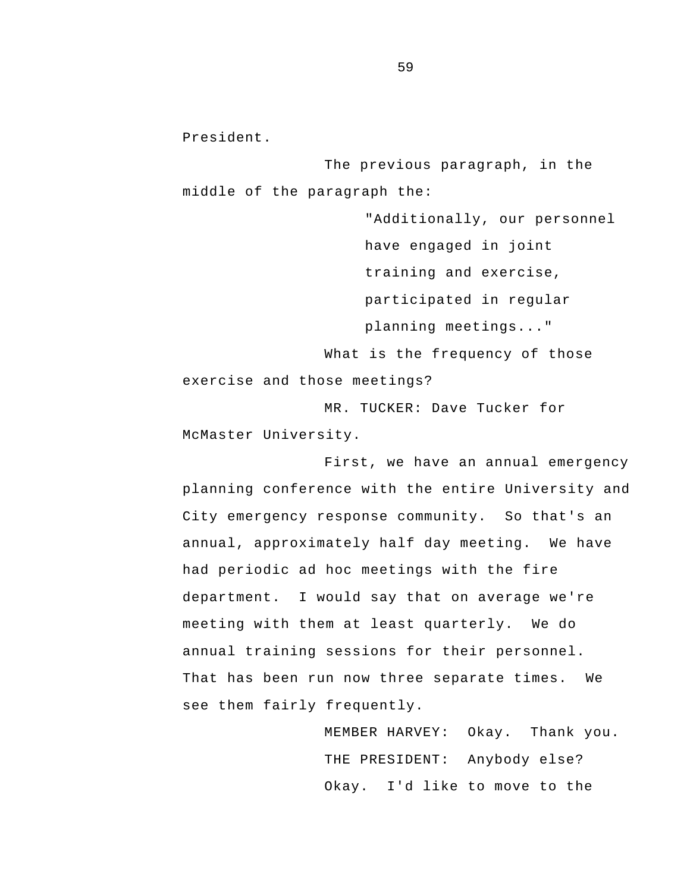President.

The previous paragraph, in the middle of the paragraph the:

> "Additionally, our personnel have engaged in joint training and exercise, participated in regular planning meetings..."

What is the frequency of those exercise and those meetings?

MR. TUCKER: Dave Tucker for McMaster University.

First, we have an annual emergency planning conference with the entire University and City emergency response community. So that's an annual, approximately half day meeting. We have had periodic ad hoc meetings with the fire department. I would say that on average we're meeting with them at least quarterly. We do annual training sessions for their personnel. That has been run now three separate times. We see them fairly frequently.

MEMBER HARVEY: Okay. Thank you.

THE PRESIDENT: Anybody else?

Okay. I'd like to move to the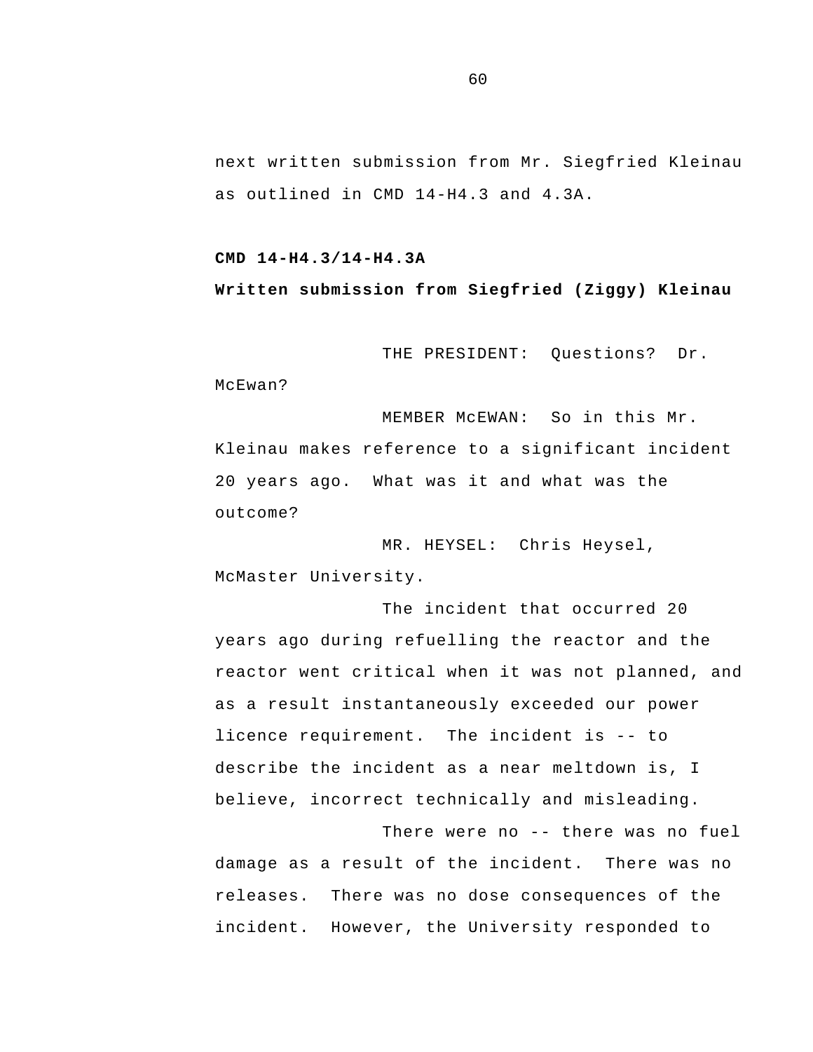next written submission from Mr. Siegfried Kleinau as outlined in CMD 14-H4.3 and 4.3A.

**CMD 14-H4.3/14-H4.3A**

**Written submission from Siegfried (Ziggy) Kleinau**

THE PRESIDENT: Questions? Dr. McEwan?

MEMBER McEWAN: So in this Mr. Kleinau makes reference to a significant incident 20 years ago. What was it and what was the outcome?

MR. HEYSEL: Chris Heysel, McMaster University.

The incident that occurred 20 years ago during refuelling the reactor and the reactor went critical when it was not planned, and as a result instantaneously exceeded our power licence requirement. The incident is -- to describe the incident as a near meltdown is, I believe, incorrect technically and misleading.

There were no -- there was no fuel damage as a result of the incident. There was no releases. There was no dose consequences of the incident. However, the University responded to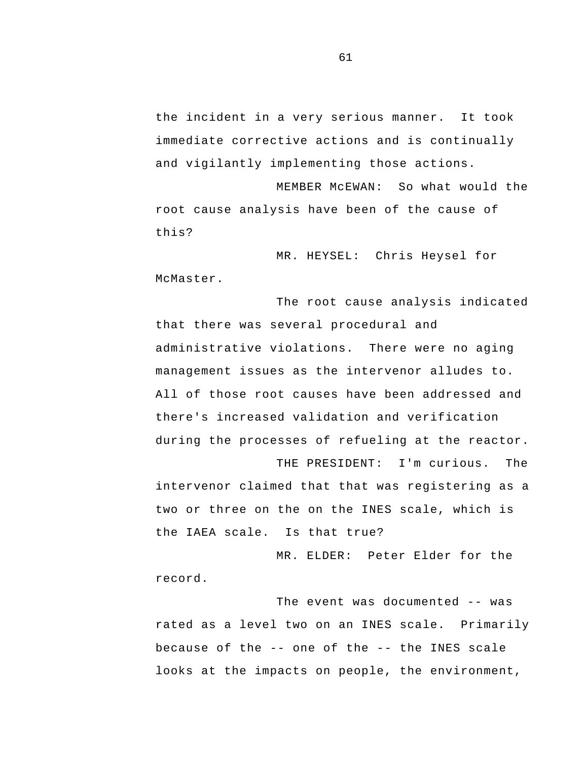the incident in a very serious manner.  It took immediate corrective actions and is continually and vigilantly implementing those actions.

MEMBER McEWAN:  So what would the root cause analysis have been of the cause of this?

MR. HEYSEL:  Chris Heysel for McMaster.

The root cause analysis indicated that there was several procedural and administrative violations.  There were no aging management issues as the intervenor alludes to. All of those root causes have been addressed and there's increased validation and verification during the processes of refueling at the reactor.

THE PRESIDENT:  I'm curious.  The intervenor claimed that that was registering as a two or three on the on the INES scale, which is the IAEA scale.  Is that true?

MR. ELDER:  Peter Elder for the record.

The event was documented -- was rated as a level two on an INES scale.  Primarily because of the -- one of the -- the INES scale looks at the impacts on people, the environment,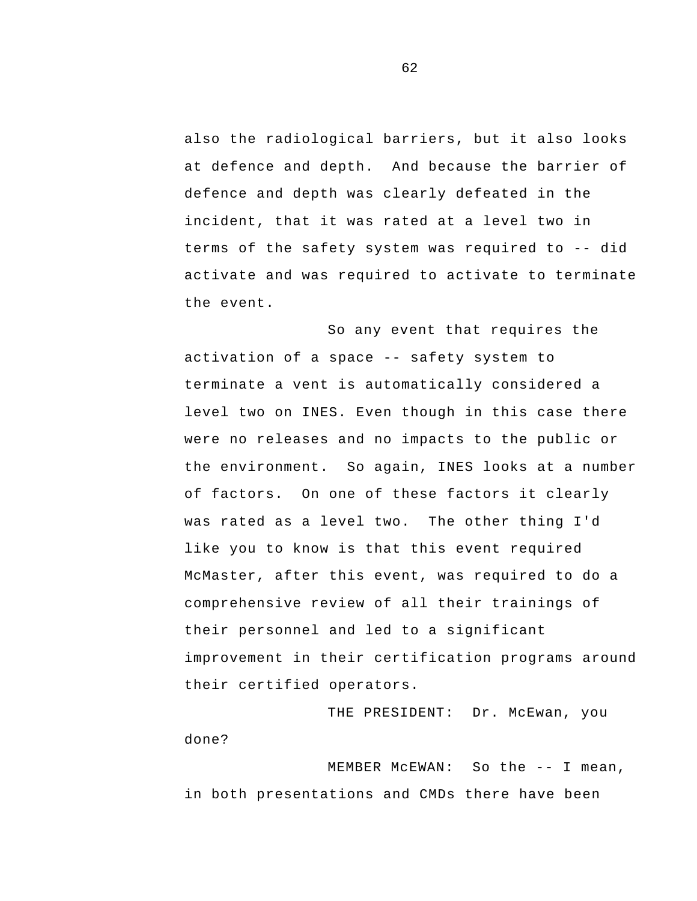also the radiological barriers, but it also looks at defence and depth. And because the barrier of defence and depth was clearly defeated in the incident, that it was rated at a level two in terms of the safety system was required to -- did activate and was required to activate to terminate the event.

So any event that requires the activation of a space -- safety system to terminate a vent is automatically considered a level two on INES. Even though in this case there were no releases and no impacts to the public or the environment. So again, INES looks at a number of factors. On one of these factors it clearly was rated as a level two. The other thing I'd like you to know is that this event required McMaster, after this event, was required to do a comprehensive review of all their trainings of their personnel and led to a significant improvement in their certification programs around their certified operators.

THE PRESIDENT: Dr. McEwan, you done?

MEMBER McEWAN: So the -- I mean, in both presentations and CMDs there have been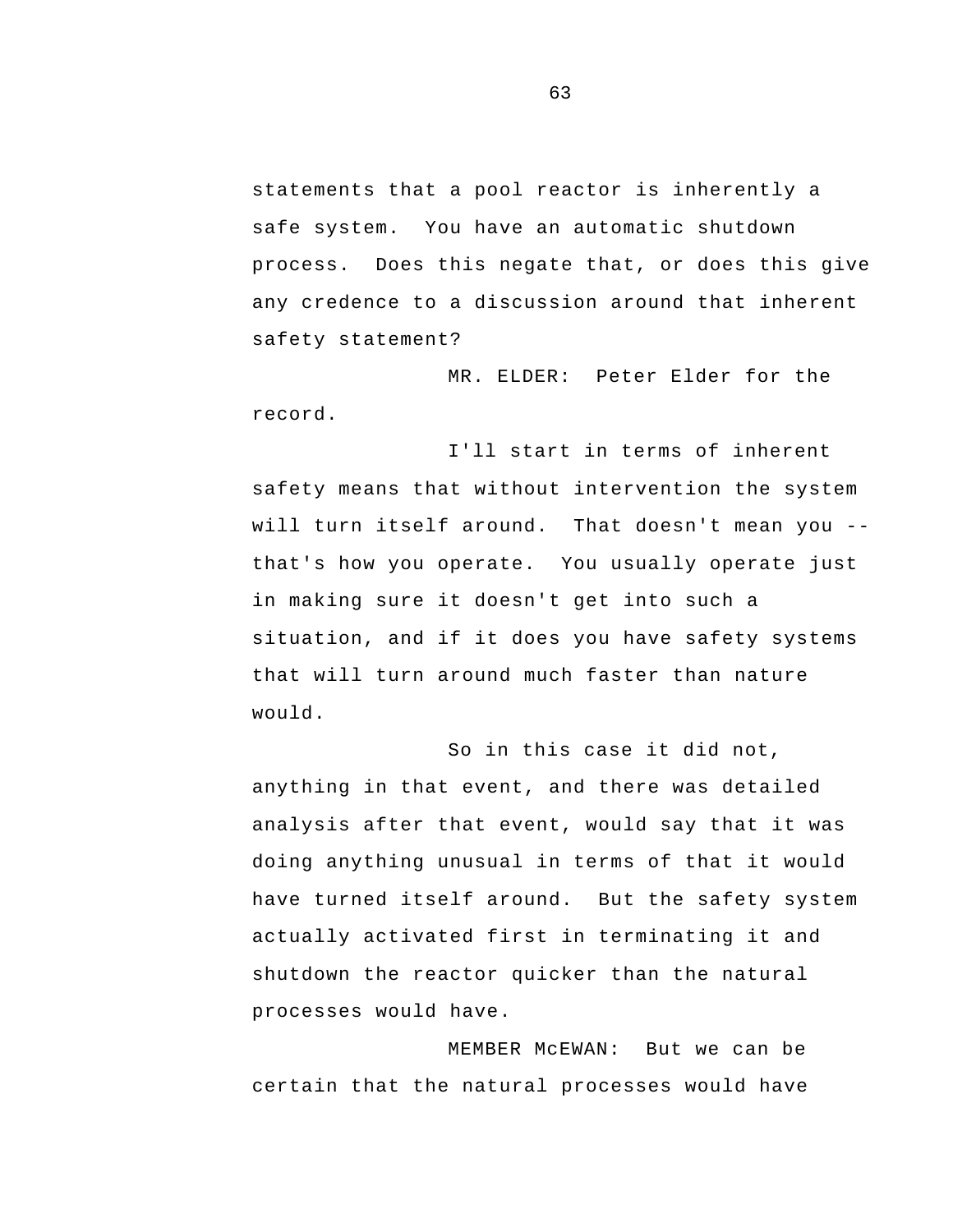statements that a pool reactor is inherently a safe system. You have an automatic shutdown process. Does this negate that, or does this give any credence to a discussion around that inherent safety statement?

MR. ELDER: Peter Elder for the record.

I'll start in terms of inherent safety means that without intervention the system will turn itself around. That doesn't mean you -- that's how you operate. You usually operate just in making sure it doesn't get into such a situation, and if it does you have safety systems that will turn around much faster than nature would.

So in this case it did not, anything in that event, and there was detailed analysis after that event, would say that it was doing anything unusual in terms of that it would have turned itself around. But the safety system actually activated first in terminating it and shutdown the reactor quicker than the natural processes would have.

MEMBER McEWAN: But we can be certain that the natural processes would have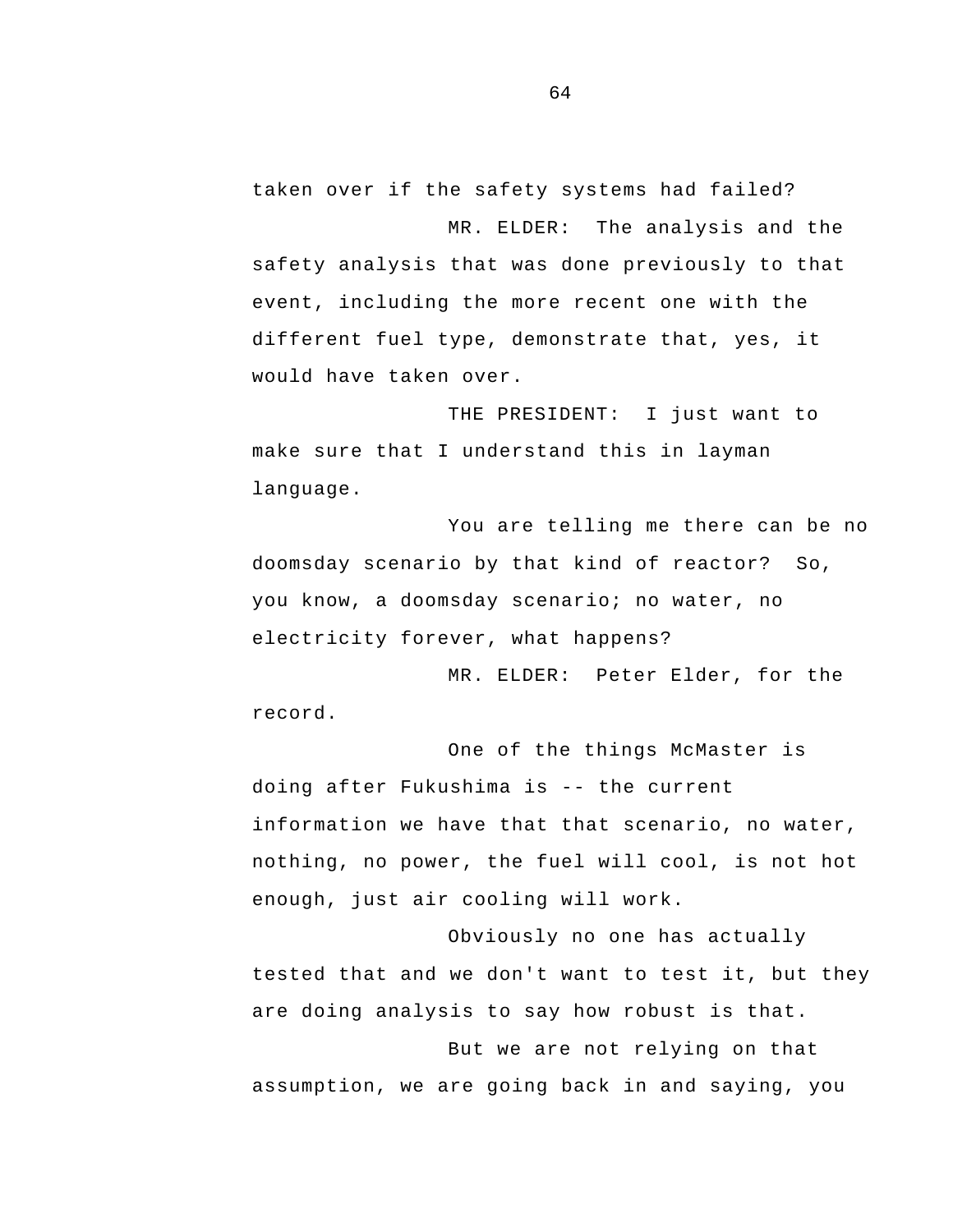taken over if the safety systems had failed?

MR. ELDER: The analysis and the safety analysis that was done previously to that event, including the more recent one with the different fuel type, demonstrate that, yes, it would have taken over.

THE PRESIDENT: I just want to make sure that I understand this in layman language.

You are telling me there can be no doomsday scenario by that kind of reactor? So, you know, a doomsday scenario; no water, no electricity forever, what happens?

MR. ELDER: Peter Elder, for the record.

One of the things McMaster is doing after Fukushima is -- the current information we have that that scenario, no water, nothing, no power, the fuel will cool, is not hot enough, just air cooling will work.

Obviously no one has actually tested that and we don't want to test it, but they are doing analysis to say how robust is that.

But we are not relying on that assumption, we are going back in and saying, you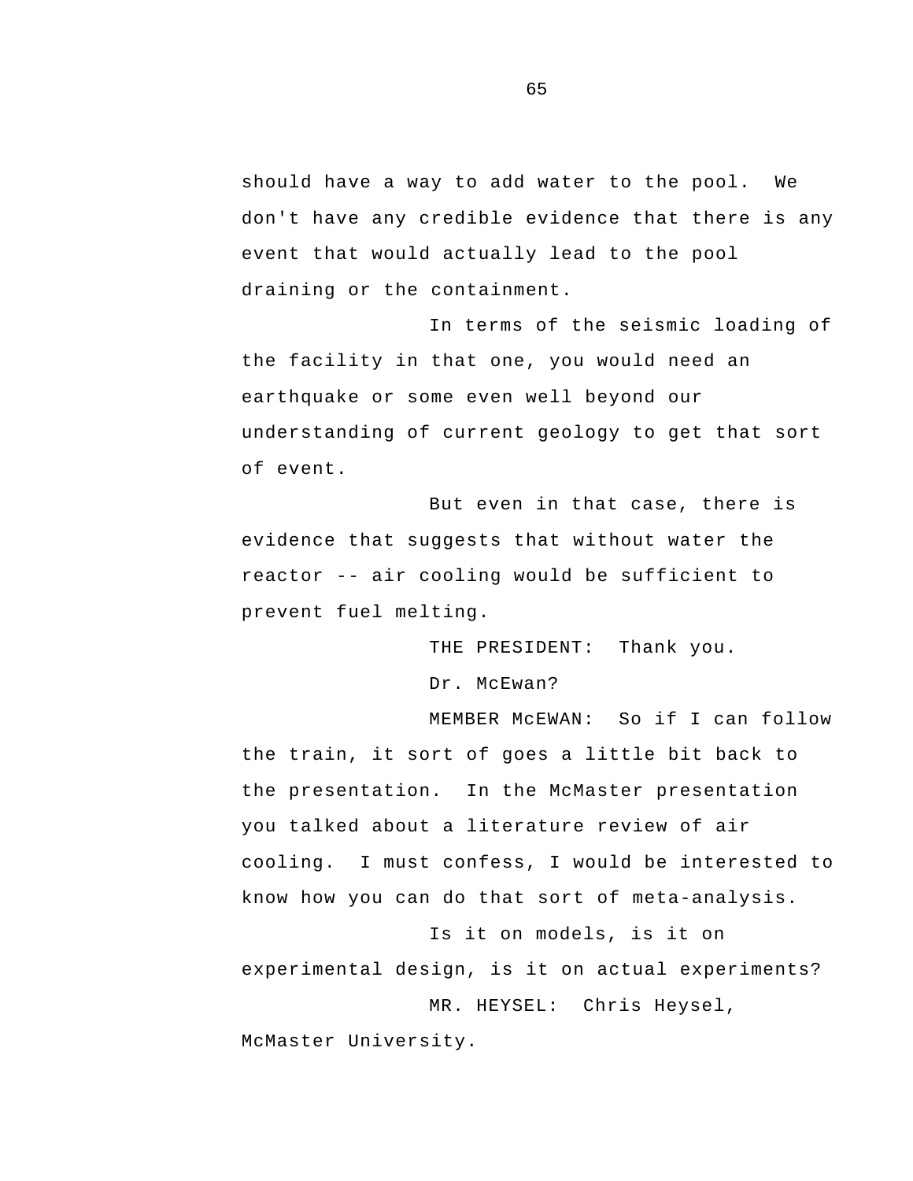should have a way to add water to the pool. We don't have any credible evidence that there is any event that would actually lead to the pool draining or the containment.

In terms of the seismic loading of the facility in that one, you would need an earthquake or some even well beyond our understanding of current geology to get that sort of event.

But even in that case, there is evidence that suggests that without water the reactor -- air cooling would be sufficient to prevent fuel melting.

THE PRESIDENT: Thank you.

Dr. McEwan?

MEMBER McEWAN: So if I can follow the train, it sort of goes a little bit back to the presentation. In the McMaster presentation you talked about a literature review of air cooling. I must confess, I would be interested to know how you can do that sort of meta-analysis.

Is it on models, is it on experimental design, is it on actual experiments?

MR. HEYSEL: Chris Heysel, McMaster University.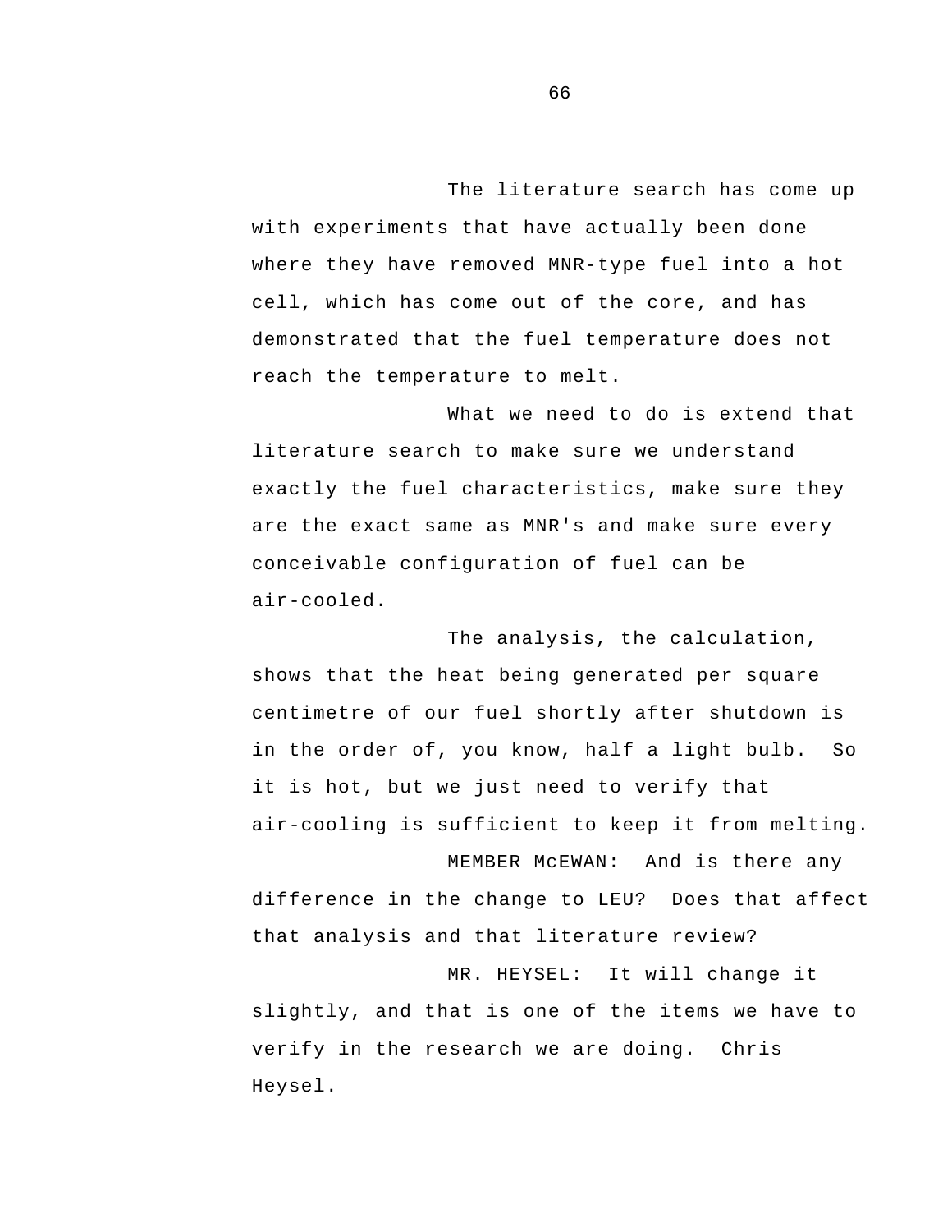The literature search has come up with experiments that have actually been done where they have removed MNR-type fuel into a hot cell, which has come out of the core, and has demonstrated that the fuel temperature does not reach the temperature to melt.

What we need to do is extend that literature search to make sure we understand exactly the fuel characteristics, make sure they are the exact same as MNR's and make sure every conceivable configuration of fuel can be air-cooled.

The analysis, the calculation, shows that the heat being generated per square centimetre of our fuel shortly after shutdown is in the order of, you know, half a light bulb. So it is hot, but we just need to verify that air-cooling is sufficient to keep it from melting.

MEMBER McEWAN: And is there any difference in the change to LEU? Does that affect that analysis and that literature review?

MR. HEYSEL: It will change it slightly, and that is one of the items we have to verify in the research we are doing. Chris Heysel.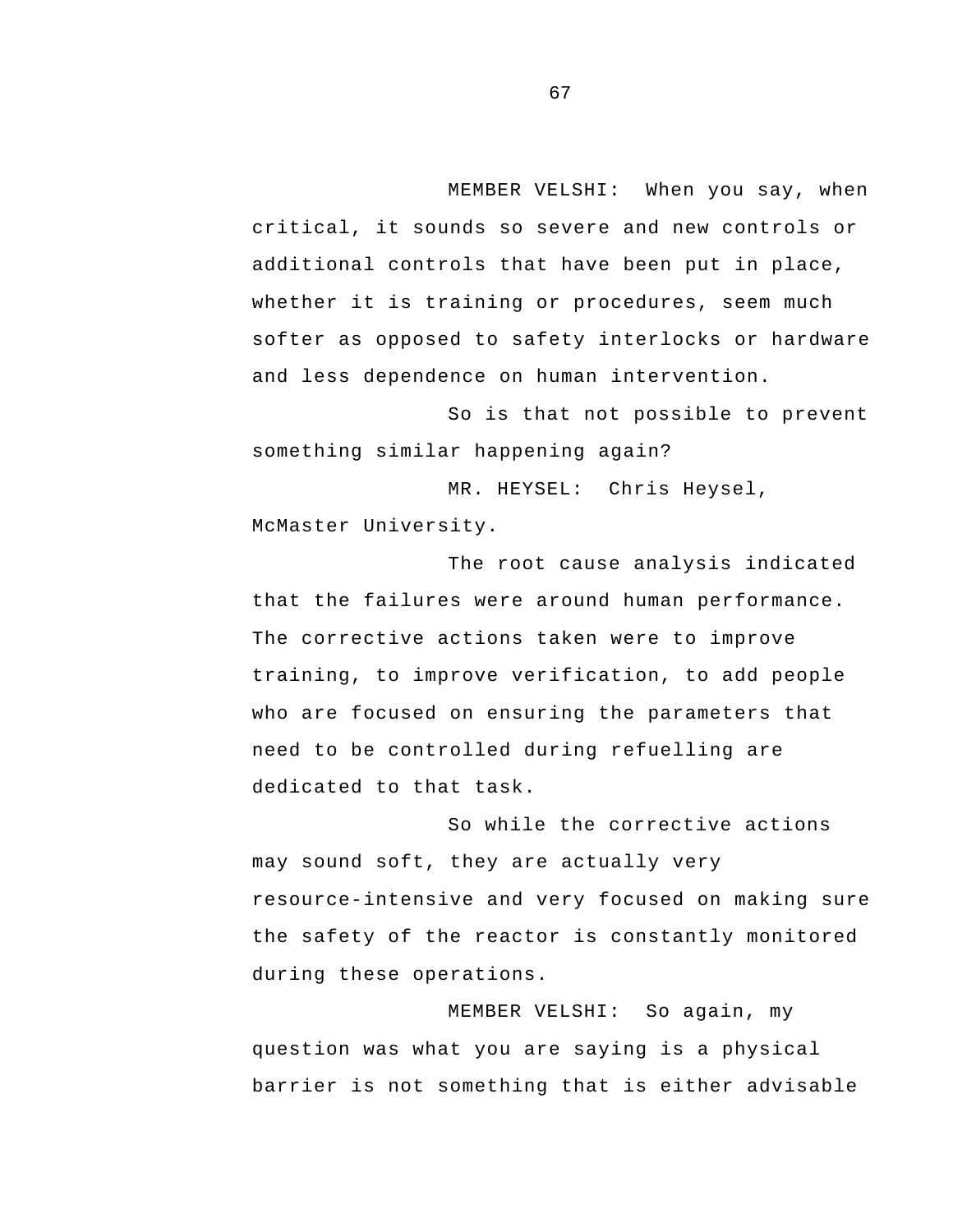MEMBER VELSHI: When you say, when critical, it sounds so severe and new controls or additional controls that have been put in place, whether it is training or procedures, seem much softer as opposed to safety interlocks or hardware and less dependence on human intervention.

So is that not possible to prevent something similar happening again?

MR. HEYSEL: Chris Heysel, McMaster University.

The root cause analysis indicated that the failures were around human performance. The corrective actions taken were to improve training, to improve verification, to add people who are focused on ensuring the parameters that need to be controlled during refuelling are dedicated to that task.

So while the corrective actions may sound soft, they are actually very resource-intensive and very focused on making sure the safety of the reactor is constantly monitored during these operations.

MEMBER VELSHI: So again, my question was what you are saying is a physical barrier is not something that is either advisable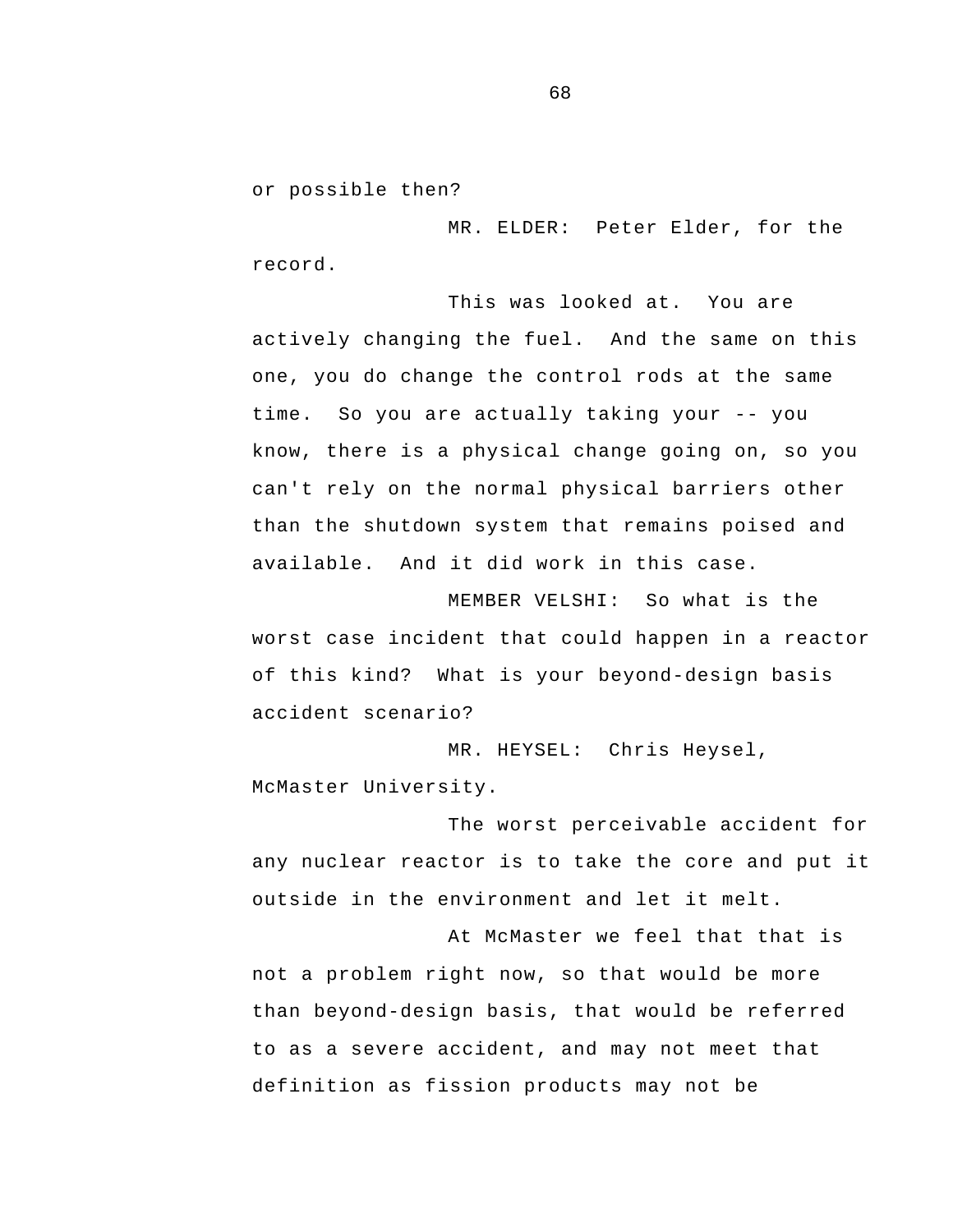or possible then?

MR. ELDER: Peter Elder, for the record.

This was looked at. You are actively changing the fuel. And the same on this one, you do change the control rods at the same time. So you are actually taking your -- you know, there is a physical change going on, so you can't rely on the normal physical barriers other than the shutdown system that remains poised and available. And it did work in this case.

MEMBER VELSHI: So what is the worst case incident that could happen in a reactor of this kind? What is your beyond-design basis accident scenario?

MR. HEYSEL: Chris Heysel, McMaster University.

The worst perceivable accident for any nuclear reactor is to take the core and put it outside in the environment and let it melt.

At McMaster we feel that that is not a problem right now, so that would be more than beyond-design basis, that would be referred to as a severe accident, and may not meet that definition as fission products may not be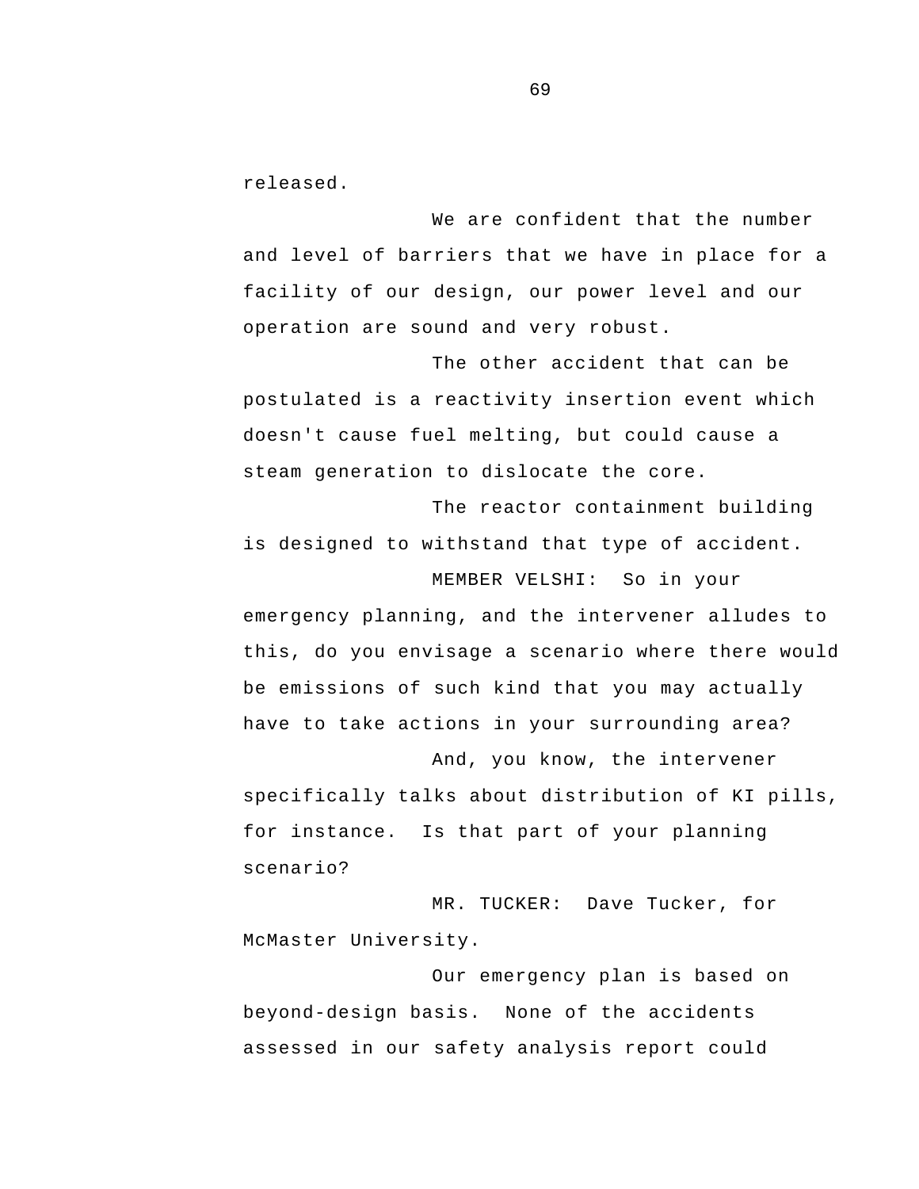released.

We are confident that the number and level of barriers that we have in place for a facility of our design, our power level and our operation are sound and very robust.

The other accident that can be postulated is a reactivity insertion event which doesn't cause fuel melting, but could cause a steam generation to dislocate the core.

The reactor containment building is designed to withstand that type of accident.

MEMBER VELSHI: So in your emergency planning, and the intervener alludes to this, do you envisage a scenario where there would be emissions of such kind that you may actually have to take actions in your surrounding area?

And, you know, the intervener specifically talks about distribution of KI pills, for instance. Is that part of your planning scenario?

MR. TUCKER: Dave Tucker, for McMaster University.

Our emergency plan is based on beyond-design basis. None of the accidents assessed in our safety analysis report could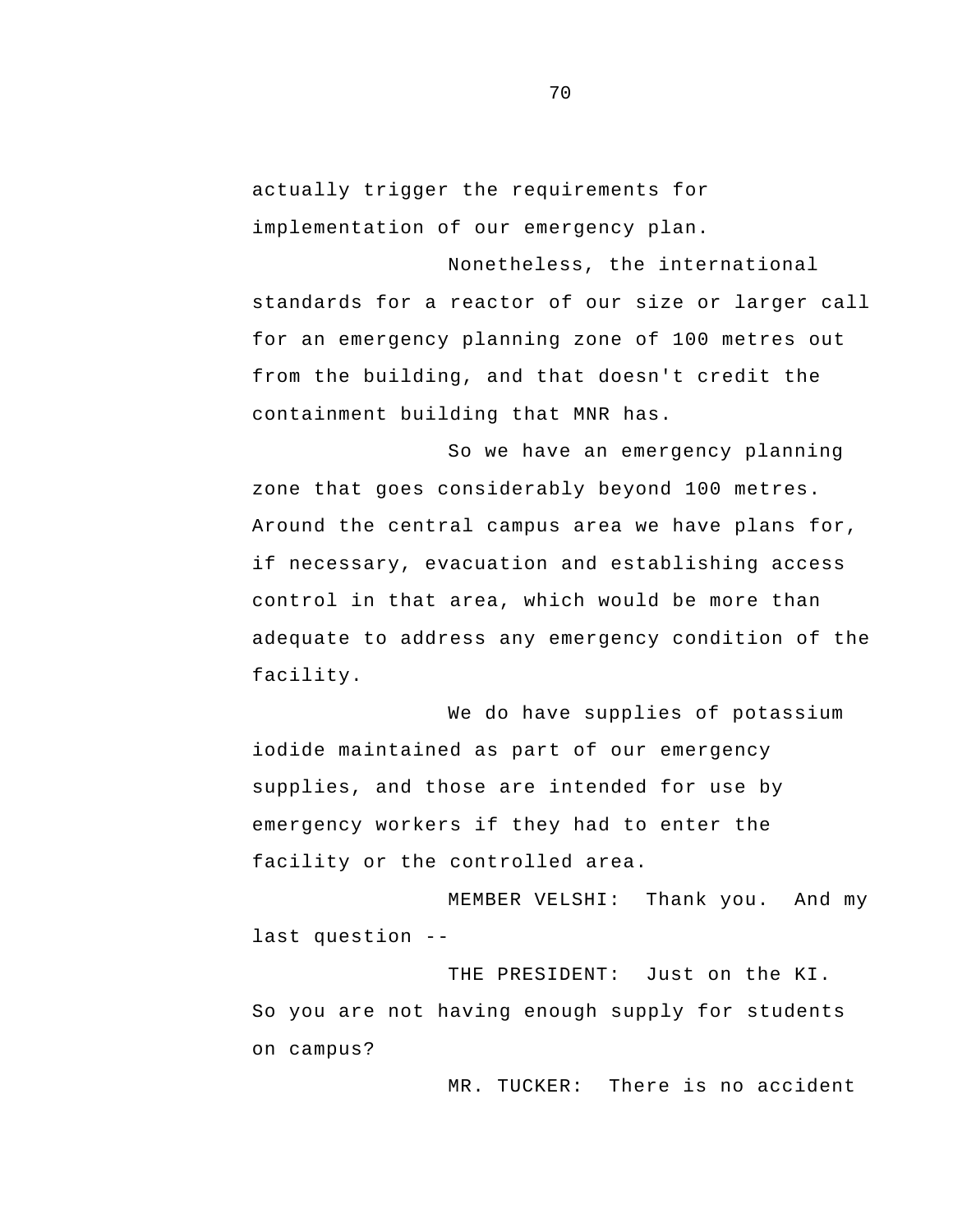actually trigger the requirements for implementation of our emergency plan.

Nonetheless, the international standards for a reactor of our size or larger call for an emergency planning zone of 100 metres out from the building, and that doesn't credit the containment building that MNR has.

So we have an emergency planning zone that goes considerably beyond 100 metres. Around the central campus area we have plans for, if necessary, evacuation and establishing access control in that area, which would be more than adequate to address any emergency condition of the facility.

We do have supplies of potassium iodide maintained as part of our emergency supplies, and those are intended for use by emergency workers if they had to enter the facility or the controlled area.

MEMBER VELSHI: Thank you. And my last question --

THE PRESIDENT: Just on the KI. So you are not having enough supply for students on campus?

MR. TUCKER: There is no accident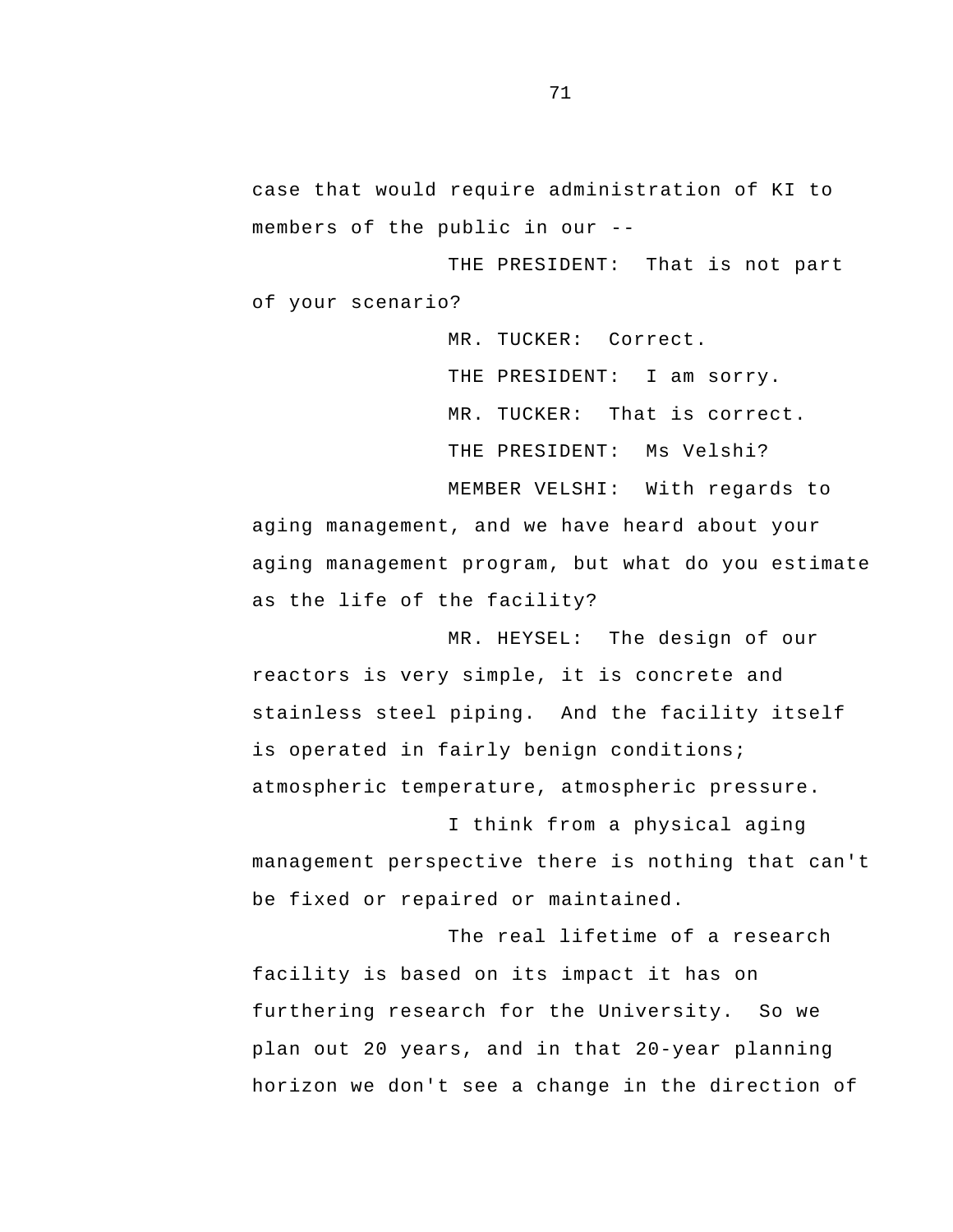case that would require administration of KI to members of the public in our --

THE PRESIDENT: That is not part of your scenario?

MR. TUCKER: Correct.

THE PRESIDENT: I am sorry.

MR. TUCKER: That is correct.

THE PRESIDENT: Ms Velshi?

MEMBER VELSHI: With regards to aging management, and we have heard about your aging management program, but what do you estimate as the life of the facility?

MR. HEYSEL: The design of our reactors is very simple, it is concrete and stainless steel piping. And the facility itself is operated in fairly benign conditions; atmospheric temperature, atmospheric pressure.

I think from a physical aging management perspective there is nothing that can't be fixed or repaired or maintained.

The real lifetime of a research facility is based on its impact it has on furthering research for the University. So we plan out 20 years, and in that 20-year planning horizon we don't see a change in the direction of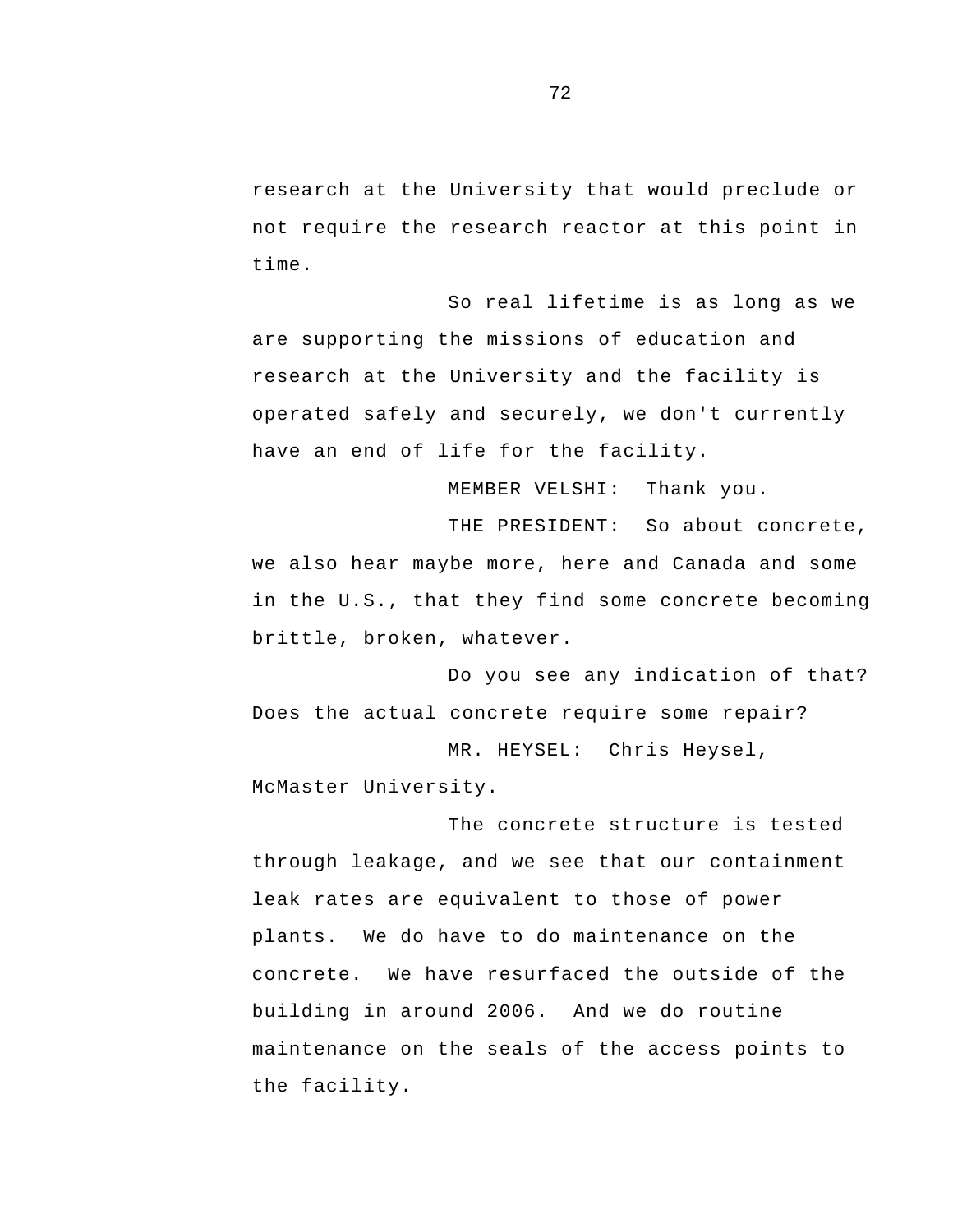research at the University that would preclude or not require the research reactor at this point in time.

So real lifetime is as long as we are supporting the missions of education and research at the University and the facility is operated safely and securely, we don't currently have an end of life for the facility.

MEMBER VELSHI: Thank you.

THE PRESIDENT: So about concrete, we also hear maybe more, here and Canada and some in the U.S., that they find some concrete becoming brittle, broken, whatever.

Do you see any indication of that? Does the actual concrete require some repair?

MR. HEYSEL: Chris Heysel, McMaster University.

The concrete structure is tested through leakage, and we see that our containment leak rates are equivalent to those of power plants. We do have to do maintenance on the concrete. We have resurfaced the outside of the building in around 2006. And we do routine maintenance on the seals of the access points to the facility.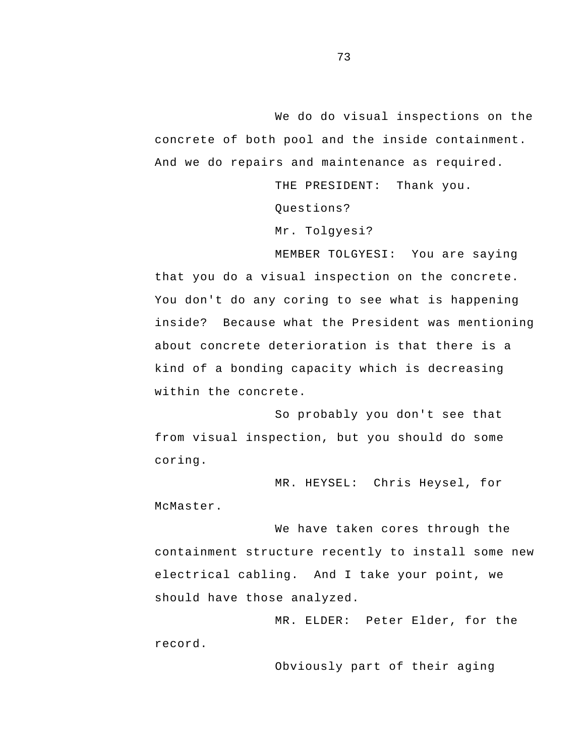We do do visual inspections on the concrete of both pool and the inside containment. And we do repairs and maintenance as required.

THE PRESIDENT: Thank you.

Questions?

Mr. Tolgyesi?

MEMBER TOLGYESI: You are saying that you do a visual inspection on the concrete. You don't do any coring to see what is happening inside? Because what the President was mentioning about concrete deterioration is that there is a kind of a bonding capacity which is decreasing within the concrete.

So probably you don't see that from visual inspection, but you should do some coring.

MR. HEYSEL: Chris Heysel, for McMaster.

We have taken cores through the containment structure recently to install some new electrical cabling. And I take your point, we should have those analyzed.

MR. ELDER: Peter Elder, for the record.

Obviously part of their aging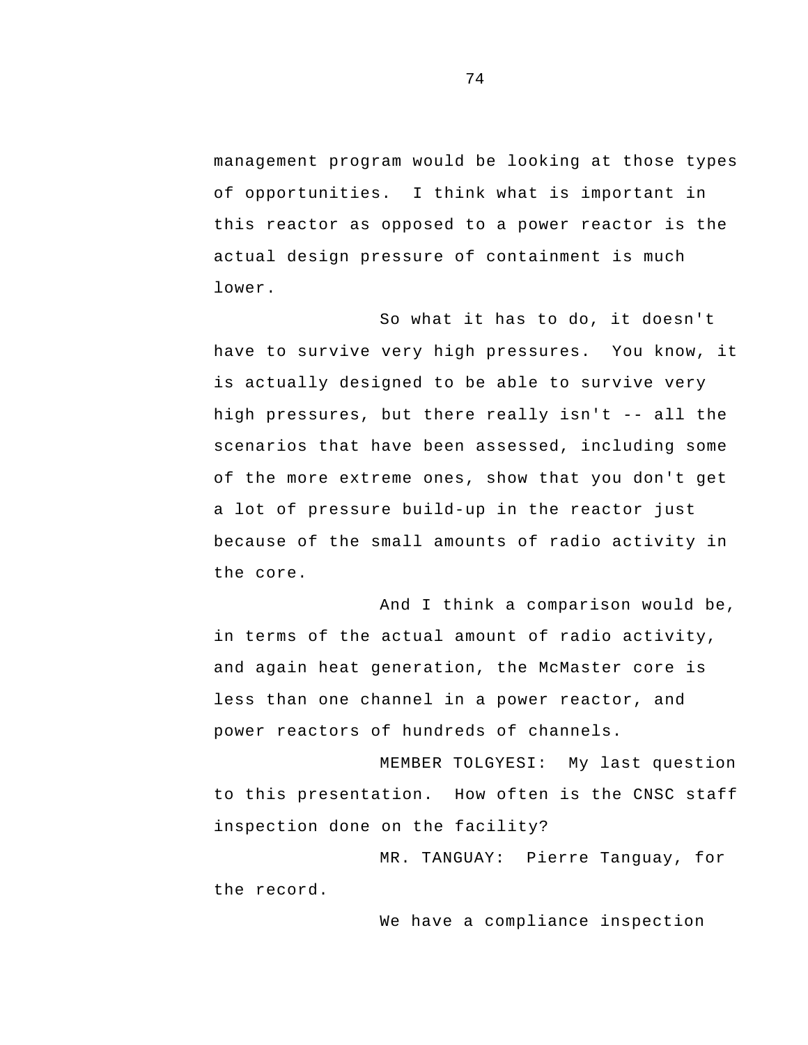management program would be looking at those types of opportunities. I think what is important in this reactor as opposed to a power reactor is the actual design pressure of containment is much lower.

So what it has to do, it doesn't have to survive very high pressures. You know, it is actually designed to be able to survive very high pressures, but there really isn't -- all the scenarios that have been assessed, including some of the more extreme ones, show that you don't get a lot of pressure build-up in the reactor just because of the small amounts of radio activity in the core.

And I think a comparison would be, in terms of the actual amount of radio activity, and again heat generation, the McMaster core is less than one channel in a power reactor, and power reactors of hundreds of channels.

MEMBER TOLGYESI: My last question to this presentation. How often is the CNSC staff inspection done on the facility?

MR. TANGUAY: Pierre Tanguay, for the record.

We have a compliance inspection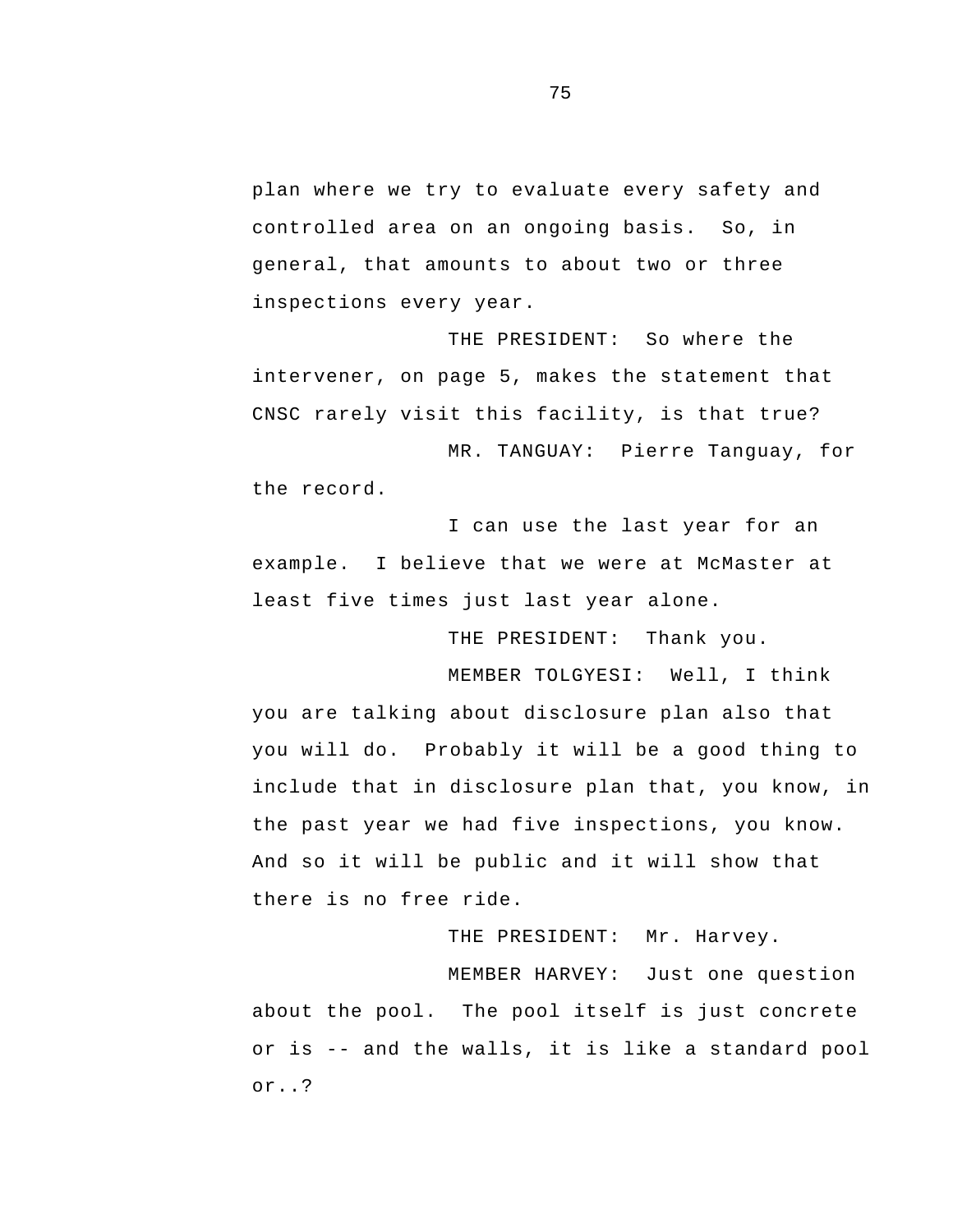plan where we try to evaluate every safety and controlled area on an ongoing basis. So, in general, that amounts to about two or three inspections every year.

THE PRESIDENT: So where the intervener, on page 5, makes the statement that CNSC rarely visit this facility, is that true?

MR. TANGUAY: Pierre Tanguay, for the record.

I can use the last year for an example. I believe that we were at McMaster at least five times just last year alone.

THE PRESIDENT: Thank you.

MEMBER TOLGYESI: Well, I think you are talking about disclosure plan also that you will do. Probably it will be a good thing to include that in disclosure plan that, you know, in the past year we had five inspections, you know. And so it will be public and it will show that there is no free ride.

THE PRESIDENT: Mr. Harvey.

MEMBER HARVEY: Just one question about the pool. The pool itself is just concrete or is -- and the walls, it is like a standard pool or..?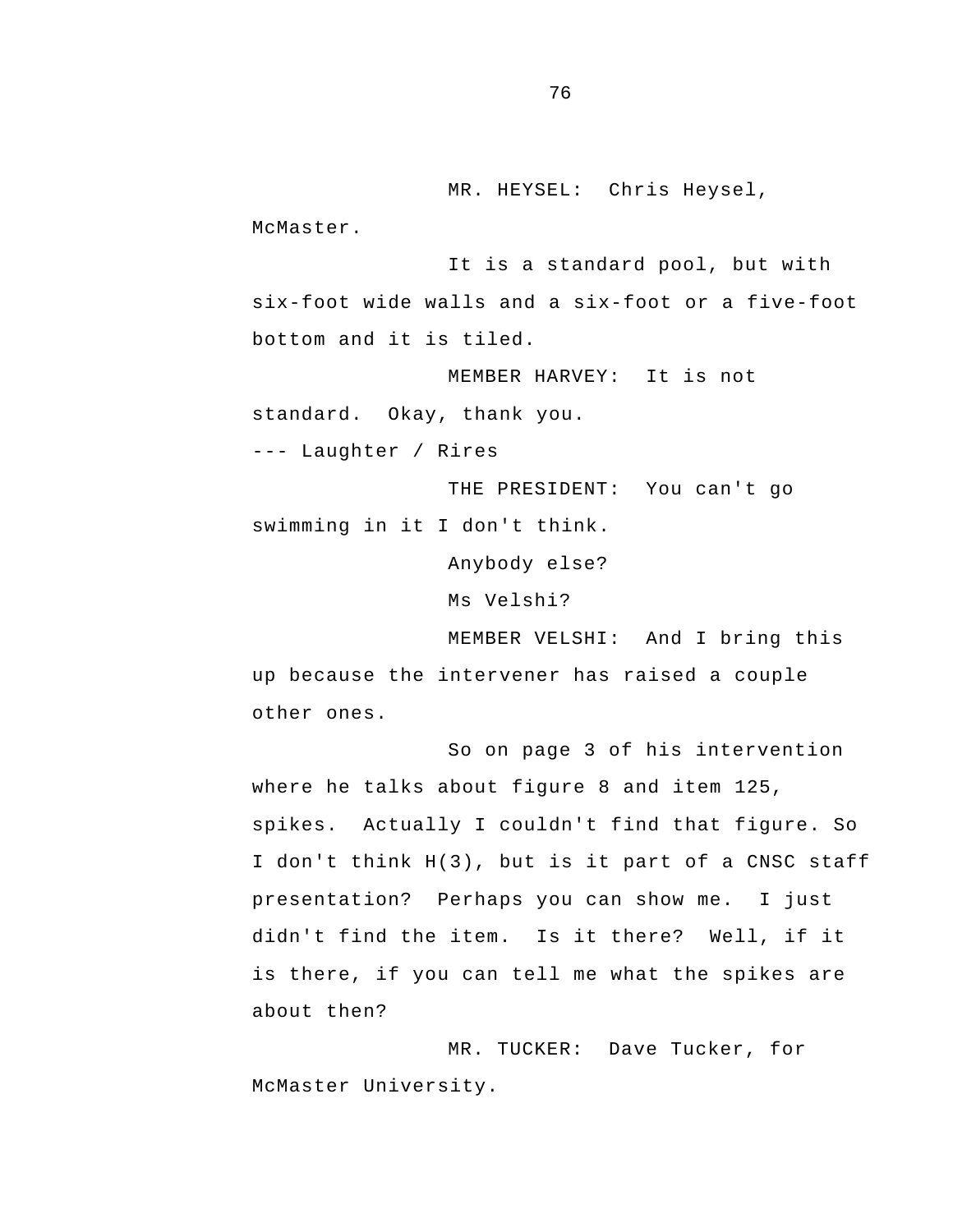MR. HEYSEL: Chris Heysel, McMaster.

It is a standard pool, but with six-foot wide walls and a six-foot or a five-foot bottom and it is tiled.

MEMBER HARVEY: It is not standard. Okay, thank you.

--- Laughter / Rires

THE PRESIDENT: You can't go swimming in it I don't think.

Anybody else?

Ms Velshi?

MEMBER VELSHI: And I bring this up because the intervener has raised a couple other ones.

So on page 3 of his intervention where he talks about figure 8 and item 125, spikes. Actually I couldn't find that figure. So I don't think H(3), but is it part of a CNSC staff presentation? Perhaps you can show me. I just didn't find the item. Is it there? Well, if it is there, if you can tell me what the spikes are about then?

MR. TUCKER: Dave Tucker, for McMaster University.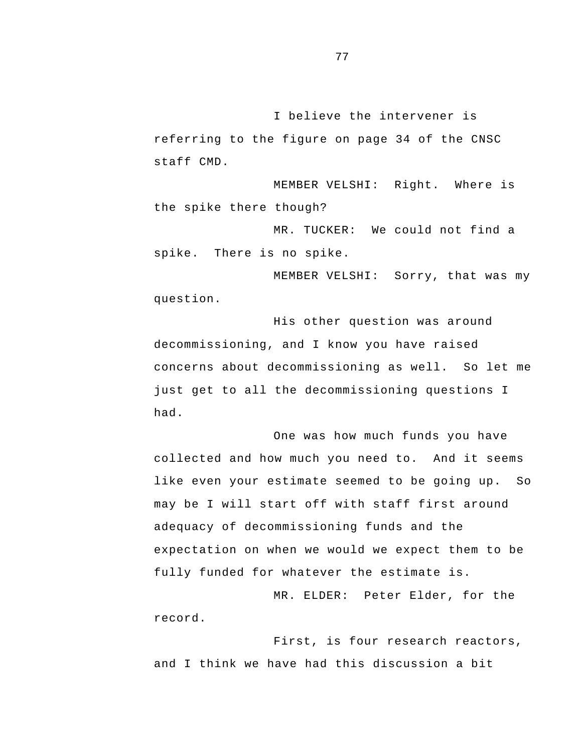I believe the intervener is referring to the figure on page 34 of the CNSC staff CMD.

MEMBER VELSHI: Right. Where is the spike there though?

MR. TUCKER: We could not find a spike. There is no spike.

MEMBER VELSHI: Sorry, that was my question.

His other question was around decommissioning, and I know you have raised concerns about decommissioning as well. So let me just get to all the decommissioning questions I had.

One was how much funds you have collected and how much you need to. And it seems like even your estimate seemed to be going up. So may be I will start off with staff first around adequacy of decommissioning funds and the expectation on when we would we expect them to be fully funded for whatever the estimate is.

MR. ELDER: Peter Elder, for the record.

First, is four research reactors, and I think we have had this discussion a bit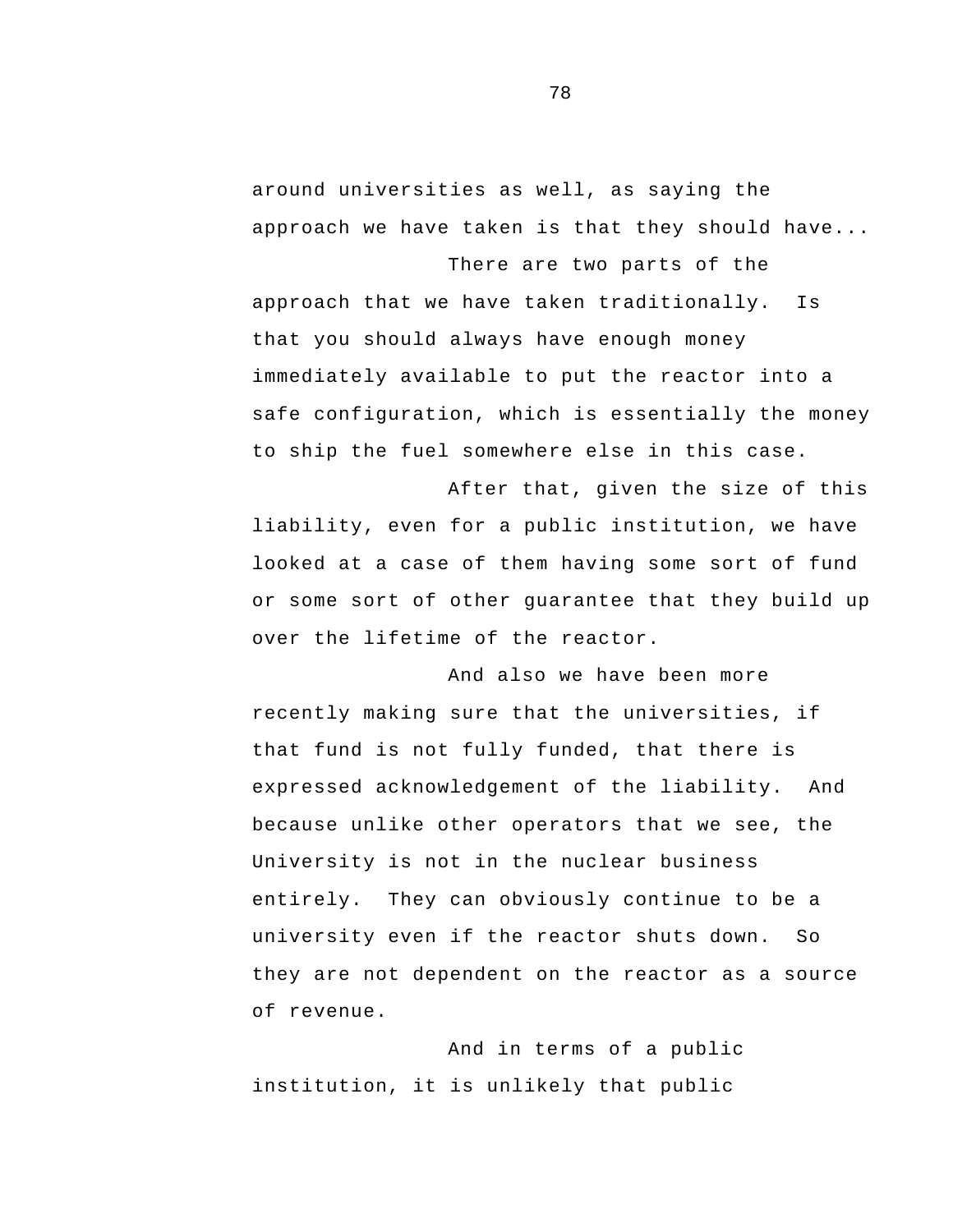around universities as well, as saying the approach we have taken is that they should have...

There are two parts of the approach that we have taken traditionally. Is that you should always have enough money immediately available to put the reactor into a safe configuration, which is essentially the money to ship the fuel somewhere else in this case.

After that, given the size of this liability, even for a public institution, we have looked at a case of them having some sort of fund or some sort of other guarantee that they build up over the lifetime of the reactor.

And also we have been more recently making sure that the universities, if that fund is not fully funded, that there is expressed acknowledgement of the liability. And because unlike other operators that we see, the University is not in the nuclear business entirely. They can obviously continue to be a university even if the reactor shuts down. So they are not dependent on the reactor as a source of revenue.

And in terms of a public institution, it is unlikely that public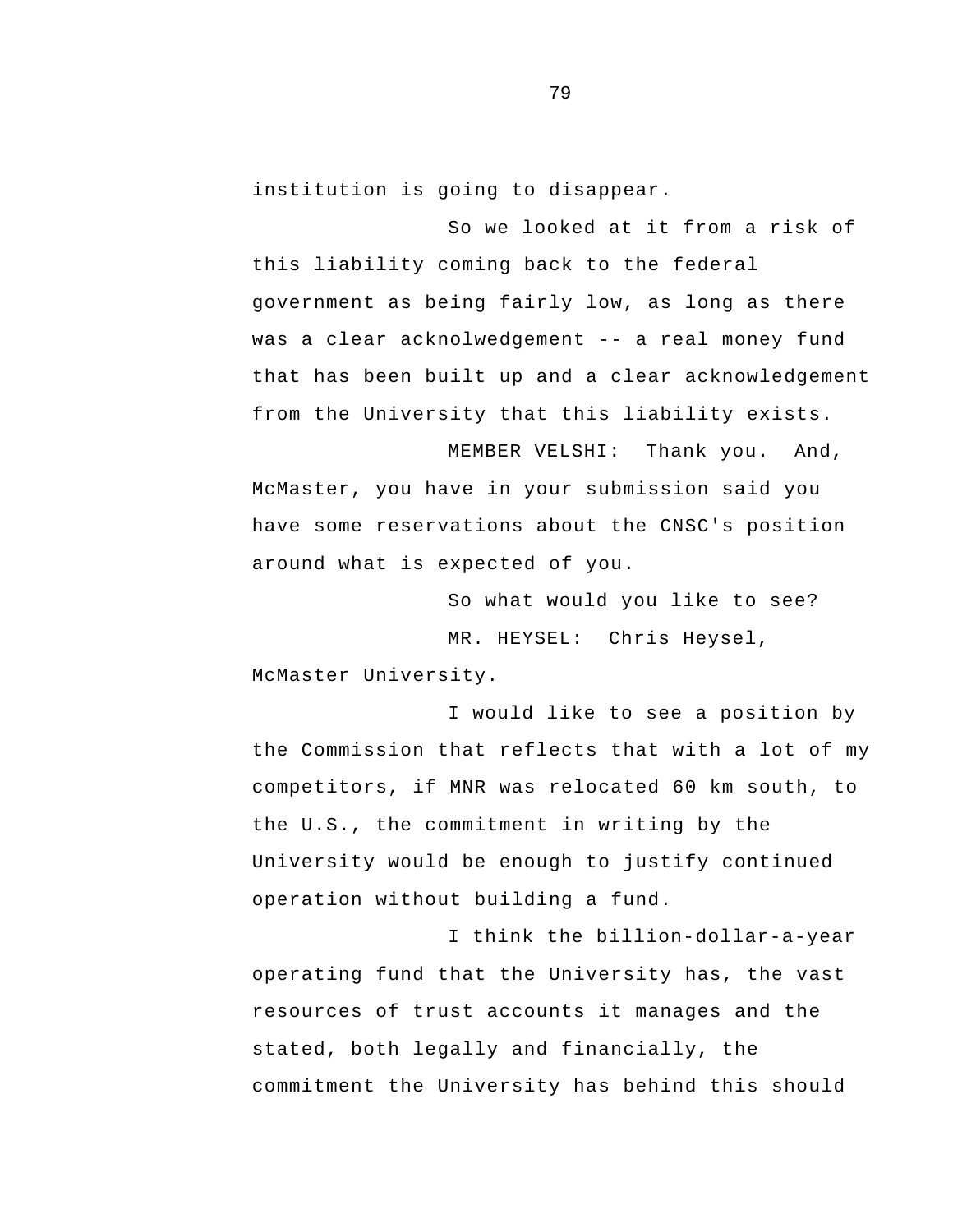institution is going to disappear.

So we looked at it from a risk of this liability coming back to the federal government as being fairly low, as long as there was a clear acknolwedgement -- a real money fund that has been built up and a clear acknowledgement from the University that this liability exists.

MEMBER VELSHI: Thank you. And, McMaster, you have in your submission said you have some reservations about the CNSC's position around what is expected of you.

So what would you like to see?

MR. HEYSEL: Chris Heysel, McMaster University.

I would like to see a position by the Commission that reflects that with a lot of my competitors, if MNR was relocated 60 km south, to the U.S., the commitment in writing by the University would be enough to justify continued operation without building a fund.

I think the billion-dollar-a-year operating fund that the University has, the vast resources of trust accounts it manages and the stated, both legally and financially, the commitment the University has behind this should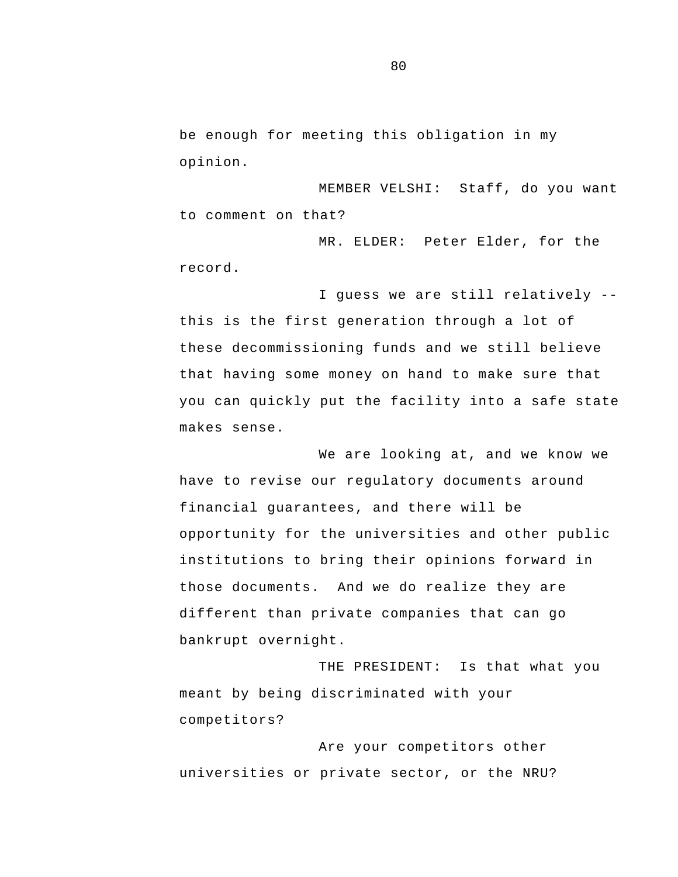be enough for meeting this obligation in my opinion.

MEMBER VELSHI: Staff, do you want to comment on that?

MR. ELDER: Peter Elder, for the record.

I guess we are still relatively -- this is the first generation through a lot of these decommissioning funds and we still believe that having some money on hand to make sure that you can quickly put the facility into a safe state makes sense.

We are looking at, and we know we have to revise our regulatory documents around financial guarantees, and there will be opportunity for the universities and other public institutions to bring their opinions forward in those documents. And we do realize they are different than private companies that can go bankrupt overnight.

THE PRESIDENT: Is that what you meant by being discriminated with your competitors?

Are your competitors other universities or private sector, or the NRU?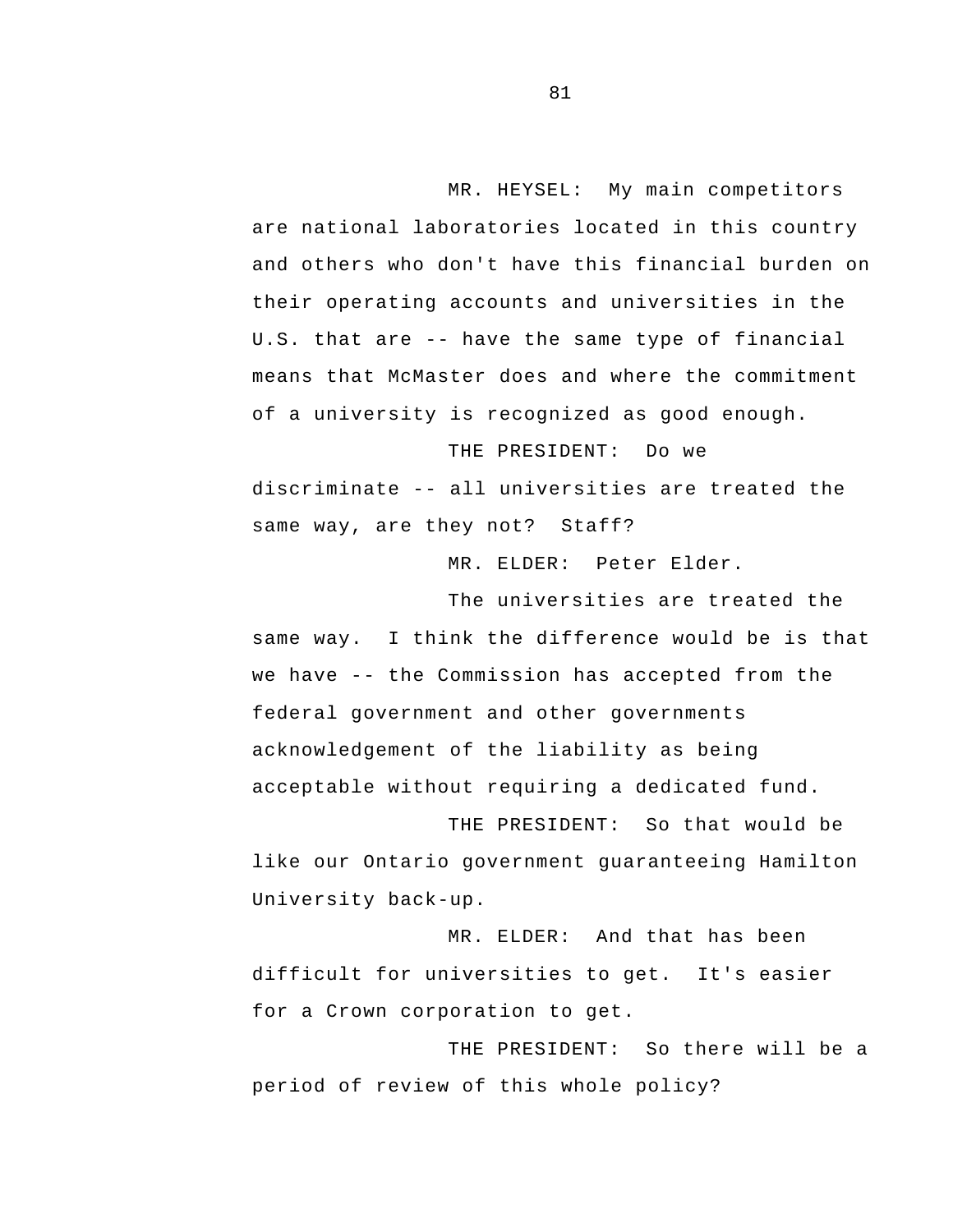MR. HEYSEL: My main competitors are national laboratories located in this country and others who don't have this financial burden on their operating accounts and universities in the U.S. that are -- have the same type of financial means that McMaster does and where the commitment of a university is recognized as good enough.

THE PRESIDENT: Do we discriminate -- all universities are treated the same way, are they not? Staff?

MR. ELDER: Peter Elder.

The universities are treated the same way. I think the difference would be is that we have -- the Commission has accepted from the federal government and other governments acknowledgement of the liability as being acceptable without requiring a dedicated fund.

THE PRESIDENT: So that would be like our Ontario government guaranteeing Hamilton University back-up.

MR. ELDER: And that has been difficult for universities to get. It's easier for a Crown corporation to get.

THE PRESIDENT: So there will be a period of review of this whole policy?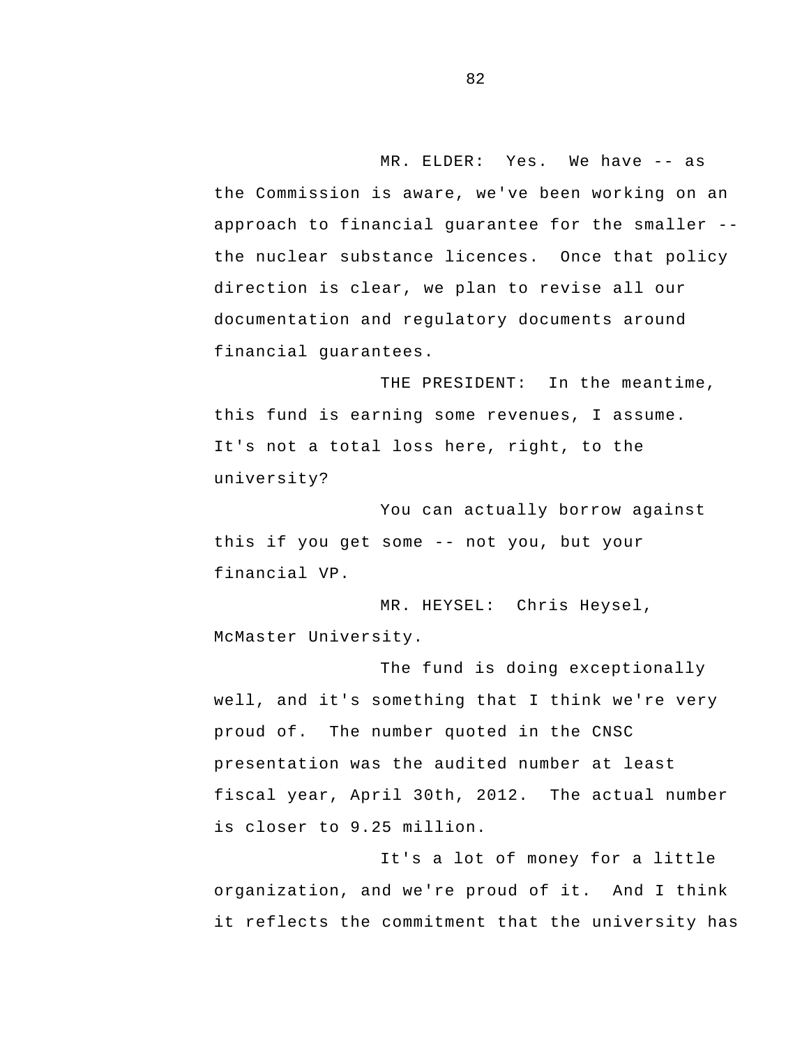MR. ELDER: Yes. We have -- as the Commission is aware, we've been working on an approach to financial guarantee for the smaller -- the nuclear substance licences. Once that policy direction is clear, we plan to revise all our documentation and regulatory documents around financial guarantees.

THE PRESIDENT: In the meantime, this fund is earning some revenues, I assume. It's not a total loss here, right, to the university?

You can actually borrow against this if you get some -- not you, but your financial VP.

MR. HEYSEL: Chris Heysel, McMaster University.

The fund is doing exceptionally well, and it's something that I think we're very proud of. The number quoted in the CNSC presentation was the audited number at least fiscal year, April 30th, 2012. The actual number is closer to 9.25 million.

It's a lot of money for a little organization, and we're proud of it. And I think it reflects the commitment that the university has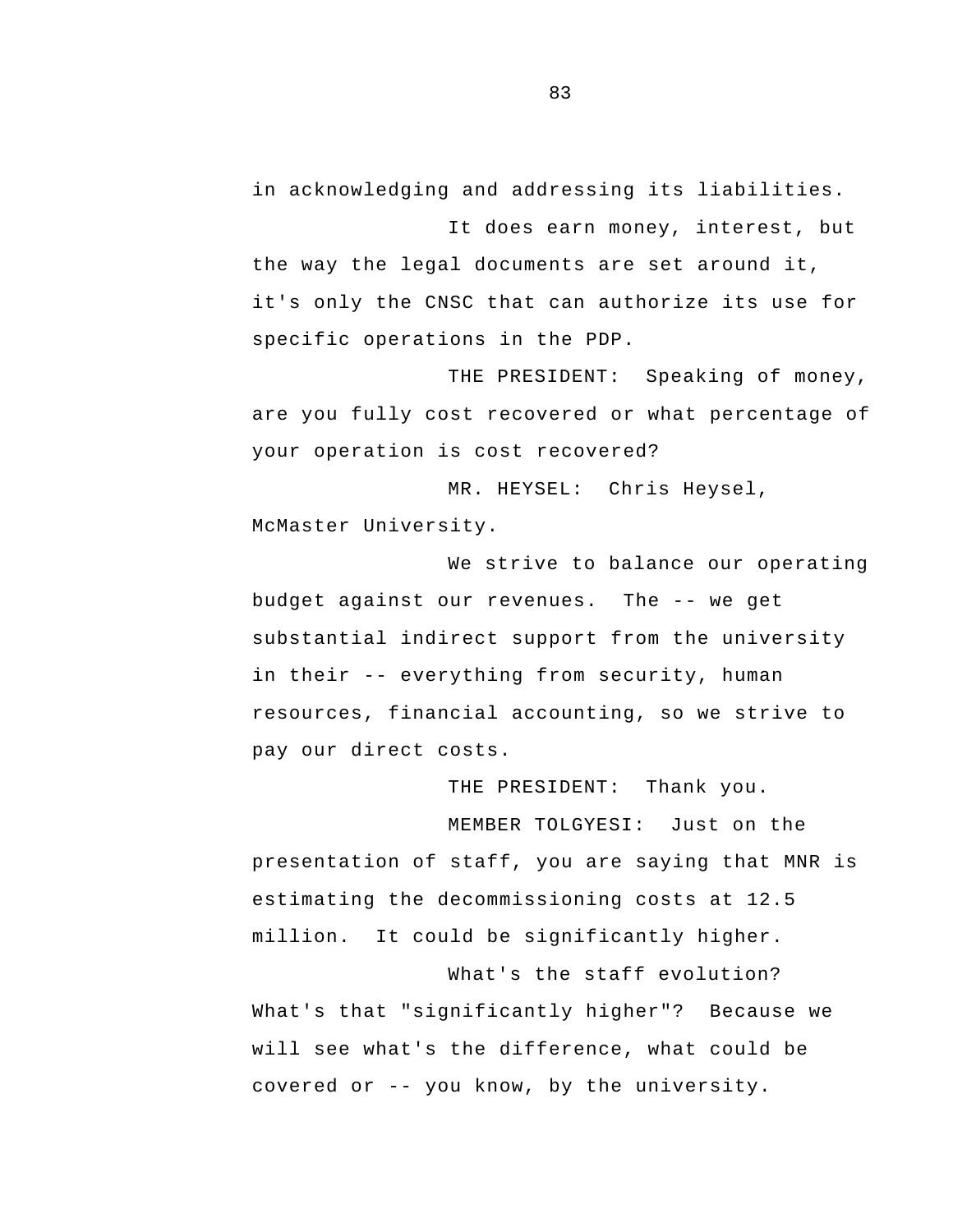in acknowledging and addressing its liabilities.

It does earn money, interest, but the way the legal documents are set around it, it's only the CNSC that can authorize its use for specific operations in the PDP.

THE PRESIDENT: Speaking of money, are you fully cost recovered or what percentage of your operation is cost recovered?

MR. HEYSEL: Chris Heysel, McMaster University.

We strive to balance our operating budget against our revenues. The -- we get substantial indirect support from the university in their -- everything from security, human resources, financial accounting, so we strive to pay our direct costs.

THE PRESIDENT: Thank you.

MEMBER TOLGYESI: Just on the presentation of staff, you are saying that MNR is estimating the decommissioning costs at 12.5 million. It could be significantly higher.

What's the staff evolution? What's that "significantly higher"? Because we will see what's the difference, what could be covered or -- you know, by the university.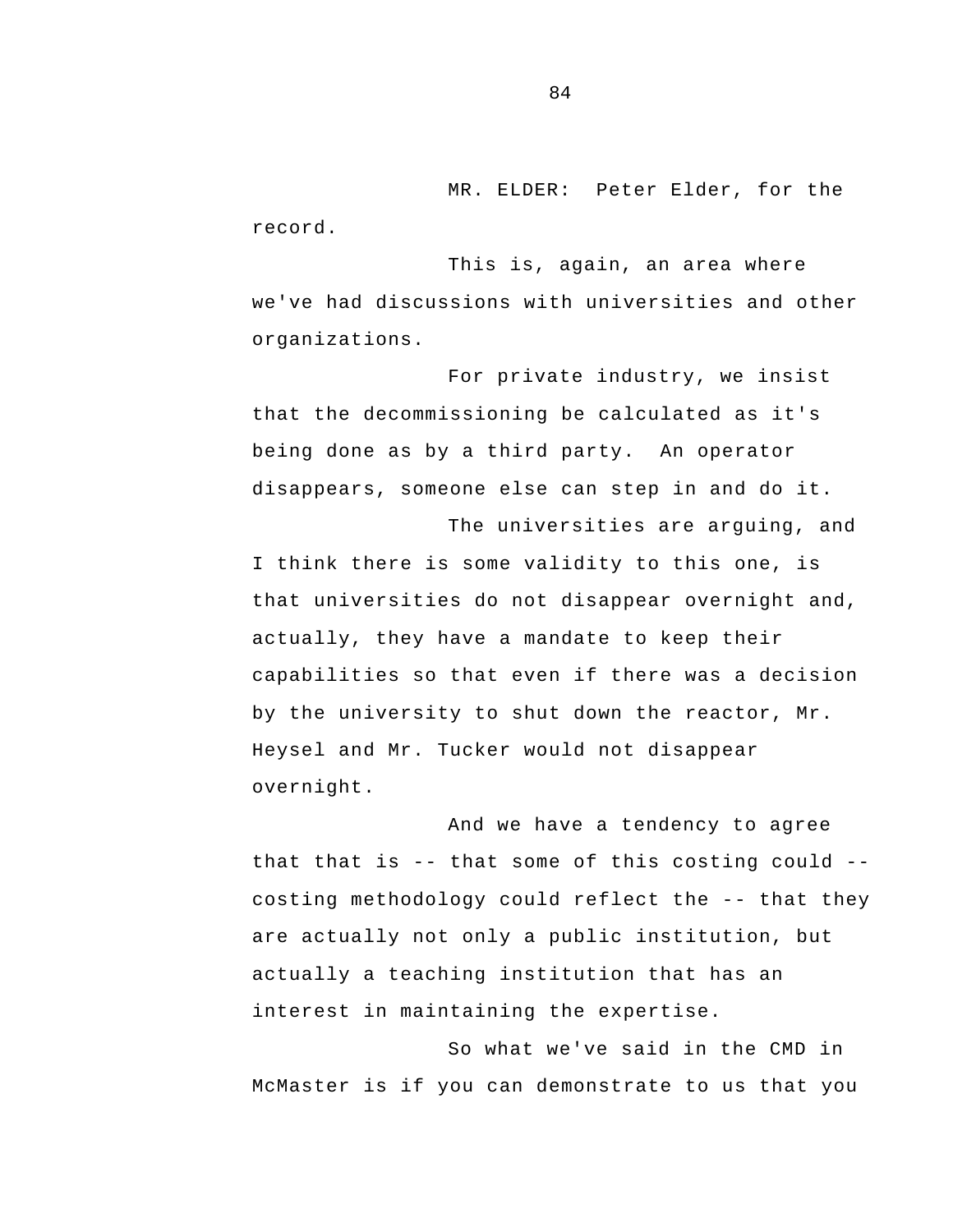MR. ELDER: Peter Elder, for the record.

This is, again, an area where we've had discussions with universities and other organizations.

For private industry, we insist that the decommissioning be calculated as it's being done as by a third party. An operator disappears, someone else can step in and do it.

The universities are arguing, and I think there is some validity to this one, is that universities do not disappear overnight and, actually, they have a mandate to keep their capabilities so that even if there was a decision by the university to shut down the reactor, Mr. Heysel and Mr. Tucker would not disappear overnight.

And we have a tendency to agree that that is -- that some of this costing could -- costing methodology could reflect the -- that they are actually not only a public institution, but actually a teaching institution that has an interest in maintaining the expertise.

So what we've said in the CMD in McMaster is if you can demonstrate to us that you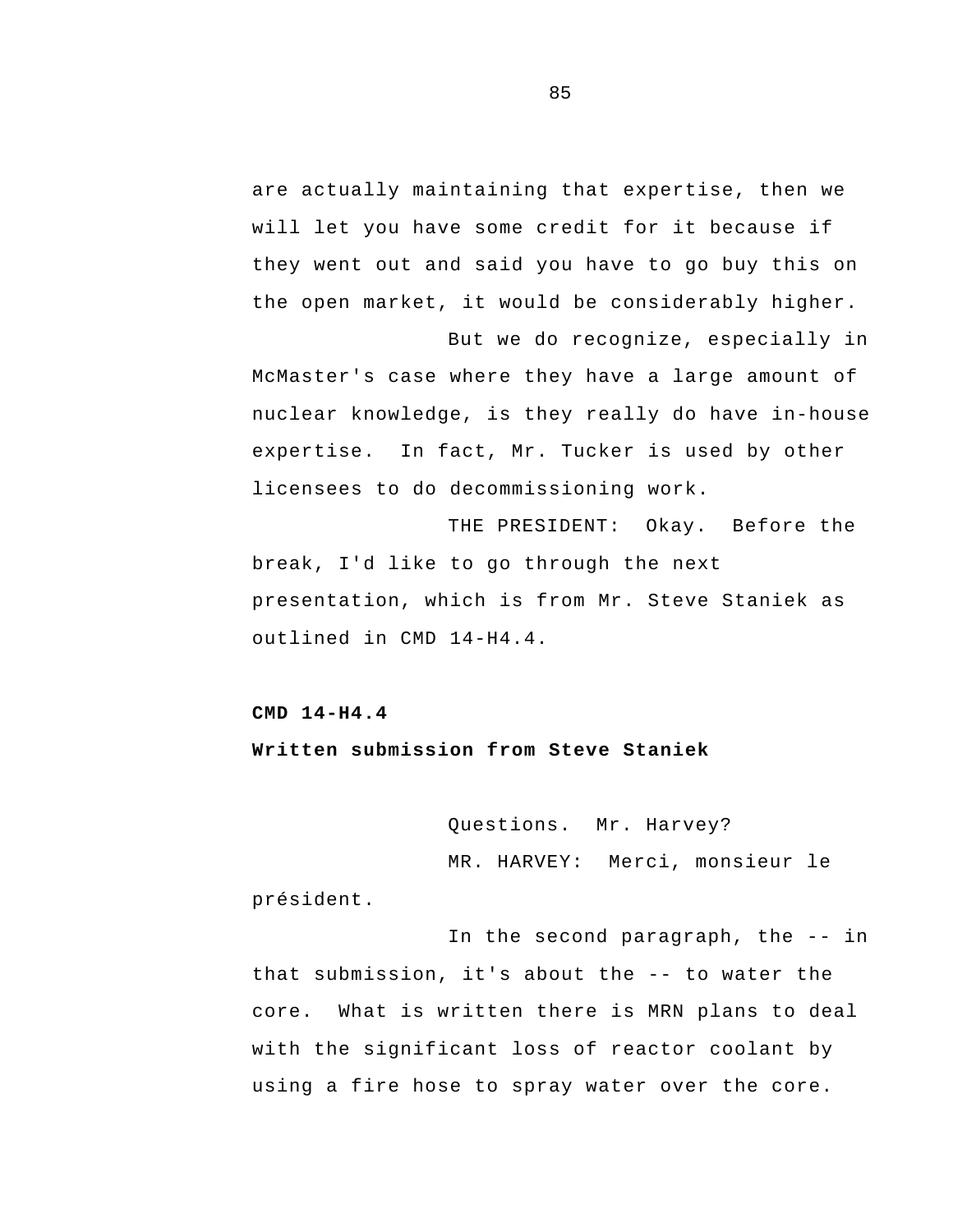are actually maintaining that expertise, then we will let you have some credit for it because if they went out and said you have to go buy this on the open market, it would be considerably higher.

But we do recognize, especially in McMaster's case where they have a large amount of nuclear knowledge, is they really do have in-house expertise. In fact, Mr. Tucker is used by other licensees to do decommissioning work.

THE PRESIDENT: Okay. Before the break, I'd like to go through the next presentation, which is from Mr. Steve Staniek as outlined in CMD 14-H4.4.

**CMD 14-H4.4**

**Written submission from Steve Staniek**

Questions. Mr. Harvey?

MR. HARVEY: Merci, monsieur le président.

In the second paragraph, the -- in that submission, it's about the -- to water the core. What is written there is MRN plans to deal with the significant loss of reactor coolant by using a fire hose to spray water over the core.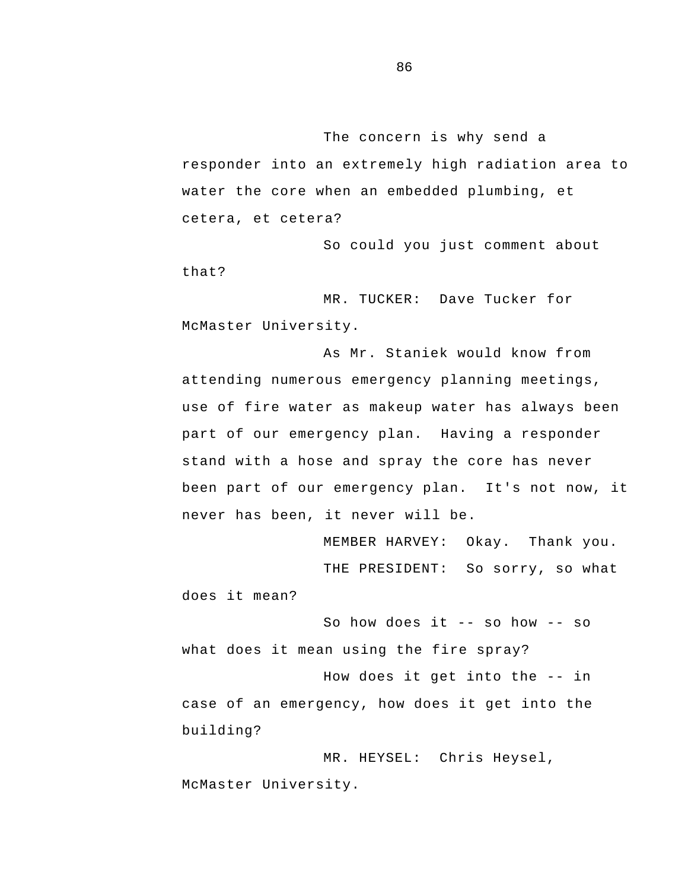The concern is why send a responder into an extremely high radiation area to water the core when an embedded plumbing, et cetera, et cetera?

So could you just comment about that?

MR. TUCKER: Dave Tucker for McMaster University.

As Mr. Staniek would know from attending numerous emergency planning meetings, use of fire water as makeup water has always been part of our emergency plan. Having a responder stand with a hose and spray the core has never been part of our emergency plan. It's not now, it never has been, it never will be.

MEMBER HARVEY: Okay. Thank you.

THE PRESIDENT: So sorry, so what does it mean?

So how does it -- so how -- so what does it mean using the fire spray?

How does it get into the -- in case of an emergency, how does it get into the building?

MR. HEYSEL: Chris Heysel, McMaster University.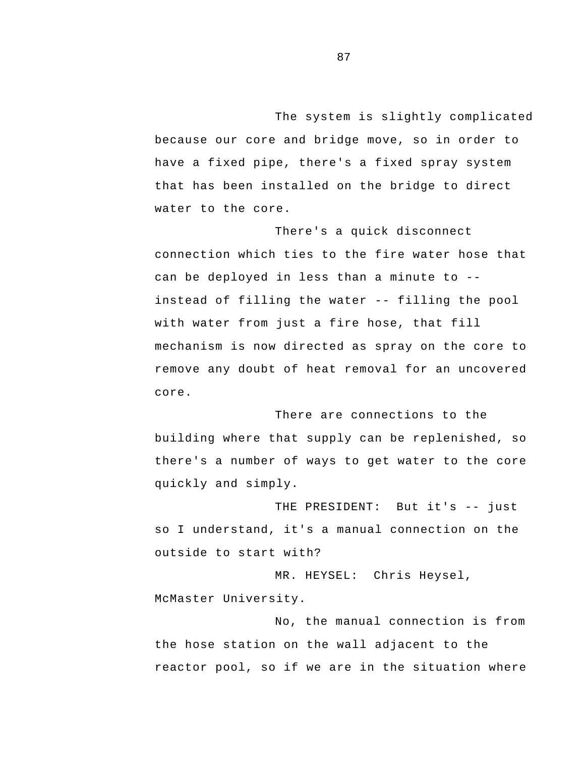The system is slightly complicated because our core and bridge move, so in order to have a fixed pipe, there's a fixed spray system that has been installed on the bridge to direct water to the core.

There's a quick disconnect connection which ties to the fire water hose that can be deployed in less than a minute to -- instead of filling the water -- filling the pool with water from just a fire hose, that fill mechanism is now directed as spray on the core to remove any doubt of heat removal for an uncovered core.

There are connections to the building where that supply can be replenished, so there's a number of ways to get water to the core quickly and simply.

THE PRESIDENT: But it's -- just so I understand, it's a manual connection on the outside to start with?

MR. HEYSEL: Chris Heysel, McMaster University.

No, the manual connection is from the hose station on the wall adjacent to the reactor pool, so if we are in the situation where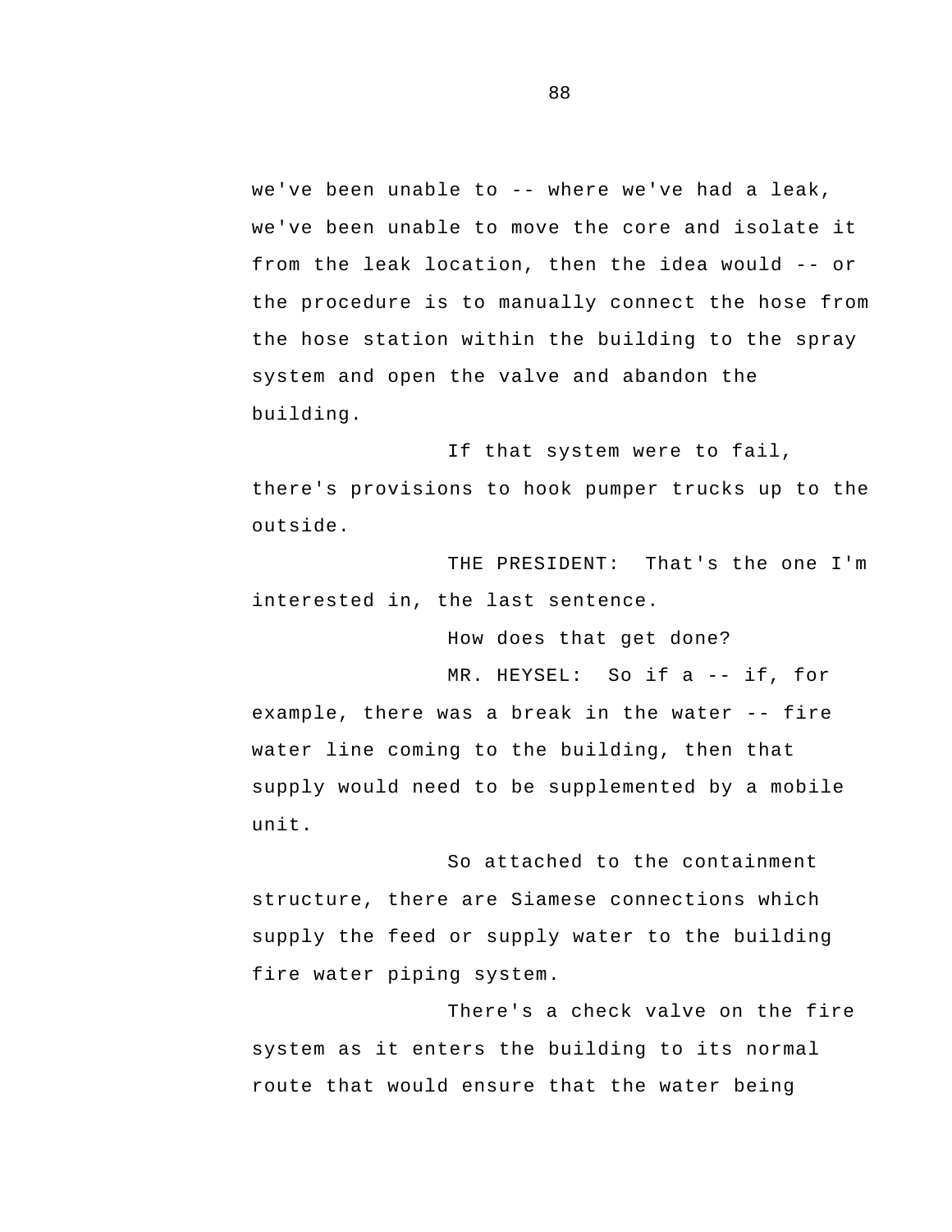we've been unable to -- where we've had a leak, we've been unable to move the core and isolate it from the leak location, then the idea would -- or the procedure is to manually connect the hose from the hose station within the building to the spray system and open the valve and abandon the building.

If that system were to fail, there's provisions to hook pumper trucks up to the outside.

THE PRESIDENT: That's the one I'm interested in, the last sentence.

How does that get done?

MR. HEYSEL: So if a -- if, for example, there was a break in the water -- fire water line coming to the building, then that supply would need to be supplemented by a mobile unit.

So attached to the containment structure, there are Siamese connections which supply the feed or supply water to the building fire water piping system.

There's a check valve on the fire system as it enters the building to its normal route that would ensure that the water being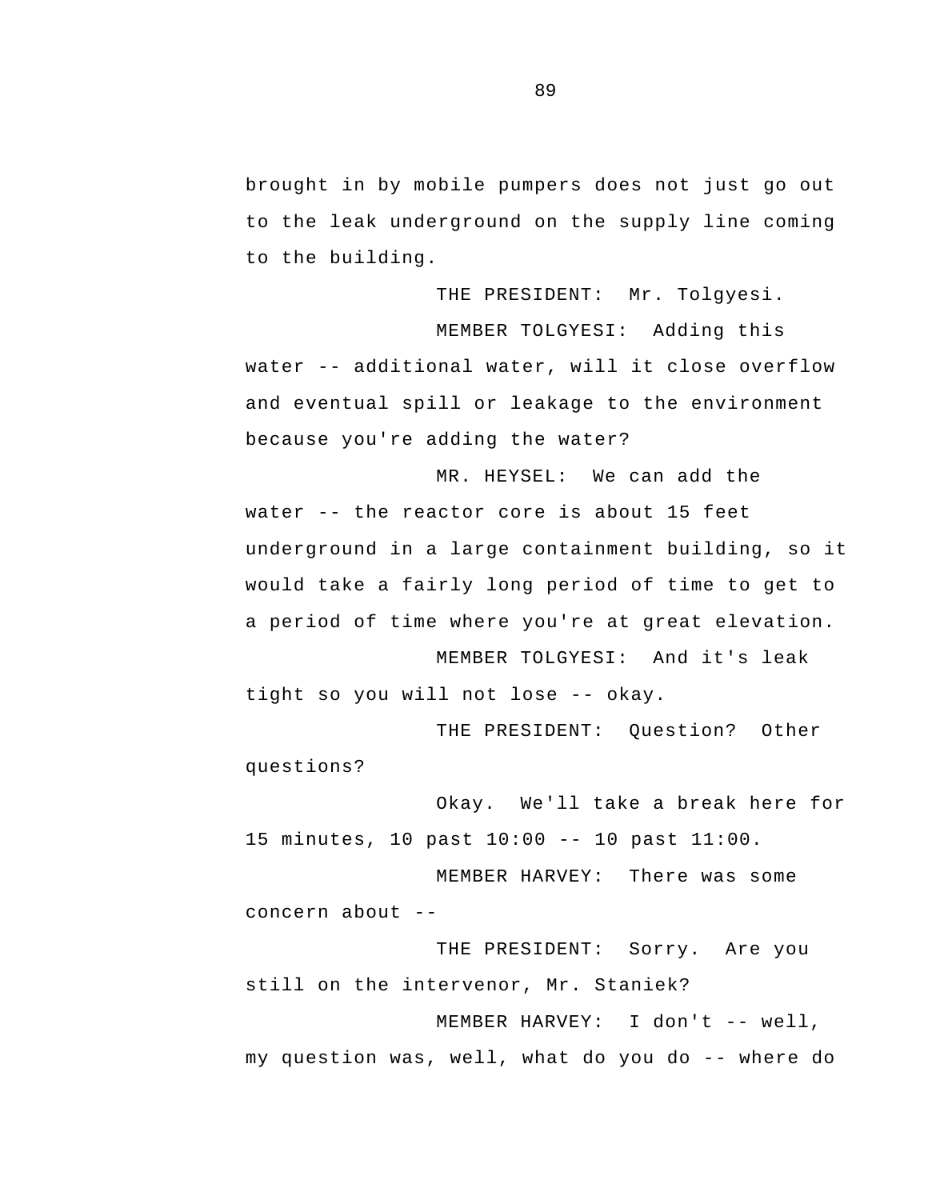brought in by mobile pumpers does not just go out to the leak underground on the supply line coming to the building.

THE PRESIDENT: Mr. Tolgyesi.

MEMBER TOLGYESI: Adding this water -- additional water, will it close overflow and eventual spill or leakage to the environment because you're adding the water?

MR. HEYSEL: We can add the water -- the reactor core is about 15 feet underground in a large containment building, so it would take a fairly long period of time to get to a period of time where you're at great elevation.

MEMBER TOLGYESI: And it's leak tight so you will not lose -- okay.

THE PRESIDENT: Question? Other questions?

Okay. We'll take a break here for 15 minutes, 10 past 10:00 -- 10 past 11:00.

MEMBER HARVEY: There was some concern about --

THE PRESIDENT: Sorry. Are you still on the intervenor, Mr. Staniek?

MEMBER HARVEY: I don't -- well, my question was, well, what do you do -- where do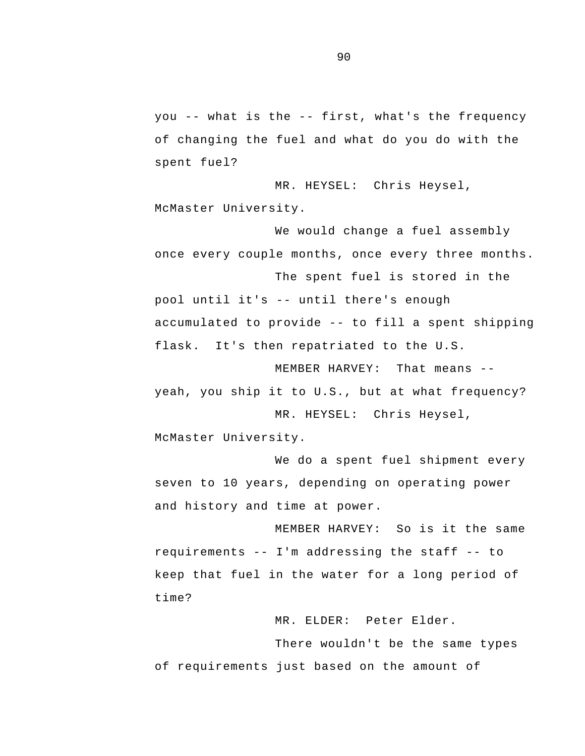you -- what is the -- first, what's the frequency of changing the fuel and what do you do with the spent fuel?

MR. HEYSEL: Chris Heysel, McMaster University.

We would change a fuel assembly once every couple months, once every three months.

The spent fuel is stored in the pool until it's -- until there's enough accumulated to provide -- to fill a spent shipping flask. It's then repatriated to the U.S.

MEMBER HARVEY: That means -- yeah, you ship it to U.S., but at what frequency?

MR. HEYSEL: Chris Heysel, McMaster University.

We do a spent fuel shipment every seven to 10 years, depending on operating power and history and time at power.

MEMBER HARVEY: So is it the same requirements -- I'm addressing the staff -- to keep that fuel in the water for a long period of time?

MR. ELDER: Peter Elder.

There wouldn't be the same types of requirements just based on the amount of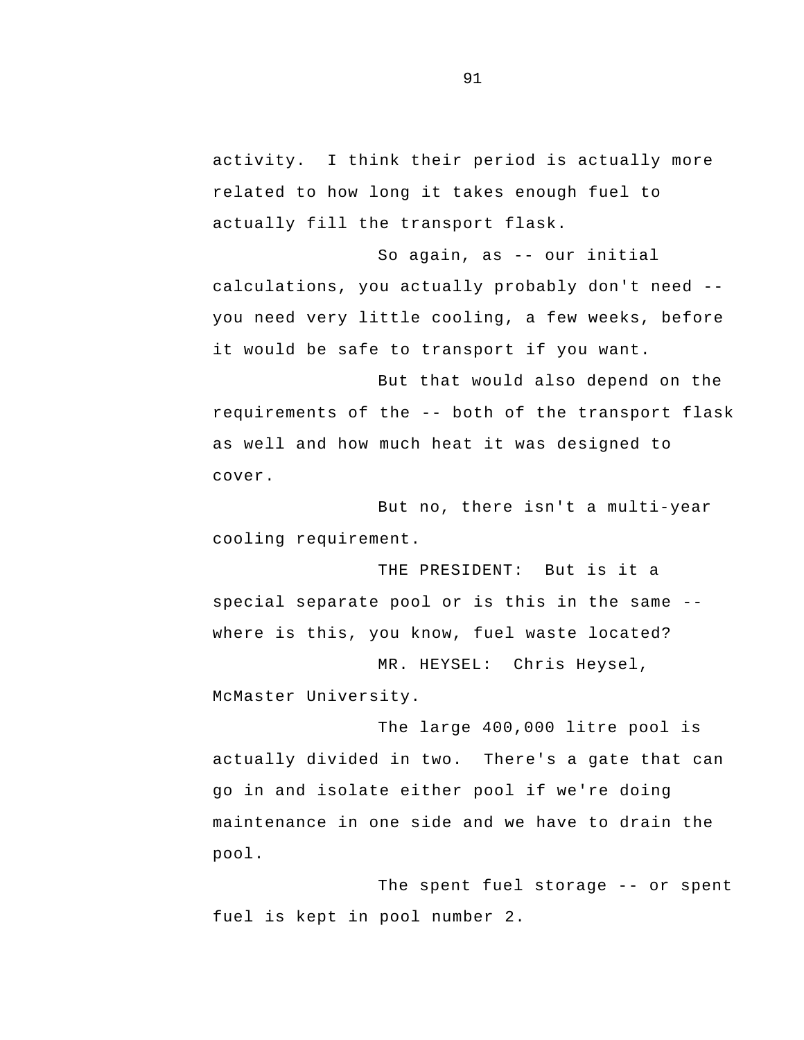activity. I think their period is actually more related to how long it takes enough fuel to actually fill the transport flask.

So again, as -- our initial calculations, you actually probably don't need -- you need very little cooling, a few weeks, before it would be safe to transport if you want.

But that would also depend on the requirements of the -- both of the transport flask as well and how much heat it was designed to cover.

But no, there isn't a multi-year cooling requirement.

THE PRESIDENT: But is it a special separate pool or is this in the same -- where is this, you know, fuel waste located?

MR. HEYSEL: Chris Heysel, McMaster University.

The large 400,000 litre pool is actually divided in two. There's a gate that can go in and isolate either pool if we're doing maintenance in one side and we have to drain the pool.

The spent fuel storage -- or spent fuel is kept in pool number 2.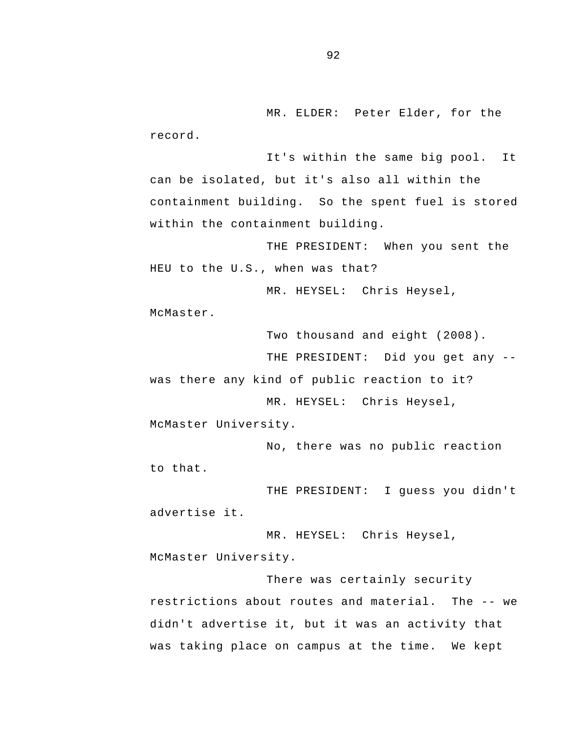MR. ELDER: Peter Elder, for the record.

It's within the same big pool. It can be isolated, but it's also all within the containment building. So the spent fuel is stored within the containment building.

THE PRESIDENT: When you sent the HEU to the U.S., when was that?

MR. HEYSEL: Chris Heysel, McMaster.

Two thousand and eight (2008).

THE PRESIDENT: Did you get any -- was there any kind of public reaction to it?

MR. HEYSEL: Chris Heysel, McMaster University.

No, there was no public reaction to that.

THE PRESIDENT: I guess you didn't advertise it.

MR. HEYSEL: Chris Heysel, McMaster University.

There was certainly security restrictions about routes and material. The -- we didn't advertise it, but it was an activity that was taking place on campus at the time. We kept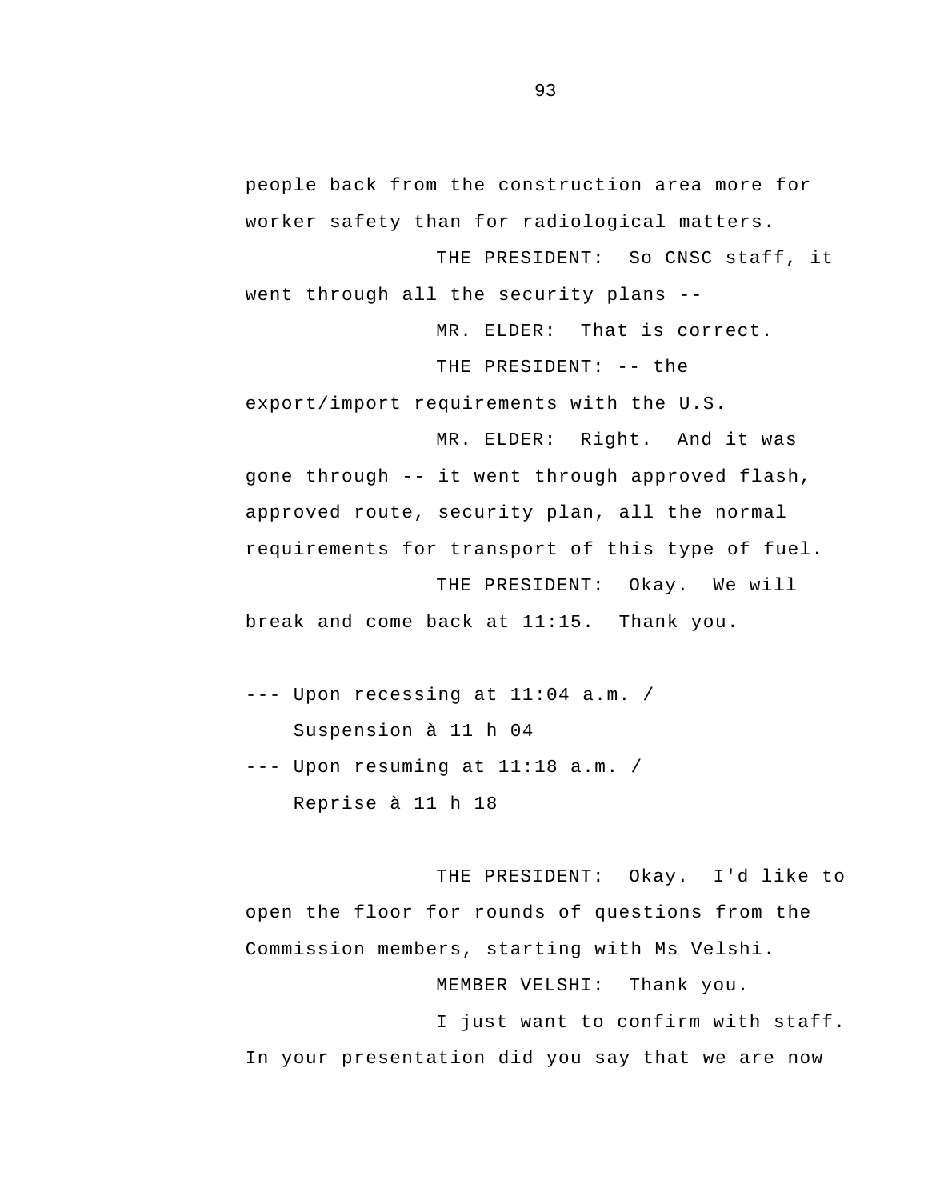people back from the construction area more for worker safety than for radiological matters.

THE PRESIDENT: So CNSC staff, it went through all the security plans --

MR. ELDER: That is correct.

THE PRESIDENT: -- the export/import requirements with the U.S.

MR. ELDER: Right. And it was gone through -- it went through approved flash, approved route, security plan, all the normal requirements for transport of this type of fuel.

THE PRESIDENT: Okay. We will break and come back at 11:15. Thank you.

--- Upon recessing at 11:04 a.m. / Suspension à 11 h 04

--- Upon resuming at 11:18 a.m. / Reprise à 11 h 18

THE PRESIDENT: Okay. I'd like to open the floor for rounds of questions from the Commission members, starting with Ms Velshi.

MEMBER VELSHI: Thank you.

I just want to confirm with staff. In your presentation did you say that we are now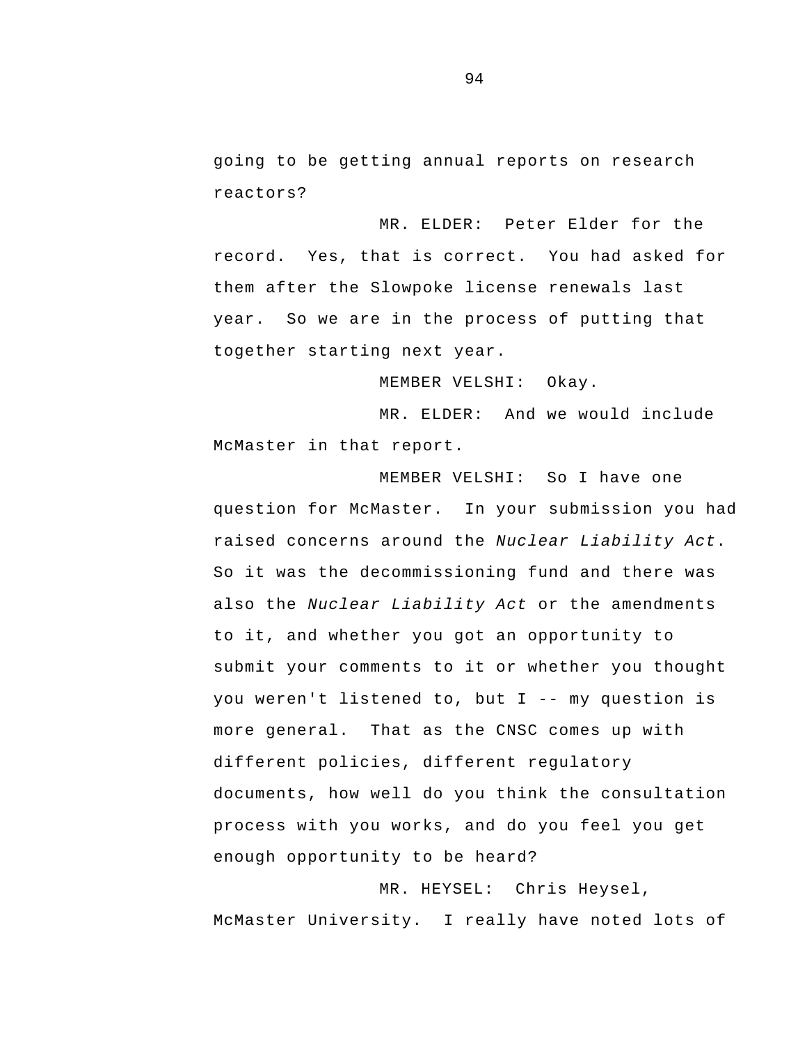going to be getting annual reports on research reactors?

MR. ELDER: Peter Elder for the record. Yes, that is correct. You had asked for them after the Slowpoke license renewals last year. So we are in the process of putting that together starting next year.

MEMBER VELSHI: Okay.

MR. ELDER: And we would include McMaster in that report.

MEMBER VELSHI: So I have one question for McMaster. In your submission you had raised concerns around the *Nuclear Liability Act*. So it was the decommissioning fund and there was also the *Nuclear Liability Act* or the amendments to it, and whether you got an opportunity to submit your comments to it or whether you thought you weren't listened to, but I -- my question is more general. That as the CNSC comes up with different policies, different regulatory documents, how well do you think the consultation process with you works, and do you feel you get enough opportunity to be heard?

MR. HEYSEL: Chris Heysel, McMaster University. I really have noted lots of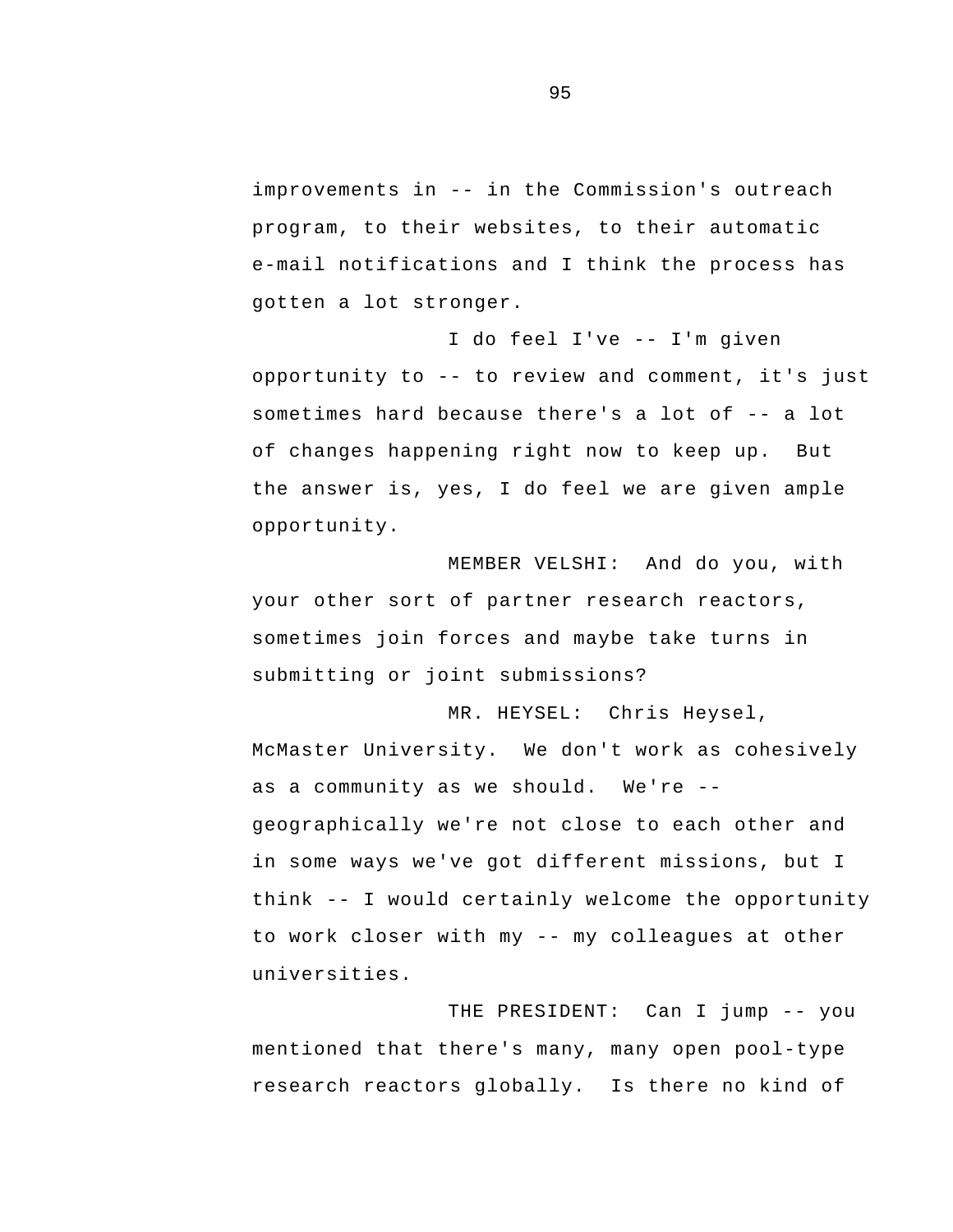improvements in -- in the Commission's outreach program, to their websites, to their automatic e-mail notifications and I think the process has gotten a lot stronger.

I do feel I've -- I'm given opportunity to -- to review and comment, it's just sometimes hard because there's a lot of -- a lot of changes happening right now to keep up. But the answer is, yes, I do feel we are given ample opportunity.

MEMBER VELSHI: And do you, with your other sort of partner research reactors, sometimes join forces and maybe take turns in submitting or joint submissions?

MR. HEYSEL: Chris Heysel, McMaster University. We don't work as cohesively as a community as we should. We're -- geographically we're not close to each other and in some ways we've got different missions, but I think -- I would certainly welcome the opportunity to work closer with my -- my colleagues at other universities.

THE PRESIDENT: Can I jump -- you mentioned that there's many, many open pool-type research reactors globally. Is there no kind of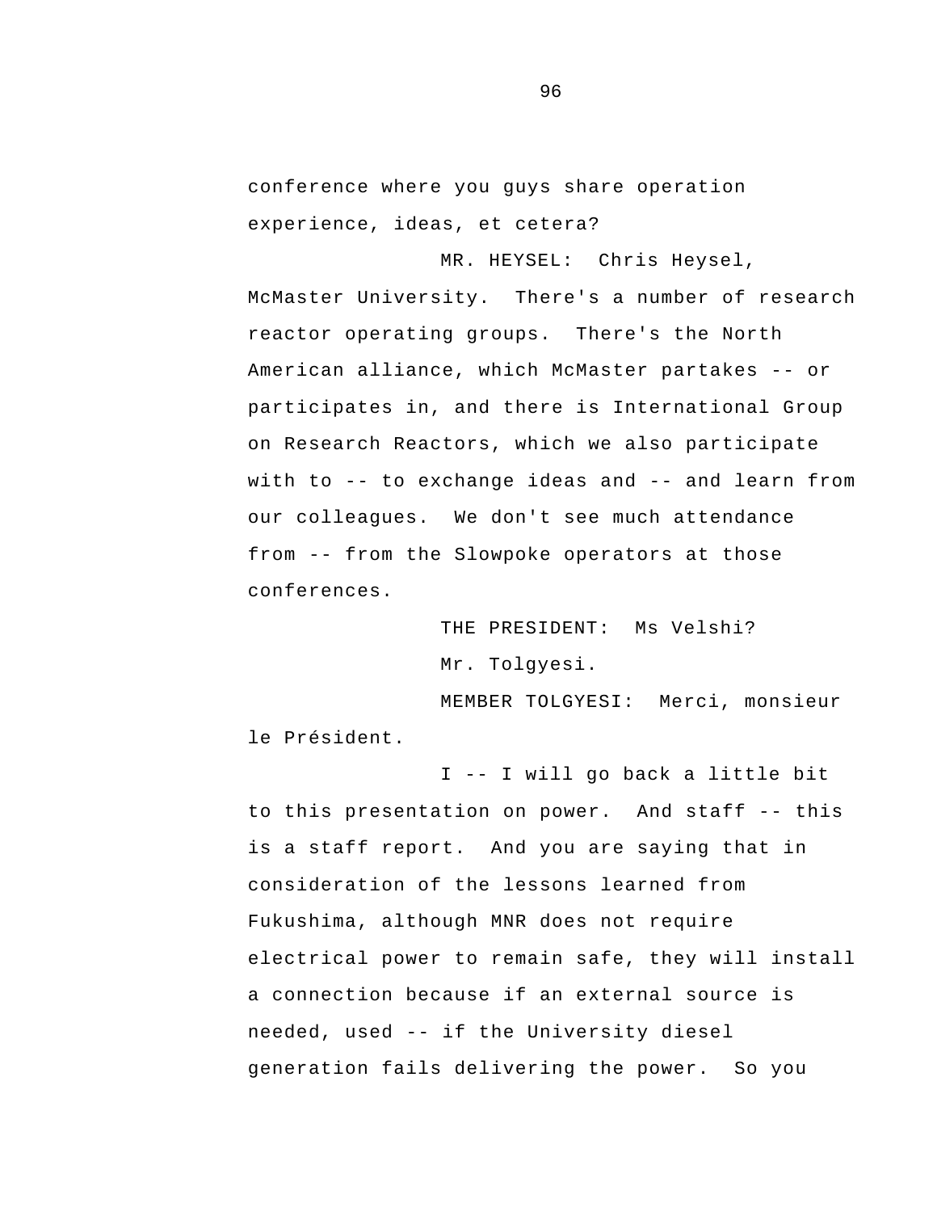conference where you guys share operation experience, ideas, et cetera?

MR. HEYSEL: Chris Heysel, McMaster University. There's a number of research reactor operating groups. There's the North American alliance, which McMaster partakes -- or participates in, and there is International Group on Research Reactors, which we also participate with to -- to exchange ideas and -- and learn from our colleagues. We don't see much attendance from -- from the Slowpoke operators at those conferences.

THE PRESIDENT: Ms Velshi?

Mr. Tolgyesi.

MEMBER TOLGYESI: Merci, monsieur le Président.

I -- I will go back a little bit to this presentation on power. And staff -- this is a staff report. And you are saying that in consideration of the lessons learned from Fukushima, although MNR does not require electrical power to remain safe, they will install a connection because if an external source is needed, used -- if the University diesel generation fails delivering the power. So you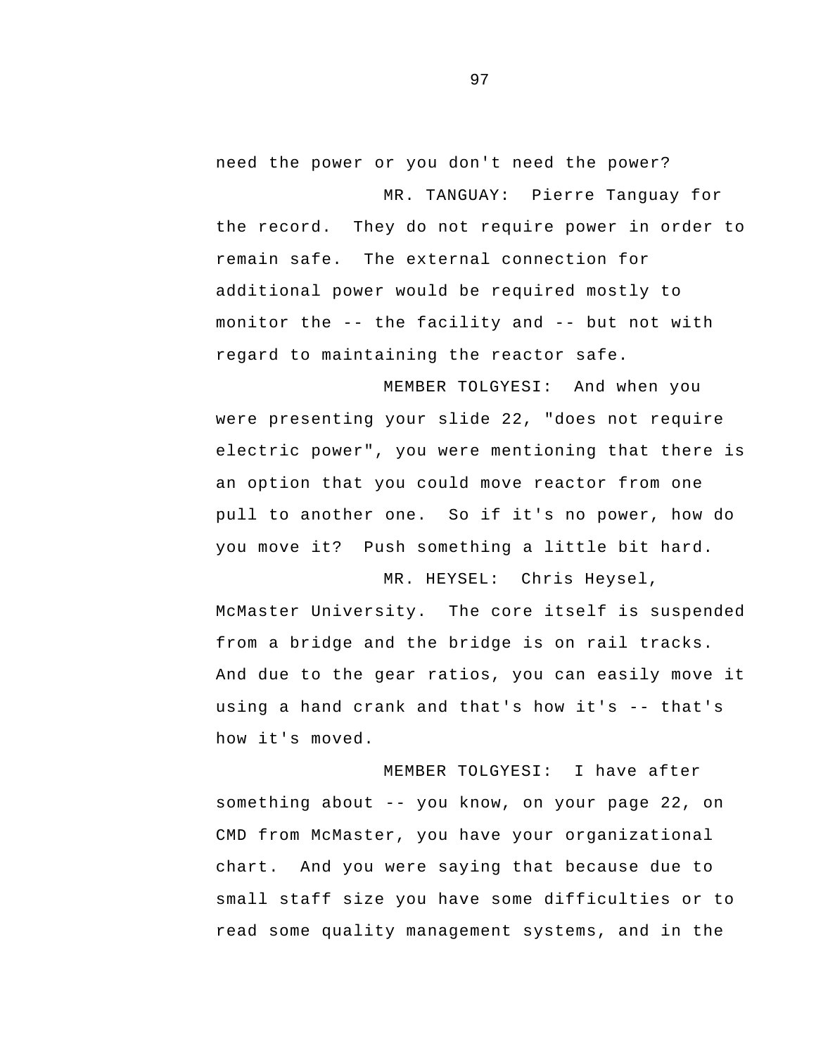need the power or you don't need the power?

MR. TANGUAY: Pierre Tanguay for the record. They do not require power in order to remain safe. The external connection for additional power would be required mostly to monitor the -- the facility and -- but not with regard to maintaining the reactor safe.

MEMBER TOLGYESI: And when you were presenting your slide 22, "does not require electric power", you were mentioning that there is an option that you could move reactor from one pull to another one. So if it's no power, how do you move it? Push something a little bit hard.

MR. HEYSEL: Chris Heysel, McMaster University. The core itself is suspended from a bridge and the bridge is on rail tracks. And due to the gear ratios, you can easily move it using a hand crank and that's how it's -- that's how it's moved.

MEMBER TOLGYESI: I have after something about -- you know, on your page 22, on CMD from McMaster, you have your organizational chart. And you were saying that because due to small staff size you have some difficulties or to read some quality management systems, and in the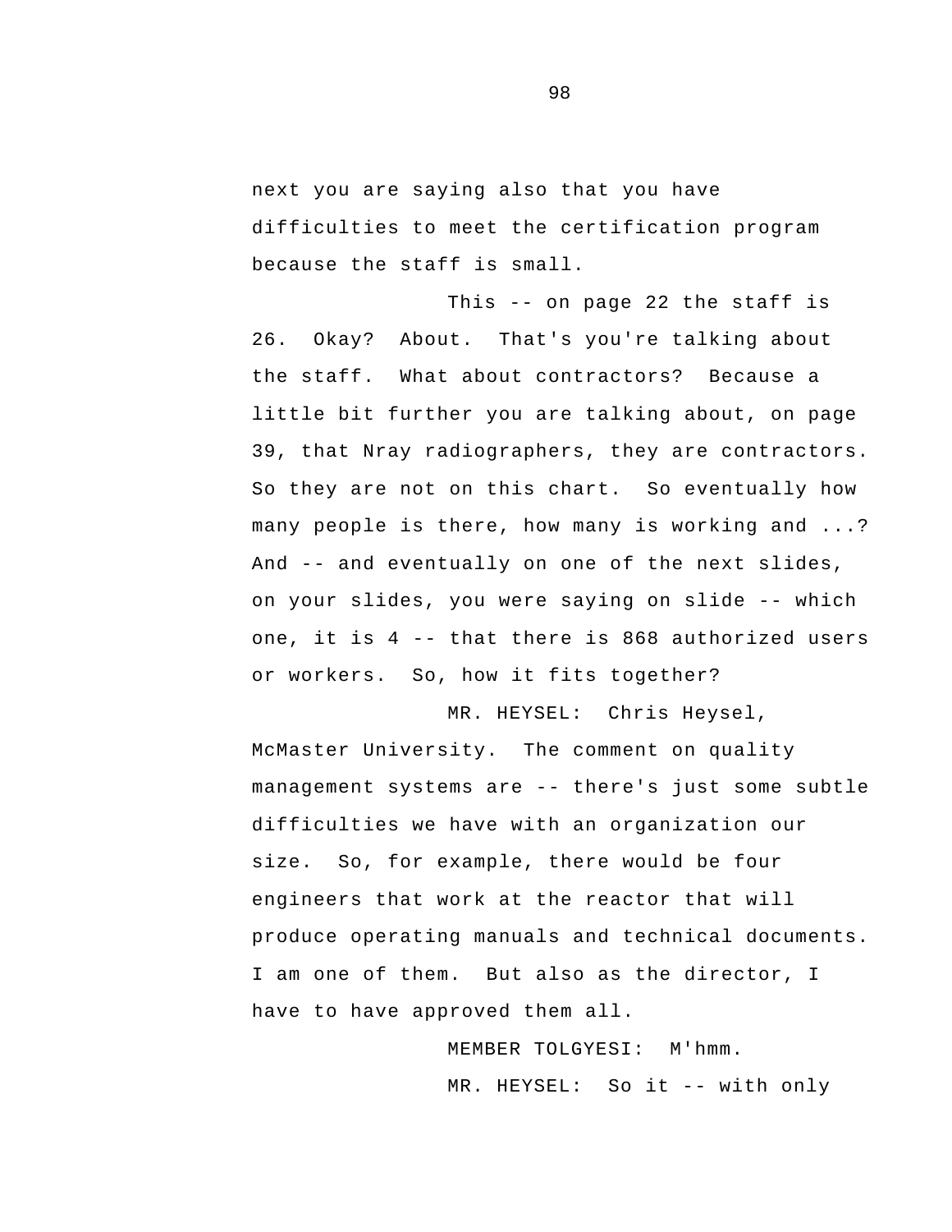next you are saying also that you have difficulties to meet the certification program because the staff is small.

This -- on page 22 the staff is 26. Okay? About. That's you're talking about the staff. What about contractors? Because a little bit further you are talking about, on page 39, that Nray radiographers, they are contractors. So they are not on this chart. So eventually how many people is there, how many is working and ...? And -- and eventually on one of the next slides, on your slides, you were saying on slide -- which one, it is 4 -- that there is 868 authorized users or workers. So, how it fits together?

MR. HEYSEL: Chris Heysel, McMaster University. The comment on quality management systems are -- there's just some subtle difficulties we have with an organization our size. So, for example, there would be four engineers that work at the reactor that will produce operating manuals and technical documents. I am one of them. But also as the director, I have to have approved them all.

MEMBER TOLGYESI: M'hmm.

MR. HEYSEL: So it -- with only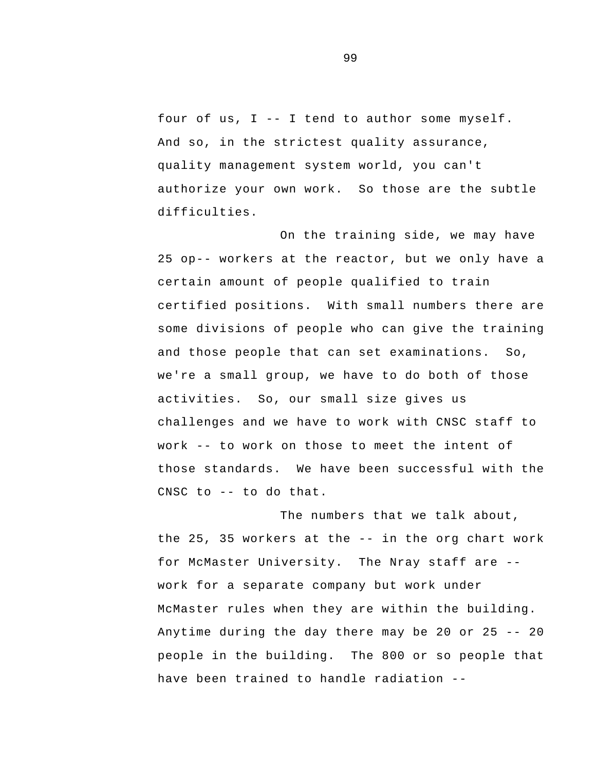four of us, I -- I tend to author some myself. And so, in the strictest quality assurance, quality management system world, you can't authorize your own work. So those are the subtle difficulties.

On the training side, we may have 25 op-- workers at the reactor, but we only have a certain amount of people qualified to train certified positions. With small numbers there are some divisions of people who can give the training and those people that can set examinations. So, we're a small group, we have to do both of those activities. So, our small size gives us challenges and we have to work with CNSC staff to work -- to work on those to meet the intent of those standards. We have been successful with the CNSC to -- to do that.

The numbers that we talk about, the 25, 35 workers at the -- in the org chart work for McMaster University. The Nray staff are -- work for a separate company but work under McMaster rules when they are within the building. Anytime during the day there may be 20 or 25 -- 20 people in the building. The 800 or so people that have been trained to handle radiation --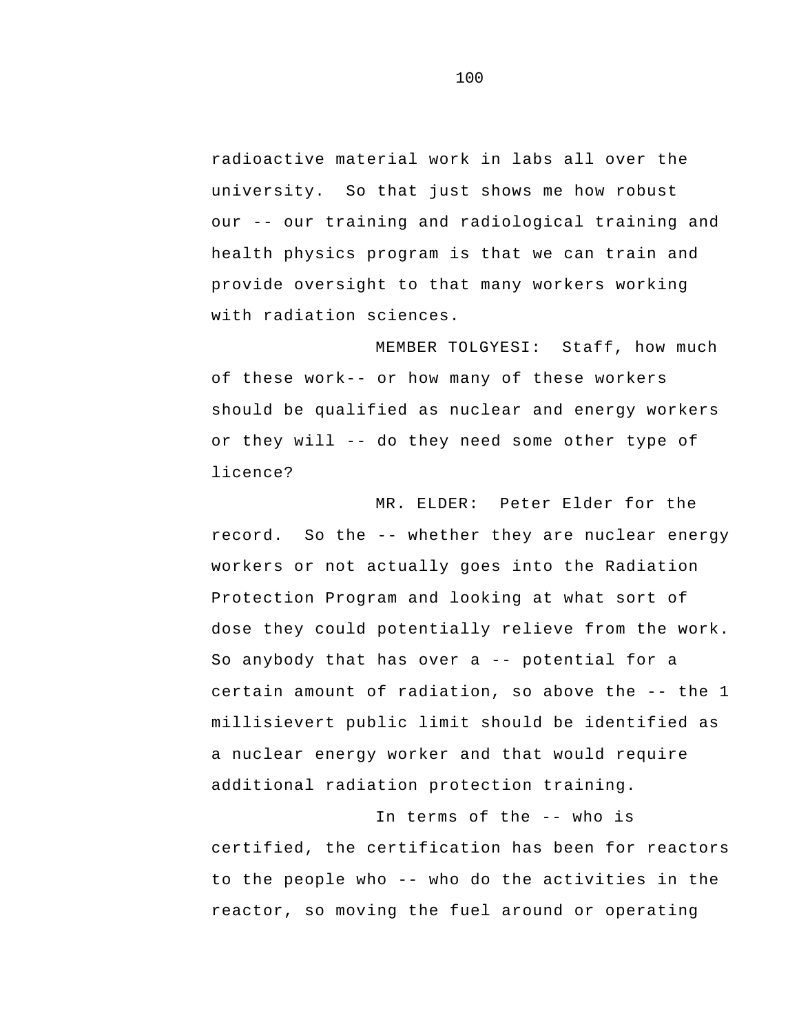radioactive material work in labs all over the university. So that just shows me how robust our -- our training and radiological training and health physics program is that we can train and provide oversight to that many workers working with radiation sciences.

MEMBER TOLGYESI: Staff, how much of these work-- or how many of these workers should be qualified as nuclear and energy workers or they will -- do they need some other type of licence?

MR. ELDER: Peter Elder for the record. So the -- whether they are nuclear energy workers or not actually goes into the Radiation Protection Program and looking at what sort of dose they could potentially relieve from the work. So anybody that has over a -- potential for a certain amount of radiation, so above the -- the 1 millisievert public limit should be identified as a nuclear energy worker and that would require additional radiation protection training.

In terms of the -- who is certified, the certification has been for reactors to the people who -- who do the activities in the reactor, so moving the fuel around or operating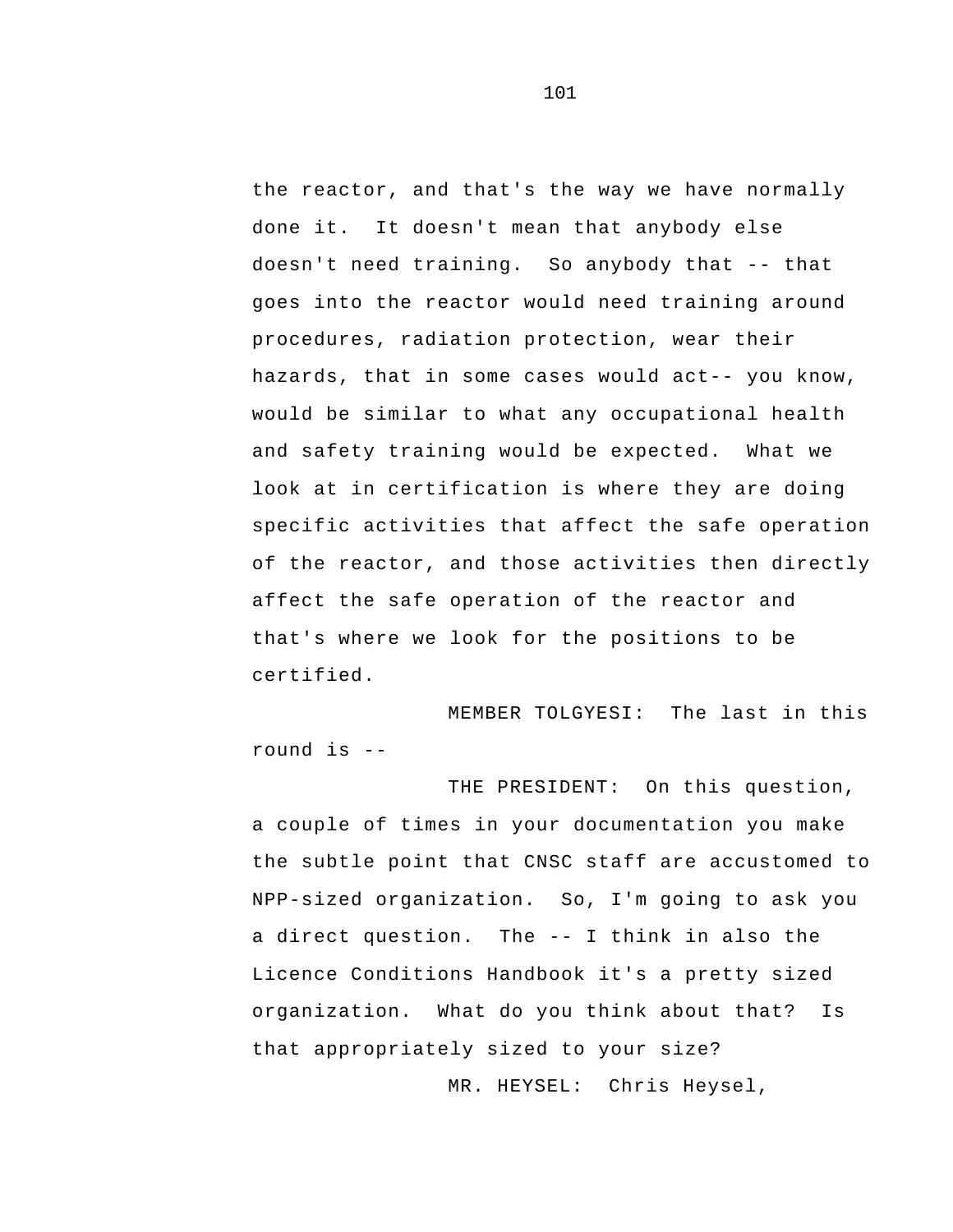the reactor, and that's the way we have normally done it. It doesn't mean that anybody else doesn't need training. So anybody that -- that goes into the reactor would need training around procedures, radiation protection, wear their hazards, that in some cases would act-- you know, would be similar to what any occupational health and safety training would be expected. What we look at in certification is where they are doing specific activities that affect the safe operation of the reactor, and those activities then directly affect the safe operation of the reactor and that's where we look for the positions to be certified.

MEMBER TOLGYESI: The last in this round is --

THE PRESIDENT: On this question, a couple of times in your documentation you make the subtle point that CNSC staff are accustomed to NPP-sized organization. So, I'm going to ask you a direct question. The -- I think in also the Licence Conditions Handbook it's a pretty sized organization. What do you think about that? Is that appropriately sized to your size?

MR. HEYSEL: Chris Heysel,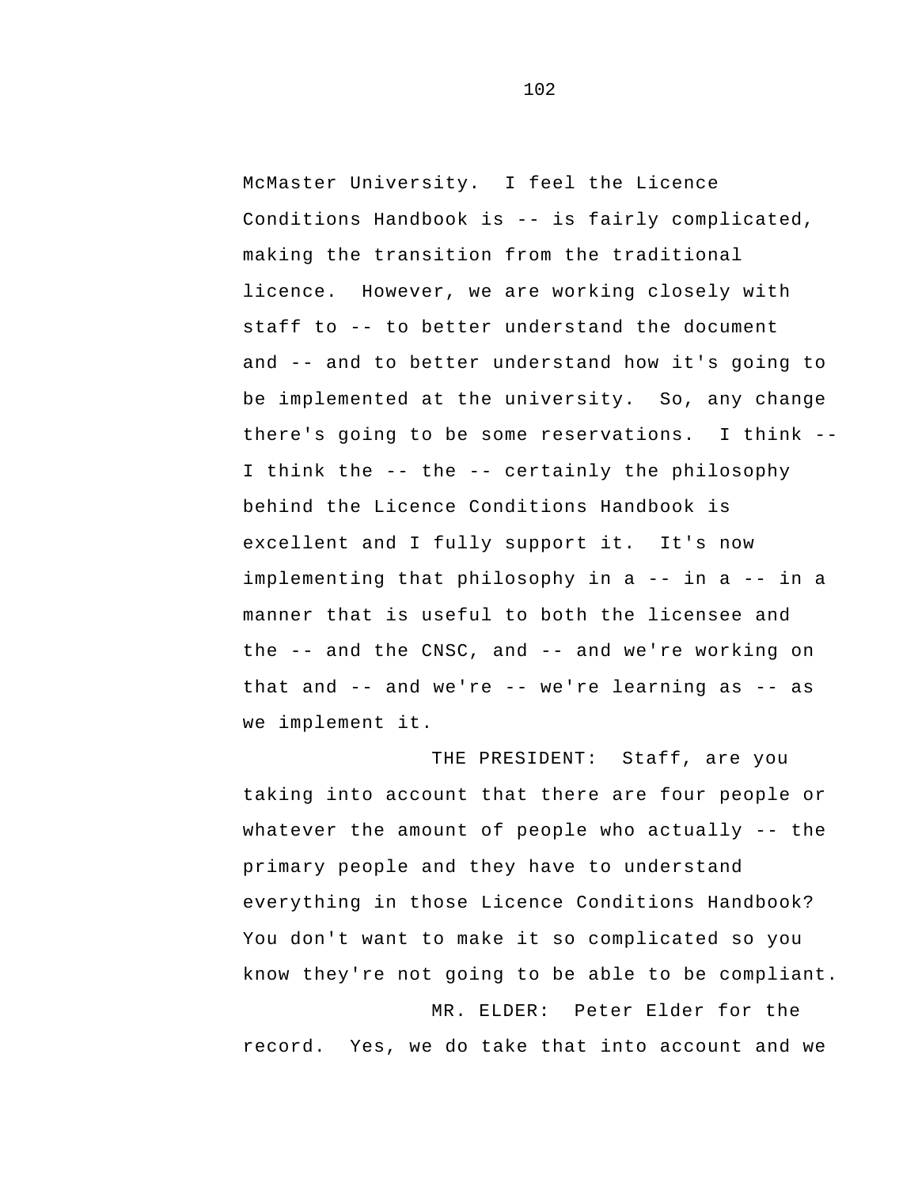McMaster University. I feel the Licence Conditions Handbook is -- is fairly complicated, making the transition from the traditional licence. However, we are working closely with staff to -- to better understand the document and -- and to better understand how it's going to be implemented at the university. So, any change there's going to be some reservations. I think -- I think the -- the -- certainly the philosophy behind the Licence Conditions Handbook is excellent and I fully support it. It's now implementing that philosophy in a -- in a -- in a manner that is useful to both the licensee and the -- and the CNSC, and -- and we're working on that and -- and we're -- we're learning as -- as we implement it.

THE PRESIDENT: Staff, are you taking into account that there are four people or whatever the amount of people who actually -- the primary people and they have to understand everything in those Licence Conditions Handbook? You don't want to make it so complicated so you know they're not going to be able to be compliant.

MR. ELDER: Peter Elder for the record. Yes, we do take that into account and we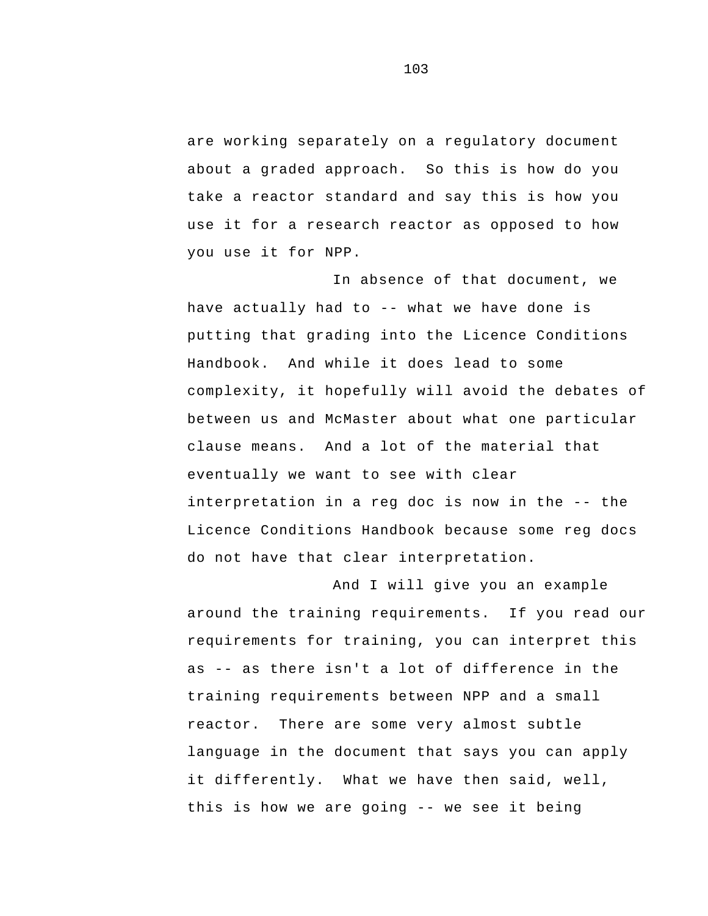are working separately on a regulatory document about a graded approach. So this is how do you take a reactor standard and say this is how you use it for a research reactor as opposed to how you use it for NPP.

In absence of that document, we have actually had to -- what we have done is putting that grading into the Licence Conditions Handbook. And while it does lead to some complexity, it hopefully will avoid the debates of between us and McMaster about what one particular clause means. And a lot of the material that eventually we want to see with clear interpretation in a reg doc is now in the -- the Licence Conditions Handbook because some reg docs do not have that clear interpretation.

And I will give you an example around the training requirements. If you read our requirements for training, you can interpret this as -- as there isn't a lot of difference in the training requirements between NPP and a small reactor. There are some very almost subtle language in the document that says you can apply it differently. What we have then said, well, this is how we are going -- we see it being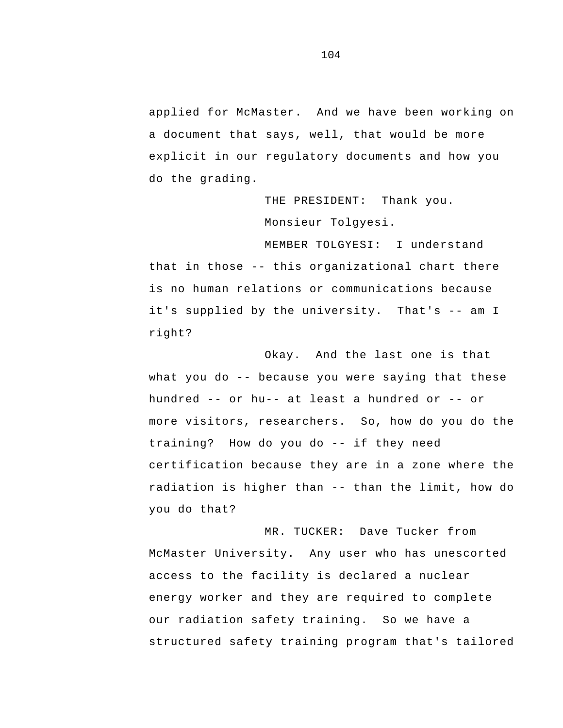applied for McMaster. And we have been working on a document that says, well, that would be more explicit in our regulatory documents and how you do the grading.

THE PRESIDENT: Thank you.

Monsieur Tolgyesi.

MEMBER TOLGYESI: I understand that in those -- this organizational chart there is no human relations or communications because it's supplied by the university. That's -- am I right?

Okay. And the last one is that what you do -- because you were saying that these hundred -- or hu-- at least a hundred or -- or more visitors, researchers. So, how do you do the training? How do you do -- if they need certification because they are in a zone where the radiation is higher than -- than the limit, how do you do that?

MR. TUCKER: Dave Tucker from McMaster University. Any user who has unescorted access to the facility is declared a nuclear energy worker and they are required to complete our radiation safety training. So we have a structured safety training program that's tailored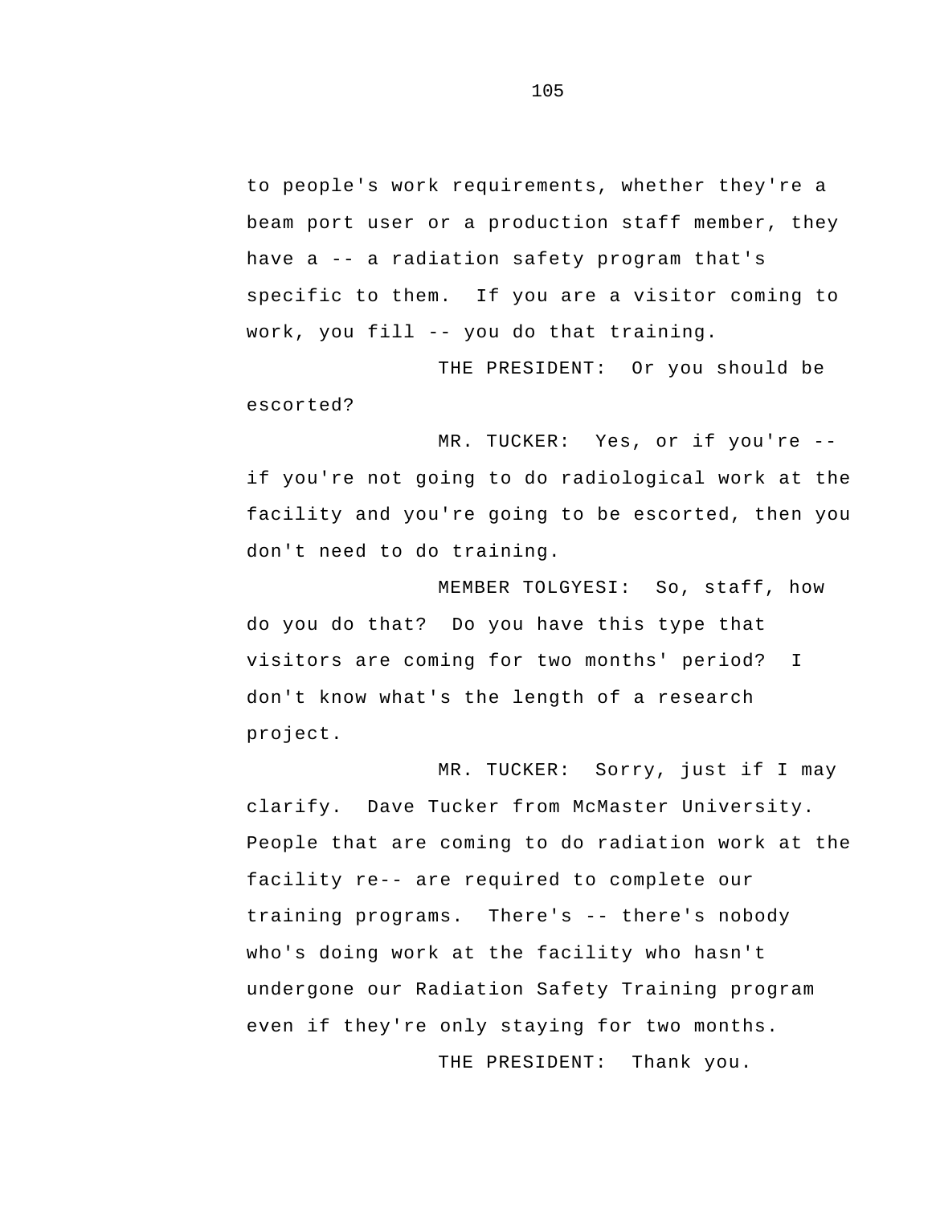to people's work requirements, whether they're a beam port user or a production staff member, they have a -- a radiation safety program that's specific to them. If you are a visitor coming to work, you fill -- you do that training.

THE PRESIDENT: Or you should be escorted?

MR. TUCKER: Yes, or if you're -- if you're not going to do radiological work at the facility and you're going to be escorted, then you don't need to do training.

MEMBER TOLGYESI: So, staff, how do you do that? Do you have this type that visitors are coming for two months' period? I don't know what's the length of a research project.

MR. TUCKER: Sorry, just if I may clarify. Dave Tucker from McMaster University. People that are coming to do radiation work at the facility re-- are required to complete our training programs. There's -- there's nobody who's doing work at the facility who hasn't undergone our Radiation Safety Training program even if they're only staying for two months.

THE PRESIDENT: Thank you.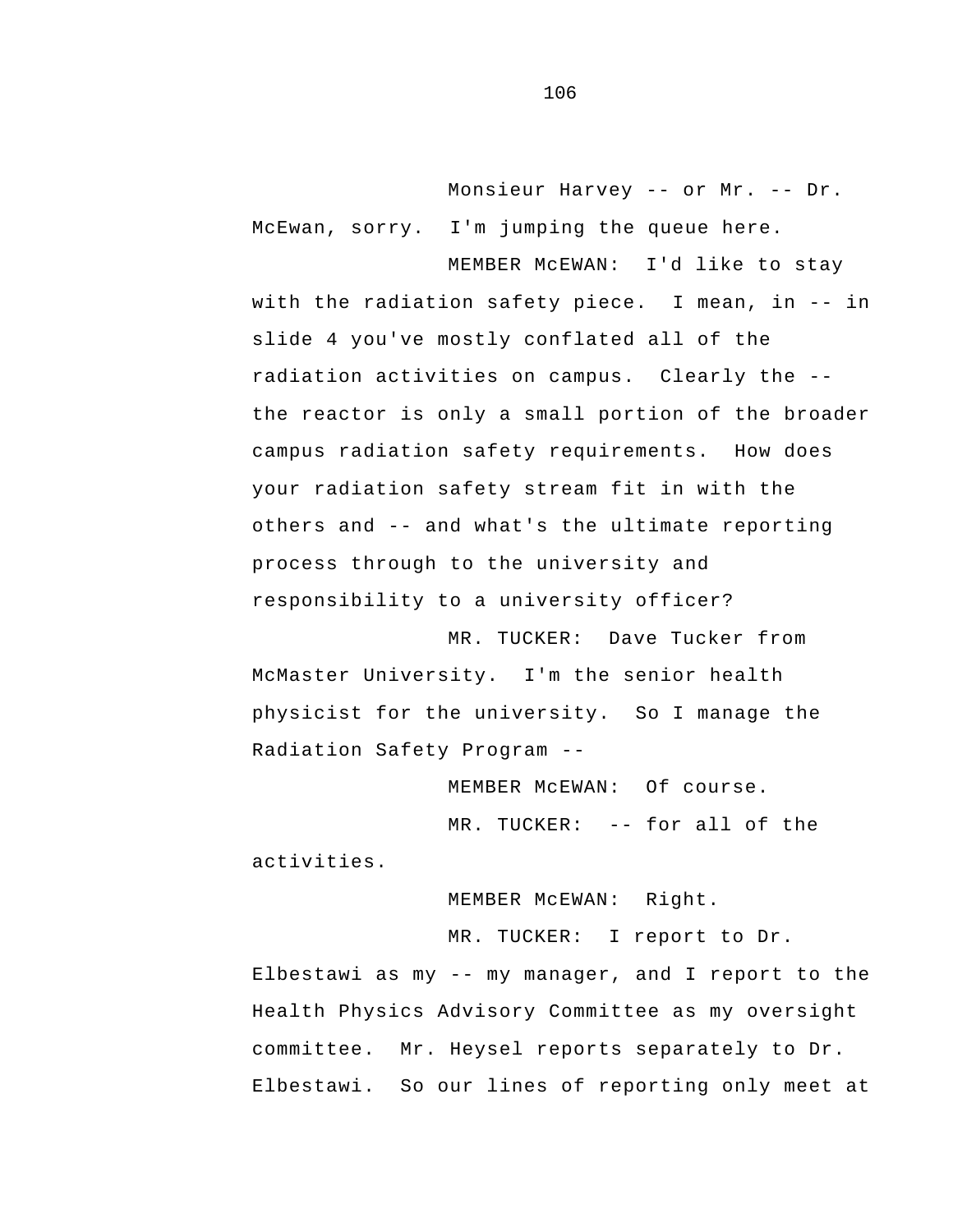Monsieur Harvey -- or Mr. -- Dr. McEwan, sorry. I'm jumping the queue here.

MEMBER McEWAN: I'd like to stay with the radiation safety piece. I mean, in -- in slide 4 you've mostly conflated all of the radiation activities on campus. Clearly the -- the reactor is only a small portion of the broader campus radiation safety requirements. How does your radiation safety stream fit in with the others and -- and what's the ultimate reporting process through to the university and responsibility to a university officer?

MR. TUCKER: Dave Tucker from McMaster University. I'm the senior health physicist for the university. So I manage the Radiation Safety Program --

MEMBER McEWAN: Of course.

MR. TUCKER: -- for all of the activities.

MEMBER McEWAN: Right.

MR. TUCKER: I report to Dr. Elbestawi as my -- my manager, and I report to the Health Physics Advisory Committee as my oversight committee. Mr. Heysel reports separately to Dr. Elbestawi. So our lines of reporting only meet at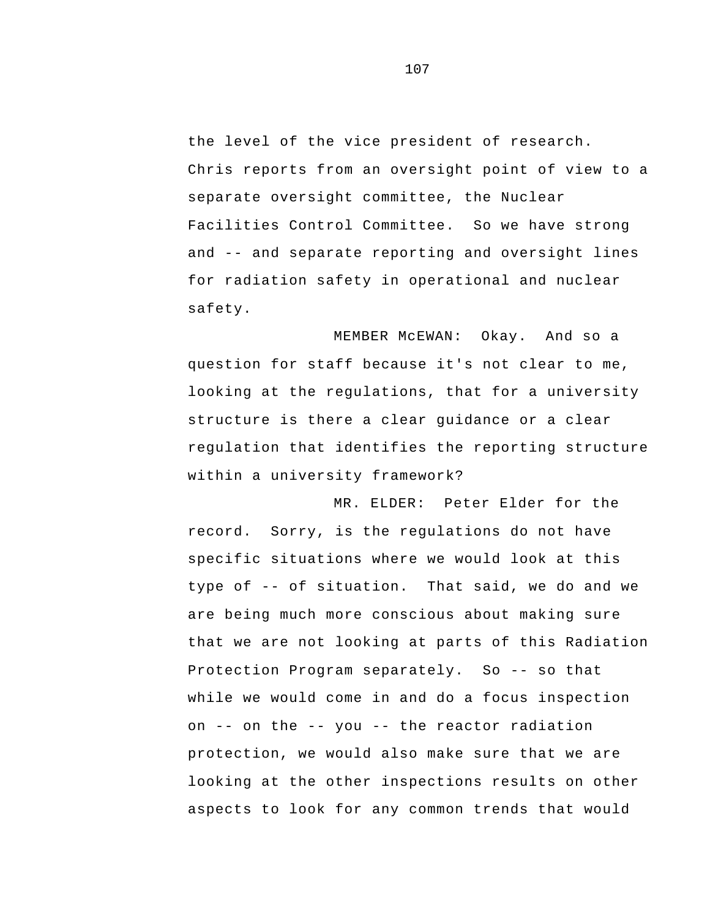the level of the vice president of research. Chris reports from an oversight point of view to a separate oversight committee, the Nuclear Facilities Control Committee. So we have strong and -- and separate reporting and oversight lines for radiation safety in operational and nuclear safety.

MEMBER McEWAN: Okay. And so a question for staff because it's not clear to me, looking at the regulations, that for a university structure is there a clear guidance or a clear regulation that identifies the reporting structure within a university framework?

MR. ELDER: Peter Elder for the record. Sorry, is the regulations do not have specific situations where we would look at this type of -- of situation. That said, we do and we are being much more conscious about making sure that we are not looking at parts of this Radiation Protection Program separately. So -- so that while we would come in and do a focus inspection on -- on the -- you -- the reactor radiation protection, we would also make sure that we are looking at the other inspections results on other aspects to look for any common trends that would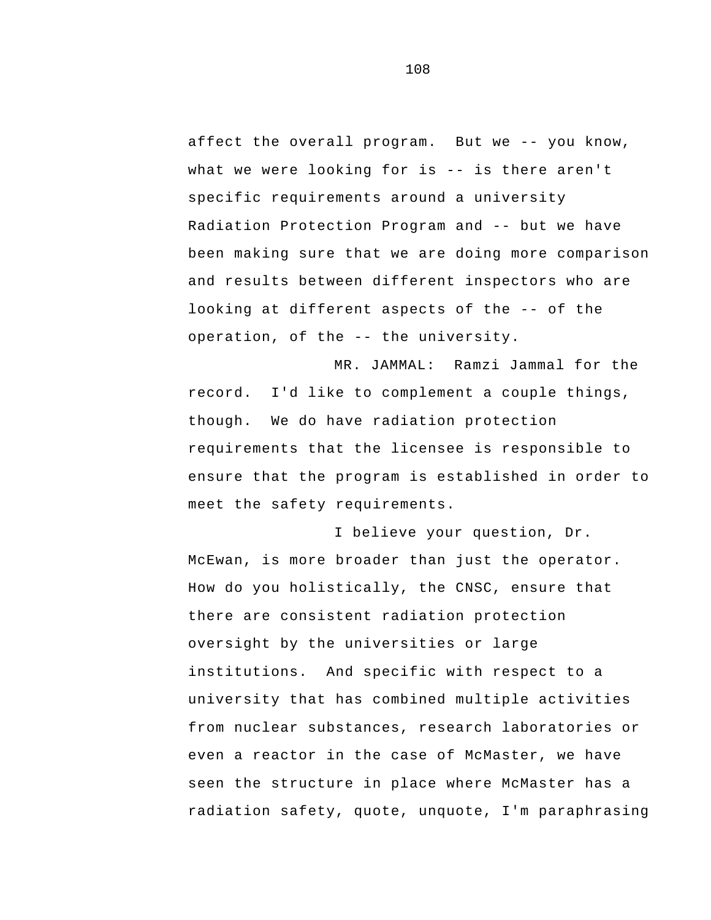affect the overall program. But we -- you know, what we were looking for is -- is there aren't specific requirements around a university Radiation Protection Program and -- but we have been making sure that we are doing more comparison and results between different inspectors who are looking at different aspects of the -- of the operation, of the -- the university.

MR. JAMMAL: Ramzi Jammal for the record. I'd like to complement a couple things, though. We do have radiation protection requirements that the licensee is responsible to ensure that the program is established in order to meet the safety requirements.

I believe your question, Dr. McEwan, is more broader than just the operator. How do you holistically, the CNSC, ensure that there are consistent radiation protection oversight by the universities or large institutions. And specific with respect to a university that has combined multiple activities from nuclear substances, research laboratories or even a reactor in the case of McMaster, we have seen the structure in place where McMaster has a radiation safety, quote, unquote, I'm paraphrasing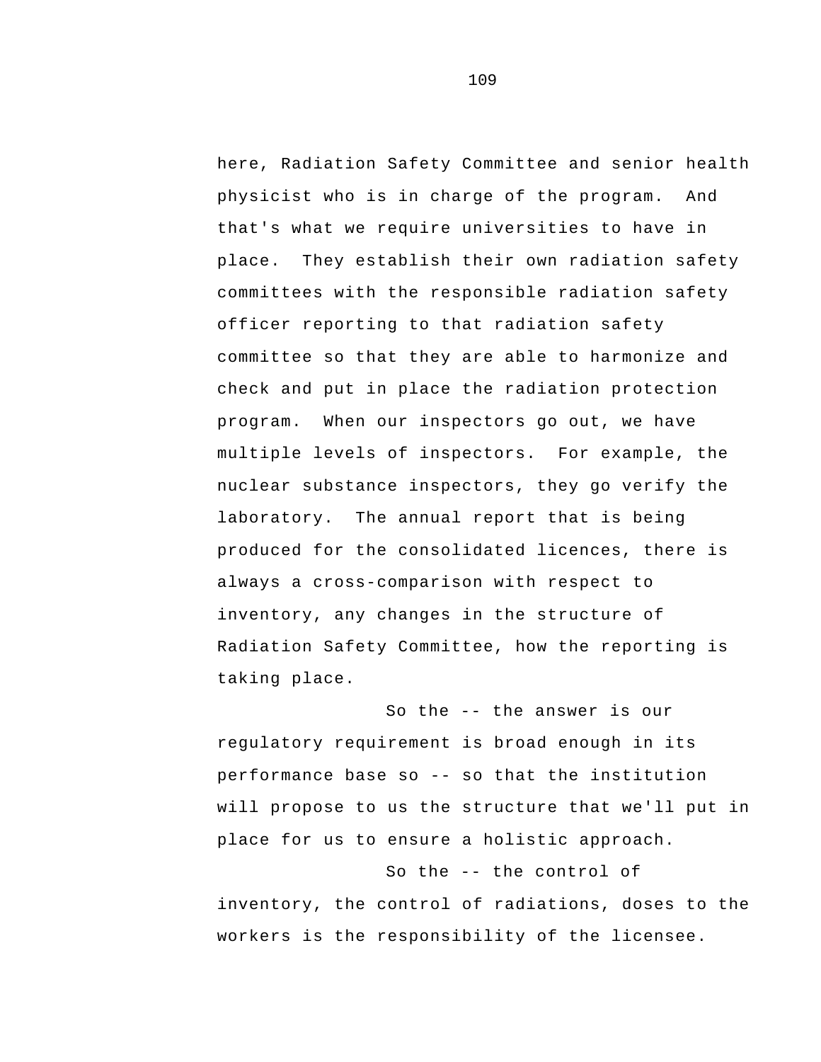here, Radiation Safety Committee and senior health physicist who is in charge of the program. And that's what we require universities to have in place. They establish their own radiation safety committees with the responsible radiation safety officer reporting to that radiation safety committee so that they are able to harmonize and check and put in place the radiation protection program. When our inspectors go out, we have multiple levels of inspectors. For example, the nuclear substance inspectors, they go verify the laboratory. The annual report that is being produced for the consolidated licences, there is always a cross-comparison with respect to inventory, any changes in the structure of Radiation Safety Committee, how the reporting is taking place.

So the -- the answer is our regulatory requirement is broad enough in its performance base so -- so that the institution will propose to us the structure that we'll put in place for us to ensure a holistic approach.

So the -- the control of inventory, the control of radiations, doses to the workers is the responsibility of the licensee.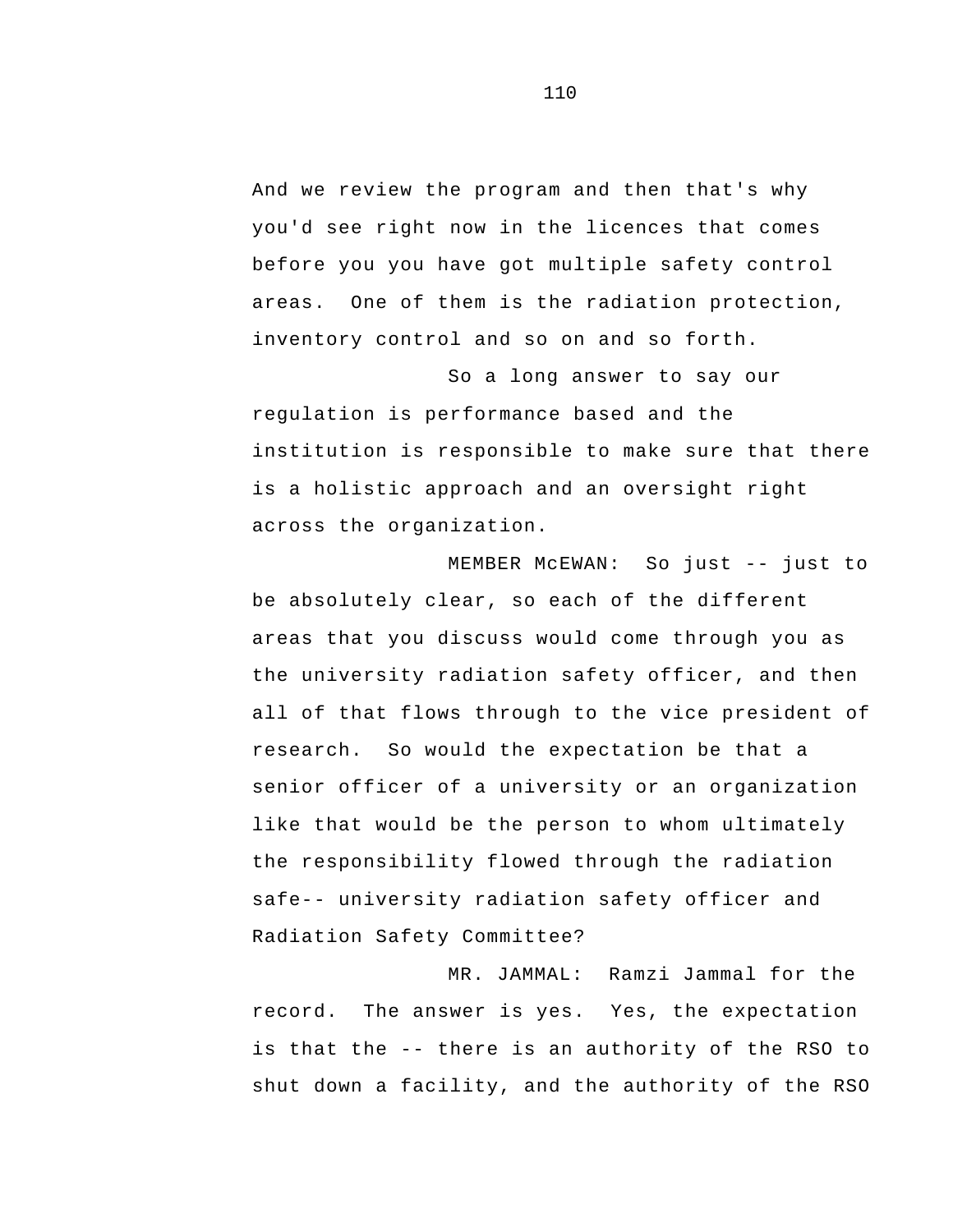And we review the program and then that's why you'd see right now in the licences that comes before you you have got multiple safety control areas. One of them is the radiation protection, inventory control and so on and so forth.

So a long answer to say our regulation is performance based and the institution is responsible to make sure that there is a holistic approach and an oversight right across the organization.

MEMBER McEWAN: So just -- just to be absolutely clear, so each of the different areas that you discuss would come through you as the university radiation safety officer, and then all of that flows through to the vice president of research. So would the expectation be that a senior officer of a university or an organization like that would be the person to whom ultimately the responsibility flowed through the radiation safe-- university radiation safety officer and Radiation Safety Committee?

MR. JAMMAL: Ramzi Jammal for the record. The answer is yes. Yes, the expectation is that the -- there is an authority of the RSO to shut down a facility, and the authority of the RSO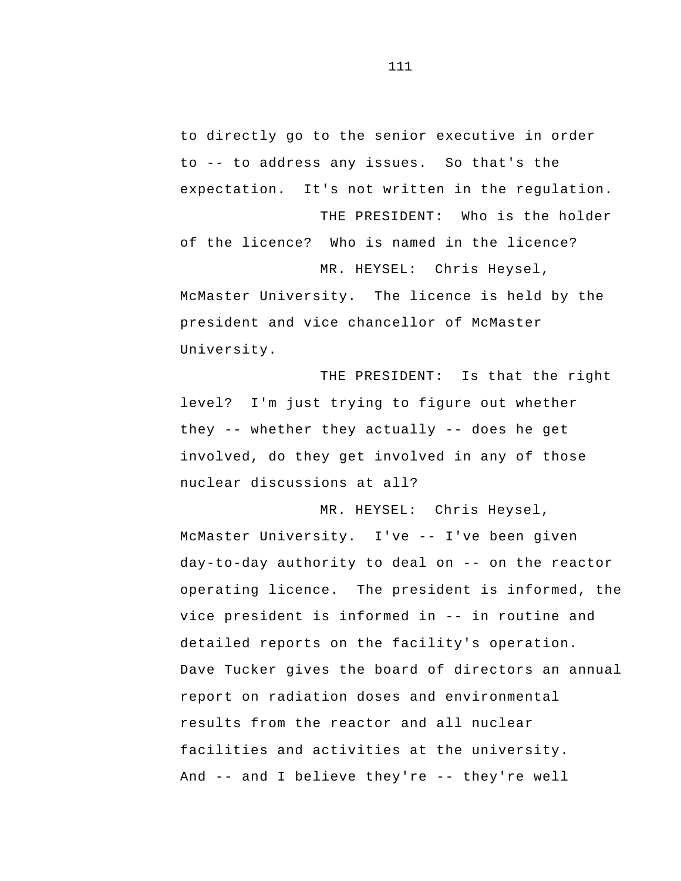to directly go to the senior executive in order to -- to address any issues. So that's the expectation. It's not written in the regulation.

THE PRESIDENT: Who is the holder of the licence? Who is named in the licence?

MR. HEYSEL: Chris Heysel, McMaster University. The licence is held by the president and vice chancellor of McMaster University.

THE PRESIDENT: Is that the right level? I'm just trying to figure out whether they -- whether they actually -- does he get involved, do they get involved in any of those nuclear discussions at all?

MR. HEYSEL: Chris Heysel, McMaster University. I've -- I've been given day-to-day authority to deal on -- on the reactor operating licence. The president is informed, the vice president is informed in -- in routine and detailed reports on the facility's operation. Dave Tucker gives the board of directors an annual report on radiation doses and environmental results from the reactor and all nuclear facilities and activities at the university. And -- and I believe they're -- they're well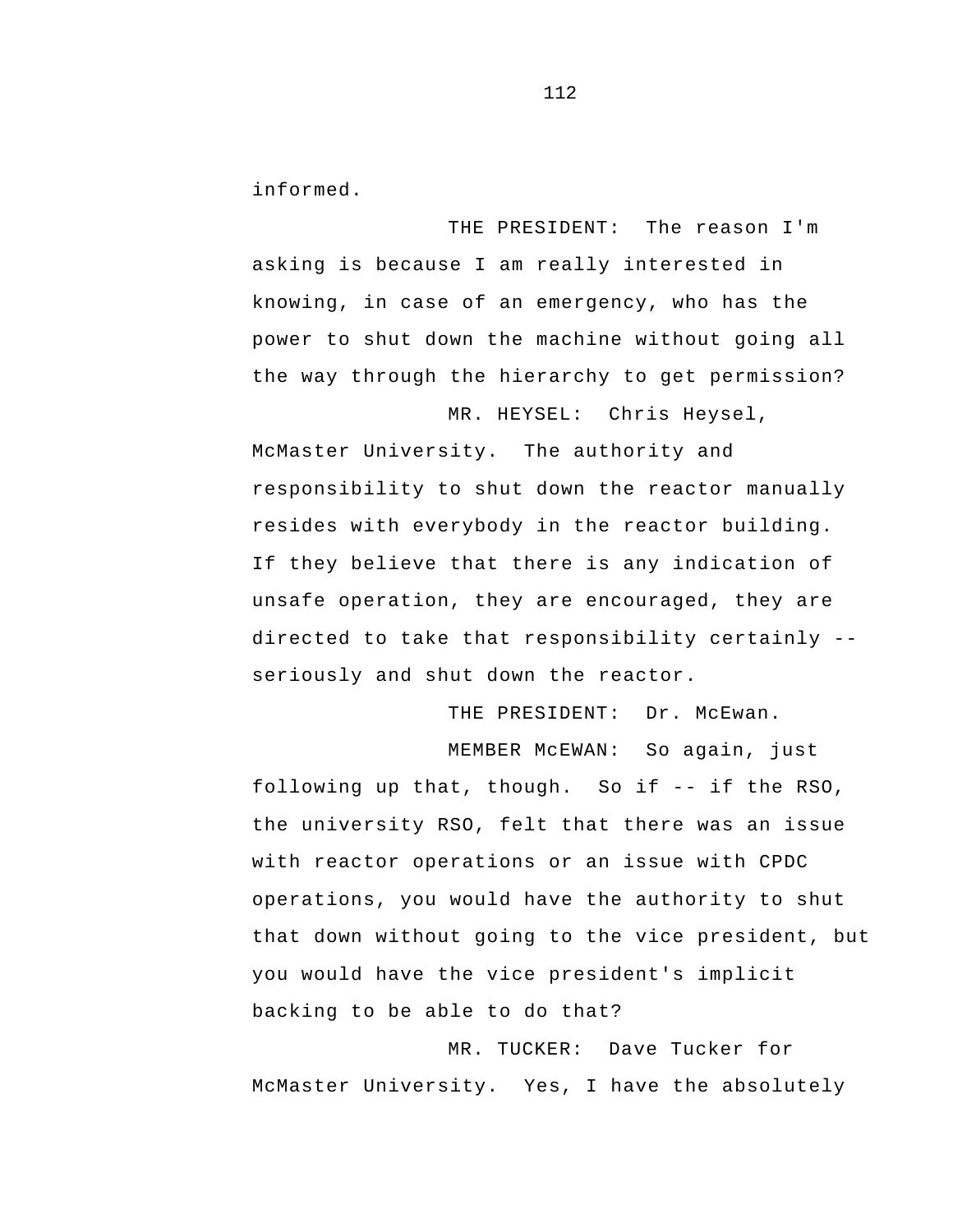informed.

THE PRESIDENT: The reason I'm asking is because I am really interested in knowing, in case of an emergency, who has the power to shut down the machine without going all the way through the hierarchy to get permission?

MR. HEYSEL: Chris Heysel, McMaster University. The authority and responsibility to shut down the reactor manually resides with everybody in the reactor building. If they believe that there is any indication of unsafe operation, they are encouraged, they are directed to take that responsibility certainly -- seriously and shut down the reactor.

THE PRESIDENT: Dr. McEwan.

MEMBER McEWAN: So again, just following up that, though. So if -- if the RSO, the university RSO, felt that there was an issue with reactor operations or an issue with CPDC operations, you would have the authority to shut that down without going to the vice president, but you would have the vice president's implicit backing to be able to do that?

MR. TUCKER: Dave Tucker for McMaster University. Yes, I have the absolutely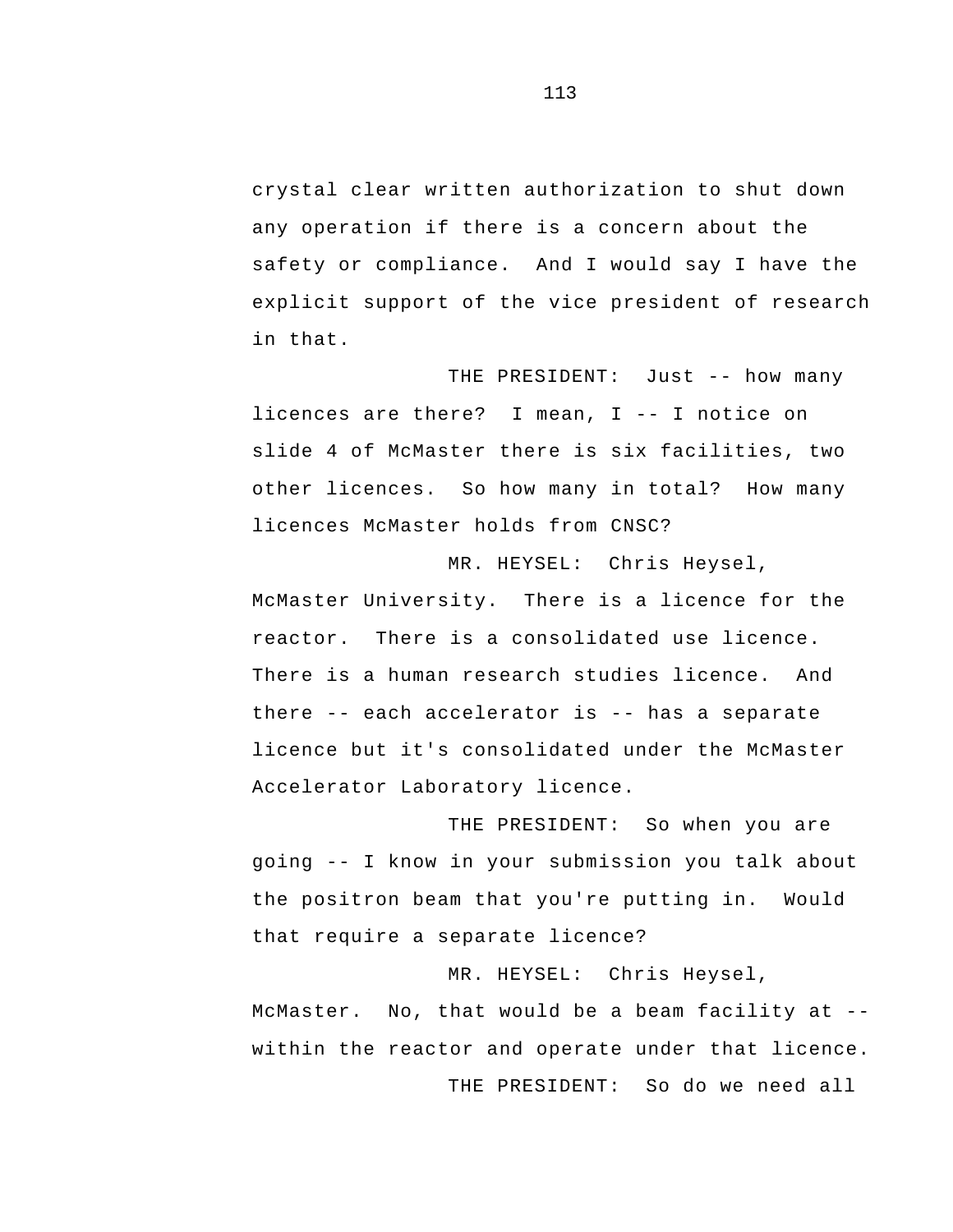crystal clear written authorization to shut down any operation if there is a concern about the safety or compliance. And I would say I have the explicit support of the vice president of research in that.

THE PRESIDENT: Just -- how many licences are there? I mean, I -- I notice on slide 4 of McMaster there is six facilities, two other licences. So how many in total? How many licences McMaster holds from CNSC?

MR. HEYSEL: Chris Heysel, McMaster University. There is a licence for the reactor. There is a consolidated use licence. There is a human research studies licence. And there -- each accelerator is -- has a separate licence but it's consolidated under the McMaster Accelerator Laboratory licence.

THE PRESIDENT: So when you are going -- I know in your submission you talk about the positron beam that you're putting in. Would that require a separate licence?

MR. HEYSEL: Chris Heysel, McMaster. No, that would be a beam facility at -- within the reactor and operate under that licence.

THE PRESIDENT: So do we need all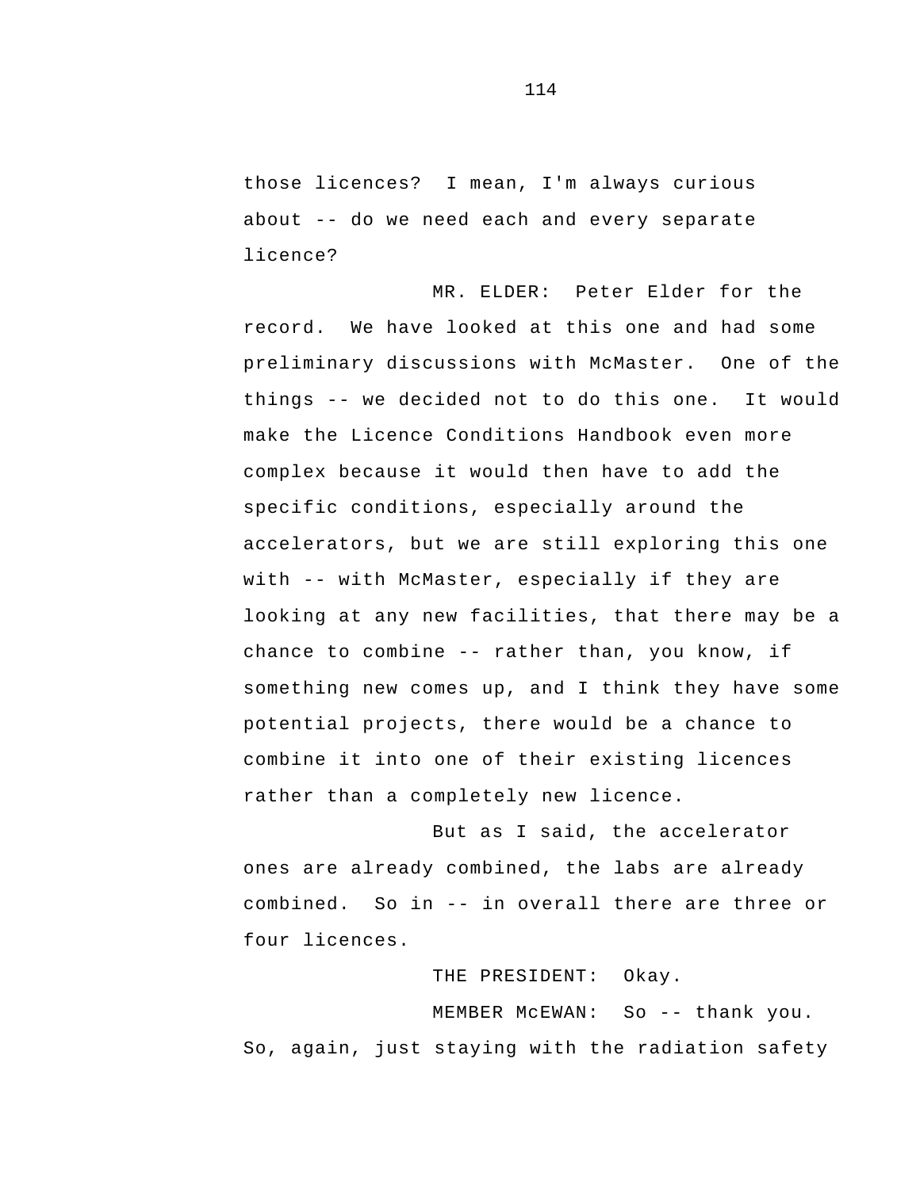those licences? I mean, I'm always curious about -- do we need each and every separate licence?

MR. ELDER: Peter Elder for the record. We have looked at this one and had some preliminary discussions with McMaster. One of the things -- we decided not to do this one. It would make the Licence Conditions Handbook even more complex because it would then have to add the specific conditions, especially around the accelerators, but we are still exploring this one with -- with McMaster, especially if they are looking at any new facilities, that there may be a chance to combine -- rather than, you know, if something new comes up, and I think they have some potential projects, there would be a chance to combine it into one of their existing licences rather than a completely new licence.

But as I said, the accelerator ones are already combined, the labs are already combined. So in -- in overall there are three or four licences.

THE PRESIDENT: Okay.

MEMBER McEWAN: So -- thank you. So, again, just staying with the radiation safety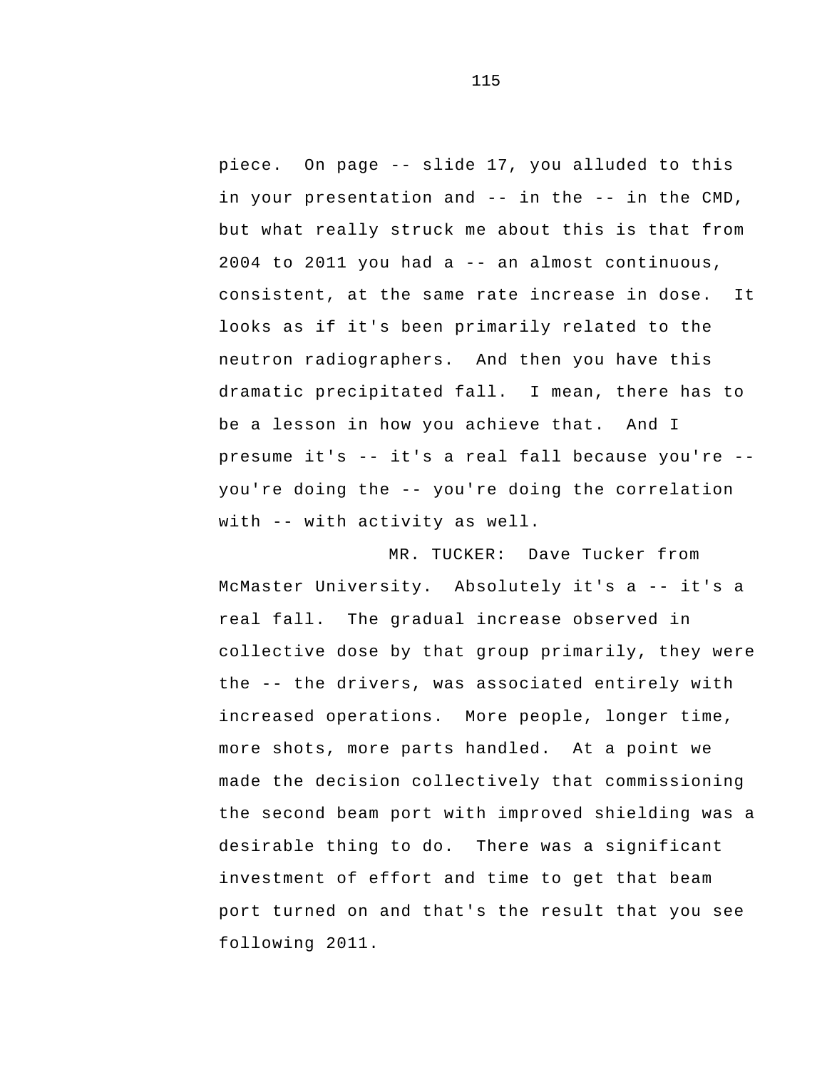piece. On page -- slide 17, you alluded to this in your presentation and -- in the -- in the CMD, but what really struck me about this is that from 2004 to 2011 you had a -- an almost continuous, consistent, at the same rate increase in dose. It looks as if it's been primarily related to the neutron radiographers. And then you have this dramatic precipitated fall. I mean, there has to be a lesson in how you achieve that. And I presume it's -- it's a real fall because you're -- you're doing the -- you're doing the correlation with -- with activity as well.

MR. TUCKER: Dave Tucker from McMaster University. Absolutely it's a -- it's a real fall. The gradual increase observed in collective dose by that group primarily, they were the -- the drivers, was associated entirely with increased operations. More people, longer time, more shots, more parts handled. At a point we made the decision collectively that commissioning the second beam port with improved shielding was a desirable thing to do. There was a significant investment of effort and time to get that beam port turned on and that's the result that you see following 2011.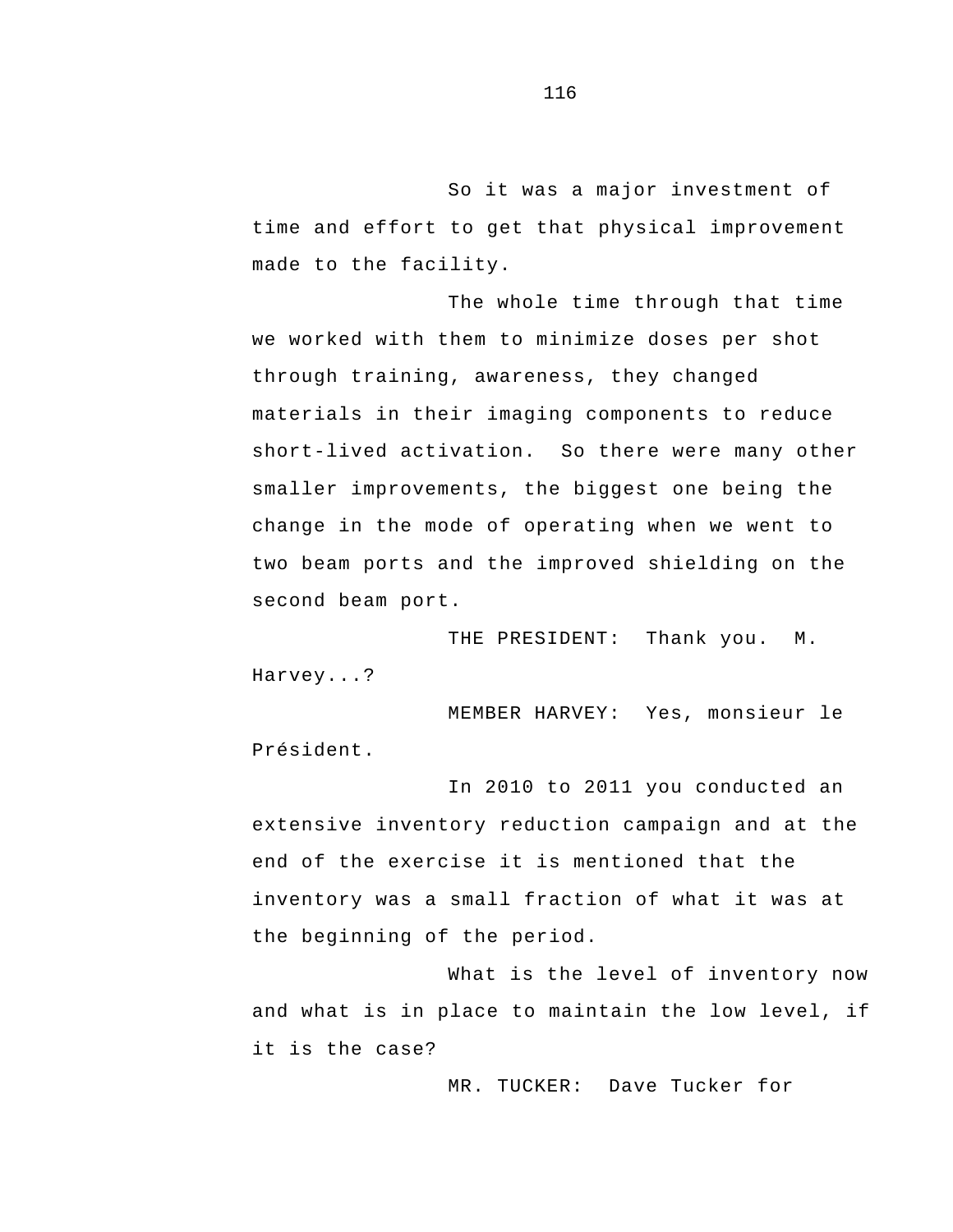So it was a major investment of time and effort to get that physical improvement made to the facility.

The whole time through that time we worked with them to minimize doses per shot through training, awareness, they changed materials in their imaging components to reduce short-lived activation. So there were many other smaller improvements, the biggest one being the change in the mode of operating when we went to two beam ports and the improved shielding on the second beam port.

THE PRESIDENT: Thank you. M. Harvey...?

MEMBER HARVEY: Yes, monsieur le Président.

In 2010 to 2011 you conducted an extensive inventory reduction campaign and at the end of the exercise it is mentioned that the inventory was a small fraction of what it was at the beginning of the period.

What is the level of inventory now and what is in place to maintain the low level, if it is the case?

MR. TUCKER: Dave Tucker for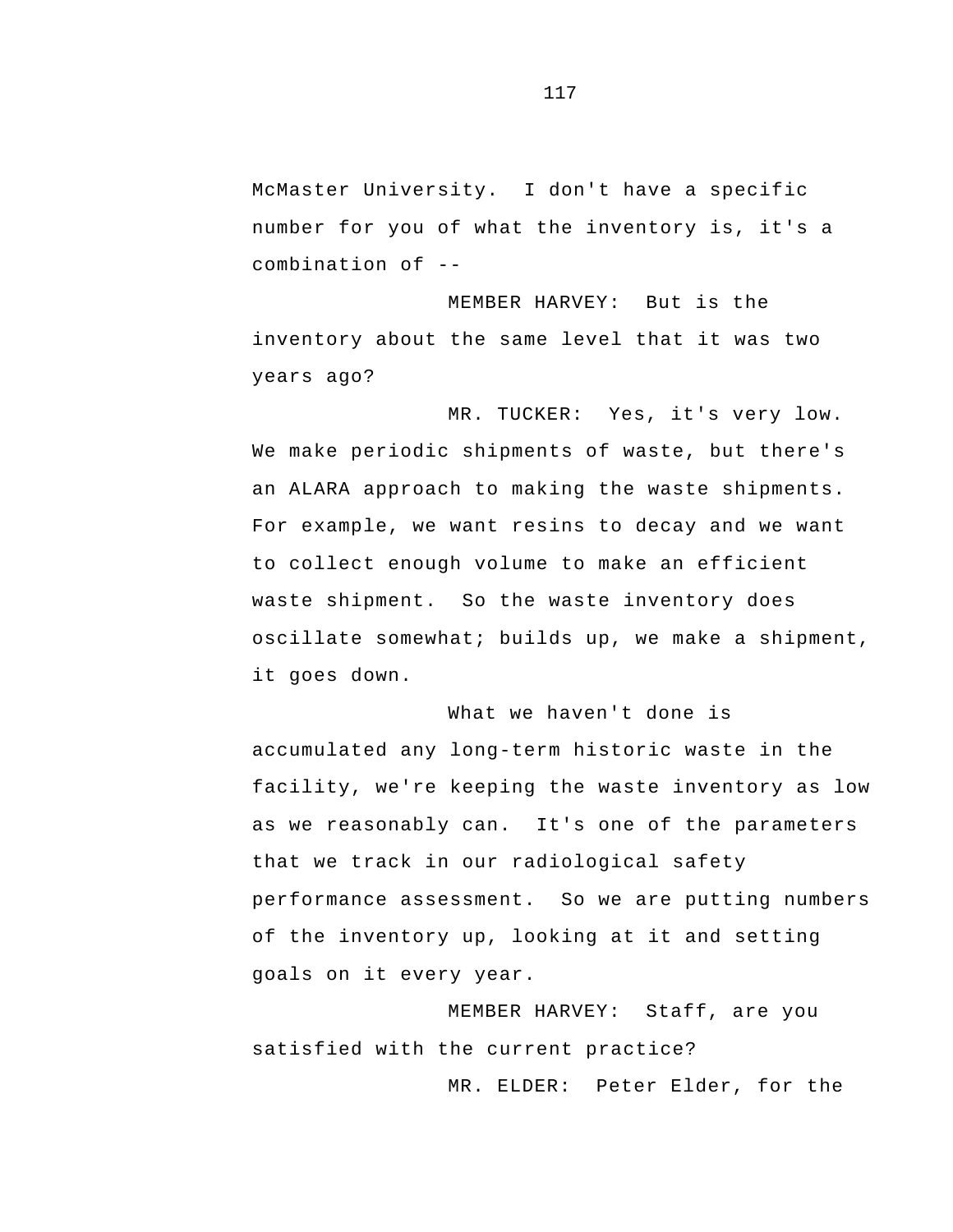McMaster University. I don't have a specific number for you of what the inventory is, it's a combination of --

MEMBER HARVEY: But is the inventory about the same level that it was two years ago?

MR. TUCKER: Yes, it's very low. We make periodic shipments of waste, but there's an ALARA approach to making the waste shipments. For example, we want resins to decay and we want to collect enough volume to make an efficient waste shipment. So the waste inventory does oscillate somewhat; builds up, we make a shipment, it goes down.

What we haven't done is accumulated any long-term historic waste in the facility, we're keeping the waste inventory as low as we reasonably can. It's one of the parameters that we track in our radiological safety performance assessment. So we are putting numbers of the inventory up, looking at it and setting goals on it every year.

MEMBER HARVEY: Staff, are you satisfied with the current practice?

MR. ELDER: Peter Elder, for the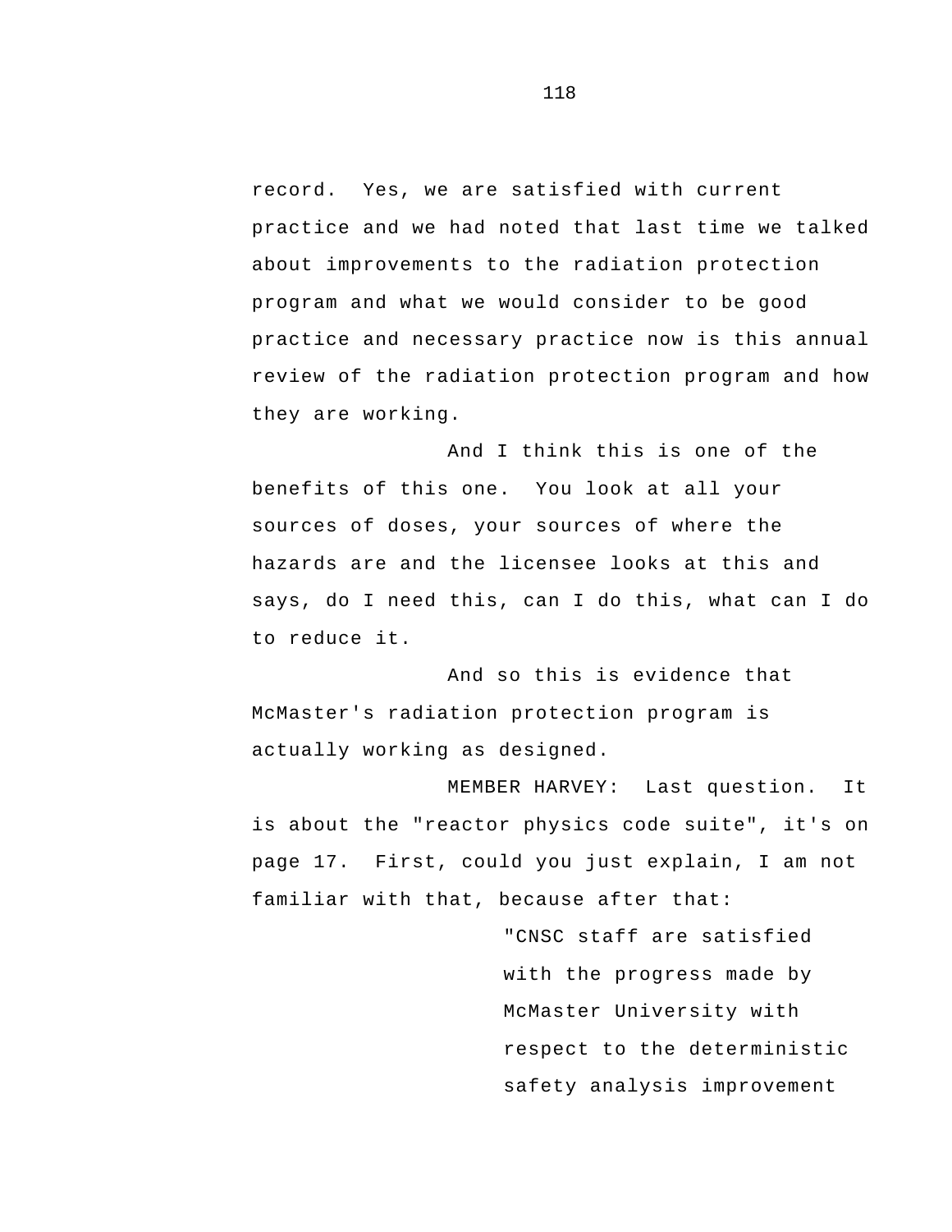record. Yes, we are satisfied with current practice and we had noted that last time we talked about improvements to the radiation protection program and what we would consider to be good practice and necessary practice now is this annual review of the radiation protection program and how they are working.

And I think this is one of the benefits of this one. You look at all your sources of doses, your sources of where the hazards are and the licensee looks at this and says, do I need this, can I do this, what can I do to reduce it.

And so this is evidence that McMaster's radiation protection program is actually working as designed.

MEMBER HARVEY: Last question. It is about the "reactor physics code suite", it's on page 17. First, could you just explain, I am not familiar with that, because after that:

> "CNSC staff are satisfied with the progress made by McMaster University with respect to the deterministic safety analysis improvement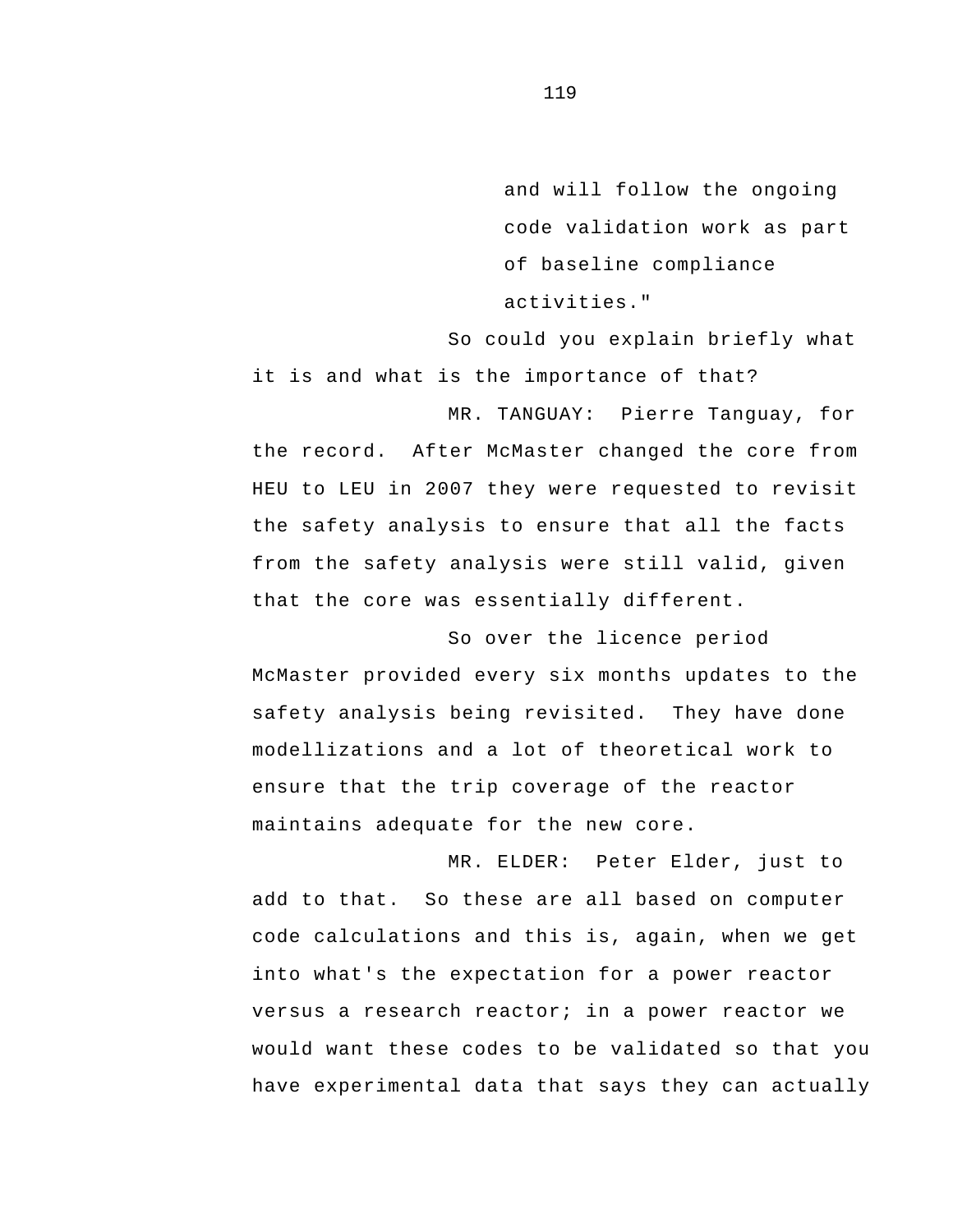> and will follow the ongoing code validation work as part of baseline compliance activities."

So could you explain briefly what it is and what is the importance of that?

MR. TANGUAY: Pierre Tanguay, for the record. After McMaster changed the core from HEU to LEU in 2007 they were requested to revisit the safety analysis to ensure that all the facts from the safety analysis were still valid, given that the core was essentially different.

So over the licence period McMaster provided every six months updates to the safety analysis being revisited. They have done modellizations and a lot of theoretical work to ensure that the trip coverage of the reactor maintains adequate for the new core.

MR. ELDER: Peter Elder, just to add to that. So these are all based on computer code calculations and this is, again, when we get into what's the expectation for a power reactor versus a research reactor; in a power reactor we would want these codes to be validated so that you have experimental data that says they can actually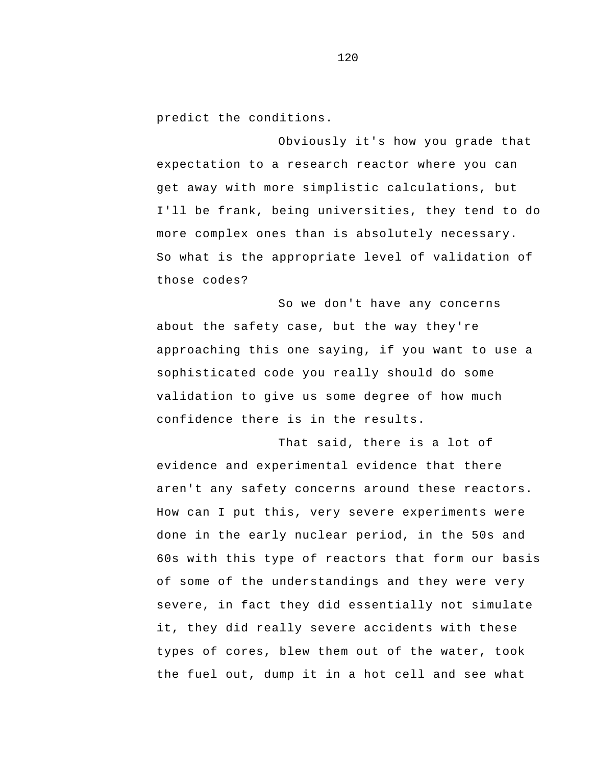predict the conditions.

Obviously it's how you grade that expectation to a research reactor where you can get away with more simplistic calculations, but I'll be frank, being universities, they tend to do more complex ones than is absolutely necessary. So what is the appropriate level of validation of those codes?

So we don't have any concerns about the safety case, but the way they're approaching this one saying, if you want to use a sophisticated code you really should do some validation to give us some degree of how much confidence there is in the results.

That said, there is a lot of evidence and experimental evidence that there aren't any safety concerns around these reactors. How can I put this, very severe experiments were done in the early nuclear period, in the 50s and 60s with this type of reactors that form our basis of some of the understandings and they were very severe, in fact they did essentially not simulate it, they did really severe accidents with these types of cores, blew them out of the water, took the fuel out, dump it in a hot cell and see what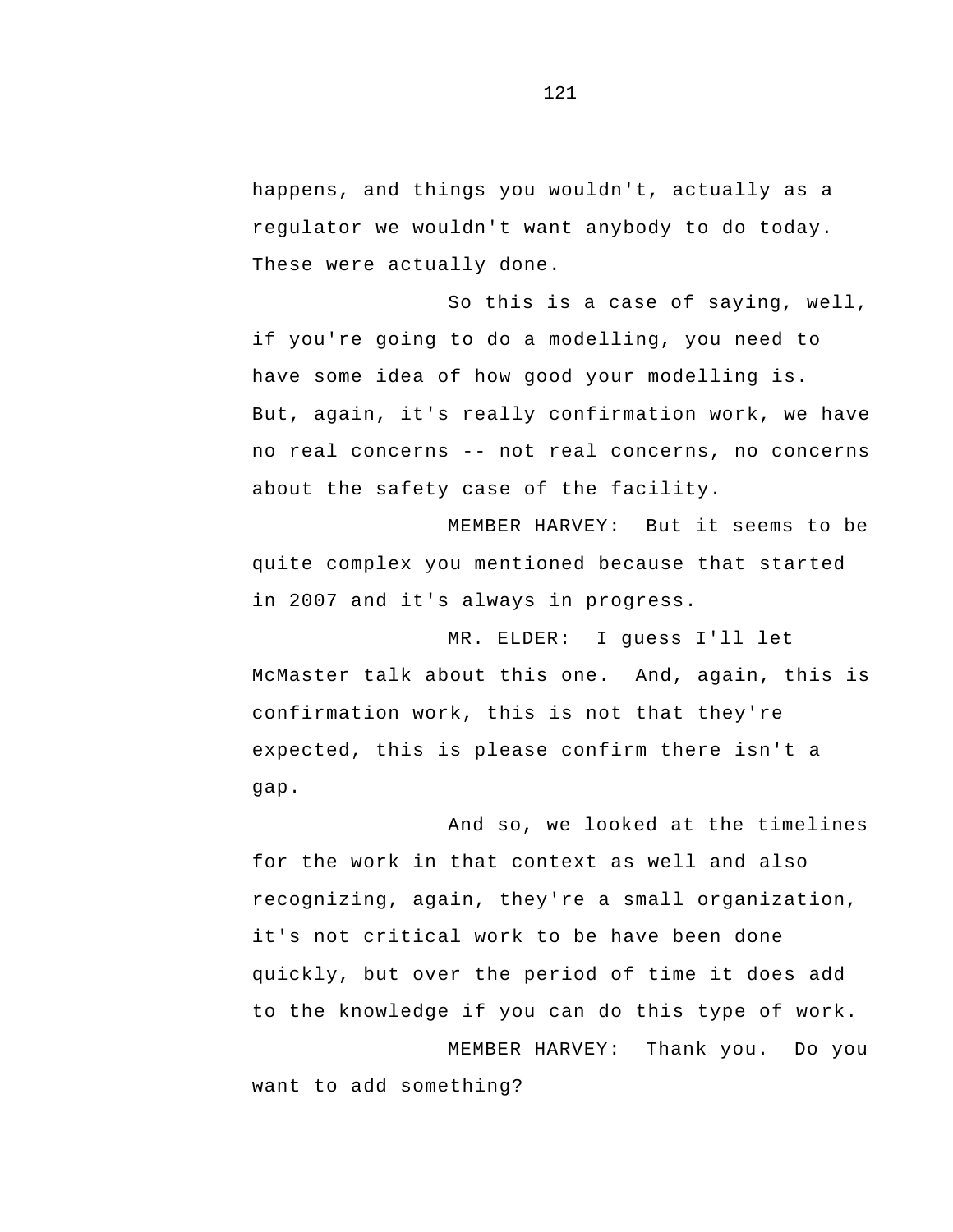happens, and things you wouldn't, actually as a regulator we wouldn't want anybody to do today. These were actually done.

So this is a case of saying, well, if you're going to do a modelling, you need to have some idea of how good your modelling is. But, again, it's really confirmation work, we have no real concerns -- not real concerns, no concerns about the safety case of the facility.

MEMBER HARVEY: But it seems to be quite complex you mentioned because that started in 2007 and it's always in progress.

MR. ELDER: I guess I'll let McMaster talk about this one. And, again, this is confirmation work, this is not that they're expected, this is please confirm there isn't a gap.

And so, we looked at the timelines for the work in that context as well and also recognizing, again, they're a small organization, it's not critical work to be have been done quickly, but over the period of time it does add to the knowledge if you can do this type of work.

MEMBER HARVEY: Thank you. Do you want to add something?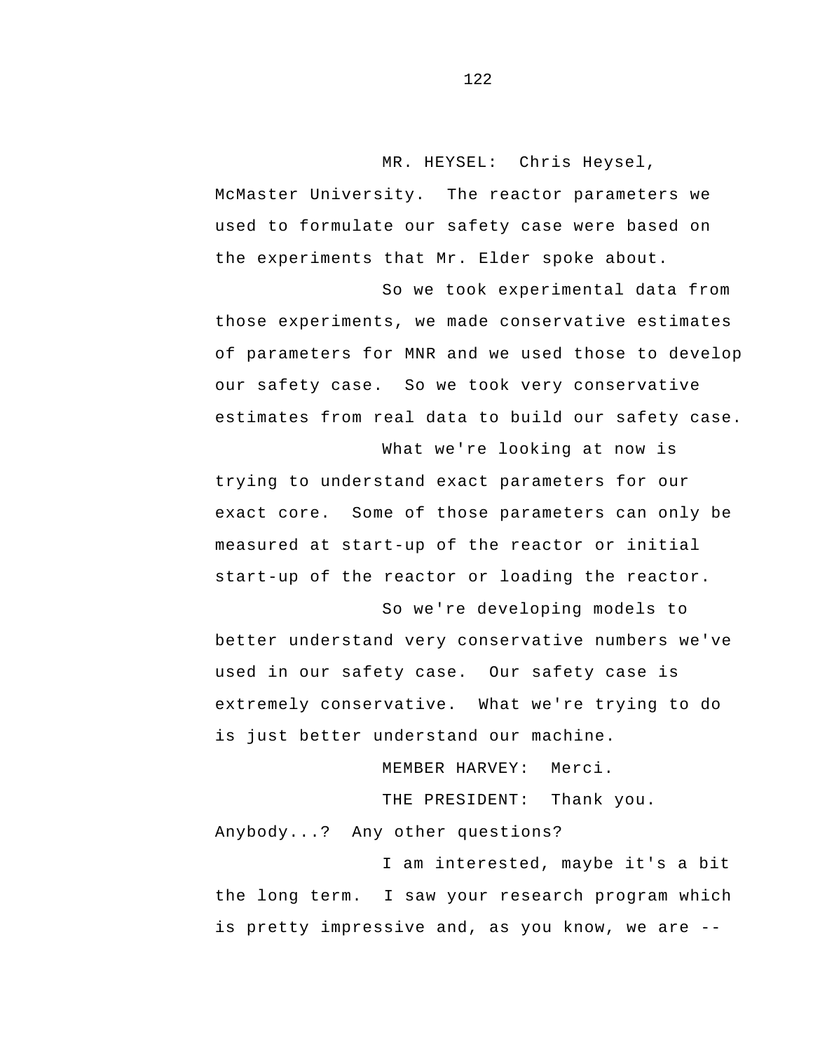MR. HEYSEL: Chris Heysel, McMaster University. The reactor parameters we used to formulate our safety case were based on the experiments that Mr. Elder spoke about.

So we took experimental data from those experiments, we made conservative estimates of parameters for MNR and we used those to develop our safety case. So we took very conservative estimates from real data to build our safety case.

What we're looking at now is trying to understand exact parameters for our exact core. Some of those parameters can only be measured at start-up of the reactor or initial start-up of the reactor or loading the reactor.

So we're developing models to better understand very conservative numbers we've used in our safety case. Our safety case is extremely conservative. What we're trying to do is just better understand our machine.

MEMBER HARVEY: Merci.

THE PRESIDENT: Thank you. Anybody...? Any other questions?

I am interested, maybe it's a bit the long term. I saw your research program which is pretty impressive and, as you know, we are --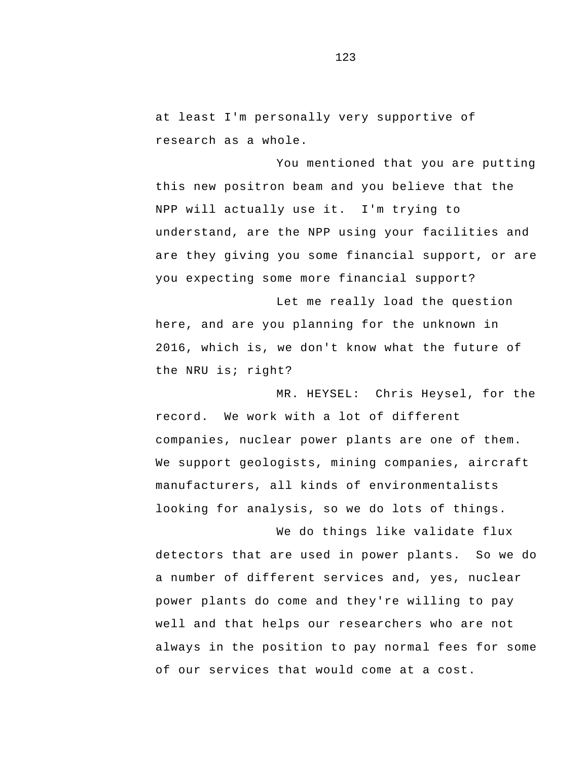at least I'm personally very supportive of research as a whole.

You mentioned that you are putting this new positron beam and you believe that the NPP will actually use it.  I'm trying to understand, are the NPP using your facilities and are they giving you some financial support, or are you expecting some more financial support?

Let me really load the question here, and are you planning for the unknown in 2016, which is, we don't know what the future of the NRU is; right?

MR. HEYSEL:  Chris Heysel, for the record.  We work with a lot of different companies, nuclear power plants are one of them. We support geologists, mining companies, aircraft manufacturers, all kinds of environmentalists looking for analysis, so we do lots of things.

We do things like validate flux detectors that are used in power plants.  So we do a number of different services and, yes, nuclear power plants do come and they're willing to pay well and that helps our researchers who are not always in the position to pay normal fees for some of our services that would come at a cost.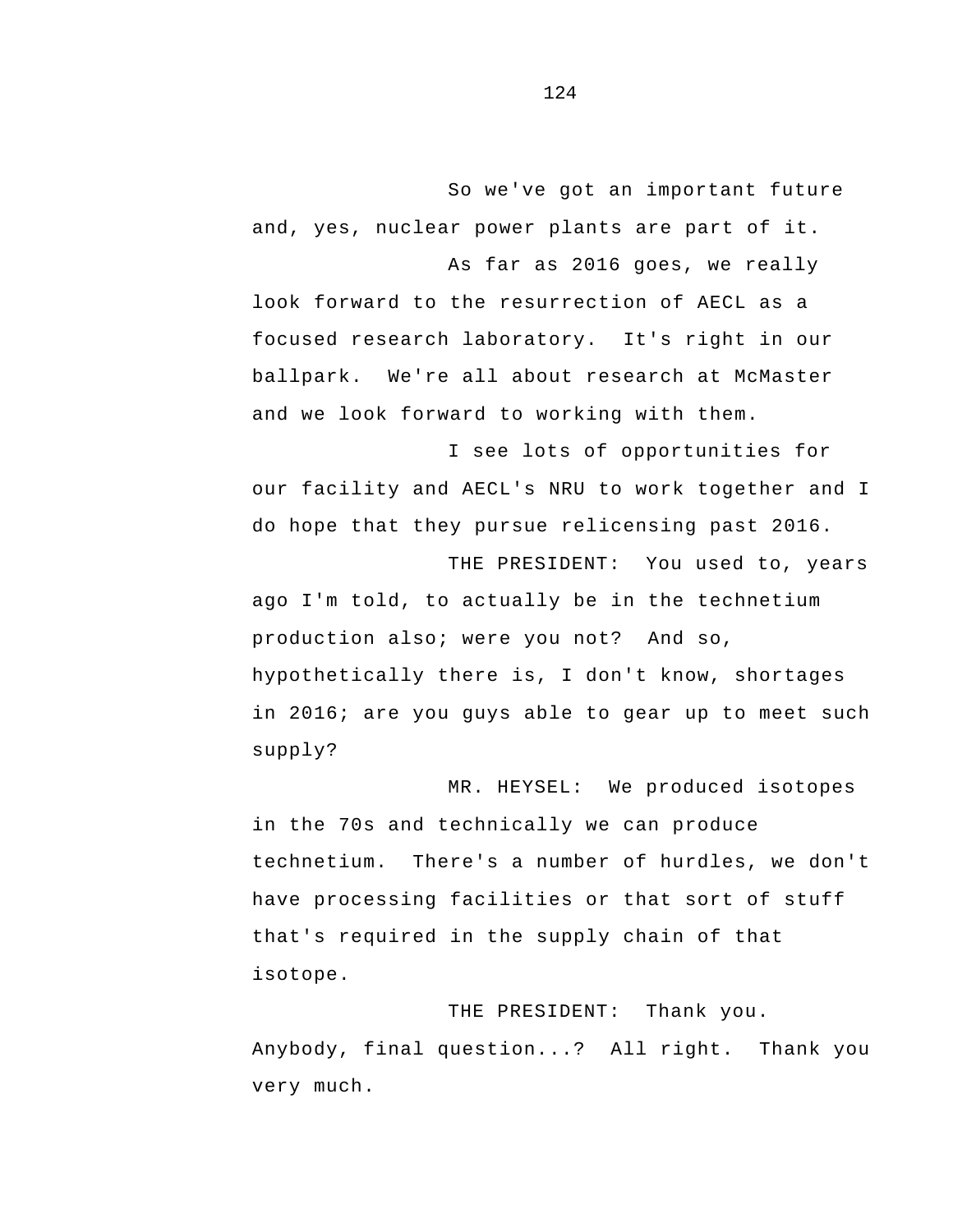So we've got an important future and, yes, nuclear power plants are part of it.

As far as 2016 goes, we really look forward to the resurrection of AECL as a focused research laboratory. It's right in our ballpark. We're all about research at McMaster and we look forward to working with them.

I see lots of opportunities for our facility and AECL's NRU to work together and I do hope that they pursue relicensing past 2016.

THE PRESIDENT: You used to, years ago I'm told, to actually be in the technetium production also; were you not? And so, hypothetically there is, I don't know, shortages in 2016; are you guys able to gear up to meet such supply?

MR. HEYSEL: We produced isotopes in the 70s and technically we can produce technetium. There's a number of hurdles, we don't have processing facilities or that sort of stuff that's required in the supply chain of that isotope.

THE PRESIDENT: Thank you. Anybody, final question...? All right. Thank you very much.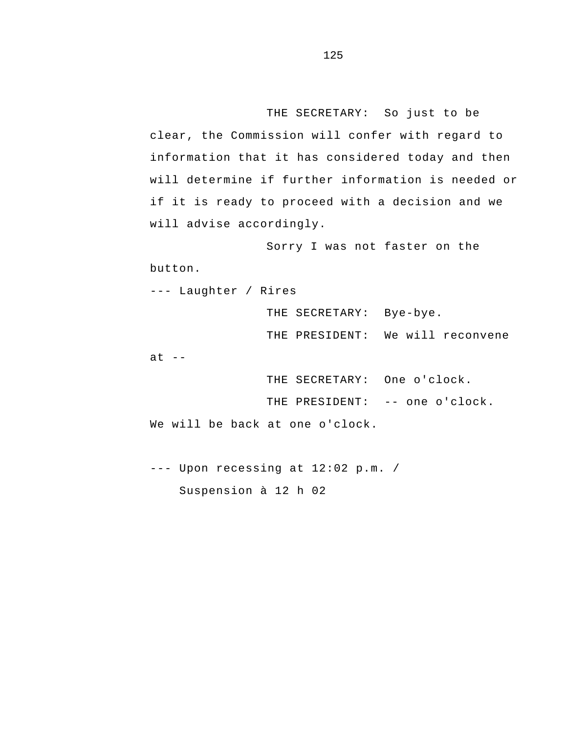THE SECRETARY: So just to be clear, the Commission will confer with regard to information that it has considered today and then will determine if further information is needed or if it is ready to proceed with a decision and we will advise accordingly.

Sorry I was not faster on the button.

--- Laughter / Rires

THE SECRETARY: Bye-bye.

THE PRESIDENT: We will reconvene at --

THE SECRETARY: One o'clock.

THE PRESIDENT: -- one o'clock. We will be back at one o'clock.

--- Upon recessing at 12:02 p.m. / Suspension à 12 h 02